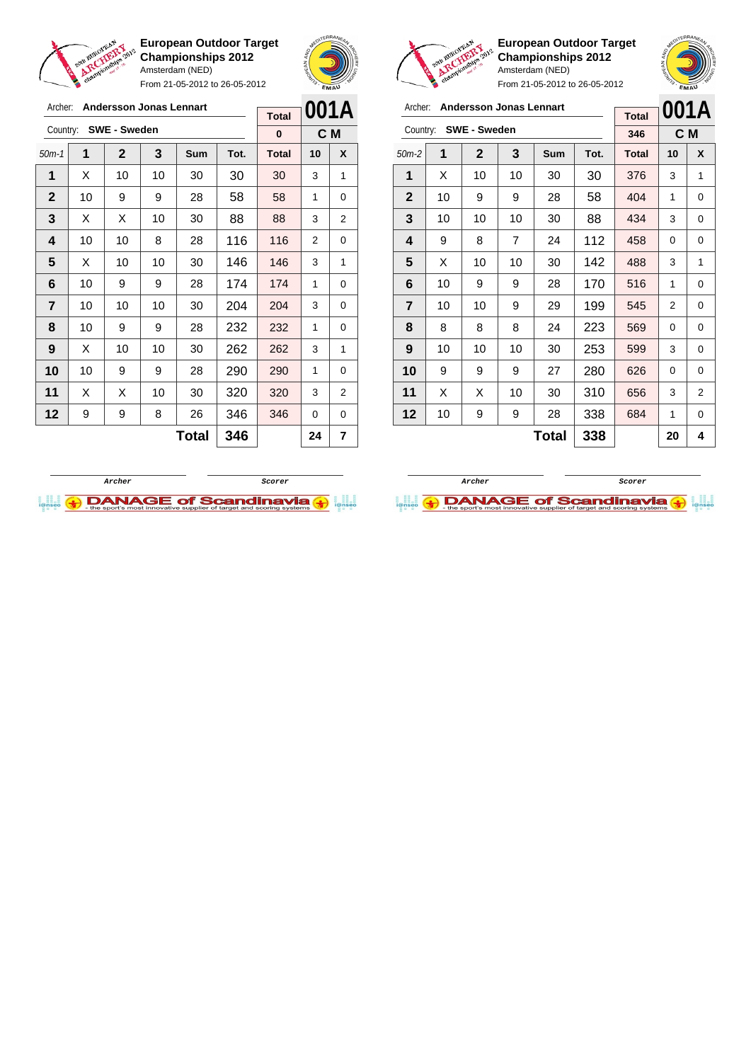**European Outdoor Target Championships 2012**
Amsterdam (NED)
From 21-05-2012 to 26-05-2012

Archer: **Andersson Jonas Lennart**
Country: **SWE - Sweden**

**001A** — **C M**

| 50m-1 | 1 | 2 | 3 | Sum | Tot. | Total | 10 | X |
|---|---|---|---|---|---|---|---|---|
| | | | | | | 0 | | |
| 1 | X | 10 | 10 | 30 | 30 | 30 | 3 | 1 |
| 2 | 10 | 9 | 9 | 28 | 58 | 58 | 1 | 0 |
| 3 | X | X | 10 | 30 | 88 | 88 | 3 | 2 |
| 4 | 10 | 10 | 8 | 28 | 116 | 116 | 2 | 0 |
| 5 | X | 10 | 10 | 30 | 146 | 146 | 3 | 1 |
| 6 | 10 | 9 | 9 | 28 | 174 | 174 | 1 | 0 |
| 7 | 10 | 10 | 10 | 30 | 204 | 204 | 3 | 0 |
| 8 | 10 | 9 | 9 | 28 | 232 | 232 | 1 | 0 |
| 9 | X | 10 | 10 | 30 | 262 | 262 | 3 | 1 |
| 10 | 10 | 9 | 9 | 28 | 290 | 290 | 1 | 0 |
| 11 | X | X | 10 | 30 | 320 | 320 | 3 | 2 |
| 12 | 9 | 9 | 8 | 26 | 346 | 346 | 0 | 0 |
| | | | | **Total** | **346** | | **24** | **7** |

Archer — Scorer

**European Outdoor Target Championships 2012**
Amsterdam (NED)
From 21-05-2012 to 26-05-2012

Archer: **Andersson Jonas Lennart**
Country: **SWE - Sweden**

**001A** — **C M**

| 50m-2 | 1 | 2 | 3 | Sum | Tot. | Total | 10 | X |
|---|---|---|---|---|---|---|---|---|
| | | | | | | 346 | | |
| 1 | X | 10 | 10 | 30 | 30 | 376 | 3 | 1 |
| 2 | 10 | 9 | 9 | 28 | 58 | 404 | 1 | 0 |
| 3 | 10 | 10 | 10 | 30 | 88 | 434 | 3 | 0 |
| 4 | 9 | 8 | 7 | 24 | 112 | 458 | 0 | 0 |
| 5 | X | 10 | 10 | 30 | 142 | 488 | 3 | 1 |
| 6 | 10 | 9 | 9 | 28 | 170 | 516 | 1 | 0 |
| 7 | 10 | 10 | 9 | 29 | 199 | 545 | 2 | 0 |
| 8 | 8 | 8 | 8 | 24 | 223 | 569 | 0 | 0 |
| 9 | 10 | 10 | 10 | 30 | 253 | 599 | 3 | 0 |
| 10 | 9 | 9 | 9 | 27 | 280 | 626 | 0 | 0 |
| 11 | X | X | 10 | 30 | 310 | 656 | 3 | 2 |
| 12 | 10 | 9 | 9 | 28 | 338 | 684 | 1 | 0 |
| | | | | **Total** | **338** | | **20** | **4** |

Archer — Scorer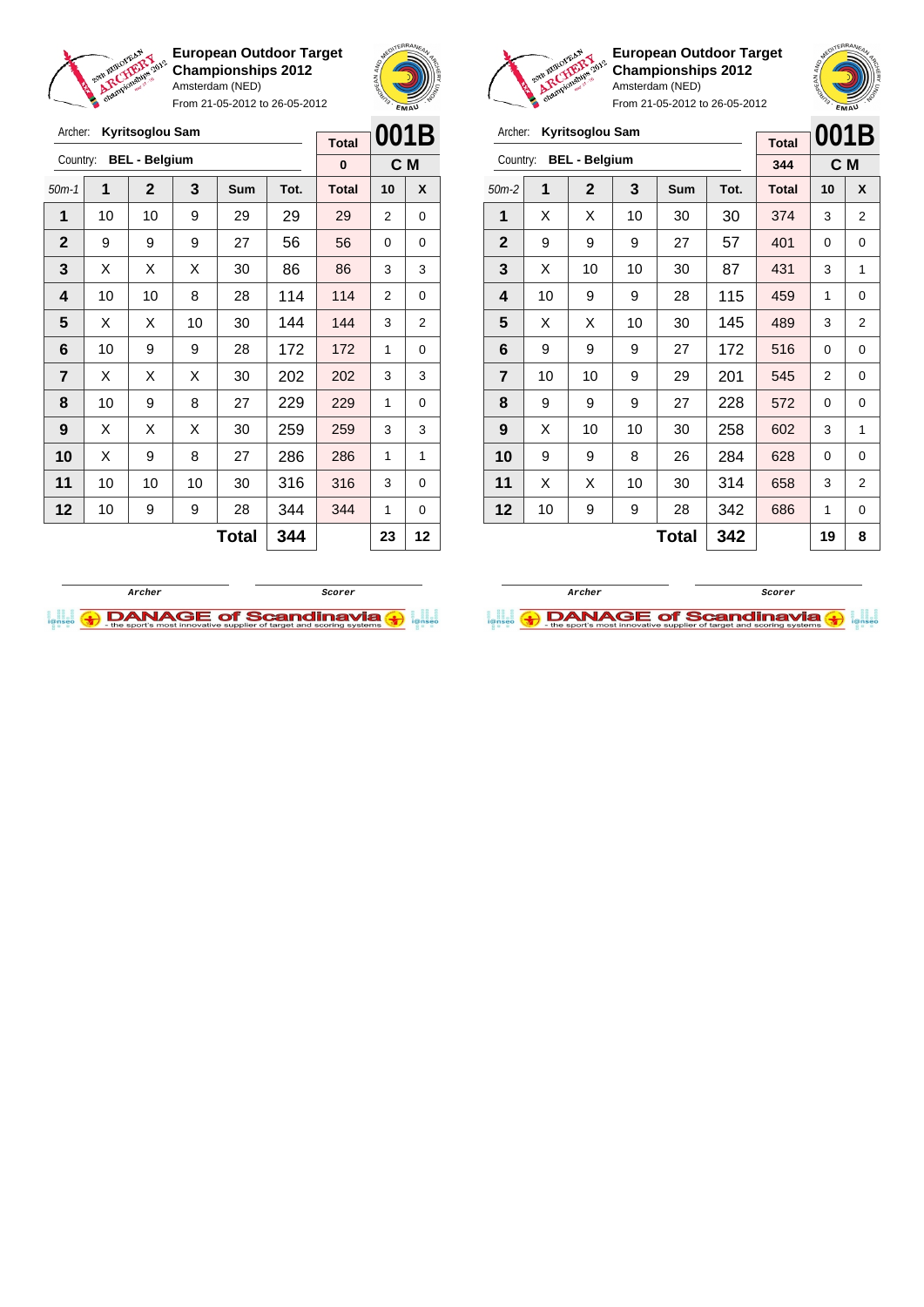**European Outdoor Target Championships 2012**
Amsterdam (NED)
From 21-05-2012 to 26-05-2012

Archer: **Kyritsoglou Sam**
Country: **BEL - Belgium**

| | | | | | | Total | 001B | |
|---|---|---|---|---|---|---|---|---|
| | | | | | | 0 | C M | |
| 50m-1 | 1 | 2 | 3 | Sum | Tot. | Total | 10 | X |
| 1 | 10 | 10 | 9 | 29 | 29 | 29 | 2 | 0 |
| 2 | 9 | 9 | 9 | 27 | 56 | 56 | 0 | 0 |
| 3 | X | X | X | 30 | 86 | 86 | 3 | 3 |
| 4 | 10 | 10 | 8 | 28 | 114 | 114 | 2 | 0 |
| 5 | X | X | 10 | 30 | 144 | 144 | 3 | 2 |
| 6 | 10 | 9 | 9 | 28 | 172 | 172 | 1 | 0 |
| 7 | X | X | X | 30 | 202 | 202 | 3 | 3 |
| 8 | 10 | 9 | 8 | 27 | 229 | 229 | 1 | 0 |
| 9 | X | X | X | 30 | 259 | 259 | 3 | 3 |
| 10 | X | 9 | 8 | 27 | 286 | 286 | 1 | 1 |
| 11 | 10 | 10 | 10 | 30 | 316 | 316 | 3 | 0 |
| 12 | 10 | 9 | 9 | 28 | 344 | 344 | 1 | 0 |
| | | | | Total | 344 | | 23 | 12 |

Archer / Scorer

**European Outdoor Target Championships 2012**
Amsterdam (NED)
From 21-05-2012 to 26-05-2012

Archer: **Kyritsoglou Sam**
Country: **BEL - Belgium**

| | | | | | | Total | 001B | |
|---|---|---|---|---|---|---|---|---|
| | | | | | | 344 | C M | |
| 50m-2 | 1 | 2 | 3 | Sum | Tot. | Total | 10 | X |
| 1 | X | X | 10 | 30 | 30 | 374 | 3 | 2 |
| 2 | 9 | 9 | 9 | 27 | 57 | 401 | 0 | 0 |
| 3 | X | 10 | 10 | 30 | 87 | 431 | 3 | 1 |
| 4 | 10 | 9 | 9 | 28 | 115 | 459 | 1 | 0 |
| 5 | X | X | 10 | 30 | 145 | 489 | 3 | 2 |
| 6 | 9 | 9 | 9 | 27 | 172 | 516 | 0 | 0 |
| 7 | 10 | 10 | 9 | 29 | 201 | 545 | 2 | 0 |
| 8 | 9 | 9 | 9 | 27 | 228 | 572 | 0 | 0 |
| 9 | X | 10 | 10 | 30 | 258 | 602 | 3 | 1 |
| 10 | 9 | 9 | 8 | 26 | 284 | 628 | 0 | 0 |
| 11 | X | X | 10 | 30 | 314 | 658 | 3 | 2 |
| 12 | 10 | 9 | 9 | 28 | 342 | 686 | 1 | 0 |
| | | | | Total | 342 | | 19 | 8 |

Archer / Scorer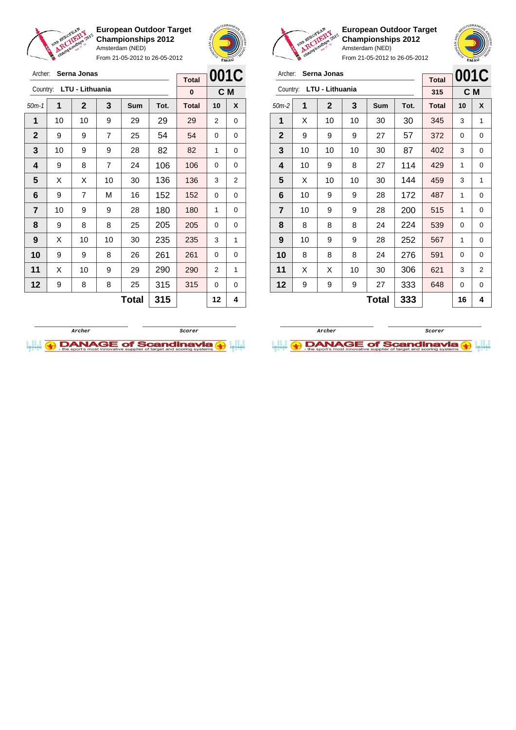**European Outdoor Target Championships 2012**
Amsterdam (NED)
From 21-05-2012 to 26-05-2012

Archer: **Serna Jonas**
Country: **LTU - Lithuania**

**001C** — **C M**

| 50m-1 | 1 | 2 | 3 | Sum | Tot. | Total | 10 | X |
|---|---|---|---|---|---|---|---|---|
| | | | | | | 0 | | |
| 1 | 10 | 10 | 9 | 29 | 29 | 29 | 2 | 0 |
| 2 | 9 | 9 | 7 | 25 | 54 | 54 | 0 | 0 |
| 3 | 10 | 9 | 9 | 28 | 82 | 82 | 1 | 0 |
| 4 | 9 | 8 | 7 | 24 | 106 | 106 | 0 | 0 |
| 5 | X | X | 10 | 30 | 136 | 136 | 3 | 2 |
| 6 | 9 | 7 | M | 16 | 152 | 152 | 0 | 0 |
| 7 | 10 | 9 | 9 | 28 | 180 | 180 | 1 | 0 |
| 8 | 9 | 8 | 8 | 25 | 205 | 205 | 0 | 0 |
| 9 | X | 10 | 10 | 30 | 235 | 235 | 3 | 1 |
| 10 | 9 | 9 | 8 | 26 | 261 | 261 | 0 | 0 |
| 11 | X | 10 | 9 | 29 | 290 | 290 | 2 | 1 |
| 12 | 9 | 8 | 8 | 25 | 315 | 315 | 0 | 0 |
| | | | | **Total** | **315** | | **12** | **4** |

Archer — Scorer

**European Outdoor Target Championships 2012**
Amsterdam (NED)
From 21-05-2012 to 26-05-2012

Archer: **Serna Jonas**
Country: **LTU - Lithuania**

**001C** — **C M**

| 50m-2 | 1 | 2 | 3 | Sum | Tot. | Total | 10 | X |
|---|---|---|---|---|---|---|---|---|
| | | | | | | 315 | | |
| 1 | X | 10 | 10 | 30 | 30 | 345 | 3 | 1 |
| 2 | 9 | 9 | 9 | 27 | 57 | 372 | 0 | 0 |
| 3 | 10 | 10 | 10 | 30 | 87 | 402 | 3 | 0 |
| 4 | 10 | 9 | 8 | 27 | 114 | 429 | 1 | 0 |
| 5 | X | 10 | 10 | 30 | 144 | 459 | 3 | 1 |
| 6 | 10 | 9 | 9 | 28 | 172 | 487 | 1 | 0 |
| 7 | 10 | 9 | 9 | 28 | 200 | 515 | 1 | 0 |
| 8 | 8 | 8 | 8 | 24 | 224 | 539 | 0 | 0 |
| 9 | 10 | 9 | 9 | 28 | 252 | 567 | 1 | 0 |
| 10 | 8 | 8 | 8 | 24 | 276 | 591 | 0 | 0 |
| 11 | X | X | 10 | 30 | 306 | 621 | 3 | 2 |
| 12 | 9 | 9 | 9 | 27 | 333 | 648 | 0 | 0 |
| | | | | **Total** | **333** | | **16** | **4** |

Archer — Scorer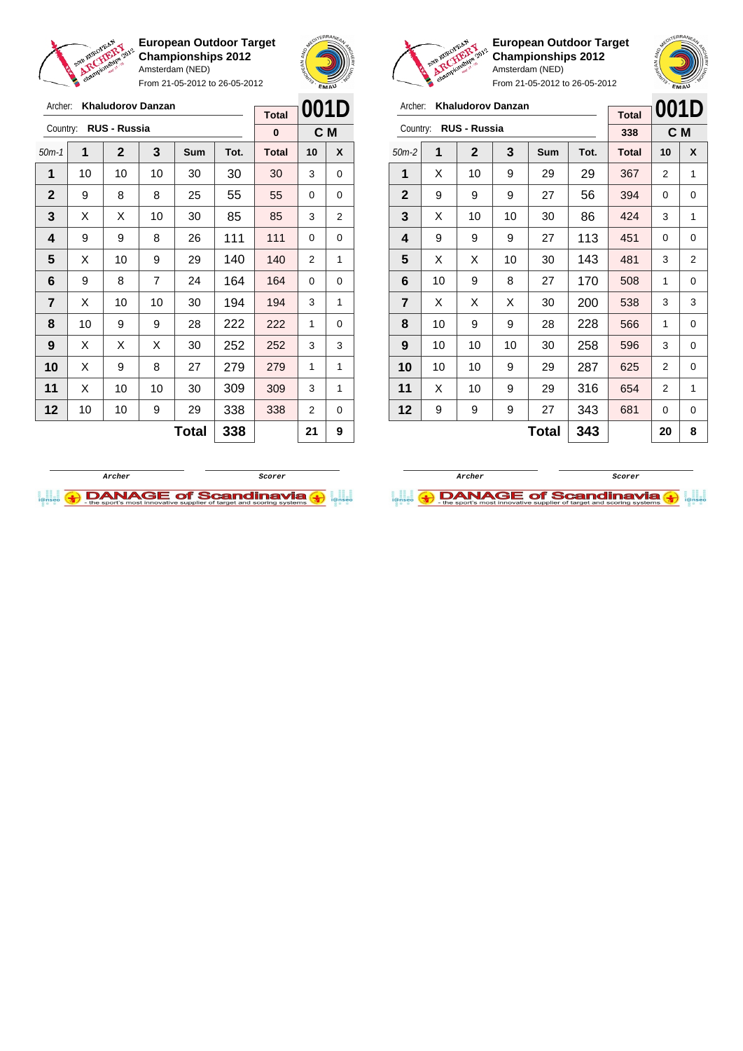**European Outdoor Target Championships 2012**
Amsterdam (NED)
From 21-05-2012 to 26-05-2012

Archer: **Khaludorov Danzan**
Country: **RUS - Russia**

| Total | 001D |
|---|---|
| 0 | C M |

| 50m-1 | 1 | 2 | 3 | Sum | Tot. | Total | 10 | X |
|---|---|---|---|---|---|---|---|---|
| 1 | 10 | 10 | 10 | 30 | 30 | 30 | 3 | 0 |
| 2 | 9 | 8 | 8 | 25 | 55 | 55 | 0 | 0 |
| 3 | X | X | 10 | 30 | 85 | 85 | 3 | 2 |
| 4 | 9 | 9 | 8 | 26 | 111 | 111 | 0 | 0 |
| 5 | X | 10 | 9 | 29 | 140 | 140 | 2 | 1 |
| 6 | 9 | 8 | 7 | 24 | 164 | 164 | 0 | 0 |
| 7 | X | 10 | 10 | 30 | 194 | 194 | 3 | 1 |
| 8 | 10 | 9 | 9 | 28 | 222 | 222 | 1 | 0 |
| 9 | X | X | X | 30 | 252 | 252 | 3 | 3 |
| 10 | X | 9 | 8 | 27 | 279 | 279 | 1 | 1 |
| 11 | X | 10 | 10 | 30 | 309 | 309 | 3 | 1 |
| 12 | 10 | 10 | 9 | 29 | 338 | 338 | 2 | 0 |
| | | | | **Total** | **338** | | **21** | **9** |

Archer &nbsp;&nbsp;&nbsp;&nbsp; Scorer

**European Outdoor Target Championships 2012**
Amsterdam (NED)
From 21-05-2012 to 26-05-2012

Archer: **Khaludorov Danzan**
Country: **RUS - Russia**

| Total | 001D |
|---|---|
| 338 | C M |

| 50m-2 | 1 | 2 | 3 | Sum | Tot. | Total | 10 | X |
|---|---|---|---|---|---|---|---|---|
| 1 | X | 10 | 9 | 29 | 29 | 367 | 2 | 1 |
| 2 | 9 | 9 | 9 | 27 | 56 | 394 | 0 | 0 |
| 3 | X | 10 | 10 | 30 | 86 | 424 | 3 | 1 |
| 4 | 9 | 9 | 9 | 27 | 113 | 451 | 0 | 0 |
| 5 | X | X | 10 | 30 | 143 | 481 | 3 | 2 |
| 6 | 10 | 9 | 8 | 27 | 170 | 508 | 1 | 0 |
| 7 | X | X | X | 30 | 200 | 538 | 3 | 3 |
| 8 | 10 | 9 | 9 | 28 | 228 | 566 | 1 | 0 |
| 9 | 10 | 10 | 10 | 30 | 258 | 596 | 3 | 0 |
| 10 | 10 | 10 | 9 | 29 | 287 | 625 | 2 | 0 |
| 11 | X | 10 | 9 | 29 | 316 | 654 | 2 | 1 |
| 12 | 9 | 9 | 9 | 27 | 343 | 681 | 0 | 0 |
| | | | | **Total** | **343** | | **20** | **8** |

Archer &nbsp;&nbsp;&nbsp;&nbsp; Scorer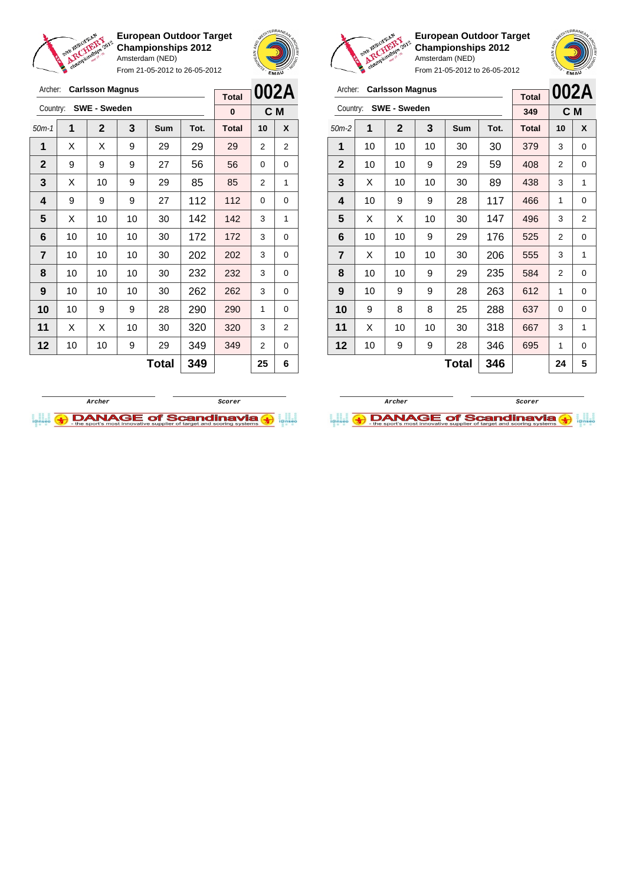**European Outdoor Target Championships 2012**
Amsterdam (NED)
From 21-05-2012 to 26-05-2012

Archer: **Carlsson Magnus**
Country: **SWE - Sweden**

**002A** — C M

| 50m-1 | 1 | 2 | 3 | Sum | Tot. | Total | 10 | X |
|---|---|---|---|---|---|---|---|---|
| | | | | | | 0 | | |
| 1 | X | X | 9 | 29 | 29 | 29 | 2 | 2 |
| 2 | 9 | 9 | 9 | 27 | 56 | 56 | 0 | 0 |
| 3 | X | 10 | 9 | 29 | 85 | 85 | 2 | 1 |
| 4 | 9 | 9 | 9 | 27 | 112 | 112 | 0 | 0 |
| 5 | X | 10 | 10 | 30 | 142 | 142 | 3 | 1 |
| 6 | 10 | 10 | 10 | 30 | 172 | 172 | 3 | 0 |
| 7 | 10 | 10 | 10 | 30 | 202 | 202 | 3 | 0 |
| 8 | 10 | 10 | 10 | 30 | 232 | 232 | 3 | 0 |
| 9 | 10 | 10 | 10 | 30 | 262 | 262 | 3 | 0 |
| 10 | 10 | 9 | 9 | 28 | 290 | 290 | 1 | 0 |
| 11 | X | X | 10 | 30 | 320 | 320 | 3 | 2 |
| 12 | 10 | 10 | 9 | 29 | 349 | 349 | 2 | 0 |
| | | | | **Total** | **349** | | **25** | **6** |

Archer　　　　Scorer

**European Outdoor Target Championships 2012**
Amsterdam (NED)
From 21-05-2012 to 26-05-2012

Archer: **Carlsson Magnus**
Country: **SWE - Sweden**

**002A** — C M

| 50m-2 | 1 | 2 | 3 | Sum | Tot. | Total | 10 | X |
|---|---|---|---|---|---|---|---|---|
| | | | | | | 349 | | |
| 1 | 10 | 10 | 10 | 30 | 30 | 379 | 3 | 0 |
| 2 | 10 | 10 | 9 | 29 | 59 | 408 | 2 | 0 |
| 3 | X | 10 | 10 | 30 | 89 | 438 | 3 | 1 |
| 4 | 10 | 9 | 9 | 28 | 117 | 466 | 1 | 0 |
| 5 | X | X | 10 | 30 | 147 | 496 | 3 | 2 |
| 6 | 10 | 10 | 9 | 29 | 176 | 525 | 2 | 0 |
| 7 | X | 10 | 10 | 30 | 206 | 555 | 3 | 1 |
| 8 | 10 | 10 | 9 | 29 | 235 | 584 | 2 | 0 |
| 9 | 10 | 9 | 9 | 28 | 263 | 612 | 1 | 0 |
| 10 | 9 | 8 | 8 | 25 | 288 | 637 | 0 | 0 |
| 11 | X | 10 | 10 | 30 | 318 | 667 | 3 | 1 |
| 12 | 10 | 9 | 9 | 28 | 346 | 695 | 1 | 0 |
| | | | | **Total** | **346** | | **24** | **5** |

Archer　　　　Scorer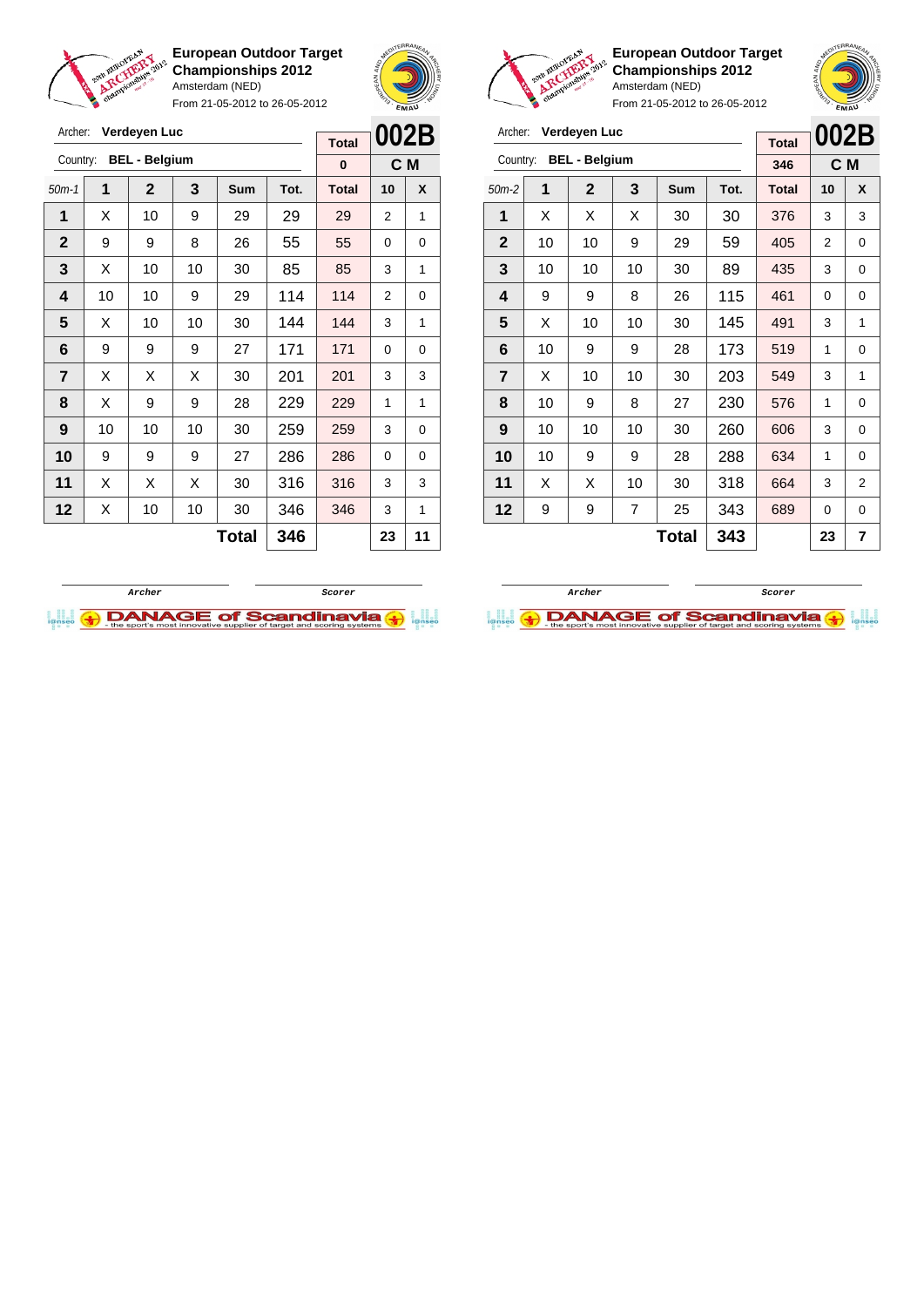## European Outdoor Target Championships 2012

Amsterdam (NED)

From 21-05-2012 to 26-05-2012

Archer: **Verdeyen Luc**

Country: **BEL - Belgium**

Total: 0

**002B** C M

| 50m-1 | 1 | 2 | 3 | Sum | Tot. | Total | 10 | X |
|---|---|---|---|---|---|---|---|---|
| 1 | X | 10 | 9 | 29 | 29 | 29 | 2 | 1 |
| 2 | 9 | 9 | 8 | 26 | 55 | 55 | 0 | 0 |
| 3 | X | 10 | 10 | 30 | 85 | 85 | 3 | 1 |
| 4 | 10 | 10 | 9 | 29 | 114 | 114 | 2 | 0 |
| 5 | X | 10 | 10 | 30 | 144 | 144 | 3 | 1 |
| 6 | 9 | 9 | 9 | 27 | 171 | 171 | 0 | 0 |
| 7 | X | X | X | 30 | 201 | 201 | 3 | 3 |
| 8 | X | 9 | 9 | 28 | 229 | 229 | 1 | 1 |
| 9 | 10 | 10 | 10 | 30 | 259 | 259 | 3 | 0 |
| 10 | 9 | 9 | 9 | 27 | 286 | 286 | 0 | 0 |
| 11 | X | X | X | 30 | 316 | 316 | 3 | 3 |
| 12 | X | 10 | 10 | 30 | 346 | 346 | 3 | 1 |
| | | | | **Total** | **346** | | **23** | **11** |

Archer &nbsp;&nbsp;&nbsp;&nbsp; Scorer

## European Outdoor Target Championships 2012

Amsterdam (NED)

From 21-05-2012 to 26-05-2012

Archer: **Verdeyen Luc**

Country: **BEL - Belgium**

Total: 346

**002B** C M

| 50m-2 | 1 | 2 | 3 | Sum | Tot. | Total | 10 | X |
|---|---|---|---|---|---|---|---|---|
| 1 | X | X | X | 30 | 30 | 376 | 3 | 3 |
| 2 | 10 | 10 | 9 | 29 | 59 | 405 | 2 | 0 |
| 3 | 10 | 10 | 10 | 30 | 89 | 435 | 3 | 0 |
| 4 | 9 | 9 | 8 | 26 | 115 | 461 | 0 | 0 |
| 5 | X | 10 | 10 | 30 | 145 | 491 | 3 | 1 |
| 6 | 10 | 9 | 9 | 28 | 173 | 519 | 1 | 0 |
| 7 | X | 10 | 10 | 30 | 203 | 549 | 3 | 1 |
| 8 | 10 | 9 | 8 | 27 | 230 | 576 | 1 | 0 |
| 9 | 10 | 10 | 10 | 30 | 260 | 606 | 3 | 0 |
| 10 | 10 | 9 | 9 | 28 | 288 | 634 | 1 | 0 |
| 11 | X | X | 10 | 30 | 318 | 664 | 3 | 2 |
| 12 | 9 | 9 | 7 | 25 | 343 | 689 | 0 | 0 |
| | | | | **Total** | **343** | | **23** | **7** |

Archer &nbsp;&nbsp;&nbsp;&nbsp; Scorer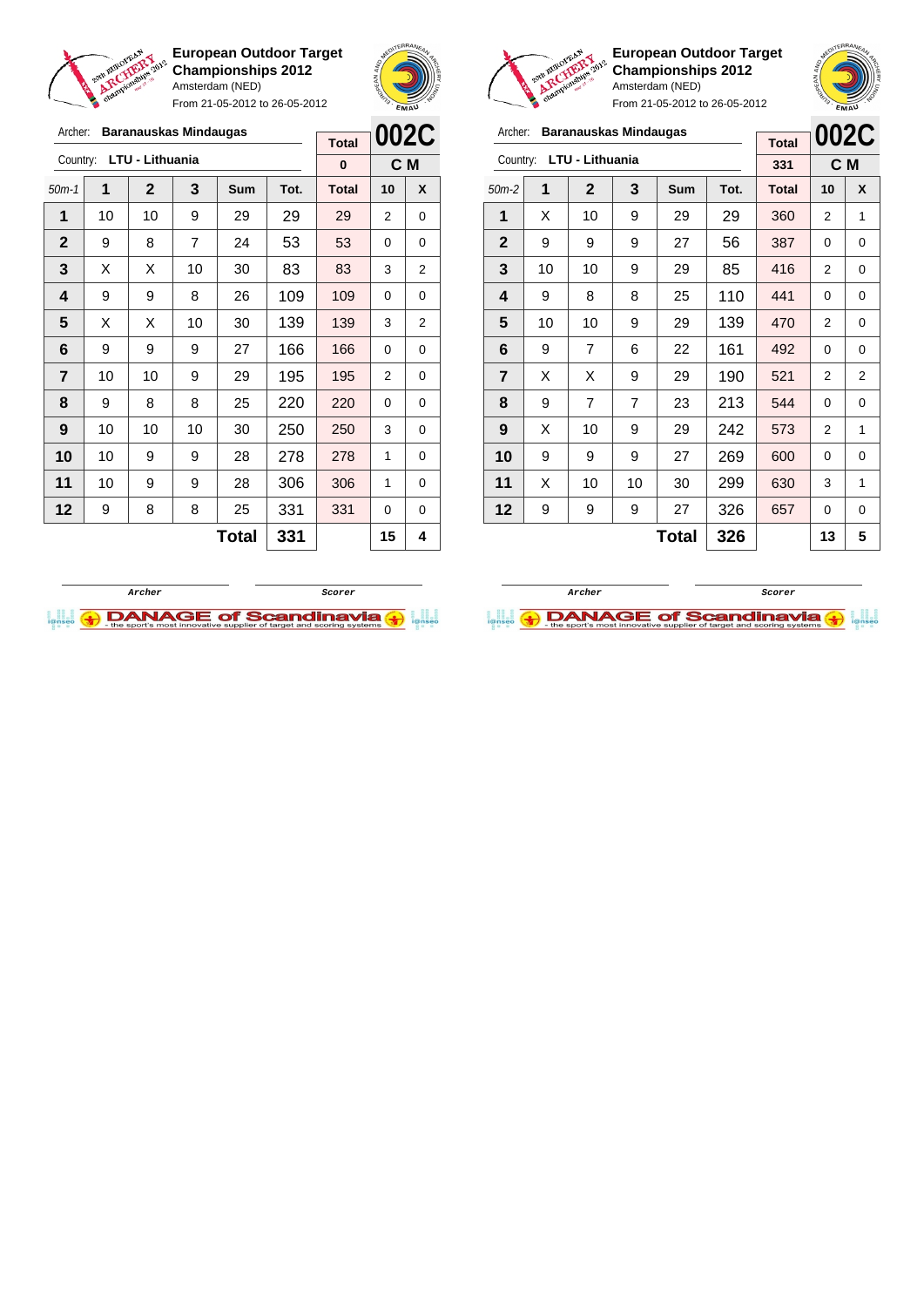**European Outdoor Target Championships 2012**
Amsterdam (NED)
From 21-05-2012 to 26-05-2012

Archer: **Baranauskas Mindaugas**
Country: **LTU - Lithuania**

| Total | 002C |
|---|---|
| 0 | C M |

| 50m-1 | 1 | 2 | 3 | Sum | Tot. | Total | 10 | X |
|---|---|---|---|---|---|---|---|---|
| 1 | 10 | 10 | 9 | 29 | 29 | 29 | 2 | 0 |
| 2 | 9 | 8 | 7 | 24 | 53 | 53 | 0 | 0 |
| 3 | X | X | 10 | 30 | 83 | 83 | 3 | 2 |
| 4 | 9 | 9 | 8 | 26 | 109 | 109 | 0 | 0 |
| 5 | X | X | 10 | 30 | 139 | 139 | 3 | 2 |
| 6 | 9 | 9 | 9 | 27 | 166 | 166 | 0 | 0 |
| 7 | 10 | 10 | 9 | 29 | 195 | 195 | 2 | 0 |
| 8 | 9 | 8 | 8 | 25 | 220 | 220 | 0 | 0 |
| 9 | 10 | 10 | 10 | 30 | 250 | 250 | 3 | 0 |
| 10 | 10 | 9 | 9 | 28 | 278 | 278 | 1 | 0 |
| 11 | 10 | 9 | 9 | 28 | 306 | 306 | 1 | 0 |
| 12 | 9 | 8 | 8 | 25 | 331 | 331 | 0 | 0 |
| | | | | **Total** | **331** | | **15** | **4** |

Archer / Scorer

**European Outdoor Target Championships 2012**
Amsterdam (NED)
From 21-05-2012 to 26-05-2012

Archer: **Baranauskas Mindaugas**
Country: **LTU - Lithuania**

| Total | 002C |
|---|---|
| 331 | C M |

| 50m-2 | 1 | 2 | 3 | Sum | Tot. | Total | 10 | X |
|---|---|---|---|---|---|---|---|---|
| 1 | X | 10 | 9 | 29 | 29 | 360 | 2 | 1 |
| 2 | 9 | 9 | 9 | 27 | 56 | 387 | 0 | 0 |
| 3 | 10 | 10 | 9 | 29 | 85 | 416 | 2 | 0 |
| 4 | 9 | 8 | 8 | 25 | 110 | 441 | 0 | 0 |
| 5 | 10 | 10 | 9 | 29 | 139 | 470 | 2 | 0 |
| 6 | 9 | 7 | 6 | 22 | 161 | 492 | 0 | 0 |
| 7 | X | X | 9 | 29 | 190 | 521 | 2 | 2 |
| 8 | 9 | 7 | 7 | 23 | 213 | 544 | 0 | 0 |
| 9 | X | 10 | 9 | 29 | 242 | 573 | 2 | 1 |
| 10 | 9 | 9 | 9 | 27 | 269 | 600 | 0 | 0 |
| 11 | X | 10 | 10 | 30 | 299 | 630 | 3 | 1 |
| 12 | 9 | 9 | 9 | 27 | 326 | 657 | 0 | 0 |
| | | | | **Total** | **326** | | **13** | **5** |

Archer / Scorer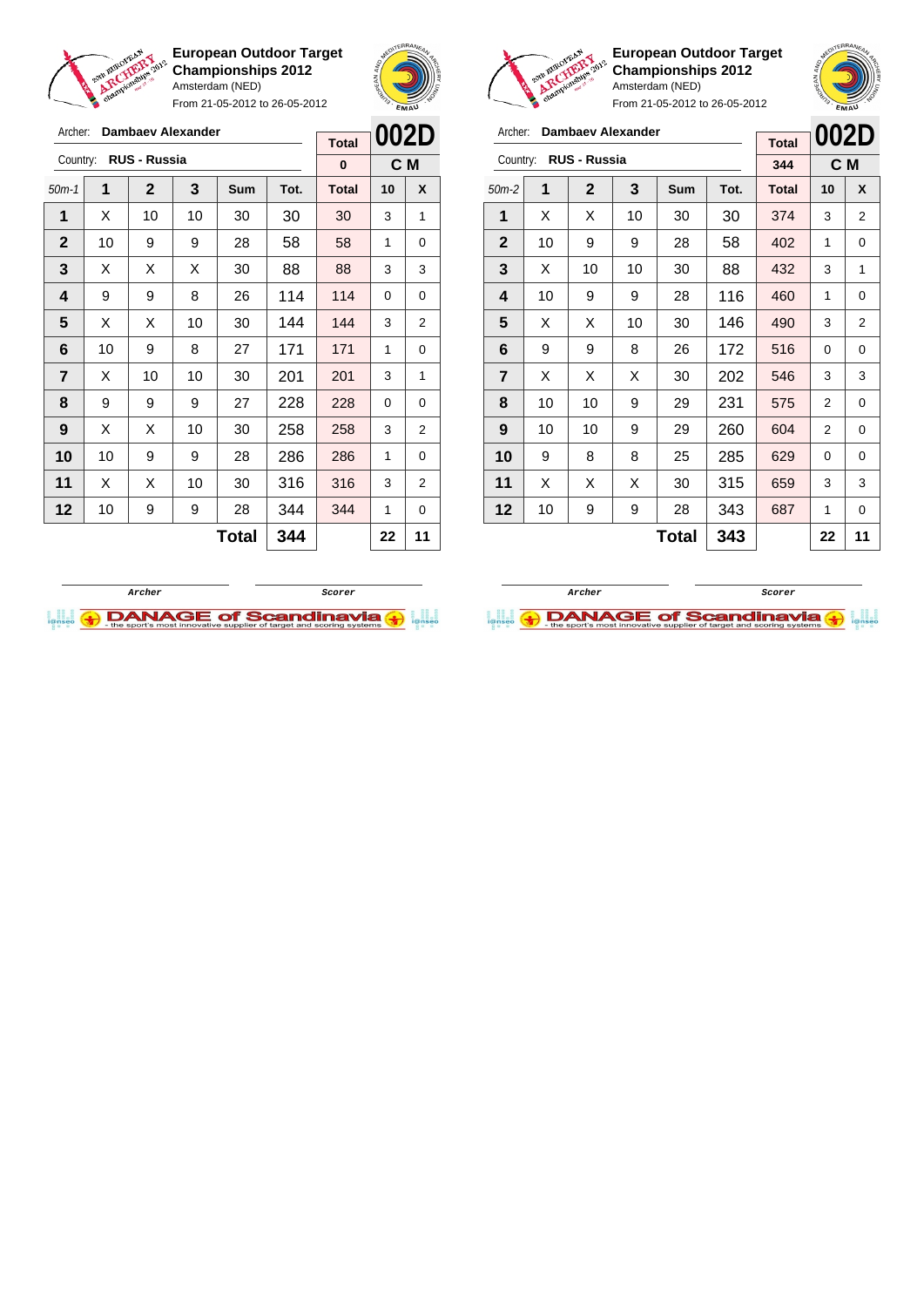**European Outdoor Target Championships 2012**
Amsterdam (NED)
From 21-05-2012 to 26-05-2012

Archer: **Dambaev Alexander**
Country: **RUS - Russia**

| Total | 002D |
|---|---|
| 0 | C M |

| 50m-1 | 1 | 2 | 3 | Sum | Tot. | Total | 10 | X |
|---|---|---|---|---|---|---|---|---|
| 1 | X | 10 | 10 | 30 | 30 | 30 | 3 | 1 |
| 2 | 10 | 9 | 9 | 28 | 58 | 58 | 1 | 0 |
| 3 | X | X | X | 30 | 88 | 88 | 3 | 3 |
| 4 | 9 | 9 | 8 | 26 | 114 | 114 | 0 | 0 |
| 5 | X | X | 10 | 30 | 144 | 144 | 3 | 2 |
| 6 | 10 | 9 | 8 | 27 | 171 | 171 | 1 | 0 |
| 7 | X | 10 | 10 | 30 | 201 | 201 | 3 | 1 |
| 8 | 9 | 9 | 9 | 27 | 228 | 228 | 0 | 0 |
| 9 | X | X | 10 | 30 | 258 | 258 | 3 | 2 |
| 10 | 10 | 9 | 9 | 28 | 286 | 286 | 1 | 0 |
| 11 | X | X | 10 | 30 | 316 | 316 | 3 | 2 |
| 12 | 10 | 9 | 9 | 28 | 344 | 344 | 1 | 0 |
| | | | | **Total** | **344** | | **22** | **11** |

Archer — Scorer

**European Outdoor Target Championships 2012**
Amsterdam (NED)
From 21-05-2012 to 26-05-2012

Archer: **Dambaev Alexander**
Country: **RUS - Russia**

| Total | 002D |
|---|---|
| 344 | C M |

| 50m-2 | 1 | 2 | 3 | Sum | Tot. | Total | 10 | X |
|---|---|---|---|---|---|---|---|---|
| 1 | X | X | 10 | 30 | 30 | 374 | 3 | 2 |
| 2 | 10 | 9 | 9 | 28 | 58 | 402 | 1 | 0 |
| 3 | X | 10 | 10 | 30 | 88 | 432 | 3 | 1 |
| 4 | 10 | 9 | 9 | 28 | 116 | 460 | 1 | 0 |
| 5 | X | X | 10 | 30 | 146 | 490 | 3 | 2 |
| 6 | 9 | 9 | 8 | 26 | 172 | 516 | 0 | 0 |
| 7 | X | X | X | 30 | 202 | 546 | 3 | 3 |
| 8 | 10 | 10 | 9 | 29 | 231 | 575 | 2 | 0 |
| 9 | 10 | 10 | 9 | 29 | 260 | 604 | 2 | 0 |
| 10 | 9 | 8 | 8 | 25 | 285 | 629 | 0 | 0 |
| 11 | X | X | X | 30 | 315 | 659 | 3 | 3 |
| 12 | 10 | 9 | 9 | 28 | 343 | 687 | 1 | 0 |
| | | | | **Total** | **343** | | **22** | **11** |

Archer — Scorer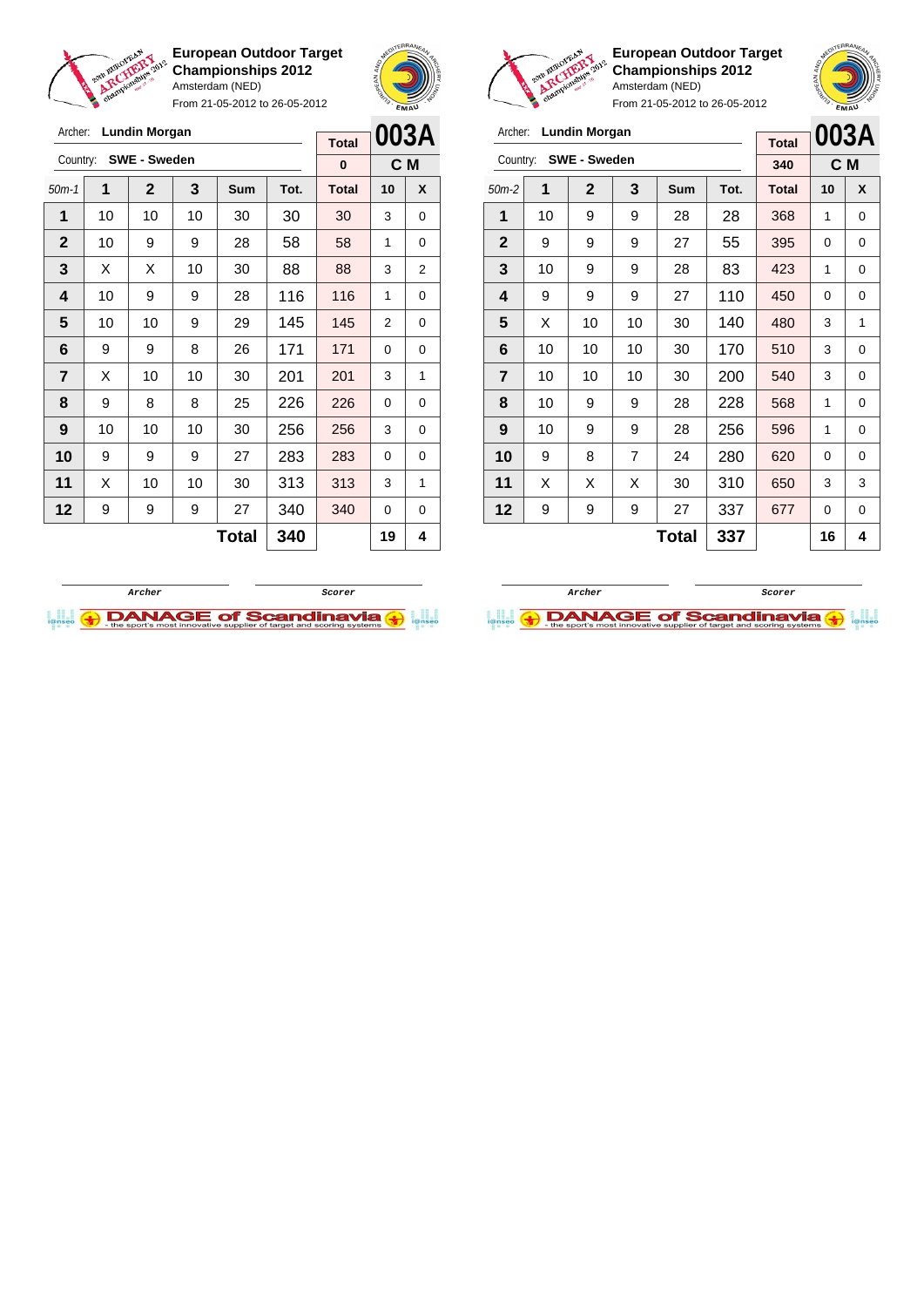**European Outdoor Target Championships 2012**
Amsterdam (NED)
From 21-05-2012 to 26-05-2012

Archer: **Lundin Morgan**
Country: **SWE - Sweden**

| Total | 003A |
|---|---|
| 0 | C M |

| 50m-1 | 1 | 2 | 3 | Sum | Tot. | Total | 10 | X |
|---|---|---|---|---|---|---|---|---|
| 1 | 10 | 10 | 10 | 30 | 30 | 30 | 3 | 0 |
| 2 | 10 | 9 | 9 | 28 | 58 | 58 | 1 | 0 |
| 3 | X | X | 10 | 30 | 88 | 88 | 3 | 2 |
| 4 | 10 | 9 | 9 | 28 | 116 | 116 | 1 | 0 |
| 5 | 10 | 10 | 9 | 29 | 145 | 145 | 2 | 0 |
| 6 | 9 | 9 | 8 | 26 | 171 | 171 | 0 | 0 |
| 7 | X | 10 | 10 | 30 | 201 | 201 | 3 | 1 |
| 8 | 9 | 8 | 8 | 25 | 226 | 226 | 0 | 0 |
| 9 | 10 | 10 | 10 | 30 | 256 | 256 | 3 | 0 |
| 10 | 9 | 9 | 9 | 27 | 283 | 283 | 0 | 0 |
| 11 | X | 10 | 10 | 30 | 313 | 313 | 3 | 1 |
| 12 | 9 | 9 | 9 | 27 | 340 | 340 | 0 | 0 |
| | | | | **Total** | **340** | | **19** | **4** |

Archer — Scorer

**European Outdoor Target Championships 2012**
Amsterdam (NED)
From 21-05-2012 to 26-05-2012

Archer: **Lundin Morgan**
Country: **SWE - Sweden**

| Total | 003A |
|---|---|
| 340 | C M |

| 50m-2 | 1 | 2 | 3 | Sum | Tot. | Total | 10 | X |
|---|---|---|---|---|---|---|---|---|
| 1 | 10 | 9 | 9 | 28 | 28 | 368 | 1 | 0 |
| 2 | 9 | 9 | 9 | 27 | 55 | 395 | 0 | 0 |
| 3 | 10 | 9 | 9 | 28 | 83 | 423 | 1 | 0 |
| 4 | 9 | 9 | 9 | 27 | 110 | 450 | 0 | 0 |
| 5 | X | 10 | 10 | 30 | 140 | 480 | 3 | 1 |
| 6 | 10 | 10 | 10 | 30 | 170 | 510 | 3 | 0 |
| 7 | 10 | 10 | 10 | 30 | 200 | 540 | 3 | 0 |
| 8 | 10 | 9 | 9 | 28 | 228 | 568 | 1 | 0 |
| 9 | 10 | 9 | 9 | 28 | 256 | 596 | 1 | 0 |
| 10 | 9 | 8 | 7 | 24 | 280 | 620 | 0 | 0 |
| 11 | X | X | X | 30 | 310 | 650 | 3 | 3 |
| 12 | 9 | 9 | 9 | 27 | 337 | 677 | 0 | 0 |
| | | | | **Total** | **337** | | **16** | **4** |

Archer — Scorer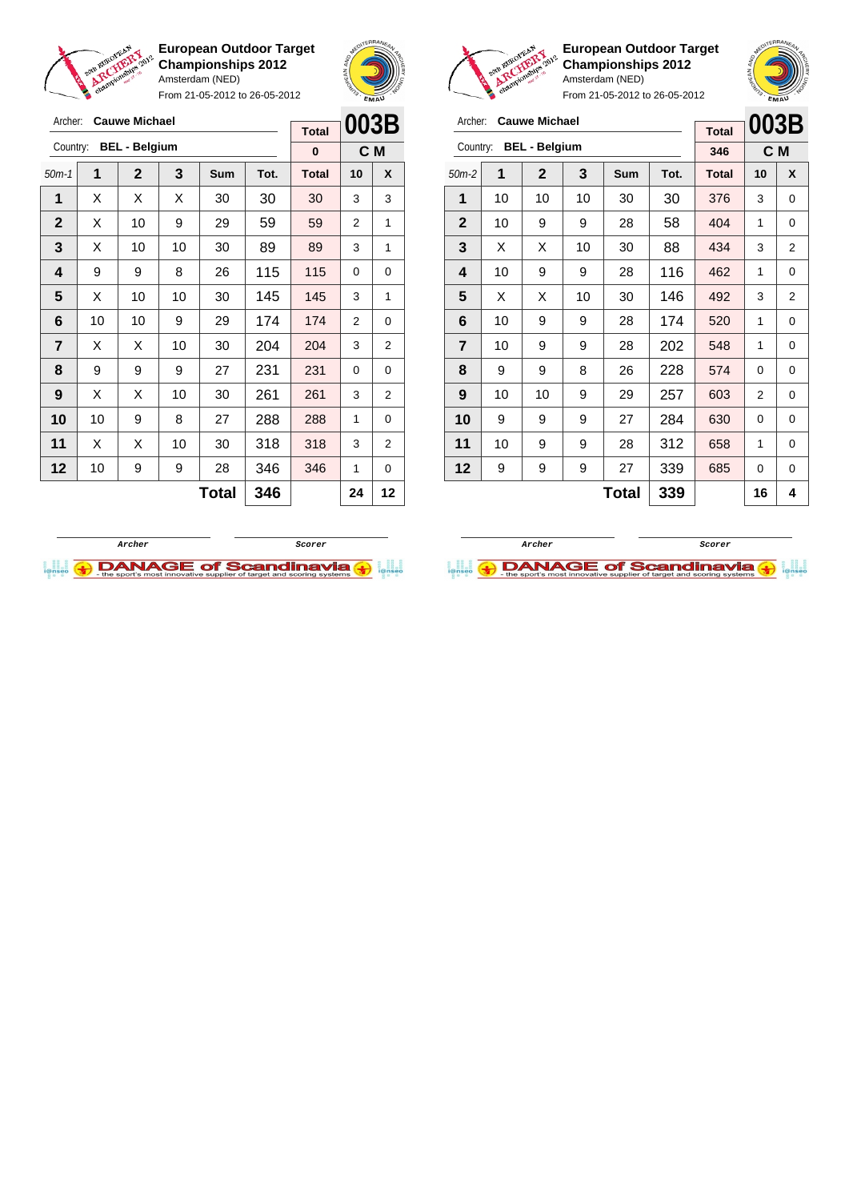**European Outdoor Target Championships 2012**
Amsterdam (NED)
From 21-05-2012 to 26-05-2012

Archer: **Cauwe Michael**
Country: **BEL - Belgium**

**003B** | **C M**

| 50m-1 | 1 | 2 | 3 | Sum | Tot. | Total | 10 | X |
|---|---|---|---|---|---|---|---|---|
| | | | | | | 0 | | |
| 1 | X | X | X | 30 | 30 | 30 | 3 | 3 |
| 2 | X | 10 | 9 | 29 | 59 | 59 | 2 | 1 |
| 3 | X | 10 | 10 | 30 | 89 | 89 | 3 | 1 |
| 4 | 9 | 9 | 8 | 26 | 115 | 115 | 0 | 0 |
| 5 | X | 10 | 10 | 30 | 145 | 145 | 3 | 1 |
| 6 | 10 | 10 | 9 | 29 | 174 | 174 | 2 | 0 |
| 7 | X | X | 10 | 30 | 204 | 204 | 3 | 2 |
| 8 | 9 | 9 | 9 | 27 | 231 | 231 | 0 | 0 |
| 9 | X | X | 10 | 30 | 261 | 261 | 3 | 2 |
| 10 | 10 | 9 | 8 | 27 | 288 | 288 | 1 | 0 |
| 11 | X | X | 10 | 30 | 318 | 318 | 3 | 2 |
| 12 | 10 | 9 | 9 | 28 | 346 | 346 | 1 | 0 |
| | | | | **Total** | **346** | | **24** | **12** |

Archer — Scorer

**European Outdoor Target Championships 2012**
Amsterdam (NED)
From 21-05-2012 to 26-05-2012

Archer: **Cauwe Michael**
Country: **BEL - Belgium**

**003B** | **C M**

| 50m-2 | 1 | 2 | 3 | Sum | Tot. | Total | 10 | X |
|---|---|---|---|---|---|---|---|---|
| | | | | | | 346 | | |
| 1 | 10 | 10 | 10 | 30 | 30 | 376 | 3 | 0 |
| 2 | 10 | 9 | 9 | 28 | 58 | 404 | 1 | 0 |
| 3 | X | X | 10 | 30 | 88 | 434 | 3 | 2 |
| 4 | 10 | 9 | 9 | 28 | 116 | 462 | 1 | 0 |
| 5 | X | X | 10 | 30 | 146 | 492 | 3 | 2 |
| 6 | 10 | 9 | 9 | 28 | 174 | 520 | 1 | 0 |
| 7 | 10 | 9 | 9 | 28 | 202 | 548 | 1 | 0 |
| 8 | 9 | 9 | 8 | 26 | 228 | 574 | 0 | 0 |
| 9 | 10 | 10 | 9 | 29 | 257 | 603 | 2 | 0 |
| 10 | 9 | 9 | 9 | 27 | 284 | 630 | 0 | 0 |
| 11 | 10 | 9 | 9 | 28 | 312 | 658 | 1 | 0 |
| 12 | 9 | 9 | 9 | 27 | 339 | 685 | 0 | 0 |
| | | | | **Total** | **339** | | **16** | **4** |

Archer — Scorer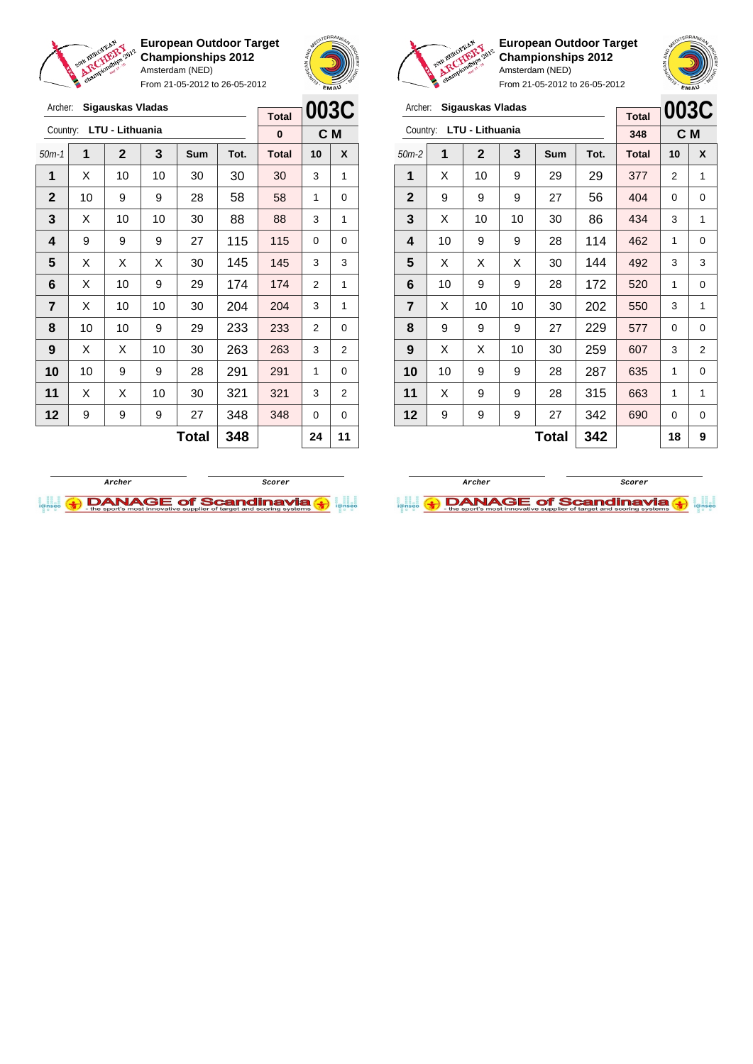**European Outdoor Target Championships 2012**
Amsterdam (NED)
From 21-05-2012 to 26-05-2012

Archer: **Sigauskas Vladas**
Country: **LTU - Lithuania**

**003C** — **C M**

| 50m-1 | 1 | 2 | 3 | Sum | Tot. | Total | 10 | X |
|---|---|---|---|---|---|---|---|---|
| | | | | | | 0 | | |
| 1 | X | 10 | 10 | 30 | 30 | 30 | 3 | 1 |
| 2 | 10 | 9 | 9 | 28 | 58 | 58 | 1 | 0 |
| 3 | X | 10 | 10 | 30 | 88 | 88 | 3 | 1 |
| 4 | 9 | 9 | 9 | 27 | 115 | 115 | 0 | 0 |
| 5 | X | X | X | 30 | 145 | 145 | 3 | 3 |
| 6 | X | 10 | 9 | 29 | 174 | 174 | 2 | 1 |
| 7 | X | 10 | 10 | 30 | 204 | 204 | 3 | 1 |
| 8 | 10 | 10 | 9 | 29 | 233 | 233 | 2 | 0 |
| 9 | X | X | 10 | 30 | 263 | 263 | 3 | 2 |
| 10 | 10 | 9 | 9 | 28 | 291 | 291 | 1 | 0 |
| 11 | X | X | 10 | 30 | 321 | 321 | 3 | 2 |
| 12 | 9 | 9 | 9 | 27 | 348 | 348 | 0 | 0 |
| | | | | **Total** | **348** | | **24** | **11** |

Archer — Scorer

**European Outdoor Target Championships 2012**
Amsterdam (NED)
From 21-05-2012 to 26-05-2012

Archer: **Sigauskas Vladas**
Country: **LTU - Lithuania**

**003C** — **C M**

| 50m-2 | 1 | 2 | 3 | Sum | Tot. | Total | 10 | X |
|---|---|---|---|---|---|---|---|---|
| | | | | | | 348 | | |
| 1 | X | 10 | 9 | 29 | 29 | 377 | 2 | 1 |
| 2 | 9 | 9 | 9 | 27 | 56 | 404 | 0 | 0 |
| 3 | X | 10 | 10 | 30 | 86 | 434 | 3 | 1 |
| 4 | 10 | 9 | 9 | 28 | 114 | 462 | 1 | 0 |
| 5 | X | X | X | 30 | 144 | 492 | 3 | 3 |
| 6 | 10 | 9 | 9 | 28 | 172 | 520 | 1 | 0 |
| 7 | X | 10 | 10 | 30 | 202 | 550 | 3 | 1 |
| 8 | 9 | 9 | 9 | 27 | 229 | 577 | 0 | 0 |
| 9 | X | X | 10 | 30 | 259 | 607 | 3 | 2 |
| 10 | 10 | 9 | 9 | 28 | 287 | 635 | 1 | 0 |
| 11 | X | 9 | 9 | 28 | 315 | 663 | 1 | 1 |
| 12 | 9 | 9 | 9 | 27 | 342 | 690 | 0 | 0 |
| | | | | **Total** | **342** | | **18** | **9** |

Archer — Scorer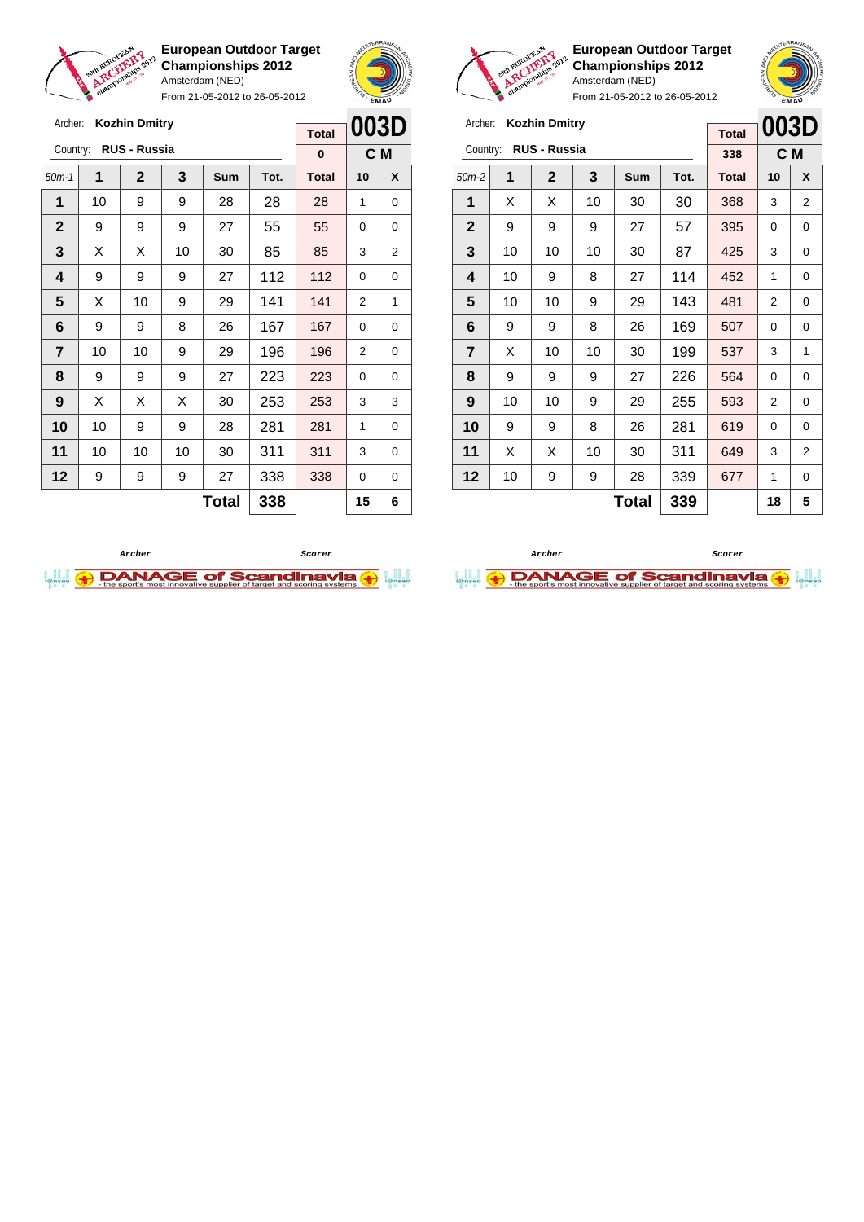## European Outdoor Target Championships 2012

Amsterdam (NED)

From 21-05-2012 to 26-05-2012

Archer: **Kozhin Dmitry**

Country: **RUS - Russia**

**003D** — **C M**

| 50m-1 | 1 | 2 | 3 | Sum | Tot. | Total | 10 | X |
|---|---|---|---|---|---|---|---|---|
| | | | | | | 0 | | |
| 1 | 10 | 9 | 9 | 28 | 28 | 28 | 1 | 0 |
| 2 | 9 | 9 | 9 | 27 | 55 | 55 | 0 | 0 |
| 3 | X | X | 10 | 30 | 85 | 85 | 3 | 2 |
| 4 | 9 | 9 | 9 | 27 | 112 | 112 | 0 | 0 |
| 5 | X | 10 | 9 | 29 | 141 | 141 | 2 | 1 |
| 6 | 9 | 9 | 8 | 26 | 167 | 167 | 0 | 0 |
| 7 | 10 | 10 | 9 | 29 | 196 | 196 | 2 | 0 |
| 8 | 9 | 9 | 9 | 27 | 223 | 223 | 0 | 0 |
| 9 | X | X | X | 30 | 253 | 253 | 3 | 3 |
| 10 | 10 | 9 | 9 | 28 | 281 | 281 | 1 | 0 |
| 11 | 10 | 10 | 10 | 30 | 311 | 311 | 3 | 0 |
| 12 | 9 | 9 | 9 | 27 | 338 | 338 | 0 | 0 |
| | | | | **Total** | **338** | | **15** | **6** |

Archer | Scorer

## European Outdoor Target Championships 2012

Amsterdam (NED)

From 21-05-2012 to 26-05-2012

Archer: **Kozhin Dmitry**

Country: **RUS - Russia**

**003D** — **C M**

| 50m-2 | 1 | 2 | 3 | Sum | Tot. | Total | 10 | X |
|---|---|---|---|---|---|---|---|---|
| | | | | | | 338 | | |
| 1 | X | X | 10 | 30 | 30 | 368 | 3 | 2 |
| 2 | 9 | 9 | 9 | 27 | 57 | 395 | 0 | 0 |
| 3 | 10 | 10 | 10 | 30 | 87 | 425 | 3 | 0 |
| 4 | 10 | 9 | 8 | 27 | 114 | 452 | 1 | 0 |
| 5 | 10 | 10 | 9 | 29 | 143 | 481 | 2 | 0 |
| 6 | 9 | 9 | 8 | 26 | 169 | 507 | 0 | 0 |
| 7 | X | 10 | 10 | 30 | 199 | 537 | 3 | 1 |
| 8 | 9 | 9 | 9 | 27 | 226 | 564 | 0 | 0 |
| 9 | 10 | 10 | 9 | 29 | 255 | 593 | 2 | 0 |
| 10 | 9 | 9 | 8 | 26 | 281 | 619 | 0 | 0 |
| 11 | X | X | 10 | 30 | 311 | 649 | 3 | 2 |
| 12 | 10 | 9 | 9 | 28 | 339 | 677 | 1 | 0 |
| | | | | **Total** | **339** | | **18** | **5** |

Archer | Scorer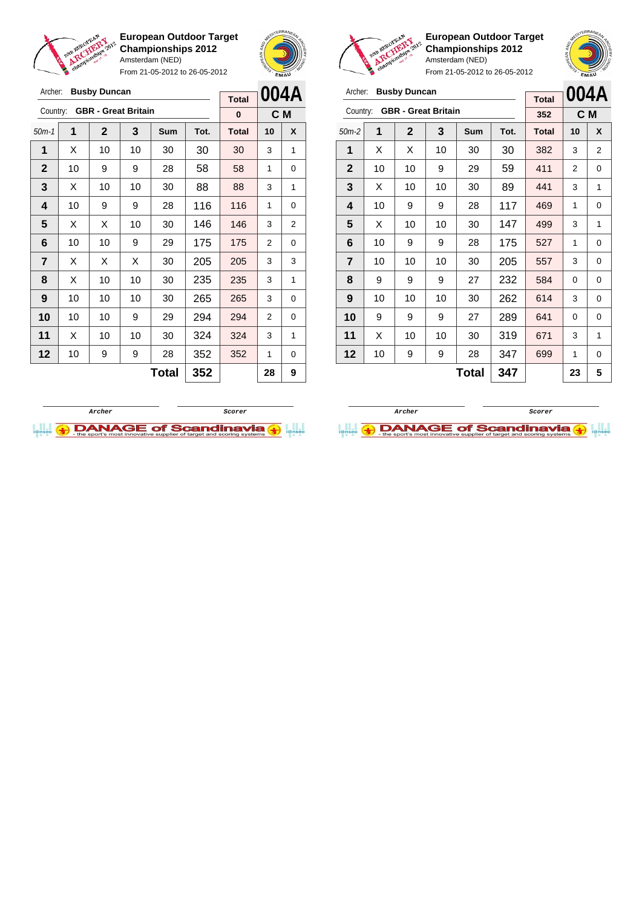**European Outdoor Target Championships 2012**
Amsterdam (NED)
From 21-05-2012 to 26-05-2012

Archer: **Busby Duncan**
Country: **GBR - Great Britain**

| Total | 004A |
|---|---|
| 0 | C M |

| 50m-1 | 1 | 2 | 3 | Sum | Tot. | Total | 10 | X |
|---|---|---|---|---|---|---|---|---|
| 1 | X | 10 | 10 | 30 | 30 | 30 | 3 | 1 |
| 2 | 10 | 9 | 9 | 28 | 58 | 58 | 1 | 0 |
| 3 | X | 10 | 10 | 30 | 88 | 88 | 3 | 1 |
| 4 | 10 | 9 | 9 | 28 | 116 | 116 | 1 | 0 |
| 5 | X | X | 10 | 30 | 146 | 146 | 3 | 2 |
| 6 | 10 | 10 | 9 | 29 | 175 | 175 | 2 | 0 |
| 7 | X | X | X | 30 | 205 | 205 | 3 | 3 |
| 8 | X | 10 | 10 | 30 | 235 | 235 | 3 | 1 |
| 9 | 10 | 10 | 10 | 30 | 265 | 265 | 3 | 0 |
| 10 | 10 | 10 | 9 | 29 | 294 | 294 | 2 | 0 |
| 11 | X | 10 | 10 | 30 | 324 | 324 | 3 | 1 |
| 12 | 10 | 9 | 9 | 28 | 352 | 352 | 1 | 0 |
| | | | | **Total** | **352** | | **28** | **9** |

Archer / Scorer

**European Outdoor Target Championships 2012**
Amsterdam (NED)
From 21-05-2012 to 26-05-2012

Archer: **Busby Duncan**
Country: **GBR - Great Britain**

| Total | 004A |
|---|---|
| 352 | C M |

| 50m-2 | 1 | 2 | 3 | Sum | Tot. | Total | 10 | X |
|---|---|---|---|---|---|---|---|---|
| 1 | X | X | 10 | 30 | 30 | 382 | 3 | 2 |
| 2 | 10 | 10 | 9 | 29 | 59 | 411 | 2 | 0 |
| 3 | X | 10 | 10 | 30 | 89 | 441 | 3 | 1 |
| 4 | 10 | 9 | 9 | 28 | 117 | 469 | 1 | 0 |
| 5 | X | 10 | 10 | 30 | 147 | 499 | 3 | 1 |
| 6 | 10 | 9 | 9 | 28 | 175 | 527 | 1 | 0 |
| 7 | 10 | 10 | 10 | 30 | 205 | 557 | 3 | 0 |
| 8 | 9 | 9 | 9 | 27 | 232 | 584 | 0 | 0 |
| 9 | 10 | 10 | 10 | 30 | 262 | 614 | 3 | 0 |
| 10 | 9 | 9 | 9 | 27 | 289 | 641 | 0 | 0 |
| 11 | X | 10 | 10 | 30 | 319 | 671 | 3 | 1 |
| 12 | 10 | 9 | 9 | 28 | 347 | 699 | 1 | 0 |
| | | | | **Total** | **347** | | **23** | **5** |

Archer / Scorer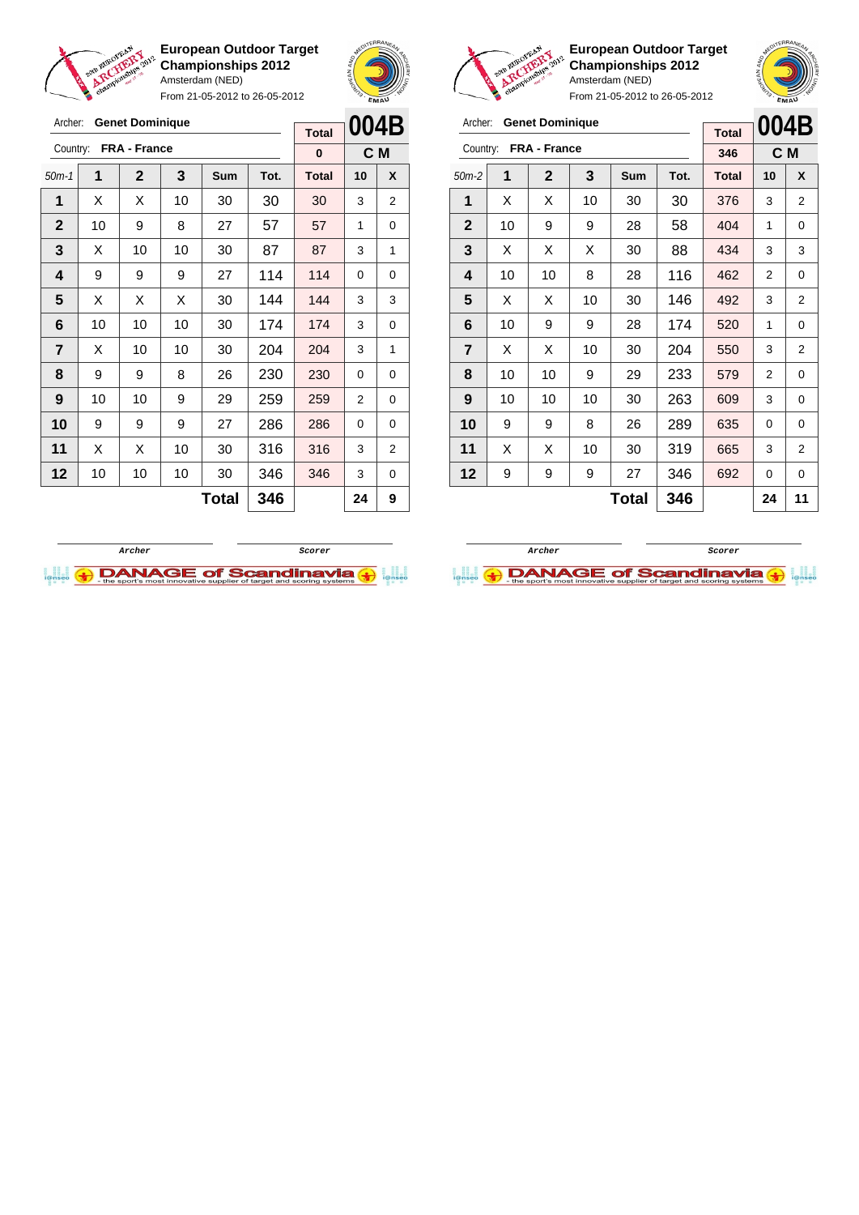**European Outdoor Target Championships 2012**
Amsterdam (NED)
From 21-05-2012 to 26-05-2012

Archer: **Genet Dominique**
Country: **FRA - France**

| Total | 004B |
|---|---|
| 0 | C M |

| 50m-1 | 1 | 2 | 3 | Sum | Tot. | Total | 10 | X |
|---|---|---|---|---|---|---|---|---|
| 1 | X | X | 10 | 30 | 30 | 30 | 3 | 2 |
| 2 | 10 | 9 | 8 | 27 | 57 | 57 | 1 | 0 |
| 3 | X | 10 | 10 | 30 | 87 | 87 | 3 | 1 |
| 4 | 9 | 9 | 9 | 27 | 114 | 114 | 0 | 0 |
| 5 | X | X | X | 30 | 144 | 144 | 3 | 3 |
| 6 | 10 | 10 | 10 | 30 | 174 | 174 | 3 | 0 |
| 7 | X | 10 | 10 | 30 | 204 | 204 | 3 | 1 |
| 8 | 9 | 9 | 8 | 26 | 230 | 230 | 0 | 0 |
| 9 | 10 | 10 | 9 | 29 | 259 | 259 | 2 | 0 |
| 10 | 9 | 9 | 9 | 27 | 286 | 286 | 0 | 0 |
| 11 | X | X | 10 | 30 | 316 | 316 | 3 | 2 |
| 12 | 10 | 10 | 10 | 30 | 346 | 346 | 3 | 0 |
| | | | | **Total** | **346** | | **24** | **9** |

Archer &nbsp;&nbsp;&nbsp;&nbsp; Scorer

**European Outdoor Target Championships 2012**
Amsterdam (NED)
From 21-05-2012 to 26-05-2012

Archer: **Genet Dominique**
Country: **FRA - France**

| Total | 004B |
|---|---|
| 346 | C M |

| 50m-2 | 1 | 2 | 3 | Sum | Tot. | Total | 10 | X |
|---|---|---|---|---|---|---|---|---|
| 1 | X | X | 10 | 30 | 30 | 376 | 3 | 2 |
| 2 | 10 | 9 | 9 | 28 | 58 | 404 | 1 | 0 |
| 3 | X | X | X | 30 | 88 | 434 | 3 | 3 |
| 4 | 10 | 10 | 8 | 28 | 116 | 462 | 2 | 0 |
| 5 | X | X | 10 | 30 | 146 | 492 | 3 | 2 |
| 6 | 10 | 9 | 9 | 28 | 174 | 520 | 1 | 0 |
| 7 | X | X | 10 | 30 | 204 | 550 | 3 | 2 |
| 8 | 10 | 10 | 9 | 29 | 233 | 579 | 2 | 0 |
| 9 | 10 | 10 | 10 | 30 | 263 | 609 | 3 | 0 |
| 10 | 9 | 9 | 8 | 26 | 289 | 635 | 0 | 0 |
| 11 | X | X | 10 | 30 | 319 | 665 | 3 | 2 |
| 12 | 9 | 9 | 9 | 27 | 346 | 692 | 0 | 0 |
| | | | | **Total** | **346** | | **24** | **11** |

Archer &nbsp;&nbsp;&nbsp;&nbsp; Scorer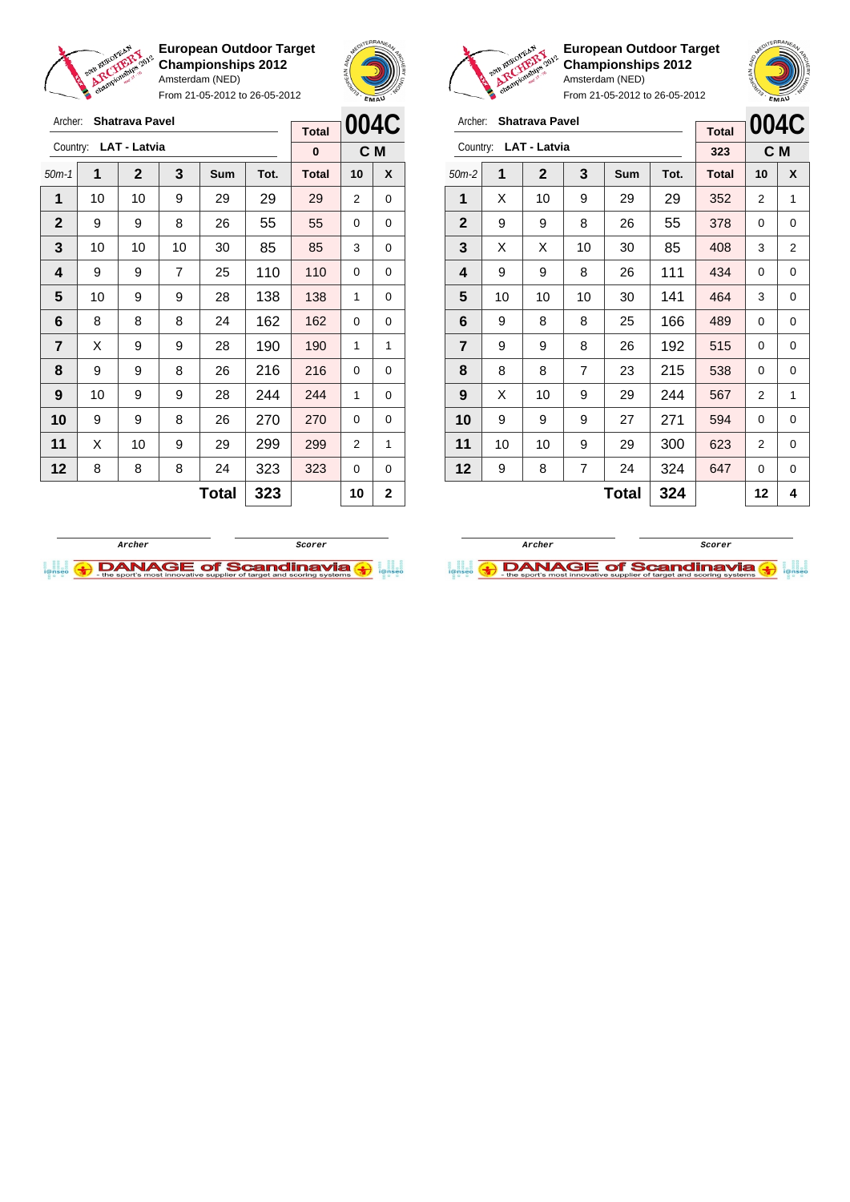**European Outdoor Target Championships 2012**
Amsterdam (NED)
From 21-05-2012 to 26-05-2012

Archer: **Shatrava Pavel**
Country: **LAT - Latvia**

| Total | 004C |
|---|---|
| 0 | C M |

| 50m-1 | 1 | 2 | 3 | Sum | Tot. | Total | 10 | X |
|---|---|---|---|---|---|---|---|---|
| 1 | 10 | 10 | 9 | 29 | 29 | 29 | 2 | 0 |
| 2 | 9 | 9 | 8 | 26 | 55 | 55 | 0 | 0 |
| 3 | 10 | 10 | 10 | 30 | 85 | 85 | 3 | 0 |
| 4 | 9 | 9 | 7 | 25 | 110 | 110 | 0 | 0 |
| 5 | 10 | 9 | 9 | 28 | 138 | 138 | 1 | 0 |
| 6 | 8 | 8 | 8 | 24 | 162 | 162 | 0 | 0 |
| 7 | X | 9 | 9 | 28 | 190 | 190 | 1 | 1 |
| 8 | 9 | 9 | 8 | 26 | 216 | 216 | 0 | 0 |
| 9 | 10 | 9 | 9 | 28 | 244 | 244 | 1 | 0 |
| 10 | 9 | 9 | 8 | 26 | 270 | 270 | 0 | 0 |
| 11 | X | 10 | 9 | 29 | 299 | 299 | 2 | 1 |
| 12 | 8 | 8 | 8 | 24 | 323 | 323 | 0 | 0 |
| | | | | **Total** | **323** | | **10** | **2** |

Archer &nbsp;&nbsp;&nbsp;&nbsp; Scorer

**European Outdoor Target Championships 2012**
Amsterdam (NED)
From 21-05-2012 to 26-05-2012

Archer: **Shatrava Pavel**
Country: **LAT - Latvia**

| Total | 004C |
|---|---|
| 323 | C M |

| 50m-2 | 1 | 2 | 3 | Sum | Tot. | Total | 10 | X |
|---|---|---|---|---|---|---|---|---|
| 1 | X | 10 | 9 | 29 | 29 | 352 | 2 | 1 |
| 2 | 9 | 9 | 8 | 26 | 55 | 378 | 0 | 0 |
| 3 | X | X | 10 | 30 | 85 | 408 | 3 | 2 |
| 4 | 9 | 9 | 8 | 26 | 111 | 434 | 0 | 0 |
| 5 | 10 | 10 | 10 | 30 | 141 | 464 | 3 | 0 |
| 6 | 9 | 8 | 8 | 25 | 166 | 489 | 0 | 0 |
| 7 | 9 | 9 | 8 | 26 | 192 | 515 | 0 | 0 |
| 8 | 8 | 8 | 7 | 23 | 215 | 538 | 0 | 0 |
| 9 | X | 10 | 9 | 29 | 244 | 567 | 2 | 1 |
| 10 | 9 | 9 | 9 | 27 | 271 | 594 | 0 | 0 |
| 11 | 10 | 10 | 9 | 29 | 300 | 623 | 2 | 0 |
| 12 | 9 | 8 | 7 | 24 | 324 | 647 | 0 | 0 |
| | | | | **Total** | **324** | | **12** | **4** |

Archer &nbsp;&nbsp;&nbsp;&nbsp; Scorer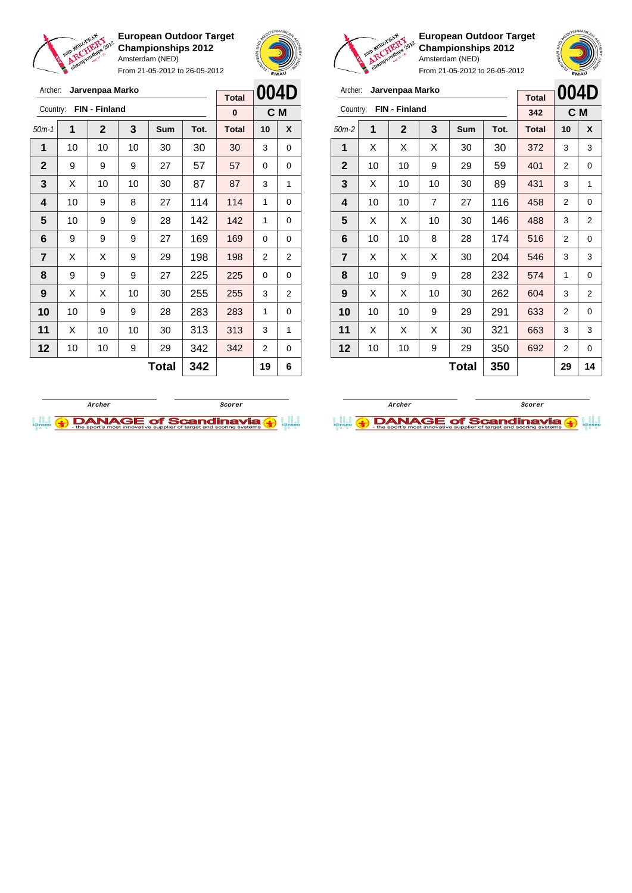**European Outdoor Target Championships 2012**
Amsterdam (NED)
From 21-05-2012 to 26-05-2012

Archer: **Jarvenpaa Marko**
Country: **FIN - Finland**

| Total | 004D |
|---|---|
| 0 | C M |

| 50m-1 | 1 | 2 | 3 | Sum | Tot. | Total | 10 | X |
|---|---|---|---|---|---|---|---|---|
| 1 | 10 | 10 | 10 | 30 | 30 | 30 | 3 | 0 |
| 2 | 9 | 9 | 9 | 27 | 57 | 57 | 0 | 0 |
| 3 | X | 10 | 10 | 30 | 87 | 87 | 3 | 1 |
| 4 | 10 | 9 | 8 | 27 | 114 | 114 | 1 | 0 |
| 5 | 10 | 9 | 9 | 28 | 142 | 142 | 1 | 0 |
| 6 | 9 | 9 | 9 | 27 | 169 | 169 | 0 | 0 |
| 7 | X | X | 9 | 29 | 198 | 198 | 2 | 2 |
| 8 | 9 | 9 | 9 | 27 | 225 | 225 | 0 | 0 |
| 9 | X | X | 10 | 30 | 255 | 255 | 3 | 2 |
| 10 | 10 | 9 | 9 | 28 | 283 | 283 | 1 | 0 |
| 11 | X | 10 | 10 | 30 | 313 | 313 | 3 | 1 |
| 12 | 10 | 10 | 9 | 29 | 342 | 342 | 2 | 0 |
| | | | | **Total** | **342** | | **19** | **6** |

Archer / Scorer

**European Outdoor Target Championships 2012**
Amsterdam (NED)
From 21-05-2012 to 26-05-2012

Archer: **Jarvenpaa Marko**
Country: **FIN - Finland**

| Total | 004D |
|---|---|
| 342 | C M |

| 50m-2 | 1 | 2 | 3 | Sum | Tot. | Total | 10 | X |
|---|---|---|---|---|---|---|---|---|
| 1 | X | X | X | 30 | 30 | 372 | 3 | 3 |
| 2 | 10 | 10 | 9 | 29 | 59 | 401 | 2 | 0 |
| 3 | X | 10 | 10 | 30 | 89 | 431 | 3 | 1 |
| 4 | 10 | 10 | 7 | 27 | 116 | 458 | 2 | 0 |
| 5 | X | X | 10 | 30 | 146 | 488 | 3 | 2 |
| 6 | 10 | 10 | 8 | 28 | 174 | 516 | 2 | 0 |
| 7 | X | X | X | 30 | 204 | 546 | 3 | 3 |
| 8 | 10 | 9 | 9 | 28 | 232 | 574 | 1 | 0 |
| 9 | X | X | 10 | 30 | 262 | 604 | 3 | 2 |
| 10 | 10 | 10 | 9 | 29 | 291 | 633 | 2 | 0 |
| 11 | X | X | X | 30 | 321 | 663 | 3 | 3 |
| 12 | 10 | 10 | 9 | 29 | 350 | 692 | 2 | 0 |
| | | | | **Total** | **350** | | **29** | **14** |

Archer / Scorer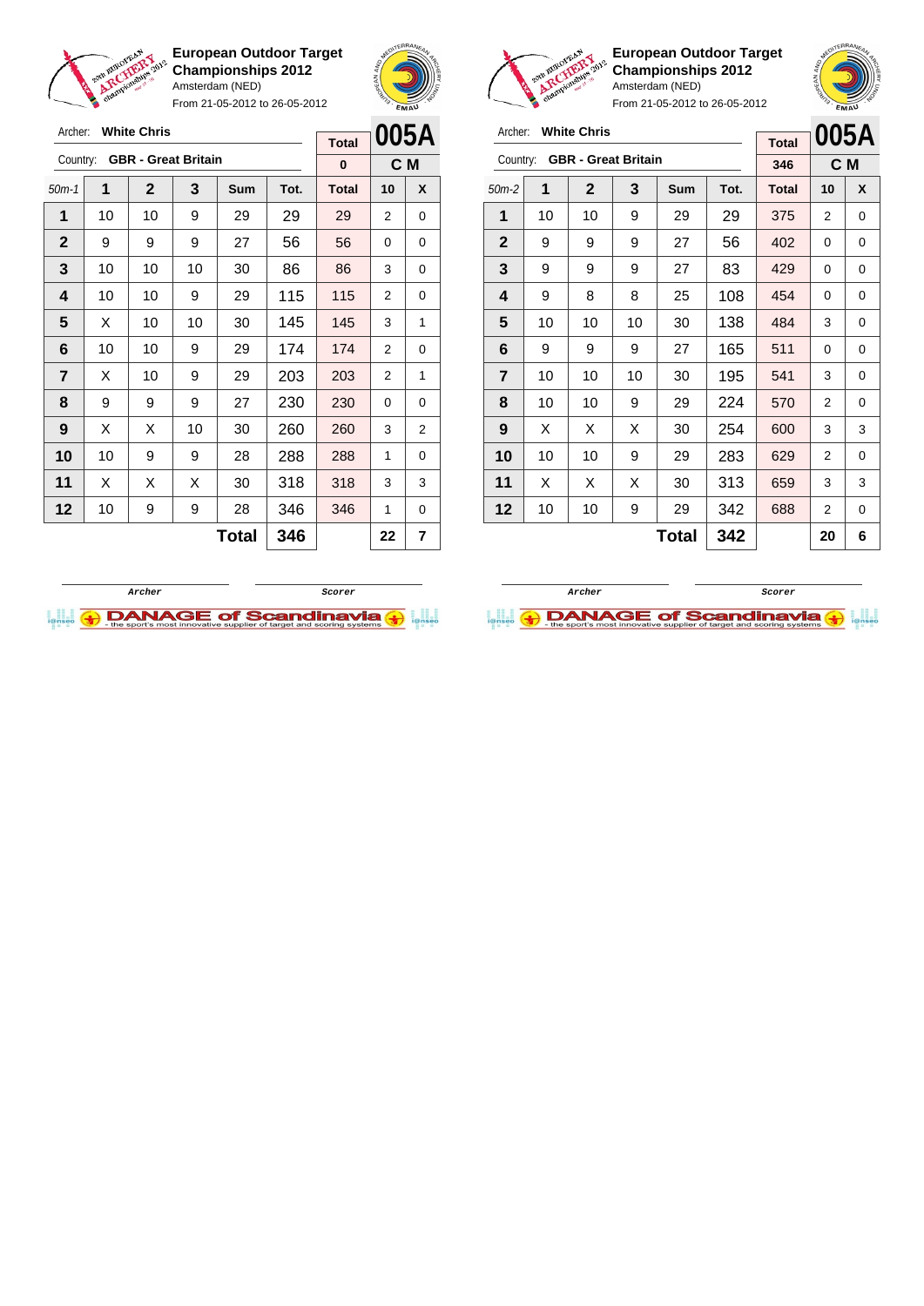**European Outdoor Target Championships 2012**
Amsterdam (NED)
From 21-05-2012 to 26-05-2012

Archer: **White Chris**
Country: **GBR - Great Britain**

| Total | 005A |
|---|---|
| 0 | C M |

| 50m-1 | 1 | 2 | 3 | Sum | Tot. | Total | 10 | X |
|---|---|---|---|---|---|---|---|---|
| 1 | 10 | 10 | 9 | 29 | 29 | 29 | 2 | 0 |
| 2 | 9 | 9 | 9 | 27 | 56 | 56 | 0 | 0 |
| 3 | 10 | 10 | 10 | 30 | 86 | 86 | 3 | 0 |
| 4 | 10 | 10 | 9 | 29 | 115 | 115 | 2 | 0 |
| 5 | X | 10 | 10 | 30 | 145 | 145 | 3 | 1 |
| 6 | 10 | 10 | 9 | 29 | 174 | 174 | 2 | 0 |
| 7 | X | 10 | 9 | 29 | 203 | 203 | 2 | 1 |
| 8 | 9 | 9 | 9 | 27 | 230 | 230 | 0 | 0 |
| 9 | X | X | 10 | 30 | 260 | 260 | 3 | 2 |
| 10 | 10 | 9 | 9 | 28 | 288 | 288 | 1 | 0 |
| 11 | X | X | X | 30 | 318 | 318 | 3 | 3 |
| 12 | 10 | 9 | 9 | 28 | 346 | 346 | 1 | 0 |
| | | | | **Total** | **346** | | **22** | **7** |

Archer &nbsp;&nbsp;&nbsp;&nbsp; Scorer

**European Outdoor Target Championships 2012**
Amsterdam (NED)
From 21-05-2012 to 26-05-2012

Archer: **White Chris**
Country: **GBR - Great Britain**

| Total | 005A |
|---|---|
| 346 | C M |

| 50m-2 | 1 | 2 | 3 | Sum | Tot. | Total | 10 | X |
|---|---|---|---|---|---|---|---|---|
| 1 | 10 | 10 | 9 | 29 | 29 | 375 | 2 | 0 |
| 2 | 9 | 9 | 9 | 27 | 56 | 402 | 0 | 0 |
| 3 | 9 | 9 | 9 | 27 | 83 | 429 | 0 | 0 |
| 4 | 9 | 8 | 8 | 25 | 108 | 454 | 0 | 0 |
| 5 | 10 | 10 | 10 | 30 | 138 | 484 | 3 | 0 |
| 6 | 9 | 9 | 9 | 27 | 165 | 511 | 0 | 0 |
| 7 | 10 | 10 | 10 | 30 | 195 | 541 | 3 | 0 |
| 8 | 10 | 10 | 9 | 29 | 224 | 570 | 2 | 0 |
| 9 | X | X | X | 30 | 254 | 600 | 3 | 3 |
| 10 | 10 | 10 | 9 | 29 | 283 | 629 | 2 | 0 |
| 11 | X | X | X | 30 | 313 | 659 | 3 | 3 |
| 12 | 10 | 10 | 9 | 29 | 342 | 688 | 2 | 0 |
| | | | | **Total** | **342** | | **20** | **6** |

Archer &nbsp;&nbsp;&nbsp;&nbsp; Scorer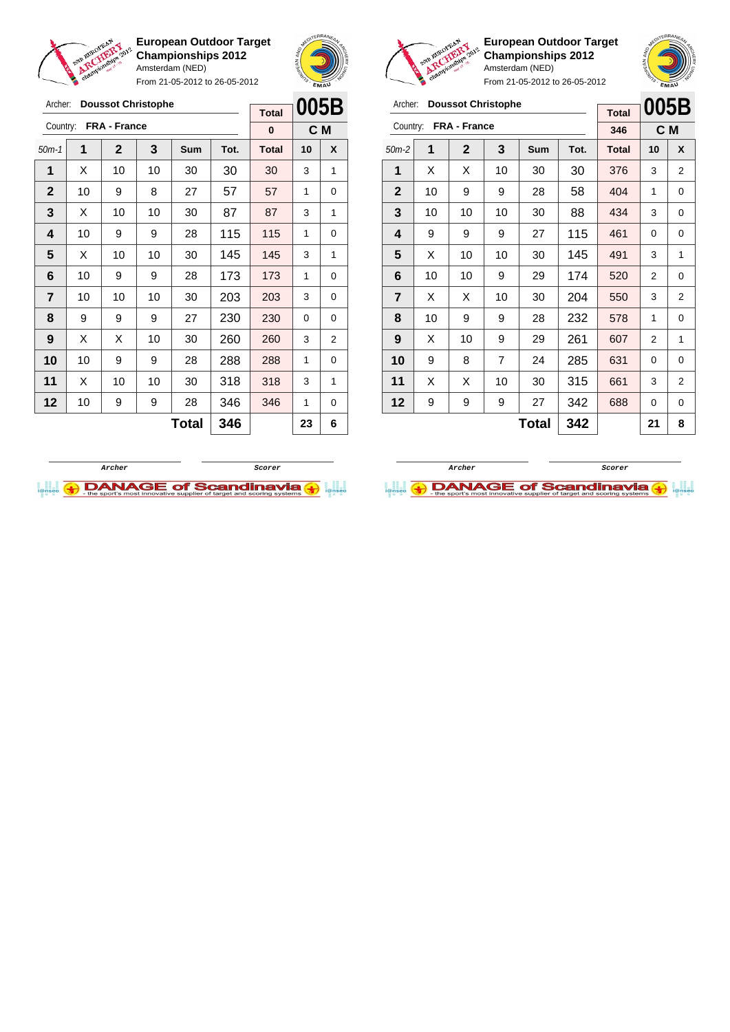**European Outdoor Target Championships 2012**
Amsterdam (NED)
From 21-05-2012 to 26-05-2012

Archer: **Doussot Christophe**
Country: **FRA - France**

| | | | | | | Total | 005B | |
|---|---|---|---|---|---|---|---|---|
| | | | | | | 0 | C M | |
| 50m-1 | 1 | 2 | 3 | Sum | Tot. | Total | 10 | X |
| 1 | X | 10 | 10 | 30 | 30 | 30 | 3 | 1 |
| 2 | 10 | 9 | 8 | 27 | 57 | 57 | 1 | 0 |
| 3 | X | 10 | 10 | 30 | 87 | 87 | 3 | 1 |
| 4 | 10 | 9 | 9 | 28 | 115 | 115 | 1 | 0 |
| 5 | X | 10 | 10 | 30 | 145 | 145 | 3 | 1 |
| 6 | 10 | 9 | 9 | 28 | 173 | 173 | 1 | 0 |
| 7 | 10 | 10 | 10 | 30 | 203 | 203 | 3 | 0 |
| 8 | 9 | 9 | 9 | 27 | 230 | 230 | 0 | 0 |
| 9 | X | X | 10 | 30 | 260 | 260 | 3 | 2 |
| 10 | 10 | 9 | 9 | 28 | 288 | 288 | 1 | 0 |
| 11 | X | 10 | 10 | 30 | 318 | 318 | 3 | 1 |
| 12 | 10 | 9 | 9 | 28 | 346 | 346 | 1 | 0 |
| | | | | **Total** | **346** | | **23** | **6** |

Archer | Scorer

**European Outdoor Target Championships 2012**
Amsterdam (NED)
From 21-05-2012 to 26-05-2012

Archer: **Doussot Christophe**
Country: **FRA - France**

| | | | | | | Total | 005B | |
|---|---|---|---|---|---|---|---|---|
| | | | | | | 346 | C M | |
| 50m-2 | 1 | 2 | 3 | Sum | Tot. | Total | 10 | X |
| 1 | X | X | 10 | 30 | 30 | 376 | 3 | 2 |
| 2 | 10 | 9 | 9 | 28 | 58 | 404 | 1 | 0 |
| 3 | 10 | 10 | 10 | 30 | 88 | 434 | 3 | 0 |
| 4 | 9 | 9 | 9 | 27 | 115 | 461 | 0 | 0 |
| 5 | X | 10 | 10 | 30 | 145 | 491 | 3 | 1 |
| 6 | 10 | 10 | 9 | 29 | 174 | 520 | 2 | 0 |
| 7 | X | X | 10 | 30 | 204 | 550 | 3 | 2 |
| 8 | 10 | 9 | 9 | 28 | 232 | 578 | 1 | 0 |
| 9 | X | 10 | 9 | 29 | 261 | 607 | 2 | 1 |
| 10 | 9 | 8 | 7 | 24 | 285 | 631 | 0 | 0 |
| 11 | X | X | 10 | 30 | 315 | 661 | 3 | 2 |
| 12 | 9 | 9 | 9 | 27 | 342 | 688 | 0 | 0 |
| | | | | **Total** | **342** | | **21** | **8** |

Archer | Scorer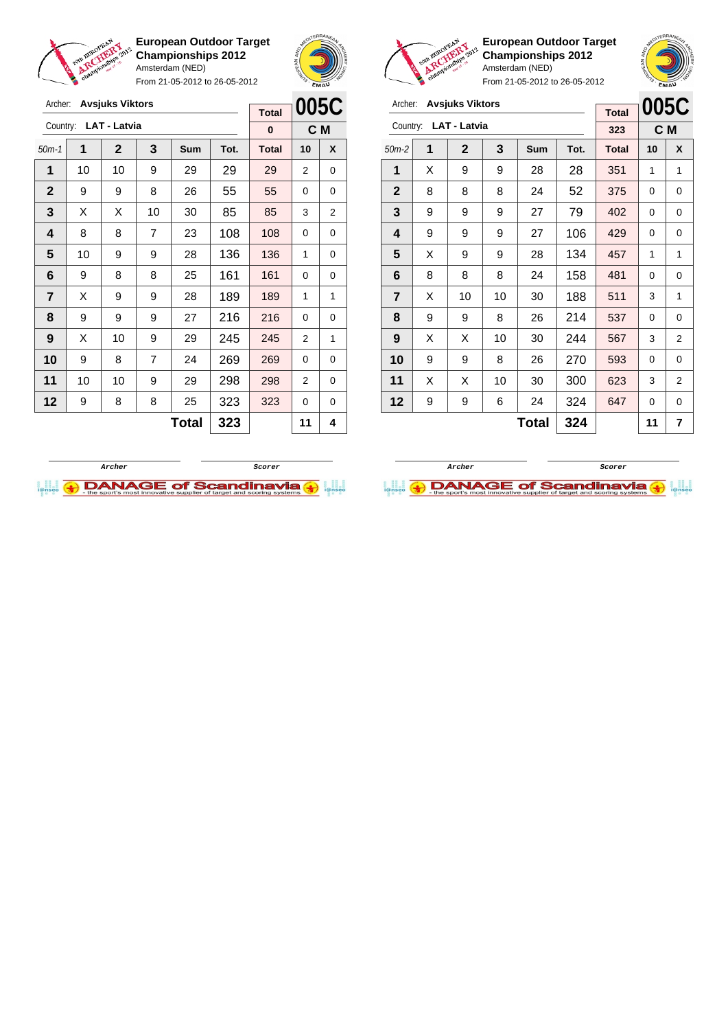**European Outdoor Target Championships 2012**
Amsterdam (NED)
From 21-05-2012 to 26-05-2012

Archer: **Avsjuks Viktors**
Country: **LAT - Latvia**

| Total | 005C |
|---|---|
| 0 | C M |

| 50m-1 | 1 | 2 | 3 | Sum | Tot. | Total | 10 | X |
|---|---|---|---|---|---|---|---|---|
| 1 | 10 | 10 | 9 | 29 | 29 | 29 | 2 | 0 |
| 2 | 9 | 9 | 8 | 26 | 55 | 55 | 0 | 0 |
| 3 | X | X | 10 | 30 | 85 | 85 | 3 | 2 |
| 4 | 8 | 8 | 7 | 23 | 108 | 108 | 0 | 0 |
| 5 | 10 | 9 | 9 | 28 | 136 | 136 | 1 | 0 |
| 6 | 9 | 8 | 8 | 25 | 161 | 161 | 0 | 0 |
| 7 | X | 9 | 9 | 28 | 189 | 189 | 1 | 1 |
| 8 | 9 | 9 | 9 | 27 | 216 | 216 | 0 | 0 |
| 9 | X | 10 | 9 | 29 | 245 | 245 | 2 | 1 |
| 10 | 9 | 8 | 7 | 24 | 269 | 269 | 0 | 0 |
| 11 | 10 | 10 | 9 | 29 | 298 | 298 | 2 | 0 |
| 12 | 9 | 8 | 8 | 25 | 323 | 323 | 0 | 0 |
| | | | | **Total** | **323** | | **11** | **4** |

Archer — Scorer

**European Outdoor Target Championships 2012**
Amsterdam (NED)
From 21-05-2012 to 26-05-2012

Archer: **Avsjuks Viktors**
Country: **LAT - Latvia**

| Total | 005C |
|---|---|
| 323 | C M |

| 50m-2 | 1 | 2 | 3 | Sum | Tot. | Total | 10 | X |
|---|---|---|---|---|---|---|---|---|
| 1 | X | 9 | 9 | 28 | 28 | 351 | 1 | 1 |
| 2 | 8 | 8 | 8 | 24 | 52 | 375 | 0 | 0 |
| 3 | 9 | 9 | 9 | 27 | 79 | 402 | 0 | 0 |
| 4 | 9 | 9 | 9 | 27 | 106 | 429 | 0 | 0 |
| 5 | X | 9 | 9 | 28 | 134 | 457 | 1 | 1 |
| 6 | 8 | 8 | 8 | 24 | 158 | 481 | 0 | 0 |
| 7 | X | 10 | 10 | 30 | 188 | 511 | 3 | 1 |
| 8 | 9 | 9 | 8 | 26 | 214 | 537 | 0 | 0 |
| 9 | X | X | 10 | 30 | 244 | 567 | 3 | 2 |
| 10 | 9 | 9 | 8 | 26 | 270 | 593 | 0 | 0 |
| 11 | X | X | 10 | 30 | 300 | 623 | 3 | 2 |
| 12 | 9 | 9 | 6 | 24 | 324 | 647 | 0 | 0 |
| | | | | **Total** | **324** | | **11** | **7** |

Archer — Scorer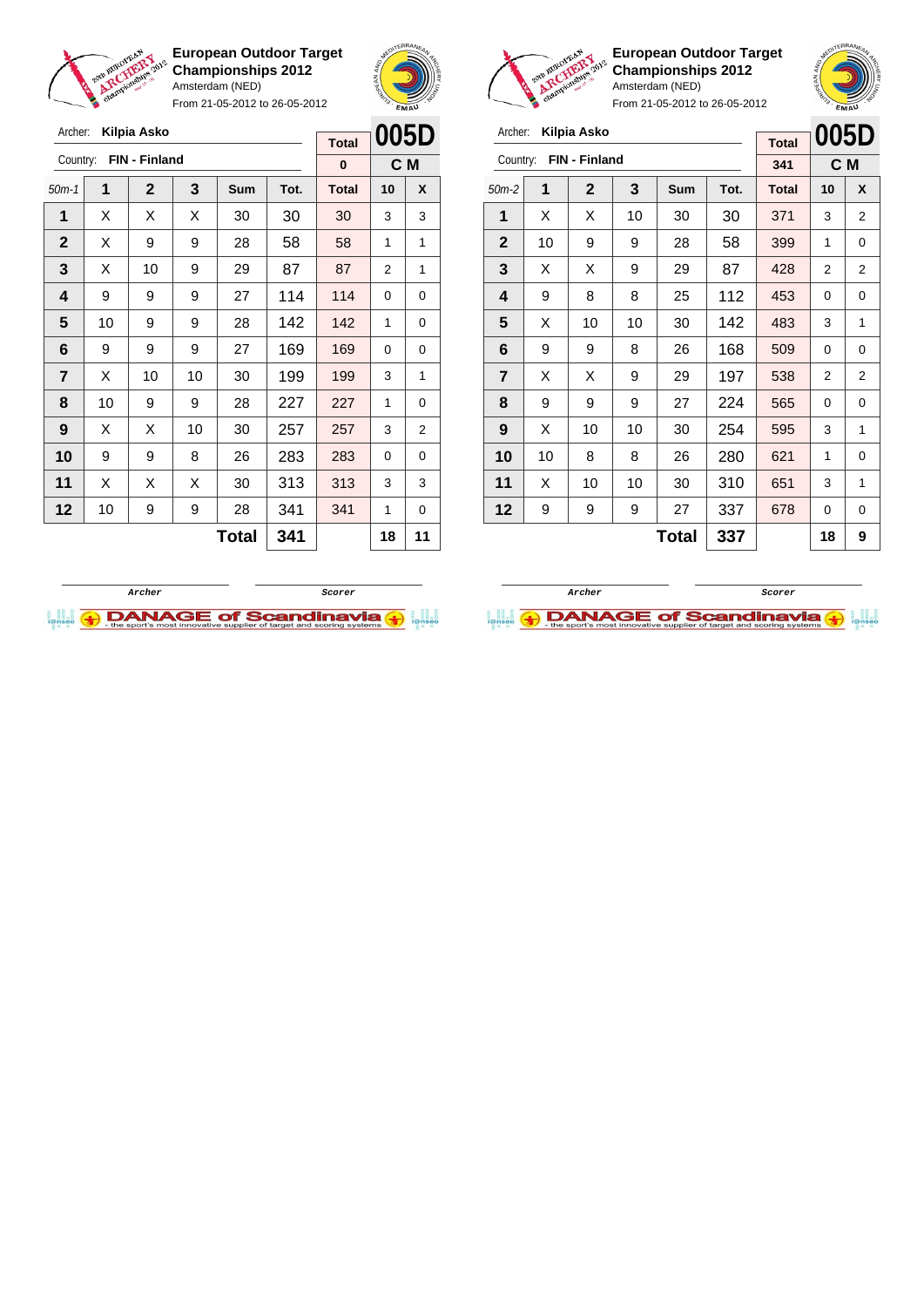**European Outdoor Target Championships 2012**
Amsterdam (NED)
From 21-05-2012 to 26-05-2012

Archer: **Kilpia Asko**
Country: **FIN - Finland**

| Total | 005D |
|---|---|
| 0 | C M |

| 50m-1 | 1 | 2 | 3 | Sum | Tot. | Total | 10 | X |
|---|---|---|---|---|---|---|---|---|
| 1 | X | X | X | 30 | 30 | 30 | 3 | 3 |
| 2 | X | 9 | 9 | 28 | 58 | 58 | 1 | 1 |
| 3 | X | 10 | 9 | 29 | 87 | 87 | 2 | 1 |
| 4 | 9 | 9 | 9 | 27 | 114 | 114 | 0 | 0 |
| 5 | 10 | 9 | 9 | 28 | 142 | 142 | 1 | 0 |
| 6 | 9 | 9 | 9 | 27 | 169 | 169 | 0 | 0 |
| 7 | X | 10 | 10 | 30 | 199 | 199 | 3 | 1 |
| 8 | 10 | 9 | 9 | 28 | 227 | 227 | 1 | 0 |
| 9 | X | X | 10 | 30 | 257 | 257 | 3 | 2 |
| 10 | 9 | 9 | 8 | 26 | 283 | 283 | 0 | 0 |
| 11 | X | X | X | 30 | 313 | 313 | 3 | 3 |
| 12 | 10 | 9 | 9 | 28 | 341 | 341 | 1 | 0 |
| | | | | **Total** | **341** | | **18** | **11** |

Archer / Scorer

**European Outdoor Target Championships 2012**
Amsterdam (NED)
From 21-05-2012 to 26-05-2012

Archer: **Kilpia Asko**
Country: **FIN - Finland**

| Total | 005D |
|---|---|
| 341 | C M |

| 50m-2 | 1 | 2 | 3 | Sum | Tot. | Total | 10 | X |
|---|---|---|---|---|---|---|---|---|
| 1 | X | X | 10 | 30 | 30 | 371 | 3 | 2 |
| 2 | 10 | 9 | 9 | 28 | 58 | 399 | 1 | 0 |
| 3 | X | X | 9 | 29 | 87 | 428 | 2 | 2 |
| 4 | 9 | 8 | 8 | 25 | 112 | 453 | 0 | 0 |
| 5 | X | 10 | 10 | 30 | 142 | 483 | 3 | 1 |
| 6 | 9 | 9 | 8 | 26 | 168 | 509 | 0 | 0 |
| 7 | X | X | 9 | 29 | 197 | 538 | 2 | 2 |
| 8 | 9 | 9 | 9 | 27 | 224 | 565 | 0 | 0 |
| 9 | X | 10 | 10 | 30 | 254 | 595 | 3 | 1 |
| 10 | 10 | 8 | 8 | 26 | 280 | 621 | 1 | 0 |
| 11 | X | 10 | 10 | 30 | 310 | 651 | 3 | 1 |
| 12 | 9 | 9 | 9 | 27 | 337 | 678 | 0 | 0 |
| | | | | **Total** | **337** | | **18** | **9** |

Archer / Scorer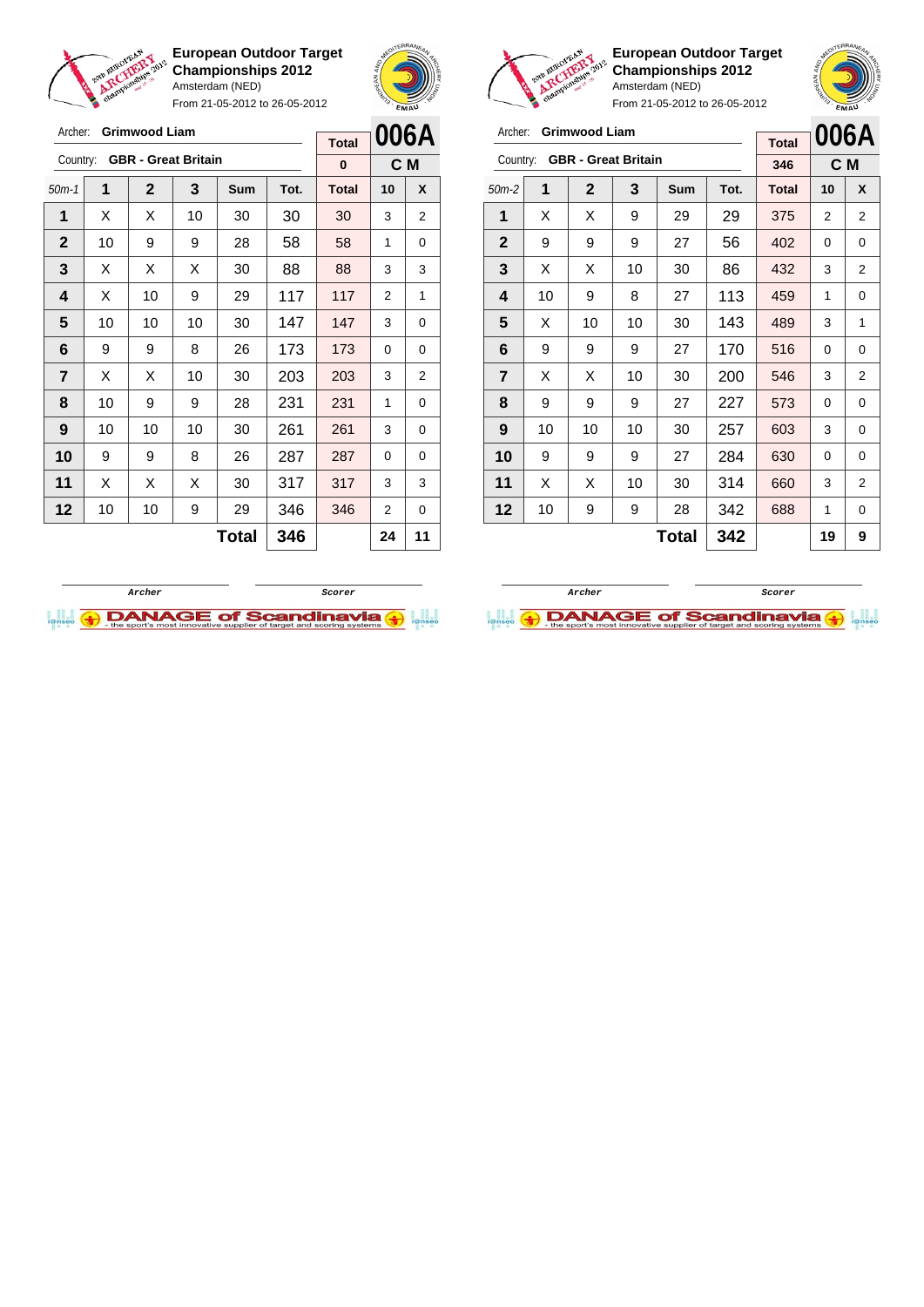**European Outdoor Target Championships 2012**
Amsterdam (NED)
From 21-05-2012 to 26-05-2012

Archer: **Grimwood Liam**
Country: **GBR - Great Britain**

**006A** — **C M**

| 50m-1 | 1 | 2 | 3 | Sum | Tot. | Total | 10 | X |
|---|---|---|---|---|---|---|---|---|
| | | | | | | 0 | | |
| 1 | X | X | 10 | 30 | 30 | 30 | 3 | 2 |
| 2 | 10 | 9 | 9 | 28 | 58 | 58 | 1 | 0 |
| 3 | X | X | X | 30 | 88 | 88 | 3 | 3 |
| 4 | X | 10 | 9 | 29 | 117 | 117 | 2 | 1 |
| 5 | 10 | 10 | 10 | 30 | 147 | 147 | 3 | 0 |
| 6 | 9 | 9 | 8 | 26 | 173 | 173 | 0 | 0 |
| 7 | X | X | 10 | 30 | 203 | 203 | 3 | 2 |
| 8 | 10 | 9 | 9 | 28 | 231 | 231 | 1 | 0 |
| 9 | 10 | 10 | 10 | 30 | 261 | 261 | 3 | 0 |
| 10 | 9 | 9 | 8 | 26 | 287 | 287 | 0 | 0 |
| 11 | X | X | X | 30 | 317 | 317 | 3 | 3 |
| 12 | 10 | 10 | 9 | 29 | 346 | 346 | 2 | 0 |
| | | | | **Total** | **346** | | **24** | **11** |

Archer — Scorer

---

**European Outdoor Target Championships 2012**
Amsterdam (NED)
From 21-05-2012 to 26-05-2012

Archer: **Grimwood Liam**
Country: **GBR - Great Britain**

**006A** — **C M**

| 50m-2 | 1 | 2 | 3 | Sum | Tot. | Total | 10 | X |
|---|---|---|---|---|---|---|---|---|
| | | | | | | 346 | | |
| 1 | X | X | 9 | 29 | 29 | 375 | 2 | 2 |
| 2 | 9 | 9 | 9 | 27 | 56 | 402 | 0 | 0 |
| 3 | X | X | 10 | 30 | 86 | 432 | 3 | 2 |
| 4 | 10 | 9 | 8 | 27 | 113 | 459 | 1 | 0 |
| 5 | X | 10 | 10 | 30 | 143 | 489 | 3 | 1 |
| 6 | 9 | 9 | 9 | 27 | 170 | 516 | 0 | 0 |
| 7 | X | X | 10 | 30 | 200 | 546 | 3 | 2 |
| 8 | 9 | 9 | 9 | 27 | 227 | 573 | 0 | 0 |
| 9 | 10 | 10 | 10 | 30 | 257 | 603 | 3 | 0 |
| 10 | 9 | 9 | 9 | 27 | 284 | 630 | 0 | 0 |
| 11 | X | X | 10 | 30 | 314 | 660 | 3 | 2 |
| 12 | 10 | 9 | 9 | 28 | 342 | 688 | 1 | 0 |
| | | | | **Total** | **342** | | **19** | **9** |

Archer — Scorer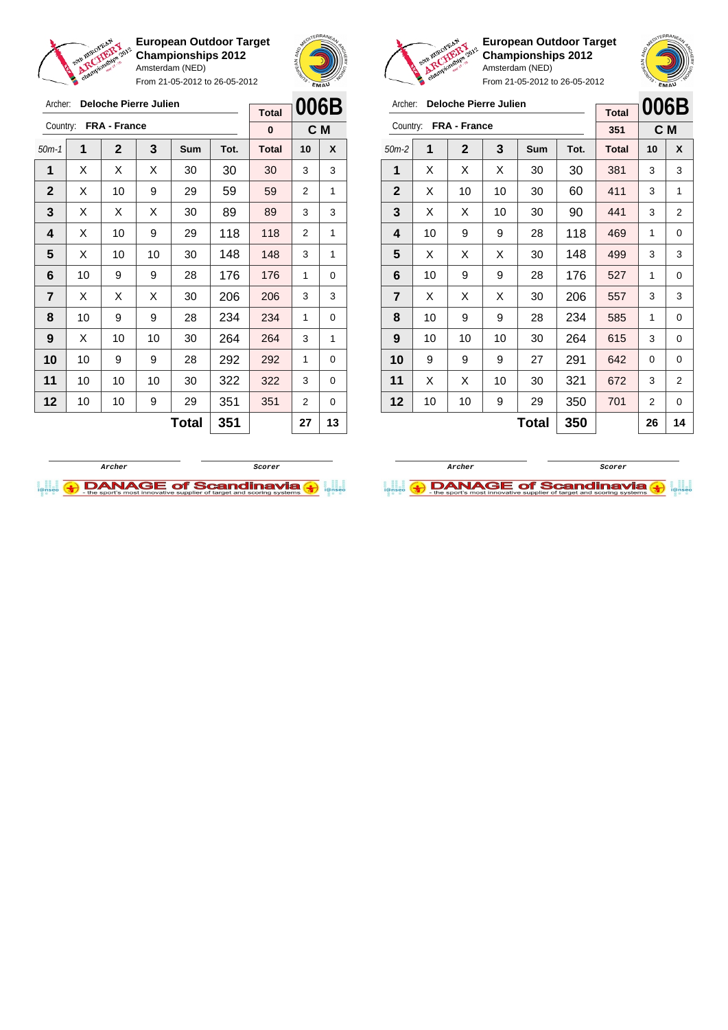**European Outdoor Target Championships 2012**
Amsterdam (NED)
From 21-05-2012 to 26-05-2012

Archer: **Deloche Pierre Julien**
Country: **FRA - France**

| Total | 006B |
|---|---|
| 0 | C M |

| 50m-1 | 1 | 2 | 3 | Sum | Tot. | Total | 10 | X |
|---|---|---|---|---|---|---|---|---|
| 1 | X | X | X | 30 | 30 | 30 | 3 | 3 |
| 2 | X | 10 | 9 | 29 | 59 | 59 | 2 | 1 |
| 3 | X | X | X | 30 | 89 | 89 | 3 | 3 |
| 4 | X | 10 | 9 | 29 | 118 | 118 | 2 | 1 |
| 5 | X | 10 | 10 | 30 | 148 | 148 | 3 | 1 |
| 6 | 10 | 9 | 9 | 28 | 176 | 176 | 1 | 0 |
| 7 | X | X | X | 30 | 206 | 206 | 3 | 3 |
| 8 | 10 | 9 | 9 | 28 | 234 | 234 | 1 | 0 |
| 9 | X | 10 | 10 | 30 | 264 | 264 | 3 | 1 |
| 10 | 10 | 9 | 9 | 28 | 292 | 292 | 1 | 0 |
| 11 | 10 | 10 | 10 | 30 | 322 | 322 | 3 | 0 |
| 12 | 10 | 10 | 9 | 29 | 351 | 351 | 2 | 0 |
| | | | | **Total** | **351** | | **27** | **13** |

Archer — Scorer

**European Outdoor Target Championships 2012**
Amsterdam (NED)
From 21-05-2012 to 26-05-2012

Archer: **Deloche Pierre Julien**
Country: **FRA - France**

| Total | 006B |
|---|---|
| 351 | C M |

| 50m-2 | 1 | 2 | 3 | Sum | Tot. | Total | 10 | X |
|---|---|---|---|---|---|---|---|---|
| 1 | X | X | X | 30 | 30 | 381 | 3 | 3 |
| 2 | X | 10 | 10 | 30 | 60 | 411 | 3 | 1 |
| 3 | X | X | 10 | 30 | 90 | 441 | 3 | 2 |
| 4 | 10 | 9 | 9 | 28 | 118 | 469 | 1 | 0 |
| 5 | X | X | X | 30 | 148 | 499 | 3 | 3 |
| 6 | 10 | 9 | 9 | 28 | 176 | 527 | 1 | 0 |
| 7 | X | X | X | 30 | 206 | 557 | 3 | 3 |
| 8 | 10 | 9 | 9 | 28 | 234 | 585 | 1 | 0 |
| 9 | 10 | 10 | 10 | 30 | 264 | 615 | 3 | 0 |
| 10 | 9 | 9 | 9 | 27 | 291 | 642 | 0 | 0 |
| 11 | X | X | 10 | 30 | 321 | 672 | 3 | 2 |
| 12 | 10 | 10 | 9 | 29 | 350 | 701 | 2 | 0 |
| | | | | **Total** | **350** | | **26** | **14** |

Archer — Scorer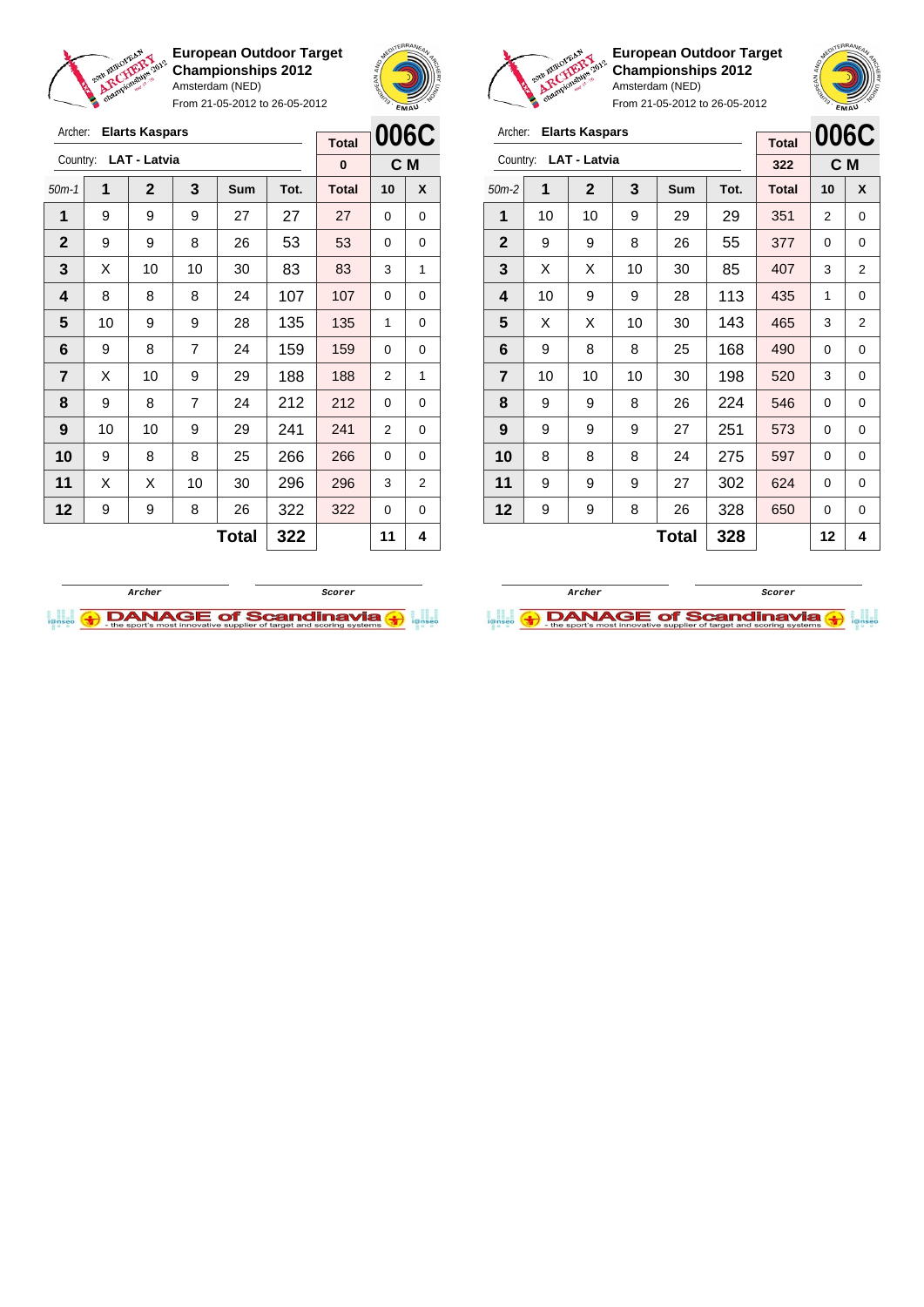**European Outdoor Target Championships 2012**
Amsterdam (NED)
From 21-05-2012 to 26-05-2012

Archer: **Elarts Kaspars**
Country: **LAT - Latvia**

**006C** — **C M**

| 50m-1 | 1 | 2 | 3 | Sum | Tot. | Total | 10 | X |
|---|---|---|---|---|---|---|---|---|
| | | | | | | 0 | | |
| 1 | 9 | 9 | 9 | 27 | 27 | 27 | 0 | 0 |
| 2 | 9 | 9 | 8 | 26 | 53 | 53 | 0 | 0 |
| 3 | X | 10 | 10 | 30 | 83 | 83 | 3 | 1 |
| 4 | 8 | 8 | 8 | 24 | 107 | 107 | 0 | 0 |
| 5 | 10 | 9 | 9 | 28 | 135 | 135 | 1 | 0 |
| 6 | 9 | 8 | 7 | 24 | 159 | 159 | 0 | 0 |
| 7 | X | 10 | 9 | 29 | 188 | 188 | 2 | 1 |
| 8 | 9 | 8 | 7 | 24 | 212 | 212 | 0 | 0 |
| 9 | 10 | 10 | 9 | 29 | 241 | 241 | 2 | 0 |
| 10 | 9 | 8 | 8 | 25 | 266 | 266 | 0 | 0 |
| 11 | X | X | 10 | 30 | 296 | 296 | 3 | 2 |
| 12 | 9 | 9 | 8 | 26 | 322 | 322 | 0 | 0 |
| | | | | **Total** | **322** | | **11** | **4** |

Archer / Scorer

**European Outdoor Target Championships 2012**
Amsterdam (NED)
From 21-05-2012 to 26-05-2012

Archer: **Elarts Kaspars**
Country: **LAT - Latvia**

**006C** — **C M**

| 50m-2 | 1 | 2 | 3 | Sum | Tot. | Total | 10 | X |
|---|---|---|---|---|---|---|---|---|
| | | | | | | 322 | | |
| 1 | 10 | 10 | 9 | 29 | 29 | 351 | 2 | 0 |
| 2 | 9 | 9 | 8 | 26 | 55 | 377 | 0 | 0 |
| 3 | X | X | 10 | 30 | 85 | 407 | 3 | 2 |
| 4 | 10 | 9 | 9 | 28 | 113 | 435 | 1 | 0 |
| 5 | X | X | 10 | 30 | 143 | 465 | 3 | 2 |
| 6 | 9 | 8 | 8 | 25 | 168 | 490 | 0 | 0 |
| 7 | 10 | 10 | 10 | 30 | 198 | 520 | 3 | 0 |
| 8 | 9 | 9 | 8 | 26 | 224 | 546 | 0 | 0 |
| 9 | 9 | 9 | 9 | 27 | 251 | 573 | 0 | 0 |
| 10 | 8 | 8 | 8 | 24 | 275 | 597 | 0 | 0 |
| 11 | 9 | 9 | 9 | 27 | 302 | 624 | 0 | 0 |
| 12 | 9 | 9 | 8 | 26 | 328 | 650 | 0 | 0 |
| | | | | **Total** | **328** | | **12** | **4** |

Archer / Scorer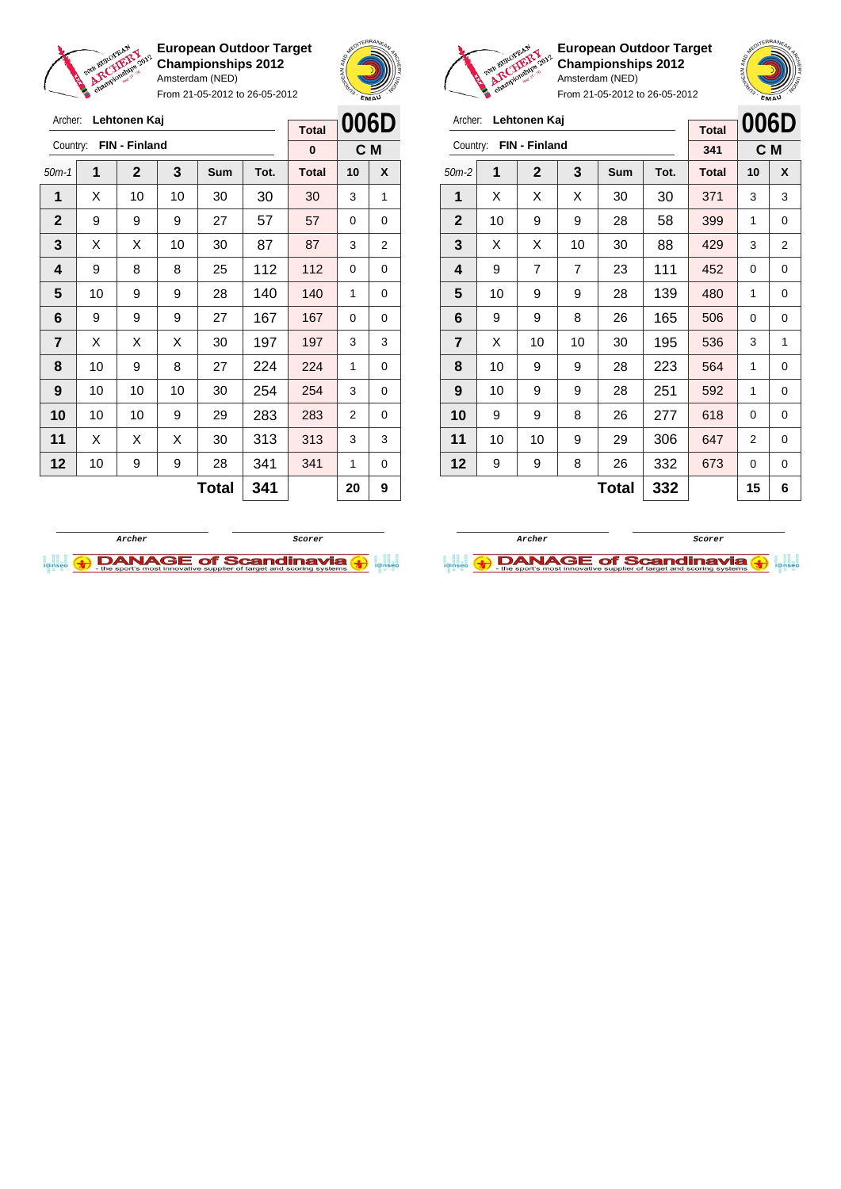**European Outdoor Target Championships 2012**
Amsterdam (NED)
From 21-05-2012 to 26-05-2012

Archer: **Lehtonen Kaj**
Country: **FIN - Finland**

**006D** — **C M**

Total: 0

| 50m-1 | 1 | 2 | 3 | Sum | Tot. | Total | 10 | X |
|---|---|---|---|---|---|---|---|---|
| 1 | X | 10 | 10 | 30 | 30 | 30 | 3 | 1 |
| 2 | 9 | 9 | 9 | 27 | 57 | 57 | 0 | 0 |
| 3 | X | X | 10 | 30 | 87 | 87 | 3 | 2 |
| 4 | 9 | 8 | 8 | 25 | 112 | 112 | 0 | 0 |
| 5 | 10 | 9 | 9 | 28 | 140 | 140 | 1 | 0 |
| 6 | 9 | 9 | 9 | 27 | 167 | 167 | 0 | 0 |
| 7 | X | X | X | 30 | 197 | 197 | 3 | 3 |
| 8 | 10 | 9 | 8 | 27 | 224 | 224 | 1 | 0 |
| 9 | 10 | 10 | 10 | 30 | 254 | 254 | 3 | 0 |
| 10 | 10 | 10 | 9 | 29 | 283 | 283 | 2 | 0 |
| 11 | X | X | X | 30 | 313 | 313 | 3 | 3 |
| 12 | 10 | 9 | 9 | 28 | 341 | 341 | 1 | 0 |
| | | | | **Total** | **341** | | **20** | **9** |

Archer &nbsp;&nbsp;&nbsp;&nbsp; Scorer

**European Outdoor Target Championships 2012**
Amsterdam (NED)
From 21-05-2012 to 26-05-2012

Archer: **Lehtonen Kaj**
Country: **FIN - Finland**

**006D** — **C M**

Total: 341

| 50m-2 | 1 | 2 | 3 | Sum | Tot. | Total | 10 | X |
|---|---|---|---|---|---|---|---|---|
| 1 | X | X | X | 30 | 30 | 371 | 3 | 3 |
| 2 | 10 | 9 | 9 | 28 | 58 | 399 | 1 | 0 |
| 3 | X | X | 10 | 30 | 88 | 429 | 3 | 2 |
| 4 | 9 | 7 | 7 | 23 | 111 | 452 | 0 | 0 |
| 5 | 10 | 9 | 9 | 28 | 139 | 480 | 1 | 0 |
| 6 | 9 | 9 | 8 | 26 | 165 | 506 | 0 | 0 |
| 7 | X | 10 | 10 | 30 | 195 | 536 | 3 | 1 |
| 8 | 10 | 9 | 9 | 28 | 223 | 564 | 1 | 0 |
| 9 | 10 | 9 | 9 | 28 | 251 | 592 | 1 | 0 |
| 10 | 9 | 9 | 8 | 26 | 277 | 618 | 0 | 0 |
| 11 | 10 | 10 | 9 | 29 | 306 | 647 | 2 | 0 |
| 12 | 9 | 9 | 8 | 26 | 332 | 673 | 0 | 0 |
| | | | | **Total** | **332** | | **15** | **6** |

Archer &nbsp;&nbsp;&nbsp;&nbsp; Scorer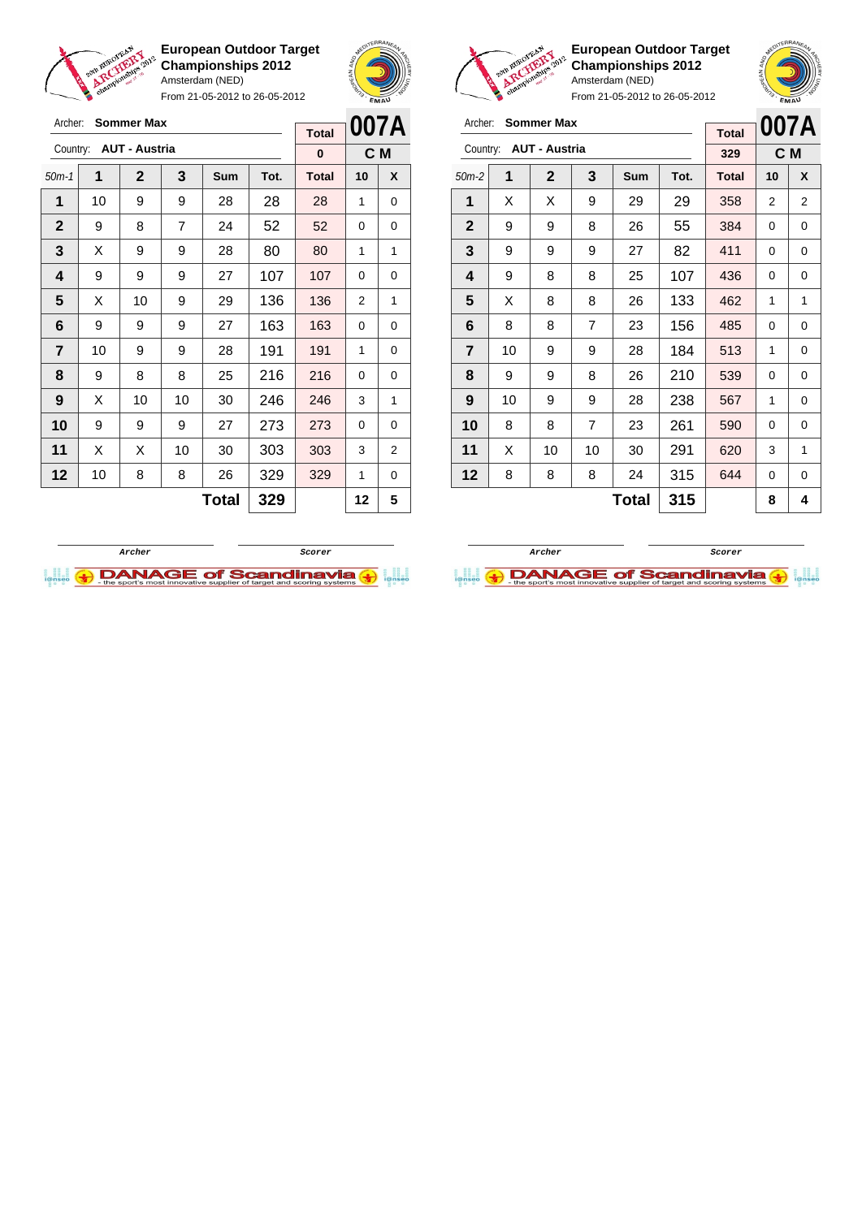**European Outdoor Target Championships 2012**
Amsterdam (NED)
From 21-05-2012 to 26-05-2012

Archer: **Sommer Max**
Country: **AUT - Austria**

**007A** — **C M**

| 50m-1 | 1 | 2 | 3 | Sum | Tot. | Total | 10 | X |
|---|---|---|---|---|---|---|---|---|
| | | | | | | 0 | | |
| 1 | 10 | 9 | 9 | 28 | 28 | 28 | 1 | 0 |
| 2 | 9 | 8 | 7 | 24 | 52 | 52 | 0 | 0 |
| 3 | X | 9 | 9 | 28 | 80 | 80 | 1 | 1 |
| 4 | 9 | 9 | 9 | 27 | 107 | 107 | 0 | 0 |
| 5 | X | 10 | 9 | 29 | 136 | 136 | 2 | 1 |
| 6 | 9 | 9 | 9 | 27 | 163 | 163 | 0 | 0 |
| 7 | 10 | 9 | 9 | 28 | 191 | 191 | 1 | 0 |
| 8 | 9 | 8 | 8 | 25 | 216 | 216 | 0 | 0 |
| 9 | X | 10 | 10 | 30 | 246 | 246 | 3 | 1 |
| 10 | 9 | 9 | 9 | 27 | 273 | 273 | 0 | 0 |
| 11 | X | X | 10 | 30 | 303 | 303 | 3 | 2 |
| 12 | 10 | 8 | 8 | 26 | 329 | 329 | 1 | 0 |
| | | | | **Total** | **329** | | **12** | **5** |

Archer — Scorer

**European Outdoor Target Championships 2012**
Amsterdam (NED)
From 21-05-2012 to 26-05-2012

Archer: **Sommer Max**
Country: **AUT - Austria**

**007A** — **C M**

| 50m-2 | 1 | 2 | 3 | Sum | Tot. | Total | 10 | X |
|---|---|---|---|---|---|---|---|---|
| | | | | | | 329 | | |
| 1 | X | X | 9 | 29 | 29 | 358 | 2 | 2 |
| 2 | 9 | 9 | 8 | 26 | 55 | 384 | 0 | 0 |
| 3 | 9 | 9 | 9 | 27 | 82 | 411 | 0 | 0 |
| 4 | 9 | 8 | 8 | 25 | 107 | 436 | 0 | 0 |
| 5 | X | 8 | 8 | 26 | 133 | 462 | 1 | 1 |
| 6 | 8 | 8 | 7 | 23 | 156 | 485 | 0 | 0 |
| 7 | 10 | 9 | 9 | 28 | 184 | 513 | 1 | 0 |
| 8 | 9 | 9 | 8 | 26 | 210 | 539 | 0 | 0 |
| 9 | 10 | 9 | 9 | 28 | 238 | 567 | 1 | 0 |
| 10 | 8 | 8 | 7 | 23 | 261 | 590 | 0 | 0 |
| 11 | X | 10 | 10 | 30 | 291 | 620 | 3 | 1 |
| 12 | 8 | 8 | 8 | 24 | 315 | 644 | 0 | 0 |
| | | | | **Total** | **315** | | **8** | **4** |

Archer — Scorer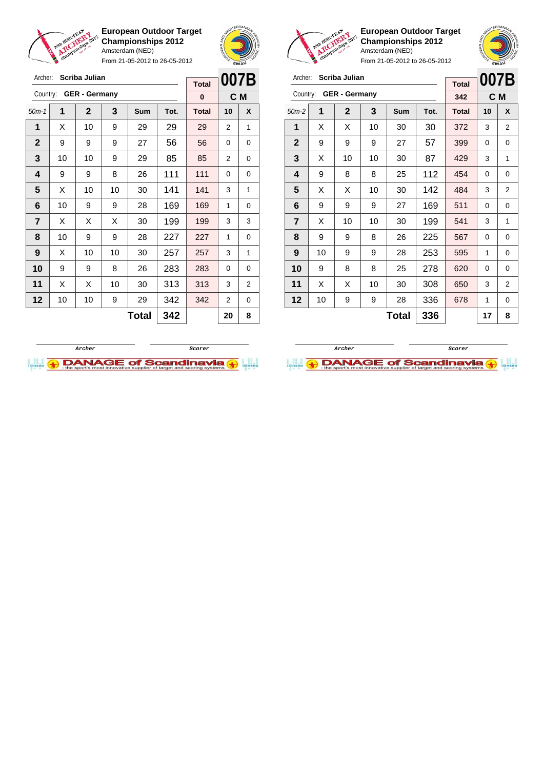**European Outdoor Target Championships 2012**
Amsterdam (NED)
From 21-05-2012 to 26-05-2012

Archer: **Scriba Julian**
Country: **GER - Germany**

| Total | 007B |
|---|---|
| 0 | C M |

| 50m-1 | 1 | 2 | 3 | Sum | Tot. | Total | 10 | X |
|---|---|---|---|---|---|---|---|---|
| 1 | X | 10 | 9 | 29 | 29 | 29 | 2 | 1 |
| 2 | 9 | 9 | 9 | 27 | 56 | 56 | 0 | 0 |
| 3 | 10 | 10 | 9 | 29 | 85 | 85 | 2 | 0 |
| 4 | 9 | 9 | 8 | 26 | 111 | 111 | 0 | 0 |
| 5 | X | 10 | 10 | 30 | 141 | 141 | 3 | 1 |
| 6 | 10 | 9 | 9 | 28 | 169 | 169 | 1 | 0 |
| 7 | X | X | X | 30 | 199 | 199 | 3 | 3 |
| 8 | 10 | 9 | 9 | 28 | 227 | 227 | 1 | 0 |
| 9 | X | 10 | 10 | 30 | 257 | 257 | 3 | 1 |
| 10 | 9 | 9 | 8 | 26 | 283 | 283 | 0 | 0 |
| 11 | X | X | 10 | 30 | 313 | 313 | 3 | 2 |
| 12 | 10 | 10 | 9 | 29 | 342 | 342 | 2 | 0 |
| | | | | **Total** | **342** | | **20** | **8** |

Archer    Scorer

**European Outdoor Target Championships 2012**
Amsterdam (NED)
From 21-05-2012 to 26-05-2012

Archer: **Scriba Julian**
Country: **GER - Germany**

| Total | 007B |
|---|---|
| 342 | C M |

| 50m-2 | 1 | 2 | 3 | Sum | Tot. | Total | 10 | X |
|---|---|---|---|---|---|---|---|---|
| 1 | X | X | 10 | 30 | 30 | 372 | 3 | 2 |
| 2 | 9 | 9 | 9 | 27 | 57 | 399 | 0 | 0 |
| 3 | X | 10 | 10 | 30 | 87 | 429 | 3 | 1 |
| 4 | 9 | 8 | 8 | 25 | 112 | 454 | 0 | 0 |
| 5 | X | X | 10 | 30 | 142 | 484 | 3 | 2 |
| 6 | 9 | 9 | 9 | 27 | 169 | 511 | 0 | 0 |
| 7 | X | 10 | 10 | 30 | 199 | 541 | 3 | 1 |
| 8 | 9 | 9 | 8 | 26 | 225 | 567 | 0 | 0 |
| 9 | 10 | 9 | 9 | 28 | 253 | 595 | 1 | 0 |
| 10 | 9 | 8 | 8 | 25 | 278 | 620 | 0 | 0 |
| 11 | X | X | 10 | 30 | 308 | 650 | 3 | 2 |
| 12 | 10 | 9 | 9 | 28 | 336 | 678 | 1 | 0 |
| | | | | **Total** | **336** | | **17** | **8** |

Archer    Scorer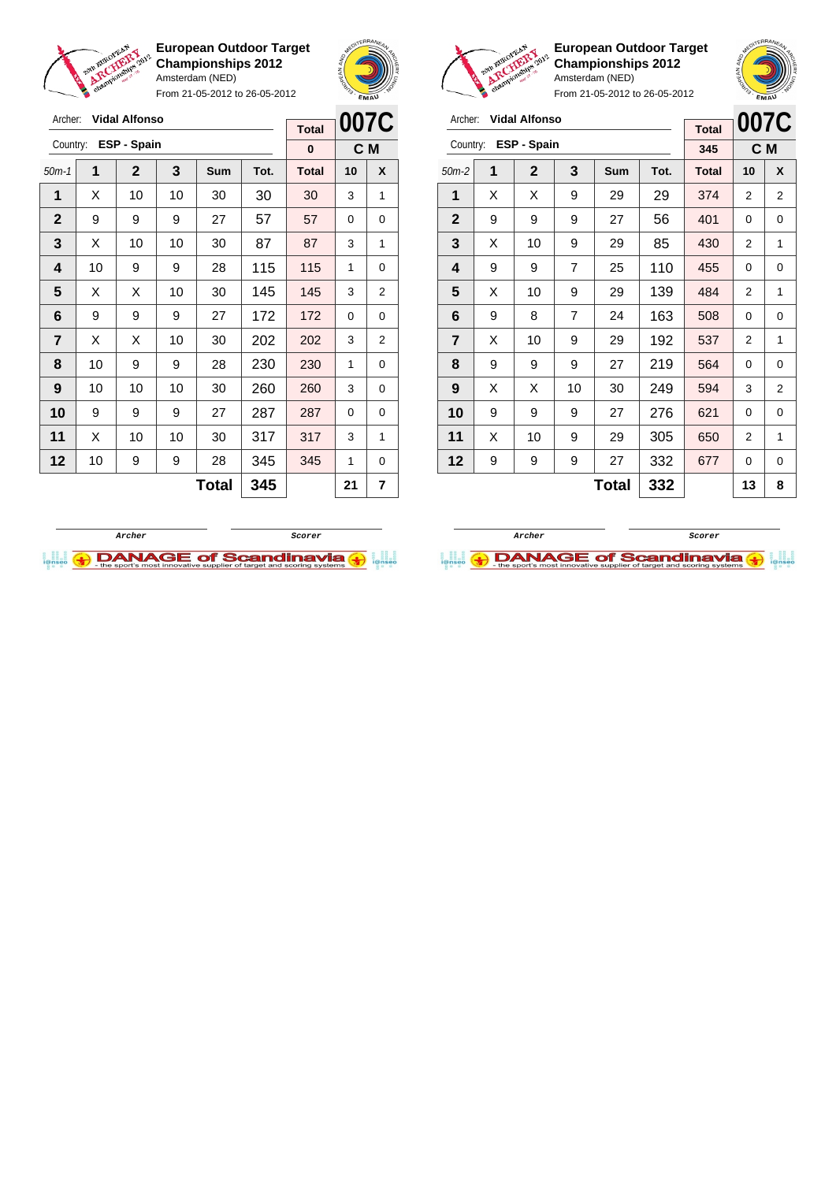**European Outdoor Target Championships 2012**
Amsterdam (NED)
From 21-05-2012 to 26-05-2012

Archer: **Vidal Alfonso**
Country: **ESP - Spain**

| Total | 007C |
|---|---|
| 0 | C M |

| 50m-1 | 1 | 2 | 3 | Sum | Tot. | Total | 10 | X |
|---|---|---|---|---|---|---|---|---|
| 1 | X | 10 | 10 | 30 | 30 | 30 | 3 | 1 |
| 2 | 9 | 9 | 9 | 27 | 57 | 57 | 0 | 0 |
| 3 | X | 10 | 10 | 30 | 87 | 87 | 3 | 1 |
| 4 | 10 | 9 | 9 | 28 | 115 | 115 | 1 | 0 |
| 5 | X | X | 10 | 30 | 145 | 145 | 3 | 2 |
| 6 | 9 | 9 | 9 | 27 | 172 | 172 | 0 | 0 |
| 7 | X | X | 10 | 30 | 202 | 202 | 3 | 2 |
| 8 | 10 | 9 | 9 | 28 | 230 | 230 | 1 | 0 |
| 9 | 10 | 10 | 10 | 30 | 260 | 260 | 3 | 0 |
| 10 | 9 | 9 | 9 | 27 | 287 | 287 | 0 | 0 |
| 11 | X | 10 | 10 | 30 | 317 | 317 | 3 | 1 |
| 12 | 10 | 9 | 9 | 28 | 345 | 345 | 1 | 0 |
| | | | | Total | 345 | | 21 | 7 |

Archer &nbsp;&nbsp;&nbsp;&nbsp; Scorer

**European Outdoor Target Championships 2012**
Amsterdam (NED)
From 21-05-2012 to 26-05-2012

Archer: **Vidal Alfonso**
Country: **ESP - Spain**

| Total | 007C |
|---|---|
| 345 | C M |

| 50m-2 | 1 | 2 | 3 | Sum | Tot. | Total | 10 | X |
|---|---|---|---|---|---|---|---|---|
| 1 | X | X | 9 | 29 | 29 | 374 | 2 | 2 |
| 2 | 9 | 9 | 9 | 27 | 56 | 401 | 0 | 0 |
| 3 | X | 10 | 9 | 29 | 85 | 430 | 2 | 1 |
| 4 | 9 | 9 | 7 | 25 | 110 | 455 | 0 | 0 |
| 5 | X | 10 | 9 | 29 | 139 | 484 | 2 | 1 |
| 6 | 9 | 8 | 7 | 24 | 163 | 508 | 0 | 0 |
| 7 | X | 10 | 9 | 29 | 192 | 537 | 2 | 1 |
| 8 | 9 | 9 | 9 | 27 | 219 | 564 | 0 | 0 |
| 9 | X | X | 10 | 30 | 249 | 594 | 3 | 2 |
| 10 | 9 | 9 | 9 | 27 | 276 | 621 | 0 | 0 |
| 11 | X | 10 | 9 | 29 | 305 | 650 | 2 | 1 |
| 12 | 9 | 9 | 9 | 27 | 332 | 677 | 0 | 0 |
| | | | | Total | 332 | | 13 | 8 |

Archer &nbsp;&nbsp;&nbsp;&nbsp; Scorer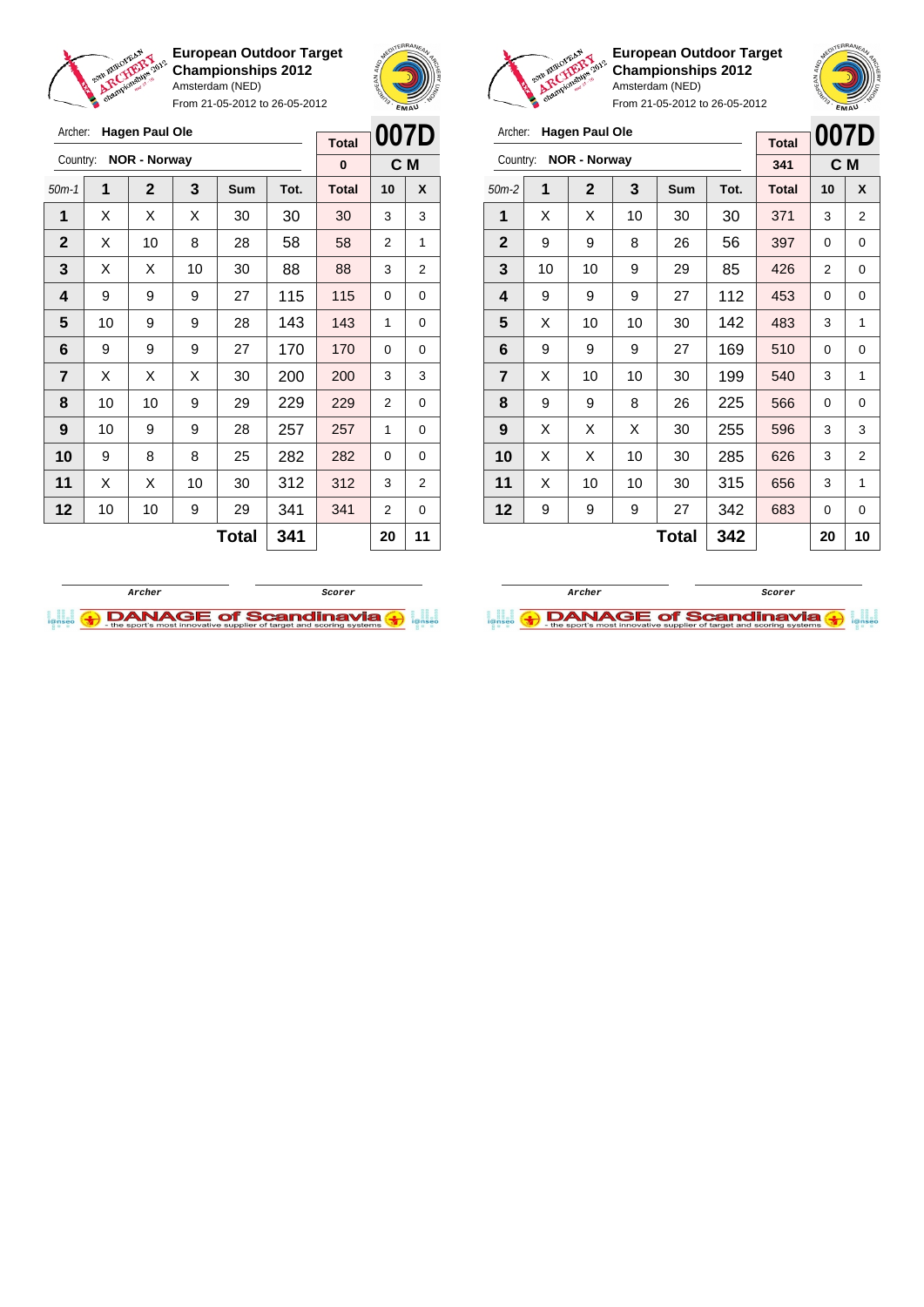**European Outdoor Target Championships 2012**
Amsterdam (NED)
From 21-05-2012 to 26-05-2012

Archer: **Hagen Paul Ole**
Country: **NOR - Norway**

| Total | 007D |
|---|---|
| 0 | C M |

| 50m-1 | 1 | 2 | 3 | Sum | Tot. | Total | 10 | X |
|---|---|---|---|---|---|---|---|---|
| 1 | X | X | X | 30 | 30 | 30 | 3 | 3 |
| 2 | X | 10 | 8 | 28 | 58 | 58 | 2 | 1 |
| 3 | X | X | 10 | 30 | 88 | 88 | 3 | 2 |
| 4 | 9 | 9 | 9 | 27 | 115 | 115 | 0 | 0 |
| 5 | 10 | 9 | 9 | 28 | 143 | 143 | 1 | 0 |
| 6 | 9 | 9 | 9 | 27 | 170 | 170 | 0 | 0 |
| 7 | X | X | X | 30 | 200 | 200 | 3 | 3 |
| 8 | 10 | 10 | 9 | 29 | 229 | 229 | 2 | 0 |
| 9 | 10 | 9 | 9 | 28 | 257 | 257 | 1 | 0 |
| 10 | 9 | 8 | 8 | 25 | 282 | 282 | 0 | 0 |
| 11 | X | X | 10 | 30 | 312 | 312 | 3 | 2 |
| 12 | 10 | 10 | 9 | 29 | 341 | 341 | 2 | 0 |
| | | | | **Total** | **341** | | **20** | **11** |

Archer　　　Scorer

**European Outdoor Target Championships 2012**
Amsterdam (NED)
From 21-05-2012 to 26-05-2012

Archer: **Hagen Paul Ole**
Country: **NOR - Norway**

| Total | 007D |
|---|---|
| 341 | C M |

| 50m-2 | 1 | 2 | 3 | Sum | Tot. | Total | 10 | X |
|---|---|---|---|---|---|---|---|---|
| 1 | X | X | 10 | 30 | 30 | 371 | 3 | 2 |
| 2 | 9 | 9 | 8 | 26 | 56 | 397 | 0 | 0 |
| 3 | 10 | 10 | 9 | 29 | 85 | 426 | 2 | 0 |
| 4 | 9 | 9 | 9 | 27 | 112 | 453 | 0 | 0 |
| 5 | X | 10 | 10 | 30 | 142 | 483 | 3 | 1 |
| 6 | 9 | 9 | 9 | 27 | 169 | 510 | 0 | 0 |
| 7 | X | 10 | 10 | 30 | 199 | 540 | 3 | 1 |
| 8 | 9 | 9 | 8 | 26 | 225 | 566 | 0 | 0 |
| 9 | X | X | X | 30 | 255 | 596 | 3 | 3 |
| 10 | X | X | 10 | 30 | 285 | 626 | 3 | 2 |
| 11 | X | 10 | 10 | 30 | 315 | 656 | 3 | 1 |
| 12 | 9 | 9 | 9 | 27 | 342 | 683 | 0 | 0 |
| | | | | **Total** | **342** | | **20** | **10** |

Archer　　　Scorer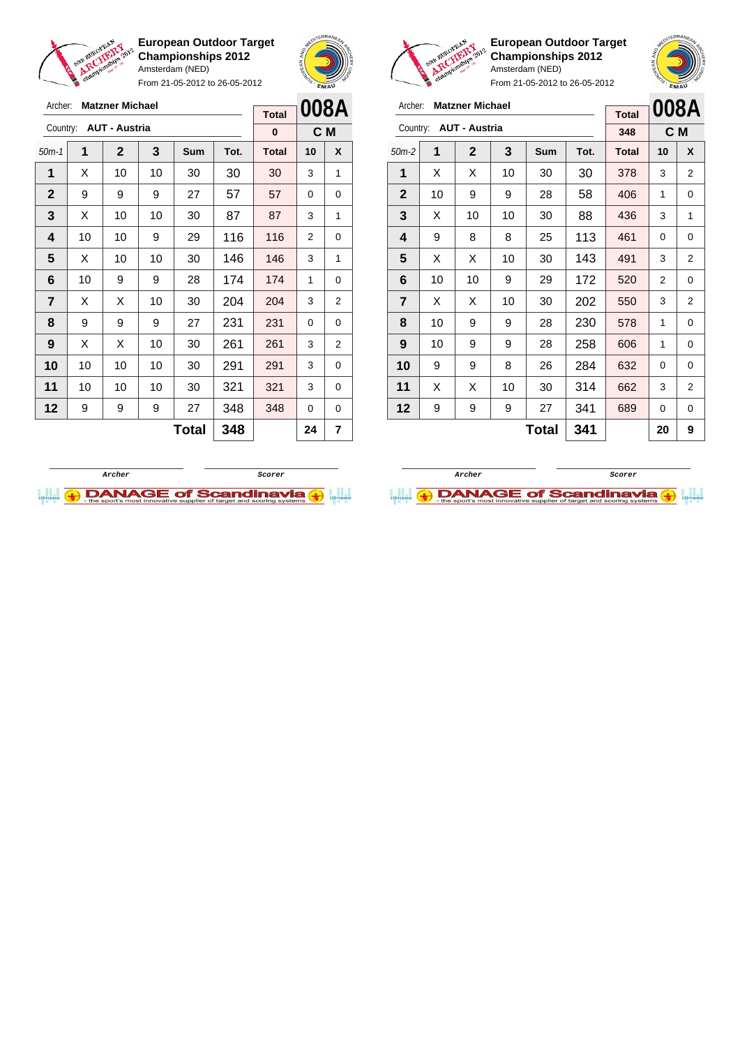**European Outdoor Target Championships 2012**
Amsterdam (NED)
From 21-05-2012 to 26-05-2012

Archer: **Matzner Michael**
Country: **AUT - Austria**

| | | | | | | Total | 008A | |
|---|---|---|---|---|---|---|---|---|
| | | | | | | 0 | C M | |
| 50m-1 | 1 | 2 | 3 | Sum | Tot. | Total | 10 | X |
| 1 | X | 10 | 10 | 30 | 30 | 30 | 3 | 1 |
| 2 | 9 | 9 | 9 | 27 | 57 | 57 | 0 | 0 |
| 3 | X | 10 | 10 | 30 | 87 | 87 | 3 | 1 |
| 4 | 10 | 10 | 9 | 29 | 116 | 116 | 2 | 0 |
| 5 | X | 10 | 10 | 30 | 146 | 146 | 3 | 1 |
| 6 | 10 | 9 | 9 | 28 | 174 | 174 | 1 | 0 |
| 7 | X | X | 10 | 30 | 204 | 204 | 3 | 2 |
| 8 | 9 | 9 | 9 | 27 | 231 | 231 | 0 | 0 |
| 9 | X | X | 10 | 30 | 261 | 261 | 3 | 2 |
| 10 | 10 | 10 | 10 | 30 | 291 | 291 | 3 | 0 |
| 11 | 10 | 10 | 10 | 30 | 321 | 321 | 3 | 0 |
| 12 | 9 | 9 | 9 | 27 | 348 | 348 | 0 | 0 |
| | | | | Total | 348 | | 24 | 7 |

Archer | Scorer

**European Outdoor Target Championships 2012**
Amsterdam (NED)
From 21-05-2012 to 26-05-2012

Archer: **Matzner Michael**
Country: **AUT - Austria**

| | | | | | | Total | 008A | |
|---|---|---|---|---|---|---|---|---|
| | | | | | | 348 | C M | |
| 50m-2 | 1 | 2 | 3 | Sum | Tot. | Total | 10 | X |
| 1 | X | X | 10 | 30 | 30 | 378 | 3 | 2 |
| 2 | 10 | 9 | 9 | 28 | 58 | 406 | 1 | 0 |
| 3 | X | 10 | 10 | 30 | 88 | 436 | 3 | 1 |
| 4 | 9 | 8 | 8 | 25 | 113 | 461 | 0 | 0 |
| 5 | X | X | 10 | 30 | 143 | 491 | 3 | 2 |
| 6 | 10 | 10 | 9 | 29 | 172 | 520 | 2 | 0 |
| 7 | X | X | 10 | 30 | 202 | 550 | 3 | 2 |
| 8 | 10 | 9 | 9 | 28 | 230 | 578 | 1 | 0 |
| 9 | 10 | 9 | 9 | 28 | 258 | 606 | 1 | 0 |
| 10 | 9 | 9 | 8 | 26 | 284 | 632 | 0 | 0 |
| 11 | X | X | 10 | 30 | 314 | 662 | 3 | 2 |
| 12 | 9 | 9 | 9 | 27 | 341 | 689 | 0 | 0 |
| | | | | Total | 341 | | 20 | 9 |

Archer | Scorer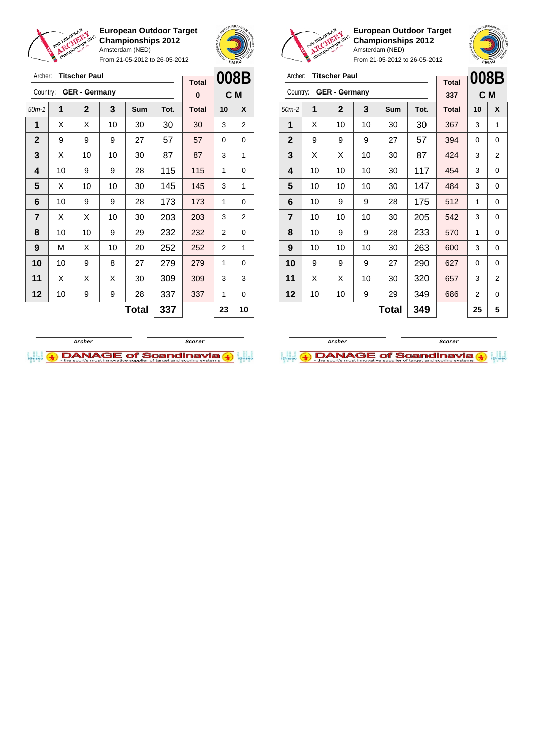**European Outdoor Target Championships 2012**
Amsterdam (NED)
From 21-05-2012 to 26-05-2012

Archer: **Titscher Paul**
Country: **GER - Germany**

| Total | 008B |
|---|---|
| 0 | C M |

| 50m-1 | 1 | 2 | 3 | Sum | Tot. | Total | 10 | X |
|---|---|---|---|---|---|---|---|---|
| 1 | X | X | 10 | 30 | 30 | 30 | 3 | 2 |
| 2 | 9 | 9 | 9 | 27 | 57 | 57 | 0 | 0 |
| 3 | X | 10 | 10 | 30 | 87 | 87 | 3 | 1 |
| 4 | 10 | 9 | 9 | 28 | 115 | 115 | 1 | 0 |
| 5 | X | 10 | 10 | 30 | 145 | 145 | 3 | 1 |
| 6 | 10 | 9 | 9 | 28 | 173 | 173 | 1 | 0 |
| 7 | X | X | 10 | 30 | 203 | 203 | 3 | 2 |
| 8 | 10 | 10 | 9 | 29 | 232 | 232 | 2 | 0 |
| 9 | M | X | 10 | 20 | 252 | 252 | 2 | 1 |
| 10 | 10 | 9 | 8 | 27 | 279 | 279 | 1 | 0 |
| 11 | X | X | X | 30 | 309 | 309 | 3 | 3 |
| 12 | 10 | 9 | 9 | 28 | 337 | 337 | 1 | 0 |
| | | | | **Total** | **337** | | **23** | **10** |

Archer　　　Scorer

**European Outdoor Target Championships 2012**
Amsterdam (NED)
From 21-05-2012 to 26-05-2012

Archer: **Titscher Paul**
Country: **GER - Germany**

| Total | 008B |
|---|---|
| 337 | C M |

| 50m-2 | 1 | 2 | 3 | Sum | Tot. | Total | 10 | X |
|---|---|---|---|---|---|---|---|---|
| 1 | X | 10 | 10 | 30 | 30 | 367 | 3 | 1 |
| 2 | 9 | 9 | 9 | 27 | 57 | 394 | 0 | 0 |
| 3 | X | X | 10 | 30 | 87 | 424 | 3 | 2 |
| 4 | 10 | 10 | 10 | 30 | 117 | 454 | 3 | 0 |
| 5 | 10 | 10 | 10 | 30 | 147 | 484 | 3 | 0 |
| 6 | 10 | 9 | 9 | 28 | 175 | 512 | 1 | 0 |
| 7 | 10 | 10 | 10 | 30 | 205 | 542 | 3 | 0 |
| 8 | 10 | 9 | 9 | 28 | 233 | 570 | 1 | 0 |
| 9 | 10 | 10 | 10 | 30 | 263 | 600 | 3 | 0 |
| 10 | 9 | 9 | 9 | 27 | 290 | 627 | 0 | 0 |
| 11 | X | X | 10 | 30 | 320 | 657 | 3 | 2 |
| 12 | 10 | 10 | 9 | 29 | 349 | 686 | 2 | 0 |
| | | | | **Total** | **349** | | **25** | **5** |

Archer　　　Scorer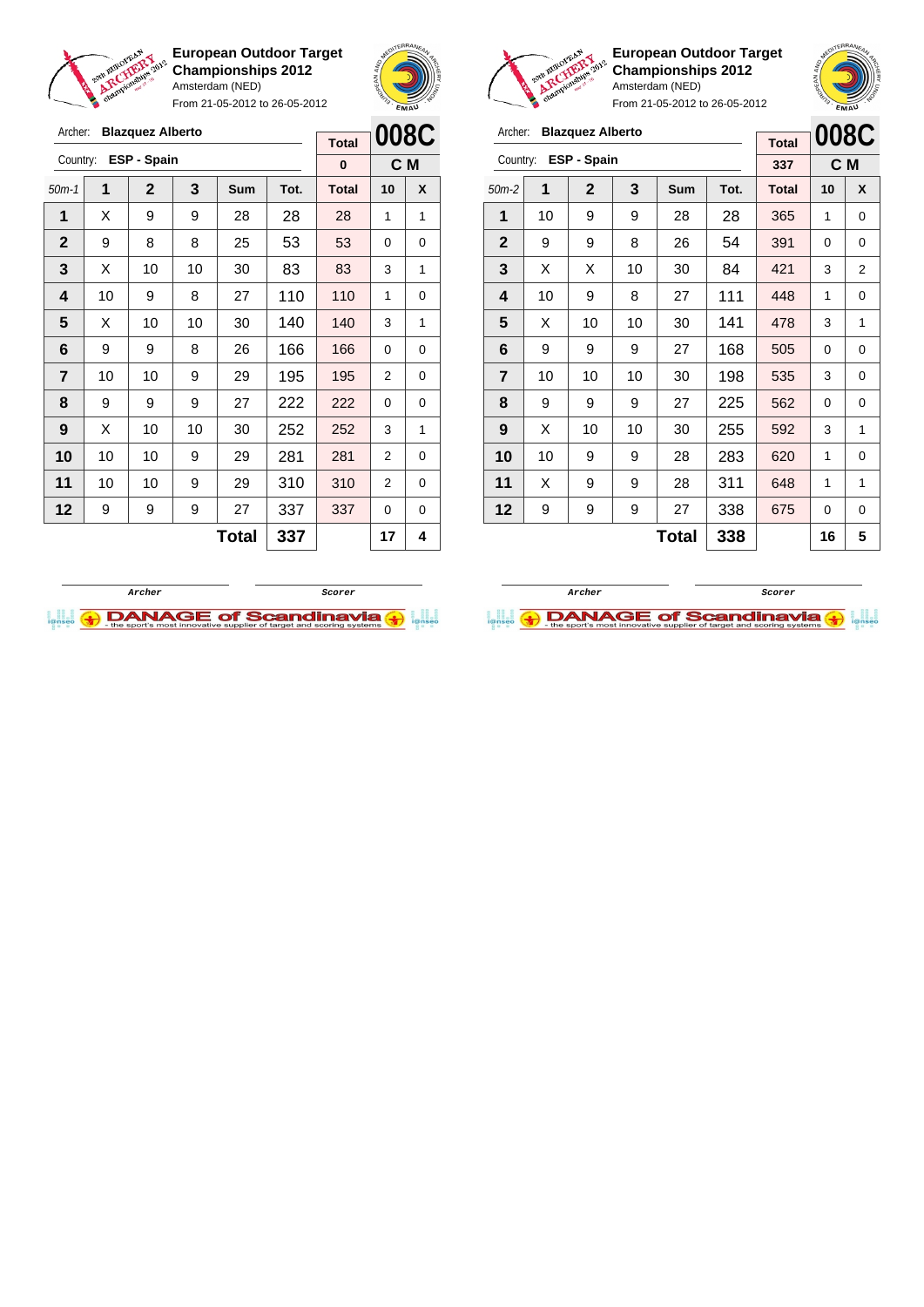**European Outdoor Target Championships 2012**
Amsterdam (NED)
From 21-05-2012 to 26-05-2012

Archer: **Blazquez Alberto**
Country: **ESP - Spain**

| Total | 008C |
|---|---|
| 0 | C M |

| 50m-1 | 1 | 2 | 3 | Sum | Tot. | Total | 10 | X |
|---|---|---|---|---|---|---|---|---|
| 1 | X | 9 | 9 | 28 | 28 | 28 | 1 | 1 |
| 2 | 9 | 8 | 8 | 25 | 53 | 53 | 0 | 0 |
| 3 | X | 10 | 10 | 30 | 83 | 83 | 3 | 1 |
| 4 | 10 | 9 | 8 | 27 | 110 | 110 | 1 | 0 |
| 5 | X | 10 | 10 | 30 | 140 | 140 | 3 | 1 |
| 6 | 9 | 9 | 8 | 26 | 166 | 166 | 0 | 0 |
| 7 | 10 | 10 | 9 | 29 | 195 | 195 | 2 | 0 |
| 8 | 9 | 9 | 9 | 27 | 222 | 222 | 0 | 0 |
| 9 | X | 10 | 10 | 30 | 252 | 252 | 3 | 1 |
| 10 | 10 | 10 | 9 | 29 | 281 | 281 | 2 | 0 |
| 11 | 10 | 10 | 9 | 29 | 310 | 310 | 2 | 0 |
| 12 | 9 | 9 | 9 | 27 | 337 | 337 | 0 | 0 |
| | | | | **Total** | **337** | | **17** | **4** |

Archer　　　　Scorer

**European Outdoor Target Championships 2012**
Amsterdam (NED)
From 21-05-2012 to 26-05-2012

Archer: **Blazquez Alberto**
Country: **ESP - Spain**

| Total | 008C |
|---|---|
| 337 | C M |

| 50m-2 | 1 | 2 | 3 | Sum | Tot. | Total | 10 | X |
|---|---|---|---|---|---|---|---|---|
| 1 | 10 | 9 | 9 | 28 | 28 | 365 | 1 | 0 |
| 2 | 9 | 9 | 8 | 26 | 54 | 391 | 0 | 0 |
| 3 | X | X | 10 | 30 | 84 | 421 | 3 | 2 |
| 4 | 10 | 9 | 8 | 27 | 111 | 448 | 1 | 0 |
| 5 | X | 10 | 10 | 30 | 141 | 478 | 3 | 1 |
| 6 | 9 | 9 | 9 | 27 | 168 | 505 | 0 | 0 |
| 7 | 10 | 10 | 10 | 30 | 198 | 535 | 3 | 0 |
| 8 | 9 | 9 | 9 | 27 | 225 | 562 | 0 | 0 |
| 9 | X | 10 | 10 | 30 | 255 | 592 | 3 | 1 |
| 10 | 10 | 9 | 9 | 28 | 283 | 620 | 1 | 0 |
| 11 | X | 9 | 9 | 28 | 311 | 648 | 1 | 1 |
| 12 | 9 | 9 | 9 | 27 | 338 | 675 | 0 | 0 |
| | | | | **Total** | **338** | | **16** | **5** |

Archer　　　　Scorer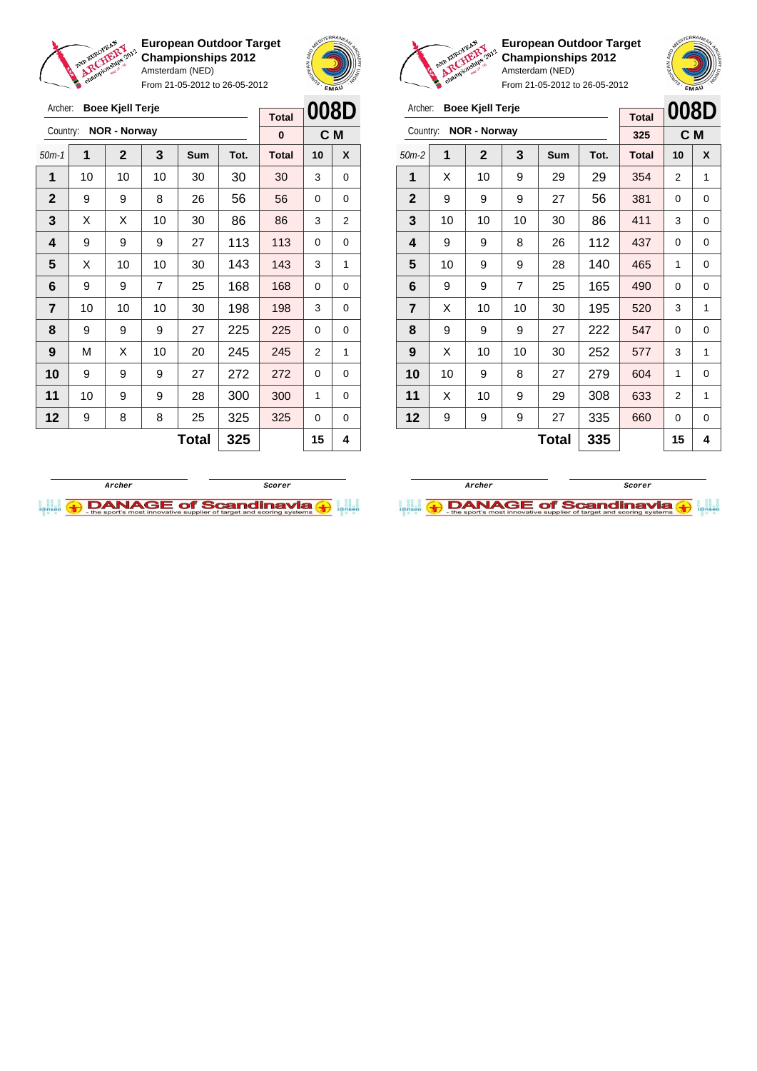# European Outdoor Target Championships 2012

Amsterdam (NED)

From 21-05-2012 to 26-05-2012

Archer: **Boee Kjell Terje**

Country: **NOR - Norway**

| Total | 008D |
|---|---|
| 0 | C M |

| 50m-1 | 1 | 2 | 3 | Sum | Tot. | Total | 10 | X |
|---|---|---|---|---|---|---|---|---|
| 1 | 10 | 10 | 10 | 30 | 30 | 30 | 3 | 0 |
| 2 | 9 | 9 | 8 | 26 | 56 | 56 | 0 | 0 |
| 3 | X | X | 10 | 30 | 86 | 86 | 3 | 2 |
| 4 | 9 | 9 | 9 | 27 | 113 | 113 | 0 | 0 |
| 5 | X | 10 | 10 | 30 | 143 | 143 | 3 | 1 |
| 6 | 9 | 9 | 7 | 25 | 168 | 168 | 0 | 0 |
| 7 | 10 | 10 | 10 | 30 | 198 | 198 | 3 | 0 |
| 8 | 9 | 9 | 9 | 27 | 225 | 225 | 0 | 0 |
| 9 | M | X | 10 | 20 | 245 | 245 | 2 | 1 |
| 10 | 9 | 9 | 9 | 27 | 272 | 272 | 0 | 0 |
| 11 | 10 | 9 | 9 | 28 | 300 | 300 | 1 | 0 |
| 12 | 9 | 8 | 8 | 25 | 325 | 325 | 0 | 0 |
| | | | | **Total** | **325** | | **15** | **4** |

Archer &emsp; Scorer

# European Outdoor Target Championships 2012

Amsterdam (NED)

From 21-05-2012 to 26-05-2012

Archer: **Boee Kjell Terje**

Country: **NOR - Norway**

| Total | 008D |
|---|---|
| 325 | C M |

| 50m-2 | 1 | 2 | 3 | Sum | Tot. | Total | 10 | X |
|---|---|---|---|---|---|---|---|---|
| 1 | X | 10 | 9 | 29 | 29 | 354 | 2 | 1 |
| 2 | 9 | 9 | 9 | 27 | 56 | 381 | 0 | 0 |
| 3 | 10 | 10 | 10 | 30 | 86 | 411 | 3 | 0 |
| 4 | 9 | 9 | 8 | 26 | 112 | 437 | 0 | 0 |
| 5 | 10 | 9 | 9 | 28 | 140 | 465 | 1 | 0 |
| 6 | 9 | 9 | 7 | 25 | 165 | 490 | 0 | 0 |
| 7 | X | 10 | 10 | 30 | 195 | 520 | 3 | 1 |
| 8 | 9 | 9 | 9 | 27 | 222 | 547 | 0 | 0 |
| 9 | X | 10 | 10 | 30 | 252 | 577 | 3 | 1 |
| 10 | 10 | 9 | 8 | 27 | 279 | 604 | 1 | 0 |
| 11 | X | 10 | 9 | 29 | 308 | 633 | 2 | 1 |
| 12 | 9 | 9 | 9 | 27 | 335 | 660 | 0 | 0 |
| | | | | **Total** | **335** | | **15** | **4** |

Archer &emsp; Scorer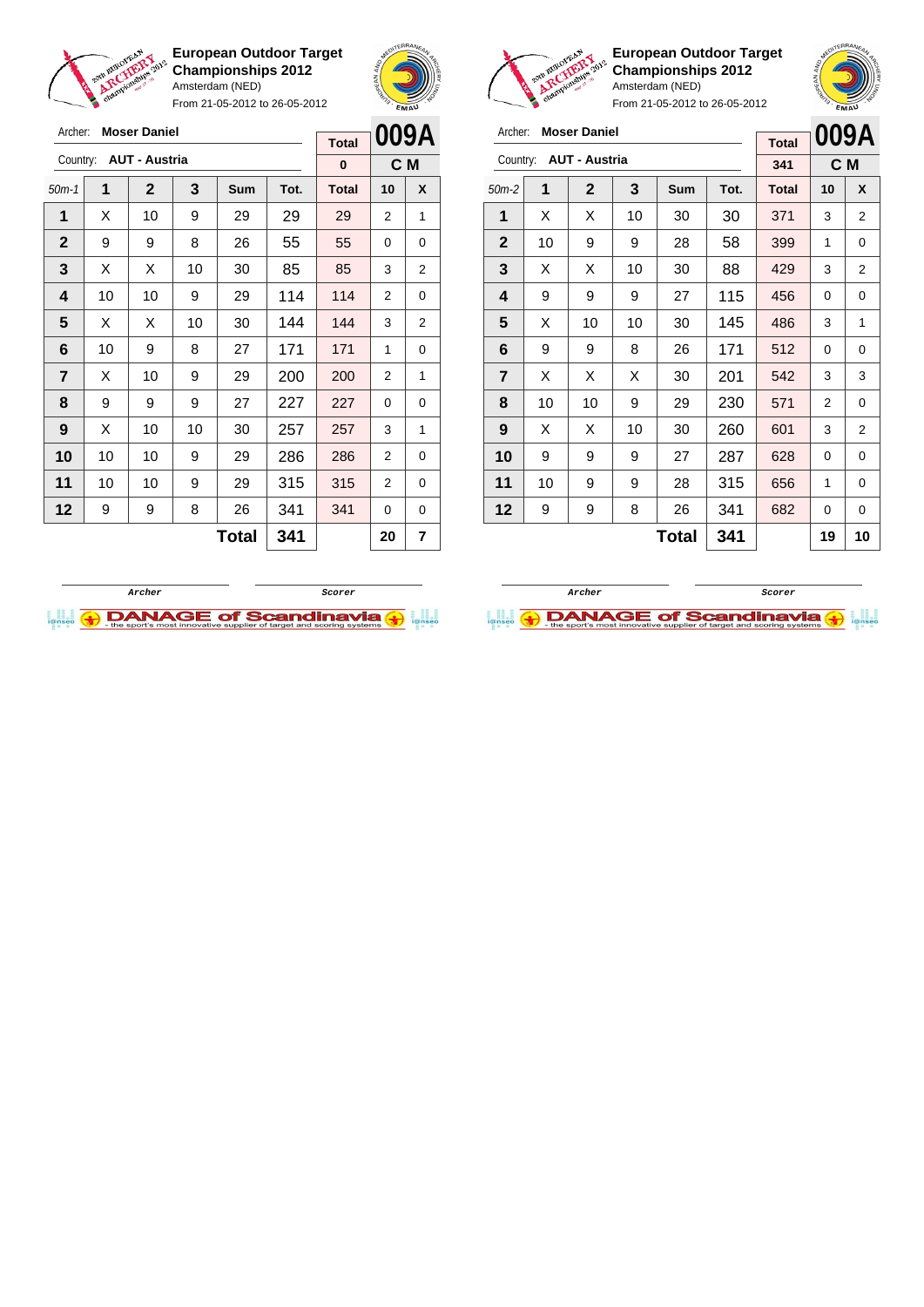**European Outdoor Target Championships 2012**
Amsterdam (NED)
From 21-05-2012 to 26-05-2012

Archer: **Moser Daniel**
Country: **AUT - Austria**

**009A** — **C M**

| 50m-1 | 1 | 2 | 3 | Sum | Tot. | Total | 10 | X |
|---|---|---|---|---|---|---|---|---|
| | | | | | | 0 | | |
| 1 | X | 10 | 9 | 29 | 29 | 29 | 2 | 1 |
| 2 | 9 | 9 | 8 | 26 | 55 | 55 | 0 | 0 |
| 3 | X | X | 10 | 30 | 85 | 85 | 3 | 2 |
| 4 | 10 | 10 | 9 | 29 | 114 | 114 | 2 | 0 |
| 5 | X | X | 10 | 30 | 144 | 144 | 3 | 2 |
| 6 | 10 | 9 | 8 | 27 | 171 | 171 | 1 | 0 |
| 7 | X | 10 | 9 | 29 | 200 | 200 | 2 | 1 |
| 8 | 9 | 9 | 9 | 27 | 227 | 227 | 0 | 0 |
| 9 | X | 10 | 10 | 30 | 257 | 257 | 3 | 1 |
| 10 | 10 | 10 | 9 | 29 | 286 | 286 | 2 | 0 |
| 11 | 10 | 10 | 9 | 29 | 315 | 315 | 2 | 0 |
| 12 | 9 | 9 | 8 | 26 | 341 | 341 | 0 | 0 |
| | | | | **Total** | **341** | | **20** | **7** |

Archer — Scorer

**European Outdoor Target Championships 2012**
Amsterdam (NED)
From 21-05-2012 to 26-05-2012

Archer: **Moser Daniel**
Country: **AUT - Austria**

**009A** — **C M**

| 50m-2 | 1 | 2 | 3 | Sum | Tot. | Total | 10 | X |
|---|---|---|---|---|---|---|---|---|
| | | | | | | 341 | | |
| 1 | X | X | 10 | 30 | 30 | 371 | 3 | 2 |
| 2 | 10 | 9 | 9 | 28 | 58 | 399 | 1 | 0 |
| 3 | X | X | 10 | 30 | 88 | 429 | 3 | 2 |
| 4 | 9 | 9 | 9 | 27 | 115 | 456 | 0 | 0 |
| 5 | X | 10 | 10 | 30 | 145 | 486 | 3 | 1 |
| 6 | 9 | 9 | 8 | 26 | 171 | 512 | 0 | 0 |
| 7 | X | X | X | 30 | 201 | 542 | 3 | 3 |
| 8 | 10 | 10 | 9 | 29 | 230 | 571 | 2 | 0 |
| 9 | X | X | 10 | 30 | 260 | 601 | 3 | 2 |
| 10 | 9 | 9 | 9 | 27 | 287 | 628 | 0 | 0 |
| 11 | 10 | 9 | 9 | 28 | 315 | 656 | 1 | 0 |
| 12 | 9 | 9 | 8 | 26 | 341 | 682 | 0 | 0 |
| | | | | **Total** | **341** | | **19** | **10** |

Archer — Scorer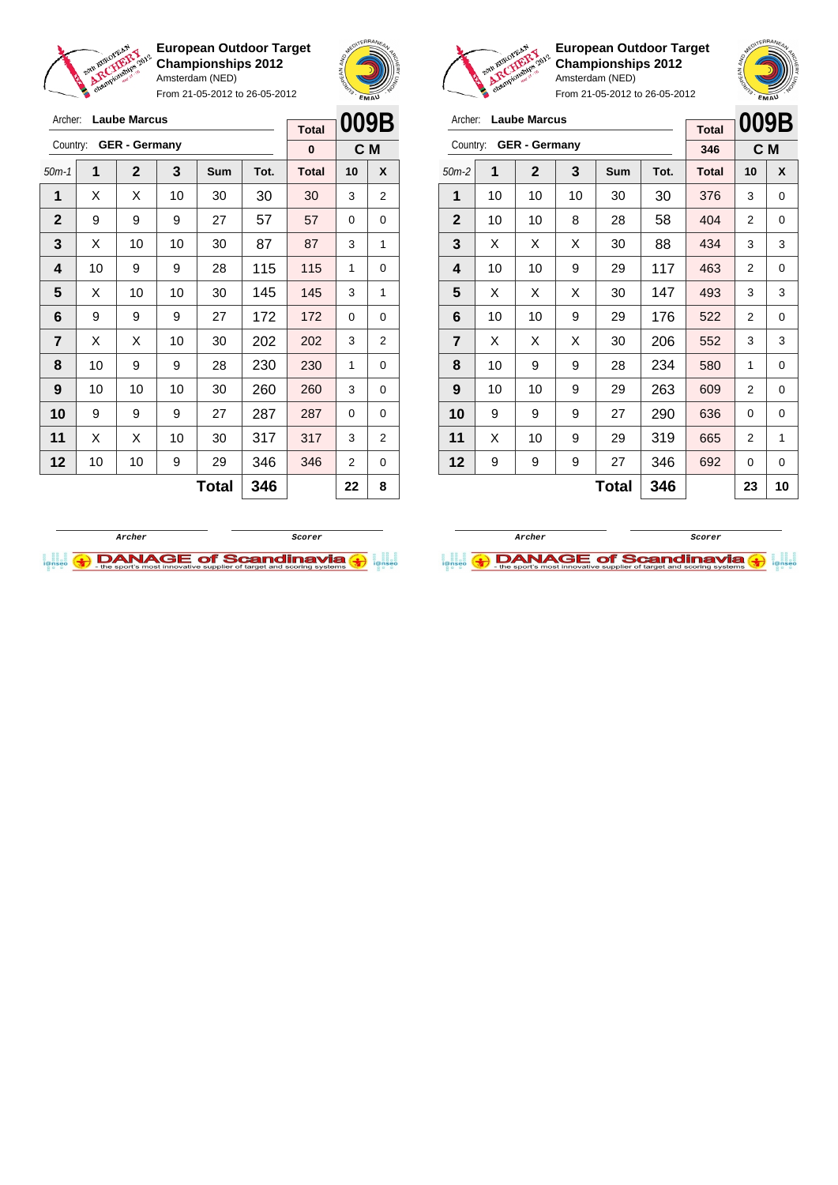## European Outdoor Target Championships 2012

Amsterdam (NED)

From 21-05-2012 to 26-05-2012

Archer: **Laube Marcus**

Country: **GER - Germany**

| Total | 009B |
|---|---|
| 0 | C M |

| 50m-1 | 1 | 2 | 3 | Sum | Tot. | Total | 10 | X |
|---|---|---|---|---|---|---|---|---|
| 1 | X | X | 10 | 30 | 30 | 30 | 3 | 2 |
| 2 | 9 | 9 | 9 | 27 | 57 | 57 | 0 | 0 |
| 3 | X | 10 | 10 | 30 | 87 | 87 | 3 | 1 |
| 4 | 10 | 9 | 9 | 28 | 115 | 115 | 1 | 0 |
| 5 | X | 10 | 10 | 30 | 145 | 145 | 3 | 1 |
| 6 | 9 | 9 | 9 | 27 | 172 | 172 | 0 | 0 |
| 7 | X | X | 10 | 30 | 202 | 202 | 3 | 2 |
| 8 | 10 | 9 | 9 | 28 | 230 | 230 | 1 | 0 |
| 9 | 10 | 10 | 10 | 30 | 260 | 260 | 3 | 0 |
| 10 | 9 | 9 | 9 | 27 | 287 | 287 | 0 | 0 |
| 11 | X | X | 10 | 30 | 317 | 317 | 3 | 2 |
| 12 | 10 | 10 | 9 | 29 | 346 | 346 | 2 | 0 |
| | | | | **Total** | **346** | | **22** | **8** |

Archer / Scorer

## European Outdoor Target Championships 2012

Amsterdam (NED)

From 21-05-2012 to 26-05-2012

Archer: **Laube Marcus**

Country: **GER - Germany**

| Total | 009B |
|---|---|
| 346 | C M |

| 50m-2 | 1 | 2 | 3 | Sum | Tot. | Total | 10 | X |
|---|---|---|---|---|---|---|---|---|
| 1 | 10 | 10 | 10 | 30 | 30 | 376 | 3 | 0 |
| 2 | 10 | 10 | 8 | 28 | 58 | 404 | 2 | 0 |
| 3 | X | X | X | 30 | 88 | 434 | 3 | 3 |
| 4 | 10 | 10 | 9 | 29 | 117 | 463 | 2 | 0 |
| 5 | X | X | X | 30 | 147 | 493 | 3 | 3 |
| 6 | 10 | 10 | 9 | 29 | 176 | 522 | 2 | 0 |
| 7 | X | X | X | 30 | 206 | 552 | 3 | 3 |
| 8 | 10 | 9 | 9 | 28 | 234 | 580 | 1 | 0 |
| 9 | 10 | 10 | 9 | 29 | 263 | 609 | 2 | 0 |
| 10 | 9 | 9 | 9 | 27 | 290 | 636 | 0 | 0 |
| 11 | X | 10 | 9 | 29 | 319 | 665 | 2 | 1 |
| 12 | 9 | 9 | 9 | 27 | 346 | 692 | 0 | 0 |
| | | | | **Total** | **346** | | **23** | **10** |

Archer / Scorer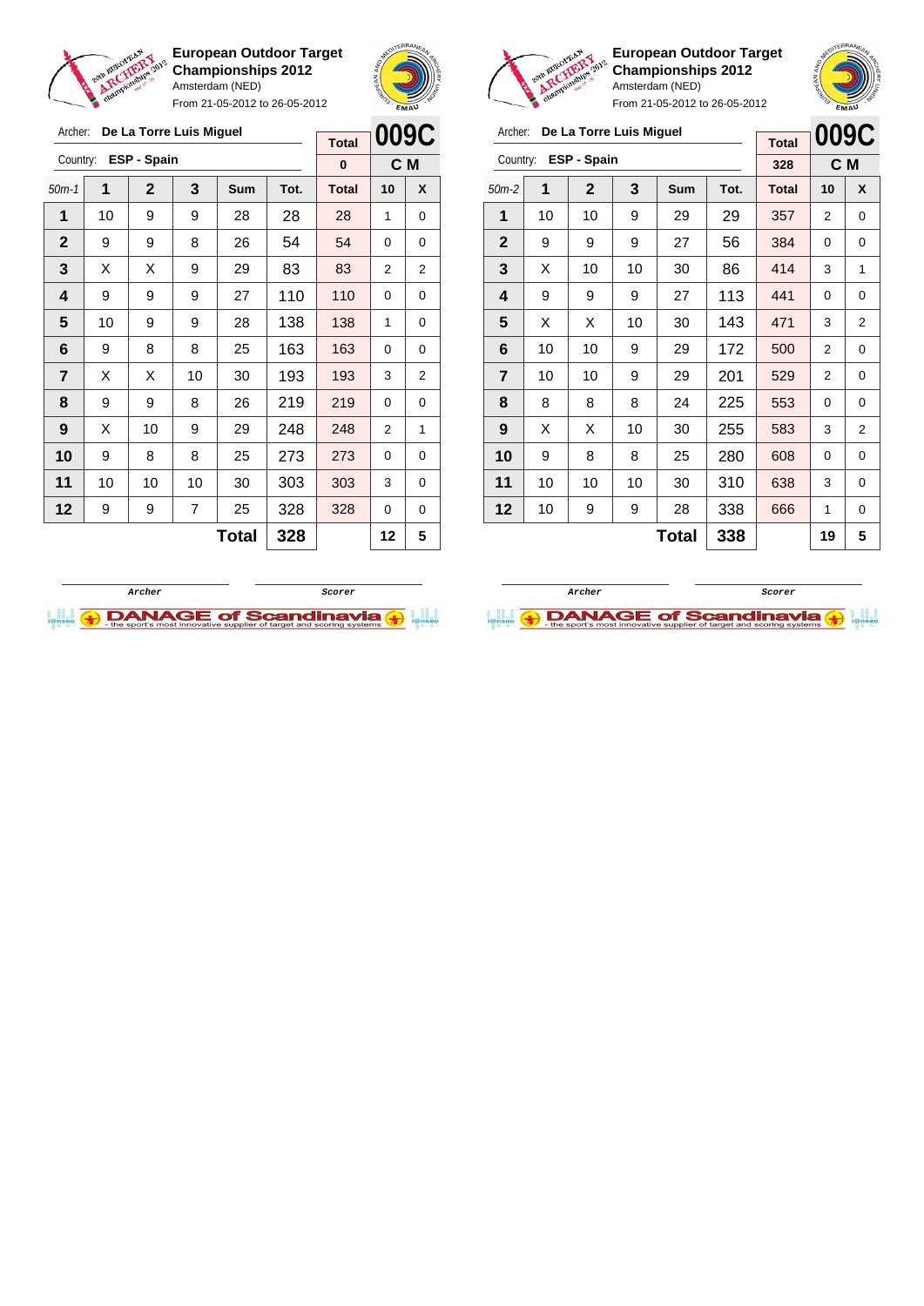**European Outdoor Target Championships 2012**
Amsterdam (NED)
From 21-05-2012 to 26-05-2012

Archer: **De La Torre Luis Miguel**
Country: **ESP - Spain**

| Total | 009C |
|---|---|
| 0 | C M |

| 50m-1 | 1 | 2 | 3 | Sum | Tot. | Total | 10 | X |
|---|---|---|---|---|---|---|---|---|
| 1 | 10 | 9 | 9 | 28 | 28 | 28 | 1 | 0 |
| 2 | 9 | 9 | 8 | 26 | 54 | 54 | 0 | 0 |
| 3 | X | X | 9 | 29 | 83 | 83 | 2 | 2 |
| 4 | 9 | 9 | 9 | 27 | 110 | 110 | 0 | 0 |
| 5 | 10 | 9 | 9 | 28 | 138 | 138 | 1 | 0 |
| 6 | 9 | 8 | 8 | 25 | 163 | 163 | 0 | 0 |
| 7 | X | X | 10 | 30 | 193 | 193 | 3 | 2 |
| 8 | 9 | 9 | 8 | 26 | 219 | 219 | 0 | 0 |
| 9 | X | 10 | 9 | 29 | 248 | 248 | 2 | 1 |
| 10 | 9 | 8 | 8 | 25 | 273 | 273 | 0 | 0 |
| 11 | 10 | 10 | 10 | 30 | 303 | 303 | 3 | 0 |
| 12 | 9 | 9 | 7 | 25 | 328 | 328 | 0 | 0 |
| | | | | **Total** | **328** | | **12** | **5** |

Archer &nbsp;&nbsp;&nbsp;&nbsp; Scorer

**European Outdoor Target Championships 2012**
Amsterdam (NED)
From 21-05-2012 to 26-05-2012

Archer: **De La Torre Luis Miguel**
Country: **ESP - Spain**

| Total | 009C |
|---|---|
| 328 | C M |

| 50m-2 | 1 | 2 | 3 | Sum | Tot. | Total | 10 | X |
|---|---|---|---|---|---|---|---|---|
| 1 | 10 | 10 | 9 | 29 | 29 | 357 | 2 | 0 |
| 2 | 9 | 9 | 9 | 27 | 56 | 384 | 0 | 0 |
| 3 | X | 10 | 10 | 30 | 86 | 414 | 3 | 1 |
| 4 | 9 | 9 | 9 | 27 | 113 | 441 | 0 | 0 |
| 5 | X | X | 10 | 30 | 143 | 471 | 3 | 2 |
| 6 | 10 | 10 | 9 | 29 | 172 | 500 | 2 | 0 |
| 7 | 10 | 10 | 9 | 29 | 201 | 529 | 2 | 0 |
| 8 | 8 | 8 | 8 | 24 | 225 | 553 | 0 | 0 |
| 9 | X | X | 10 | 30 | 255 | 583 | 3 | 2 |
| 10 | 9 | 8 | 8 | 25 | 280 | 608 | 0 | 0 |
| 11 | 10 | 10 | 10 | 30 | 310 | 638 | 3 | 0 |
| 12 | 10 | 9 | 9 | 28 | 338 | 666 | 1 | 0 |
| | | | | **Total** | **338** | | **19** | **5** |

Archer &nbsp;&nbsp;&nbsp;&nbsp; Scorer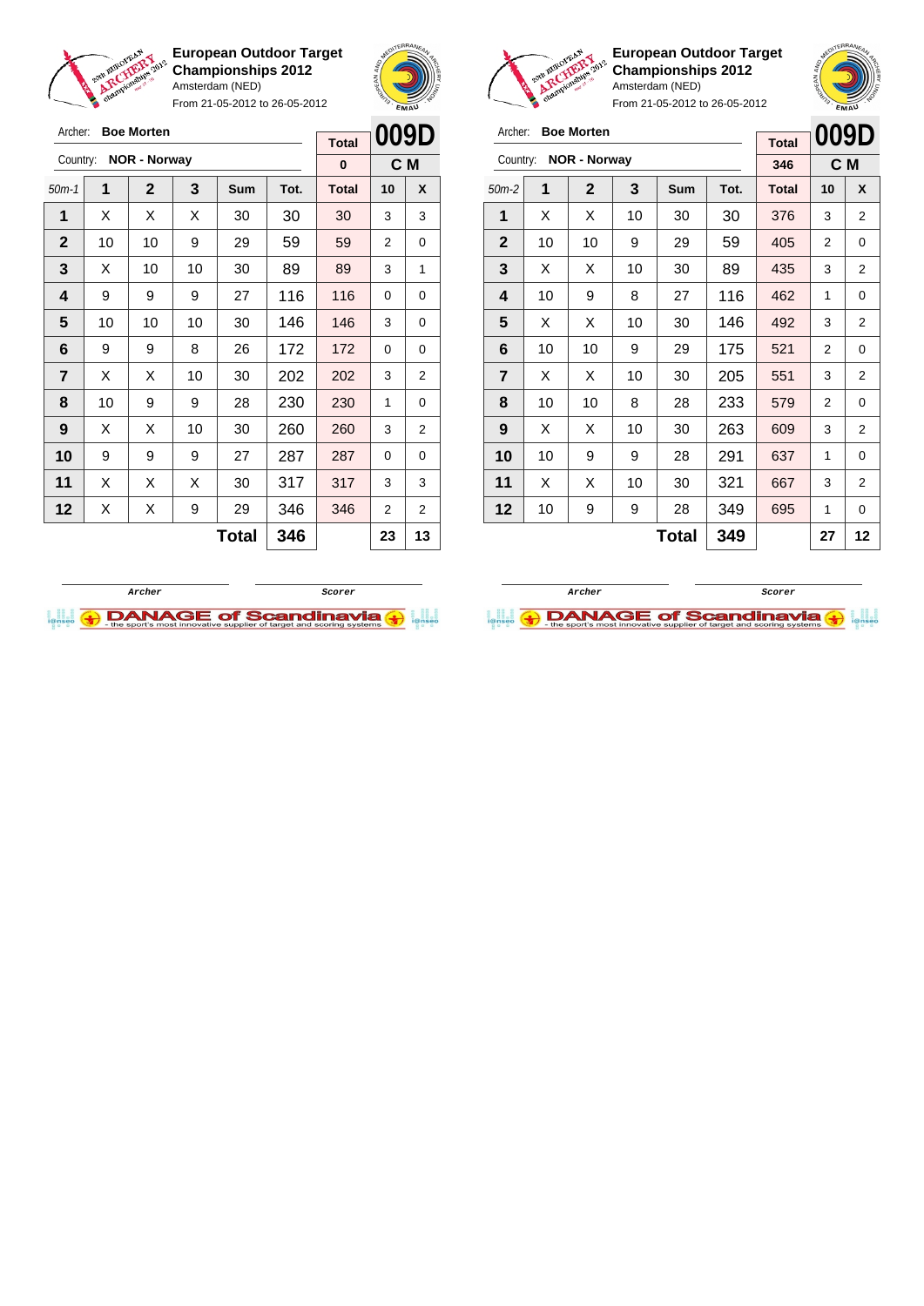**European Outdoor Target Championships 2012**
Amsterdam (NED)
From 21-05-2012 to 26-05-2012

Archer: **Boe Morten**
Country: **NOR - Norway**

| Total | 009D |
|---|---|
| 0 | C M |

| 50m-1 | 1 | 2 | 3 | Sum | Tot. | Total | 10 | X |
|---|---|---|---|---|---|---|---|---|
| 1 | X | X | X | 30 | 30 | 30 | 3 | 3 |
| 2 | 10 | 10 | 9 | 29 | 59 | 59 | 2 | 0 |
| 3 | X | 10 | 10 | 30 | 89 | 89 | 3 | 1 |
| 4 | 9 | 9 | 9 | 27 | 116 | 116 | 0 | 0 |
| 5 | 10 | 10 | 10 | 30 | 146 | 146 | 3 | 0 |
| 6 | 9 | 9 | 8 | 26 | 172 | 172 | 0 | 0 |
| 7 | X | X | 10 | 30 | 202 | 202 | 3 | 2 |
| 8 | 10 | 9 | 9 | 28 | 230 | 230 | 1 | 0 |
| 9 | X | X | 10 | 30 | 260 | 260 | 3 | 2 |
| 10 | 9 | 9 | 9 | 27 | 287 | 287 | 0 | 0 |
| 11 | X | X | X | 30 | 317 | 317 | 3 | 3 |
| 12 | X | X | 9 | 29 | 346 | 346 | 2 | 2 |
| | | | | **Total** | **346** | | **23** | **13** |

Archer &nbsp;&nbsp;&nbsp; Scorer

DANAGE of Scandinavia – the sport's most innovative supplier of target and scoring systems

**European Outdoor Target Championships 2012**
Amsterdam (NED)
From 21-05-2012 to 26-05-2012

Archer: **Boe Morten**
Country: **NOR - Norway**

| Total | 009D |
|---|---|
| 346 | C M |

| 50m-2 | 1 | 2 | 3 | Sum | Tot. | Total | 10 | X |
|---|---|---|---|---|---|---|---|---|
| 1 | X | X | 10 | 30 | 30 | 376 | 3 | 2 |
| 2 | 10 | 10 | 9 | 29 | 59 | 405 | 2 | 0 |
| 3 | X | X | 10 | 30 | 89 | 435 | 3 | 2 |
| 4 | 10 | 9 | 8 | 27 | 116 | 462 | 1 | 0 |
| 5 | X | X | 10 | 30 | 146 | 492 | 3 | 2 |
| 6 | 10 | 10 | 9 | 29 | 175 | 521 | 2 | 0 |
| 7 | X | X | 10 | 30 | 205 | 551 | 3 | 2 |
| 8 | 10 | 10 | 8 | 28 | 233 | 579 | 2 | 0 |
| 9 | X | X | 10 | 30 | 263 | 609 | 3 | 2 |
| 10 | 10 | 9 | 9 | 28 | 291 | 637 | 1 | 0 |
| 11 | X | X | 10 | 30 | 321 | 667 | 3 | 2 |
| 12 | 10 | 9 | 9 | 28 | 349 | 695 | 1 | 0 |
| | | | | **Total** | **349** | | **27** | **12** |

Archer &nbsp;&nbsp;&nbsp; Scorer

DANAGE of Scandinavia – the sport's most innovative supplier of target and scoring systems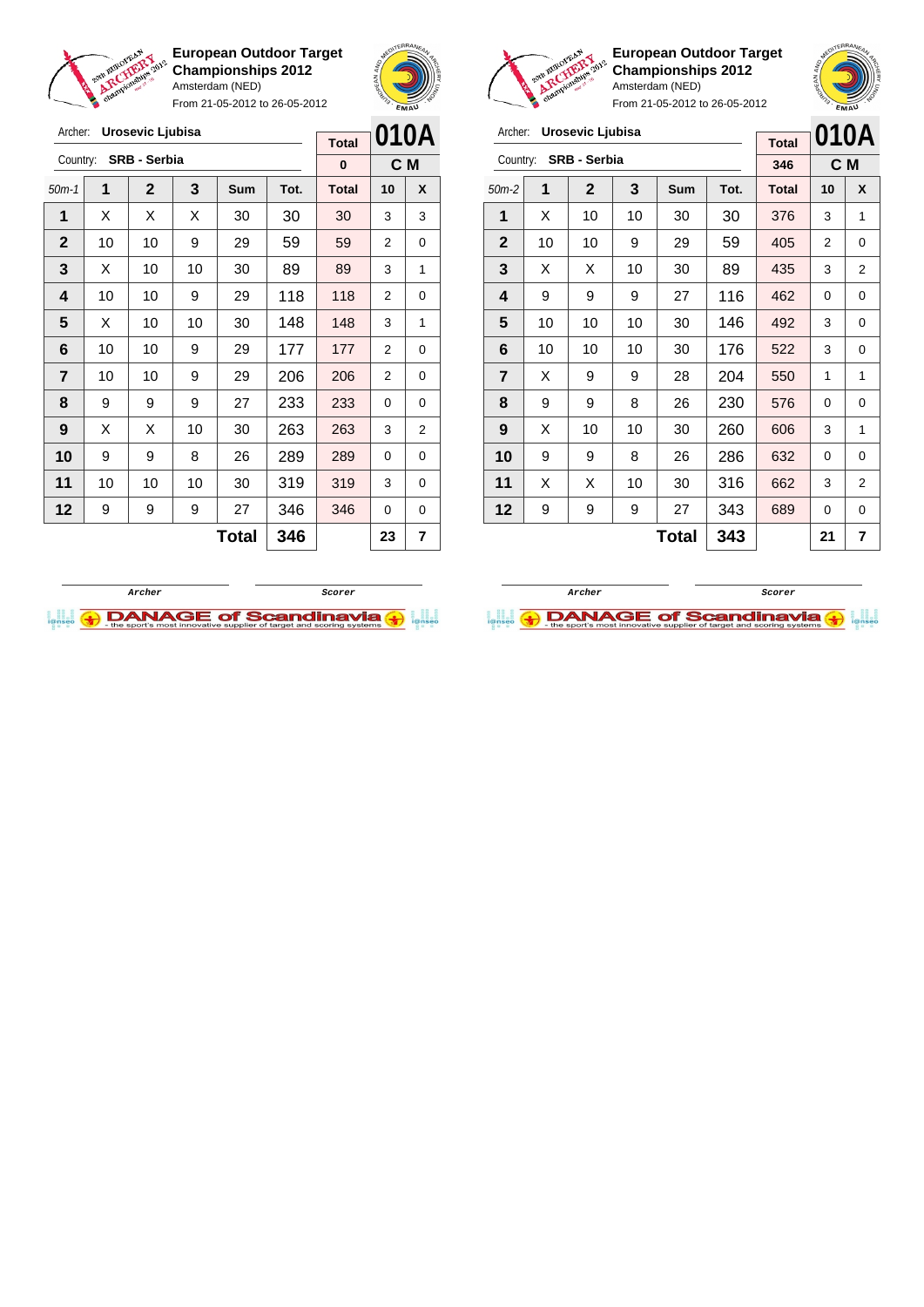**European Outdoor Target Championships 2012**
Amsterdam (NED)
From 21-05-2012 to 26-05-2012

Archer: **Urosevic Ljubisa**
Country: **SRB - Serbia**

| Total | 010A |
|---|---|
| 0 | C M |

| 50m-1 | 1 | 2 | 3 | Sum | Tot. | Total | 10 | X |
|---|---|---|---|---|---|---|---|---|
| 1 | X | X | X | 30 | 30 | 30 | 3 | 3 |
| 2 | 10 | 10 | 9 | 29 | 59 | 59 | 2 | 0 |
| 3 | X | 10 | 10 | 30 | 89 | 89 | 3 | 1 |
| 4 | 10 | 10 | 9 | 29 | 118 | 118 | 2 | 0 |
| 5 | X | 10 | 10 | 30 | 148 | 148 | 3 | 1 |
| 6 | 10 | 10 | 9 | 29 | 177 | 177 | 2 | 0 |
| 7 | 10 | 10 | 9 | 29 | 206 | 206 | 2 | 0 |
| 8 | 9 | 9 | 9 | 27 | 233 | 233 | 0 | 0 |
| 9 | X | X | 10 | 30 | 263 | 263 | 3 | 2 |
| 10 | 9 | 9 | 8 | 26 | 289 | 289 | 0 | 0 |
| 11 | 10 | 10 | 10 | 30 | 319 | 319 | 3 | 0 |
| 12 | 9 | 9 | 9 | 27 | 346 | 346 | 0 | 0 |
| | | | | **Total** | **346** | | **23** | **7** |

Archer / Scorer

**European Outdoor Target Championships 2012**
Amsterdam (NED)
From 21-05-2012 to 26-05-2012

Archer: **Urosevic Ljubisa**
Country: **SRB - Serbia**

| Total | 010A |
|---|---|
| 346 | C M |

| 50m-2 | 1 | 2 | 3 | Sum | Tot. | Total | 10 | X |
|---|---|---|---|---|---|---|---|---|
| 1 | X | 10 | 10 | 30 | 30 | 376 | 3 | 1 |
| 2 | 10 | 10 | 9 | 29 | 59 | 405 | 2 | 0 |
| 3 | X | X | 10 | 30 | 89 | 435 | 3 | 2 |
| 4 | 9 | 9 | 9 | 27 | 116 | 462 | 0 | 0 |
| 5 | 10 | 10 | 10 | 30 | 146 | 492 | 3 | 0 |
| 6 | 10 | 10 | 10 | 30 | 176 | 522 | 3 | 0 |
| 7 | X | 9 | 9 | 28 | 204 | 550 | 1 | 1 |
| 8 | 9 | 9 | 8 | 26 | 230 | 576 | 0 | 0 |
| 9 | X | 10 | 10 | 30 | 260 | 606 | 3 | 1 |
| 10 | 9 | 9 | 8 | 26 | 286 | 632 | 0 | 0 |
| 11 | X | X | 10 | 30 | 316 | 662 | 3 | 2 |
| 12 | 9 | 9 | 9 | 27 | 343 | 689 | 0 | 0 |
| | | | | **Total** | **343** | | **21** | **7** |

Archer / Scorer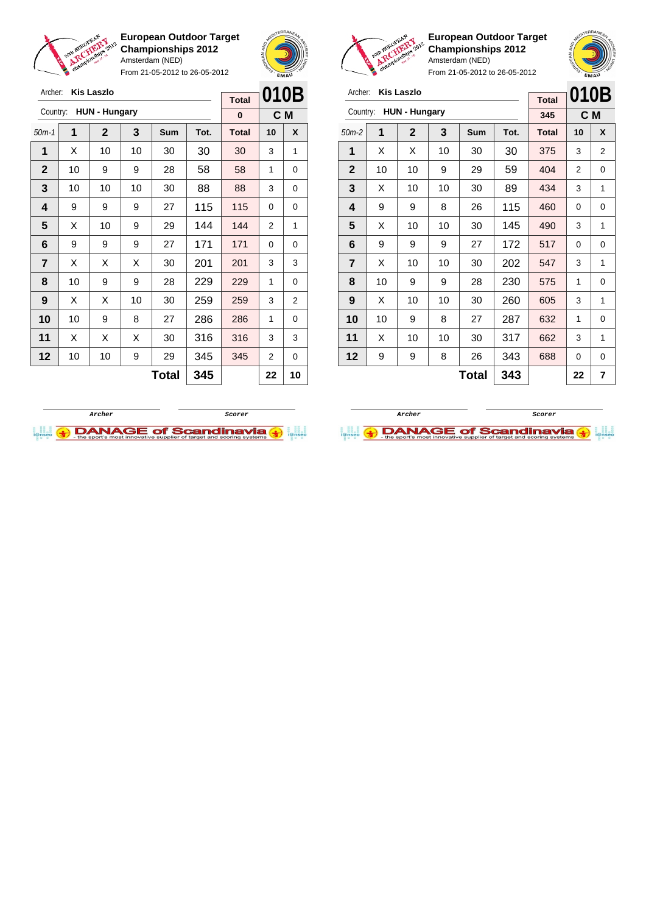**European Outdoor Target Championships 2012**
Amsterdam (NED)
From 21-05-2012 to 26-05-2012

Archer: **Kis Laszlo**
Country: **HUN - Hungary**

| Total | 010B |
|---|---|
| 0 | C M |

| 50m-1 | 1 | 2 | 3 | Sum | Tot. | Total | 10 | X |
|---|---|---|---|---|---|---|---|---|
| 1 | X | 10 | 10 | 30 | 30 | 30 | 3 | 1 |
| 2 | 10 | 9 | 9 | 28 | 58 | 58 | 1 | 0 |
| 3 | 10 | 10 | 10 | 30 | 88 | 88 | 3 | 0 |
| 4 | 9 | 9 | 9 | 27 | 115 | 115 | 0 | 0 |
| 5 | X | 10 | 9 | 29 | 144 | 144 | 2 | 1 |
| 6 | 9 | 9 | 9 | 27 | 171 | 171 | 0 | 0 |
| 7 | X | X | X | 30 | 201 | 201 | 3 | 3 |
| 8 | 10 | 9 | 9 | 28 | 229 | 229 | 1 | 0 |
| 9 | X | X | 10 | 30 | 259 | 259 | 3 | 2 |
| 10 | 10 | 9 | 8 | 27 | 286 | 286 | 1 | 0 |
| 11 | X | X | X | 30 | 316 | 316 | 3 | 3 |
| 12 | 10 | 10 | 9 | 29 | 345 | 345 | 2 | 0 |
| | | | | **Total** | **345** | | **22** | **10** |

Archer / Scorer

**European Outdoor Target Championships 2012**
Amsterdam (NED)
From 21-05-2012 to 26-05-2012

Archer: **Kis Laszlo**
Country: **HUN - Hungary**

| Total | 010B |
|---|---|
| 345 | C M |

| 50m-2 | 1 | 2 | 3 | Sum | Tot. | Total | 10 | X |
|---|---|---|---|---|---|---|---|---|
| 1 | X | X | 10 | 30 | 30 | 375 | 3 | 2 |
| 2 | 10 | 10 | 9 | 29 | 59 | 404 | 2 | 0 |
| 3 | X | 10 | 10 | 30 | 89 | 434 | 3 | 1 |
| 4 | 9 | 9 | 8 | 26 | 115 | 460 | 0 | 0 |
| 5 | X | 10 | 10 | 30 | 145 | 490 | 3 | 1 |
| 6 | 9 | 9 | 9 | 27 | 172 | 517 | 0 | 0 |
| 7 | X | 10 | 10 | 30 | 202 | 547 | 3 | 1 |
| 8 | 10 | 9 | 9 | 28 | 230 | 575 | 1 | 0 |
| 9 | X | 10 | 10 | 30 | 260 | 605 | 3 | 1 |
| 10 | 10 | 9 | 8 | 27 | 287 | 632 | 1 | 0 |
| 11 | X | 10 | 10 | 30 | 317 | 662 | 3 | 1 |
| 12 | 9 | 9 | 8 | 26 | 343 | 688 | 0 | 0 |
| | | | | **Total** | **343** | | **22** | **7** |

Archer / Scorer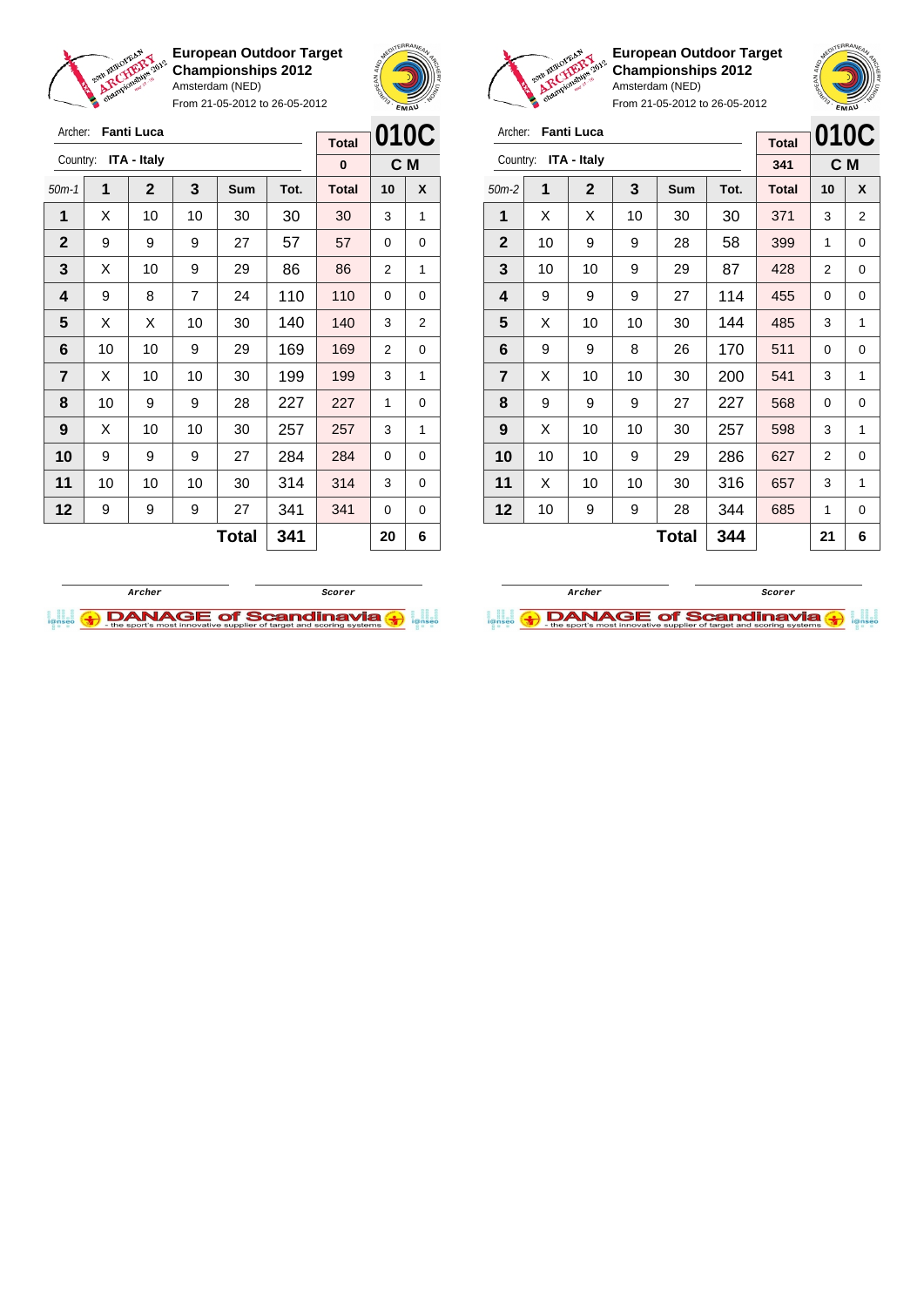**European Outdoor Target Championships 2012**
Amsterdam (NED)
From 21-05-2012 to 26-05-2012

Archer: **Fanti Luca**
Country: **ITA - Italy**

**010C** — **C M**

| 50m-1 | 1 | 2 | 3 | Sum | Tot. | Total | 10 | X |
|---|---|---|---|---|---|---|---|---|
| | | | | | | 0 | | |
| 1 | X | 10 | 10 | 30 | 30 | 30 | 3 | 1 |
| 2 | 9 | 9 | 9 | 27 | 57 | 57 | 0 | 0 |
| 3 | X | 10 | 9 | 29 | 86 | 86 | 2 | 1 |
| 4 | 9 | 8 | 7 | 24 | 110 | 110 | 0 | 0 |
| 5 | X | X | 10 | 30 | 140 | 140 | 3 | 2 |
| 6 | 10 | 10 | 9 | 29 | 169 | 169 | 2 | 0 |
| 7 | X | 10 | 10 | 30 | 199 | 199 | 3 | 1 |
| 8 | 10 | 9 | 9 | 28 | 227 | 227 | 1 | 0 |
| 9 | X | 10 | 10 | 30 | 257 | 257 | 3 | 1 |
| 10 | 9 | 9 | 9 | 27 | 284 | 284 | 0 | 0 |
| 11 | 10 | 10 | 10 | 30 | 314 | 314 | 3 | 0 |
| 12 | 9 | 9 | 9 | 27 | 341 | 341 | 0 | 0 |
| | | | | **Total** | **341** | | **20** | **6** |

Archer — Scorer

**European Outdoor Target Championships 2012**
Amsterdam (NED)
From 21-05-2012 to 26-05-2012

Archer: **Fanti Luca**
Country: **ITA - Italy**

**010C** — **C M**

| 50m-2 | 1 | 2 | 3 | Sum | Tot. | Total | 10 | X |
|---|---|---|---|---|---|---|---|---|
| | | | | | | 341 | | |
| 1 | X | X | 10 | 30 | 30 | 371 | 3 | 2 |
| 2 | 10 | 9 | 9 | 28 | 58 | 399 | 1 | 0 |
| 3 | 10 | 10 | 9 | 29 | 87 | 428 | 2 | 0 |
| 4 | 9 | 9 | 9 | 27 | 114 | 455 | 0 | 0 |
| 5 | X | 10 | 10 | 30 | 144 | 485 | 3 | 1 |
| 6 | 9 | 9 | 8 | 26 | 170 | 511 | 0 | 0 |
| 7 | X | 10 | 10 | 30 | 200 | 541 | 3 | 1 |
| 8 | 9 | 9 | 9 | 27 | 227 | 568 | 0 | 0 |
| 9 | X | 10 | 10 | 30 | 257 | 598 | 3 | 1 |
| 10 | 10 | 10 | 9 | 29 | 286 | 627 | 2 | 0 |
| 11 | X | 10 | 10 | 30 | 316 | 657 | 3 | 1 |
| 12 | 10 | 9 | 9 | 28 | 344 | 685 | 1 | 0 |
| | | | | **Total** | **344** | | **21** | **6** |

Archer — Scorer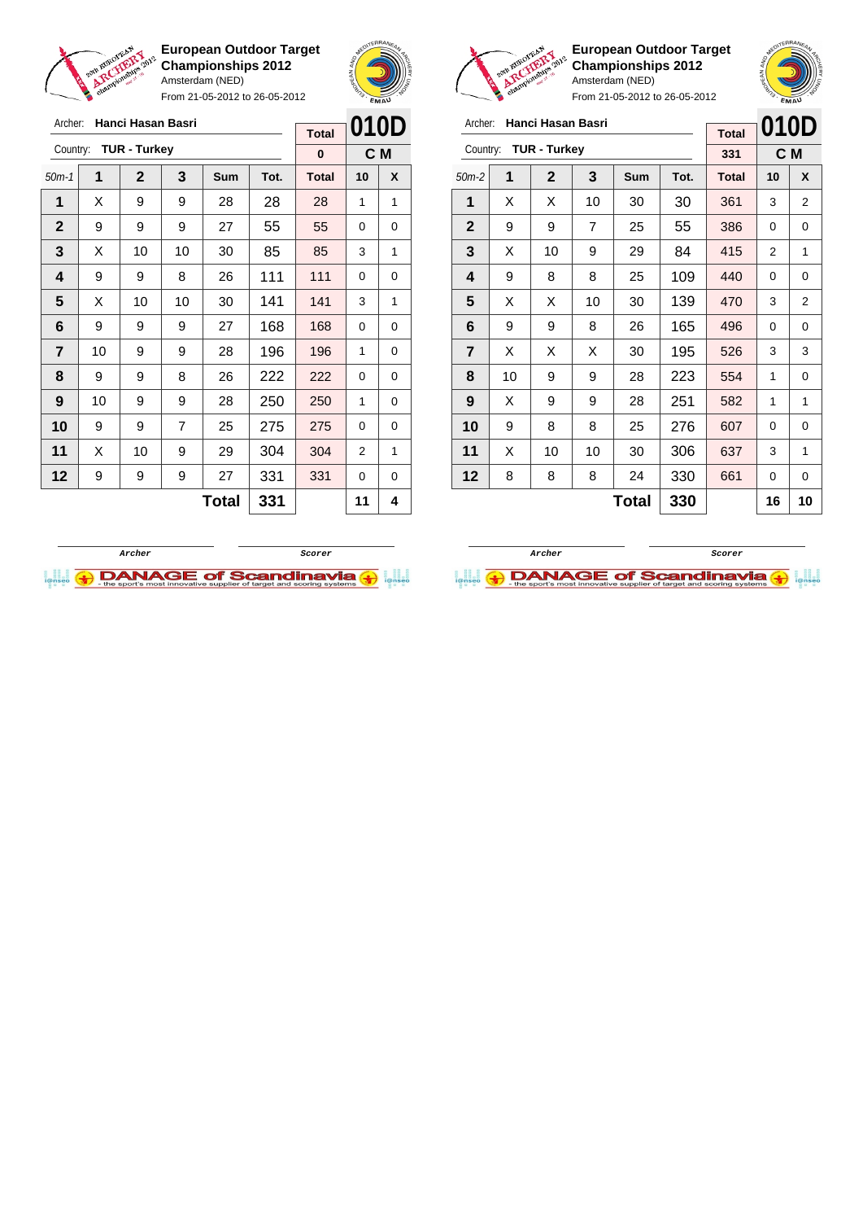**European Outdoor Target Championships 2012**
Amsterdam (NED)
From 21-05-2012 to 26-05-2012

Archer: **Hanci Hasan Basri**
Country: **TUR - Turkey**

| Total | 010D |
|---|---|
| 0 | C M |

| 50m-1 | 1 | 2 | 3 | Sum | Tot. | Total | 10 | X |
|---|---|---|---|---|---|---|---|---|
| 1 | X | 9 | 9 | 28 | 28 | 28 | 1 | 1 |
| 2 | 9 | 9 | 9 | 27 | 55 | 55 | 0 | 0 |
| 3 | X | 10 | 10 | 30 | 85 | 85 | 3 | 1 |
| 4 | 9 | 9 | 8 | 26 | 111 | 111 | 0 | 0 |
| 5 | X | 10 | 10 | 30 | 141 | 141 | 3 | 1 |
| 6 | 9 | 9 | 9 | 27 | 168 | 168 | 0 | 0 |
| 7 | 10 | 9 | 9 | 28 | 196 | 196 | 1 | 0 |
| 8 | 9 | 9 | 8 | 26 | 222 | 222 | 0 | 0 |
| 9 | 10 | 9 | 9 | 28 | 250 | 250 | 1 | 0 |
| 10 | 9 | 9 | 7 | 25 | 275 | 275 | 0 | 0 |
| 11 | X | 10 | 9 | 29 | 304 | 304 | 2 | 1 |
| 12 | 9 | 9 | 9 | 27 | 331 | 331 | 0 | 0 |
| | | | | **Total** | **331** | | **11** | **4** |

Archer &nbsp;&nbsp;&nbsp;&nbsp; Scorer

**European Outdoor Target Championships 2012**
Amsterdam (NED)
From 21-05-2012 to 26-05-2012

Archer: **Hanci Hasan Basri**
Country: **TUR - Turkey**

| Total | 010D |
|---|---|
| 331 | C M |

| 50m-2 | 1 | 2 | 3 | Sum | Tot. | Total | 10 | X |
|---|---|---|---|---|---|---|---|---|
| 1 | X | X | 10 | 30 | 30 | 361 | 3 | 2 |
| 2 | 9 | 9 | 7 | 25 | 55 | 386 | 0 | 0 |
| 3 | X | 10 | 9 | 29 | 84 | 415 | 2 | 1 |
| 4 | 9 | 8 | 8 | 25 | 109 | 440 | 0 | 0 |
| 5 | X | X | 10 | 30 | 139 | 470 | 3 | 2 |
| 6 | 9 | 9 | 8 | 26 | 165 | 496 | 0 | 0 |
| 7 | X | X | X | 30 | 195 | 526 | 3 | 3 |
| 8 | 10 | 9 | 9 | 28 | 223 | 554 | 1 | 0 |
| 9 | X | 9 | 9 | 28 | 251 | 582 | 1 | 1 |
| 10 | 9 | 8 | 8 | 25 | 276 | 607 | 0 | 0 |
| 11 | X | 10 | 10 | 30 | 306 | 637 | 3 | 1 |
| 12 | 8 | 8 | 8 | 24 | 330 | 661 | 0 | 0 |
| | | | | **Total** | **330** | | **16** | **10** |

Archer &nbsp;&nbsp;&nbsp;&nbsp; Scorer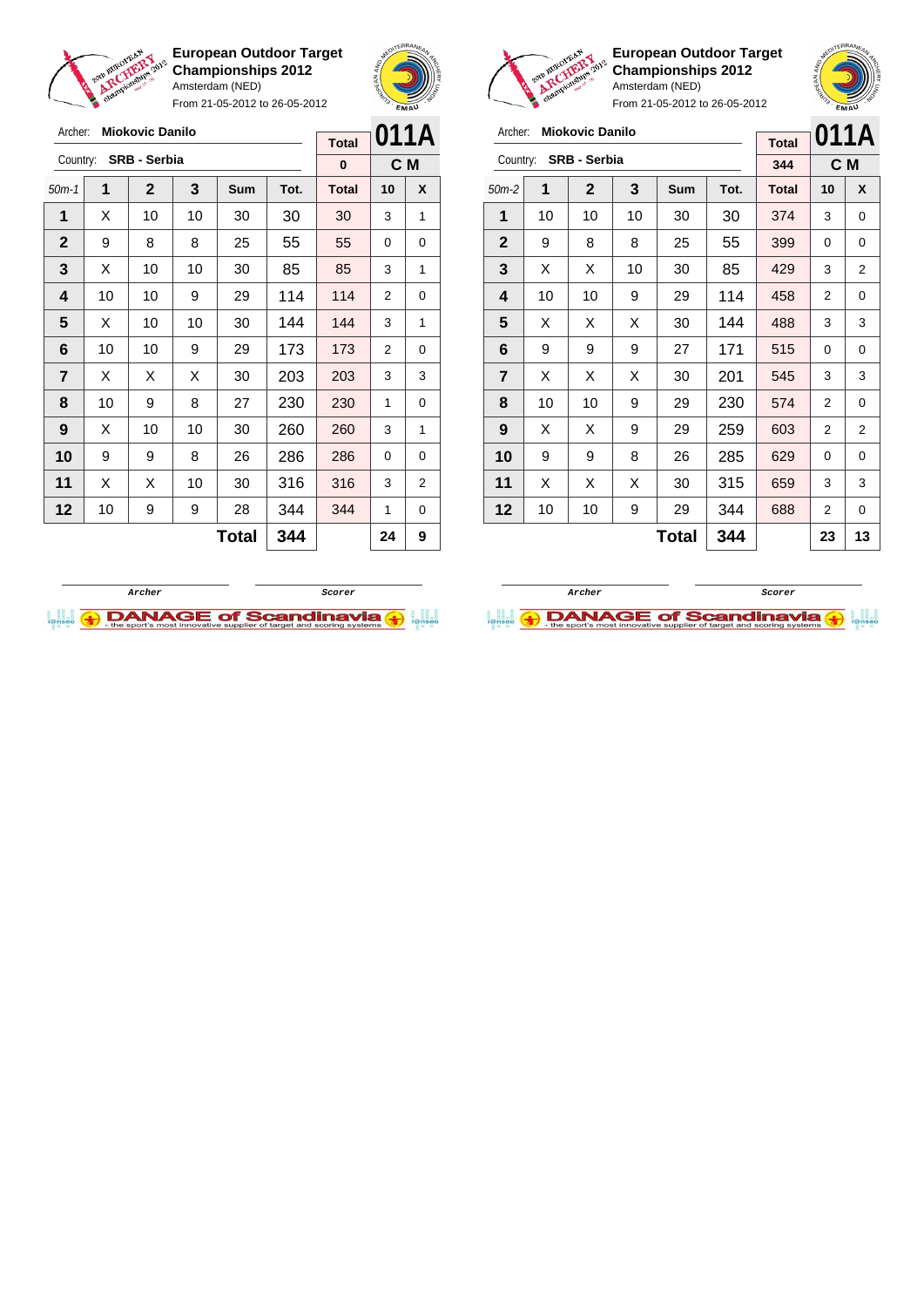**European Outdoor Target Championships 2012**
Amsterdam (NED)
From 21-05-2012 to 26-05-2012

Archer: **Miokovic Danilo**
Country: **SRB - Serbia**

| Total | 011A |
|---|---|
| 0 | C M |

| 50m-1 | 1 | 2 | 3 | Sum | Tot. | Total | 10 | X |
|---|---|---|---|---|---|---|---|---|
| 1 | X | 10 | 10 | 30 | 30 | 30 | 3 | 1 |
| 2 | 9 | 8 | 8 | 25 | 55 | 55 | 0 | 0 |
| 3 | X | 10 | 10 | 30 | 85 | 85 | 3 | 1 |
| 4 | 10 | 10 | 9 | 29 | 114 | 114 | 2 | 0 |
| 5 | X | 10 | 10 | 30 | 144 | 144 | 3 | 1 |
| 6 | 10 | 10 | 9 | 29 | 173 | 173 | 2 | 0 |
| 7 | X | X | X | 30 | 203 | 203 | 3 | 3 |
| 8 | 10 | 9 | 8 | 27 | 230 | 230 | 1 | 0 |
| 9 | X | 10 | 10 | 30 | 260 | 260 | 3 | 1 |
| 10 | 9 | 9 | 8 | 26 | 286 | 286 | 0 | 0 |
| 11 | X | X | 10 | 30 | 316 | 316 | 3 | 2 |
| 12 | 10 | 9 | 9 | 28 | 344 | 344 | 1 | 0 |
| | | | | **Total** | **344** | | **24** | **9** |

Archer　　　Scorer

**European Outdoor Target Championships 2012**
Amsterdam (NED)
From 21-05-2012 to 26-05-2012

Archer: **Miokovic Danilo**
Country: **SRB - Serbia**

| Total | 011A |
|---|---|
| 344 | C M |

| 50m-2 | 1 | 2 | 3 | Sum | Tot. | Total | 10 | X |
|---|---|---|---|---|---|---|---|---|
| 1 | 10 | 10 | 10 | 30 | 30 | 374 | 3 | 0 |
| 2 | 9 | 8 | 8 | 25 | 55 | 399 | 0 | 0 |
| 3 | X | X | 10 | 30 | 85 | 429 | 3 | 2 |
| 4 | 10 | 10 | 9 | 29 | 114 | 458 | 2 | 0 |
| 5 | X | X | X | 30 | 144 | 488 | 3 | 3 |
| 6 | 9 | 9 | 9 | 27 | 171 | 515 | 0 | 0 |
| 7 | X | X | X | 30 | 201 | 545 | 3 | 3 |
| 8 | 10 | 10 | 9 | 29 | 230 | 574 | 2 | 0 |
| 9 | X | X | 9 | 29 | 259 | 603 | 2 | 2 |
| 10 | 9 | 9 | 8 | 26 | 285 | 629 | 0 | 0 |
| 11 | X | X | X | 30 | 315 | 659 | 3 | 3 |
| 12 | 10 | 10 | 9 | 29 | 344 | 688 | 2 | 0 |
| | | | | **Total** | **344** | | **23** | **13** |

Archer　　　Scorer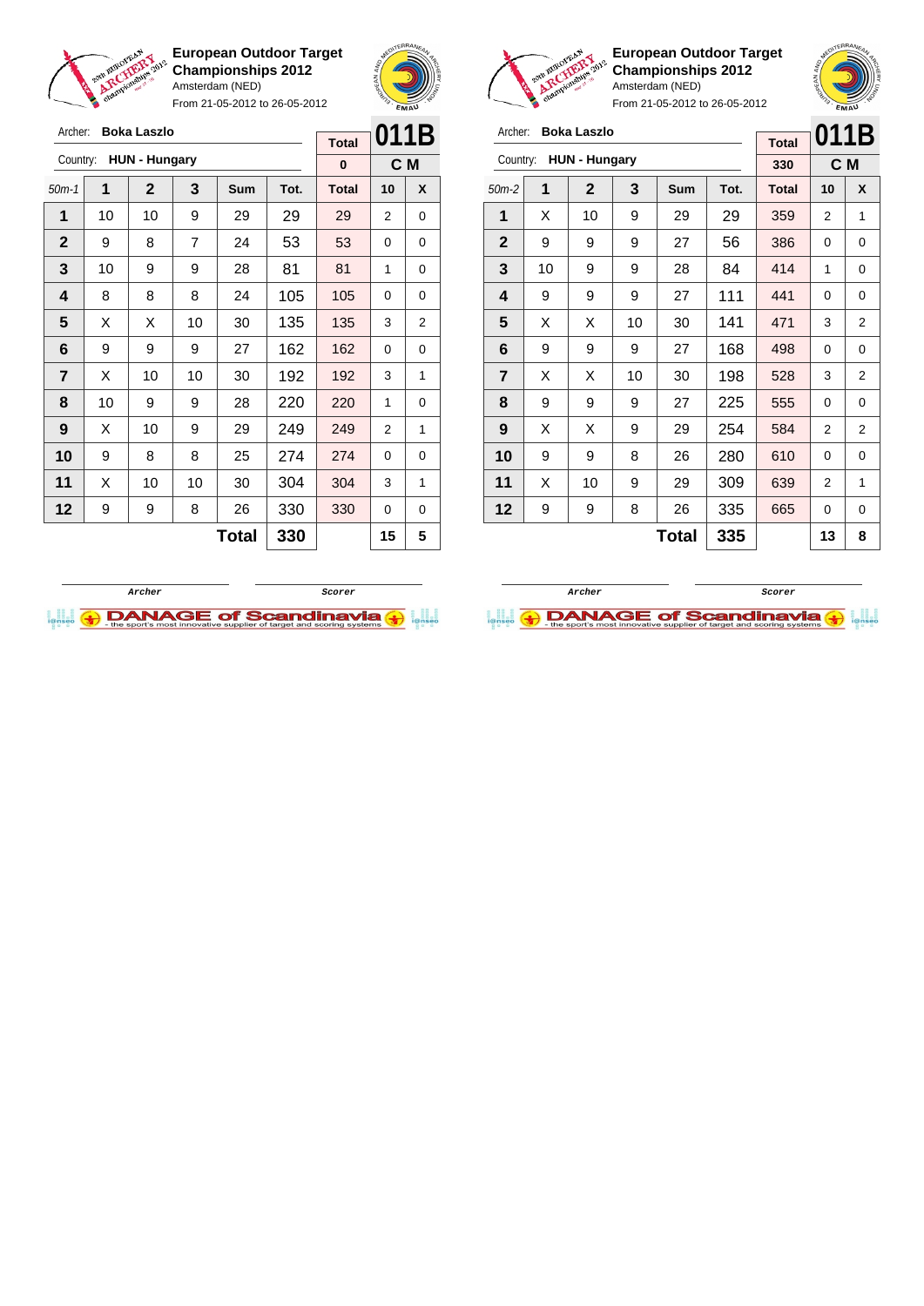**European Outdoor Target Championships 2012**
Amsterdam (NED)
From 21-05-2012 to 26-05-2012

Archer: **Boka Laszlo**
Country: **HUN - Hungary**

| Total | 011B |
| --- | --- |
| 0 | C M |

| 50m-1 | 1 | 2 | 3 | Sum | Tot. | Total | 10 | X |
| --- | --- | --- | --- | --- | --- | --- | --- | --- |
| 1 | 10 | 10 | 9 | 29 | 29 | 29 | 2 | 0 |
| 2 | 9 | 8 | 7 | 24 | 53 | 53 | 0 | 0 |
| 3 | 10 | 9 | 9 | 28 | 81 | 81 | 1 | 0 |
| 4 | 8 | 8 | 8 | 24 | 105 | 105 | 0 | 0 |
| 5 | X | X | 10 | 30 | 135 | 135 | 3 | 2 |
| 6 | 9 | 9 | 9 | 27 | 162 | 162 | 0 | 0 |
| 7 | X | 10 | 10 | 30 | 192 | 192 | 3 | 1 |
| 8 | 10 | 9 | 9 | 28 | 220 | 220 | 1 | 0 |
| 9 | X | 10 | 9 | 29 | 249 | 249 | 2 | 1 |
| 10 | 9 | 8 | 8 | 25 | 274 | 274 | 0 | 0 |
| 11 | X | 10 | 10 | 30 | 304 | 304 | 3 | 1 |
| 12 | 9 | 9 | 8 | 26 | 330 | 330 | 0 | 0 |
| | | | | **Total** | **330** | | **15** | **5** |

Archer / Scorer

**European Outdoor Target Championships 2012**
Amsterdam (NED)
From 21-05-2012 to 26-05-2012

Archer: **Boka Laszlo**
Country: **HUN - Hungary**

| Total | 011B |
| --- | --- |
| 330 | C M |

| 50m-2 | 1 | 2 | 3 | Sum | Tot. | Total | 10 | X |
| --- | --- | --- | --- | --- | --- | --- | --- | --- |
| 1 | X | 10 | 9 | 29 | 29 | 359 | 2 | 1 |
| 2 | 9 | 9 | 9 | 27 | 56 | 386 | 0 | 0 |
| 3 | 10 | 9 | 9 | 28 | 84 | 414 | 1 | 0 |
| 4 | 9 | 9 | 9 | 27 | 111 | 441 | 0 | 0 |
| 5 | X | X | 10 | 30 | 141 | 471 | 3 | 2 |
| 6 | 9 | 9 | 9 | 27 | 168 | 498 | 0 | 0 |
| 7 | X | X | 10 | 30 | 198 | 528 | 3 | 2 |
| 8 | 9 | 9 | 9 | 27 | 225 | 555 | 0 | 0 |
| 9 | X | X | 9 | 29 | 254 | 584 | 2 | 2 |
| 10 | 9 | 9 | 8 | 26 | 280 | 610 | 0 | 0 |
| 11 | X | 10 | 9 | 29 | 309 | 639 | 2 | 1 |
| 12 | 9 | 9 | 8 | 26 | 335 | 665 | 0 | 0 |
| | | | | **Total** | **335** | | **13** | **8** |

Archer / Scorer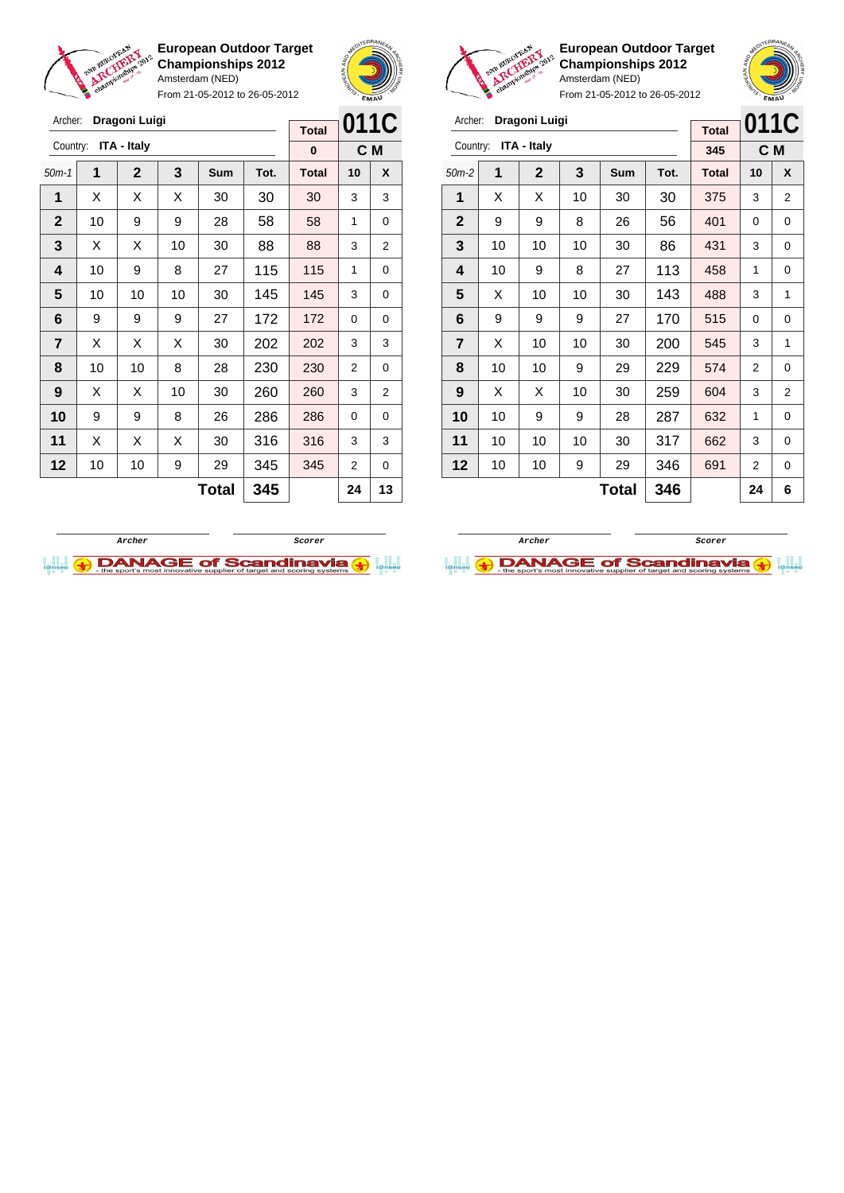**European Outdoor Target Championships 2012**
Amsterdam (NED)
From 21-05-2012 to 26-05-2012

Archer: **Dragoni Luigi**
Country: **ITA - Italy**

**011C** — **C M**

| 50m-1 | 1 | 2 | 3 | Sum | Tot. | Total | 10 | X |
|---|---|---|---|---|---|---|---|---|
| | | | | | | 0 | | |
| 1 | X | X | X | 30 | 30 | 30 | 3 | 3 |
| 2 | 10 | 9 | 9 | 28 | 58 | 58 | 1 | 0 |
| 3 | X | X | 10 | 30 | 88 | 88 | 3 | 2 |
| 4 | 10 | 9 | 8 | 27 | 115 | 115 | 1 | 0 |
| 5 | 10 | 10 | 10 | 30 | 145 | 145 | 3 | 0 |
| 6 | 9 | 9 | 9 | 27 | 172 | 172 | 0 | 0 |
| 7 | X | X | X | 30 | 202 | 202 | 3 | 3 |
| 8 | 10 | 10 | 8 | 28 | 230 | 230 | 2 | 0 |
| 9 | X | X | 10 | 30 | 260 | 260 | 3 | 2 |
| 10 | 9 | 9 | 8 | 26 | 286 | 286 | 0 | 0 |
| 11 | X | X | X | 30 | 316 | 316 | 3 | 3 |
| 12 | 10 | 10 | 9 | 29 | 345 | 345 | 2 | 0 |
| | | | | **Total** | **345** | | **24** | **13** |

Archer — Scorer

**European Outdoor Target Championships 2012**
Amsterdam (NED)
From 21-05-2012 to 26-05-2012

Archer: **Dragoni Luigi**
Country: **ITA - Italy**

**011C** — **C M**

| 50m-2 | 1 | 2 | 3 | Sum | Tot. | Total | 10 | X |
|---|---|---|---|---|---|---|---|---|
| | | | | | | 345 | | |
| 1 | X | X | 10 | 30 | 30 | 375 | 3 | 2 |
| 2 | 9 | 9 | 8 | 26 | 56 | 401 | 0 | 0 |
| 3 | 10 | 10 | 10 | 30 | 86 | 431 | 3 | 0 |
| 4 | 10 | 9 | 8 | 27 | 113 | 458 | 1 | 0 |
| 5 | X | 10 | 10 | 30 | 143 | 488 | 3 | 1 |
| 6 | 9 | 9 | 9 | 27 | 170 | 515 | 0 | 0 |
| 7 | X | 10 | 10 | 30 | 200 | 545 | 3 | 1 |
| 8 | 10 | 10 | 9 | 29 | 229 | 574 | 2 | 0 |
| 9 | X | X | 10 | 30 | 259 | 604 | 3 | 2 |
| 10 | 10 | 9 | 9 | 28 | 287 | 632 | 1 | 0 |
| 11 | 10 | 10 | 10 | 30 | 317 | 662 | 3 | 0 |
| 12 | 10 | 10 | 9 | 29 | 346 | 691 | 2 | 0 |
| | | | | **Total** | **346** | | **24** | **6** |

Archer — Scorer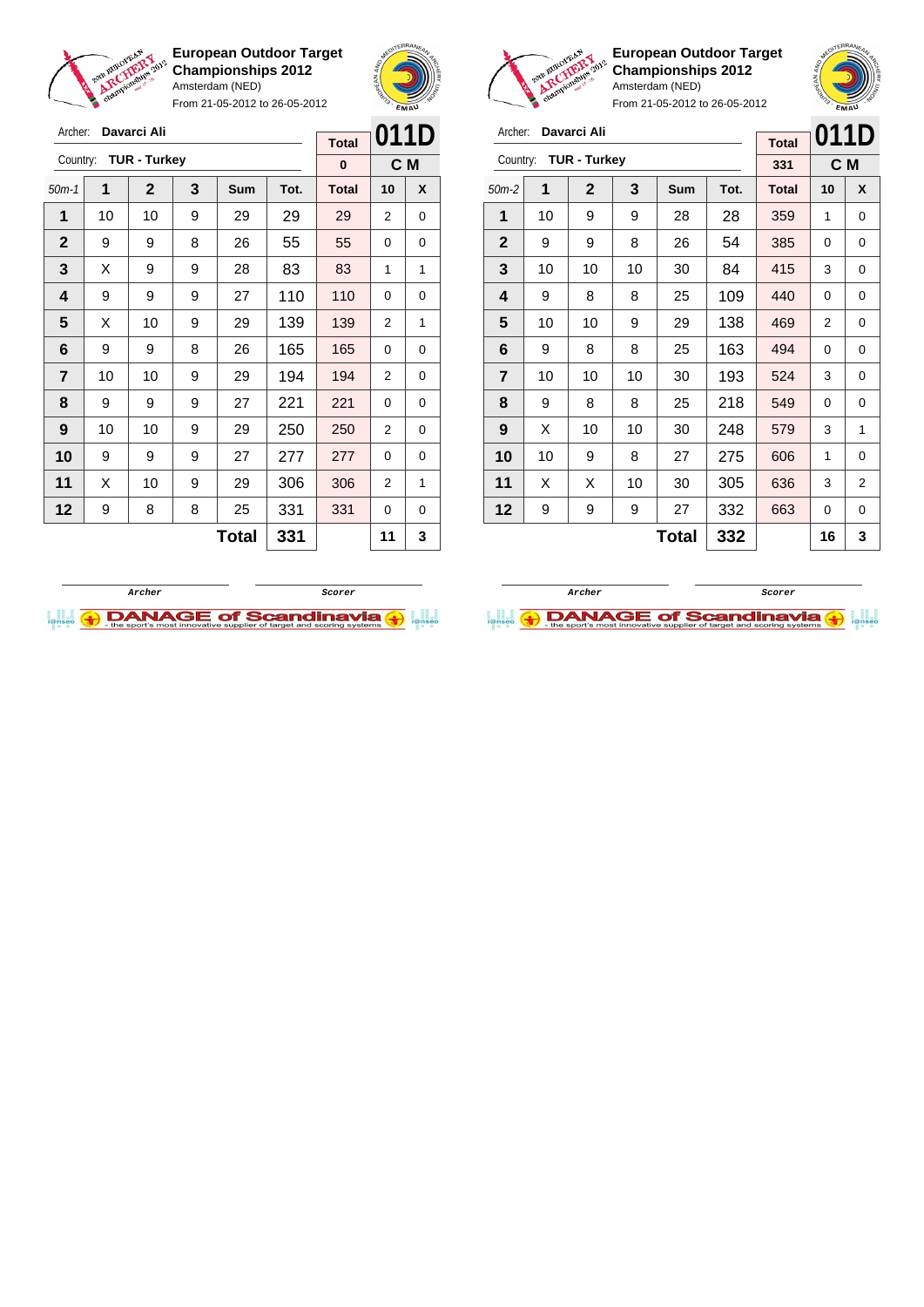**European Outdoor Target Championships 2012**
Amsterdam (NED)
From 21-05-2012 to 26-05-2012

Archer: **Davarci Ali**
Country: **TUR - Turkey**

| | | | | | | Total | 011D | |
|---|---|---|---|---|---|---|---|---|
| | | | | | | 0 | C M | |
| 50m-1 | 1 | 2 | 3 | Sum | Tot. | Total | 10 | X |
| 1 | 10 | 10 | 9 | 29 | 29 | 29 | 2 | 0 |
| 2 | 9 | 9 | 8 | 26 | 55 | 55 | 0 | 0 |
| 3 | X | 9 | 9 | 28 | 83 | 83 | 1 | 1 |
| 4 | 9 | 9 | 9 | 27 | 110 | 110 | 0 | 0 |
| 5 | X | 10 | 9 | 29 | 139 | 139 | 2 | 1 |
| 6 | 9 | 9 | 8 | 26 | 165 | 165 | 0 | 0 |
| 7 | 10 | 10 | 9 | 29 | 194 | 194 | 2 | 0 |
| 8 | 9 | 9 | 9 | 27 | 221 | 221 | 0 | 0 |
| 9 | 10 | 10 | 9 | 29 | 250 | 250 | 2 | 0 |
| 10 | 9 | 9 | 9 | 27 | 277 | 277 | 0 | 0 |
| 11 | X | 10 | 9 | 29 | 306 | 306 | 2 | 1 |
| 12 | 9 | 8 | 8 | 25 | 331 | 331 | 0 | 0 |
| | | | | Total | 331 | | 11 | 3 |

Archer / Scorer

**European Outdoor Target Championships 2012**
Amsterdam (NED)
From 21-05-2012 to 26-05-2012

Archer: **Davarci Ali**
Country: **TUR - Turkey**

| | | | | | | Total | 011D | |
|---|---|---|---|---|---|---|---|---|
| | | | | | | 331 | C M | |
| 50m-2 | 1 | 2 | 3 | Sum | Tot. | Total | 10 | X |
| 1 | 10 | 9 | 9 | 28 | 28 | 359 | 1 | 0 |
| 2 | 9 | 9 | 8 | 26 | 54 | 385 | 0 | 0 |
| 3 | 10 | 10 | 10 | 30 | 84 | 415 | 3 | 0 |
| 4 | 9 | 8 | 8 | 25 | 109 | 440 | 0 | 0 |
| 5 | 10 | 10 | 9 | 29 | 138 | 469 | 2 | 0 |
| 6 | 9 | 8 | 8 | 25 | 163 | 494 | 0 | 0 |
| 7 | 10 | 10 | 10 | 30 | 193 | 524 | 3 | 0 |
| 8 | 9 | 8 | 8 | 25 | 218 | 549 | 0 | 0 |
| 9 | X | 10 | 10 | 30 | 248 | 579 | 3 | 1 |
| 10 | 10 | 9 | 8 | 27 | 275 | 606 | 1 | 0 |
| 11 | X | X | 10 | 30 | 305 | 636 | 3 | 2 |
| 12 | 9 | 9 | 9 | 27 | 332 | 663 | 0 | 0 |
| | | | | Total | 332 | | 16 | 3 |

Archer / Scorer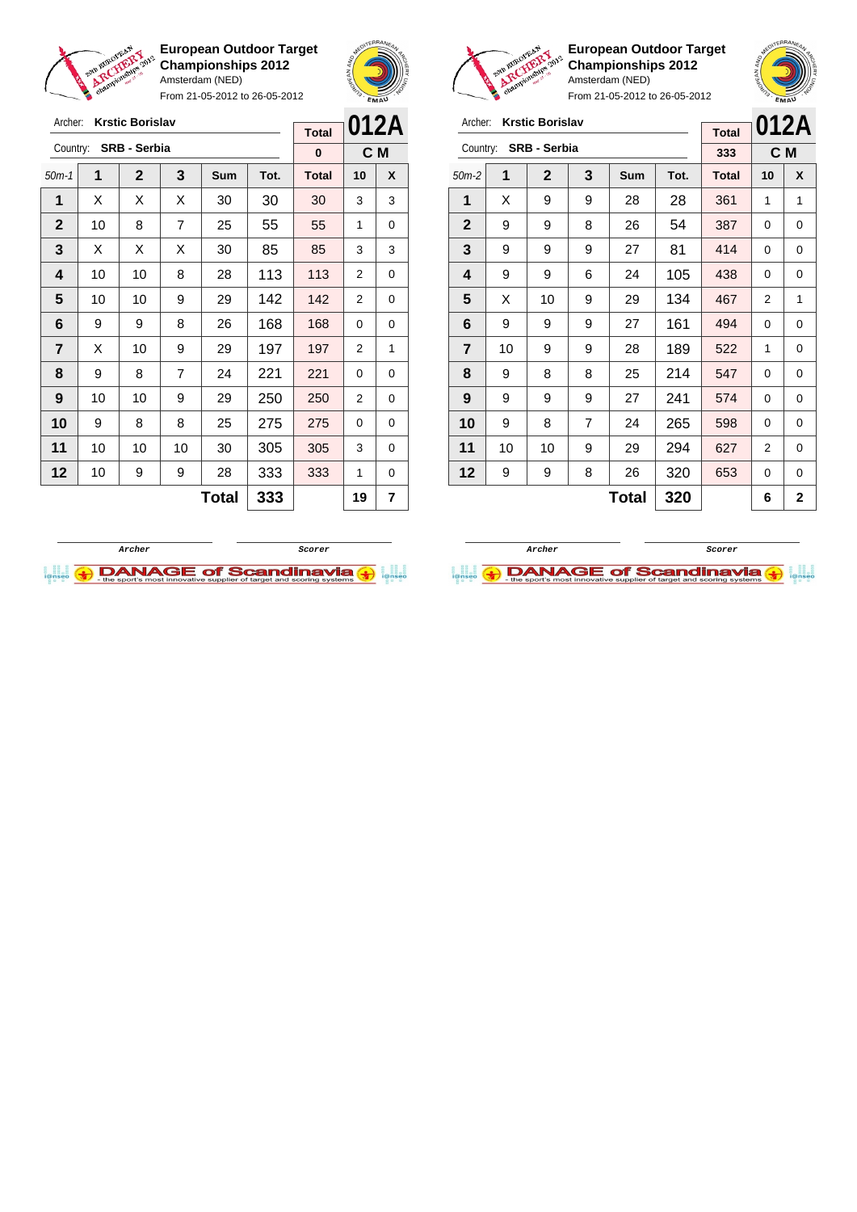**European Outdoor Target Championships 2012**
Amsterdam (NED)
From 21-05-2012 to 26-05-2012

Archer: **Krstic Borislav**
Country: **SRB - Serbia**

| Total | 012A |
|---|---|
| 0 | C M |

| 50m-1 | 1 | 2 | 3 | Sum | Tot. | Total | 10 | X |
|---|---|---|---|---|---|---|---|---|
| 1 | X | X | X | 30 | 30 | 30 | 3 | 3 |
| 2 | 10 | 8 | 7 | 25 | 55 | 55 | 1 | 0 |
| 3 | X | X | X | 30 | 85 | 85 | 3 | 3 |
| 4 | 10 | 10 | 8 | 28 | 113 | 113 | 2 | 0 |
| 5 | 10 | 10 | 9 | 29 | 142 | 142 | 2 | 0 |
| 6 | 9 | 9 | 8 | 26 | 168 | 168 | 0 | 0 |
| 7 | X | 10 | 9 | 29 | 197 | 197 | 2 | 1 |
| 8 | 9 | 8 | 7 | 24 | 221 | 221 | 0 | 0 |
| 9 | 10 | 10 | 9 | 29 | 250 | 250 | 2 | 0 |
| 10 | 9 | 8 | 8 | 25 | 275 | 275 | 0 | 0 |
| 11 | 10 | 10 | 10 | 30 | 305 | 305 | 3 | 0 |
| 12 | 10 | 9 | 9 | 28 | 333 | 333 | 1 | 0 |
| | | | | **Total** | **333** | | **19** | **7** |

Archer Scorer

**European Outdoor Target Championships 2012**
Amsterdam (NED)
From 21-05-2012 to 26-05-2012

Archer: **Krstic Borislav**
Country: **SRB - Serbia**

| Total | 012A |
|---|---|
| 333 | C M |

| 50m-2 | 1 | 2 | 3 | Sum | Tot. | Total | 10 | X |
|---|---|---|---|---|---|---|---|---|
| 1 | X | 9 | 9 | 28 | 28 | 361 | 1 | 1 |
| 2 | 9 | 9 | 8 | 26 | 54 | 387 | 0 | 0 |
| 3 | 9 | 9 | 9 | 27 | 81 | 414 | 0 | 0 |
| 4 | 9 | 9 | 6 | 24 | 105 | 438 | 0 | 0 |
| 5 | X | 10 | 9 | 29 | 134 | 467 | 2 | 1 |
| 6 | 9 | 9 | 9 | 27 | 161 | 494 | 0 | 0 |
| 7 | 10 | 9 | 9 | 28 | 189 | 522 | 1 | 0 |
| 8 | 9 | 8 | 8 | 25 | 214 | 547 | 0 | 0 |
| 9 | 9 | 9 | 9 | 27 | 241 | 574 | 0 | 0 |
| 10 | 9 | 8 | 7 | 24 | 265 | 598 | 0 | 0 |
| 11 | 10 | 10 | 9 | 29 | 294 | 627 | 2 | 0 |
| 12 | 9 | 9 | 8 | 26 | 320 | 653 | 0 | 0 |
| | | | | **Total** | **320** | | **6** | **2** |

Archer Scorer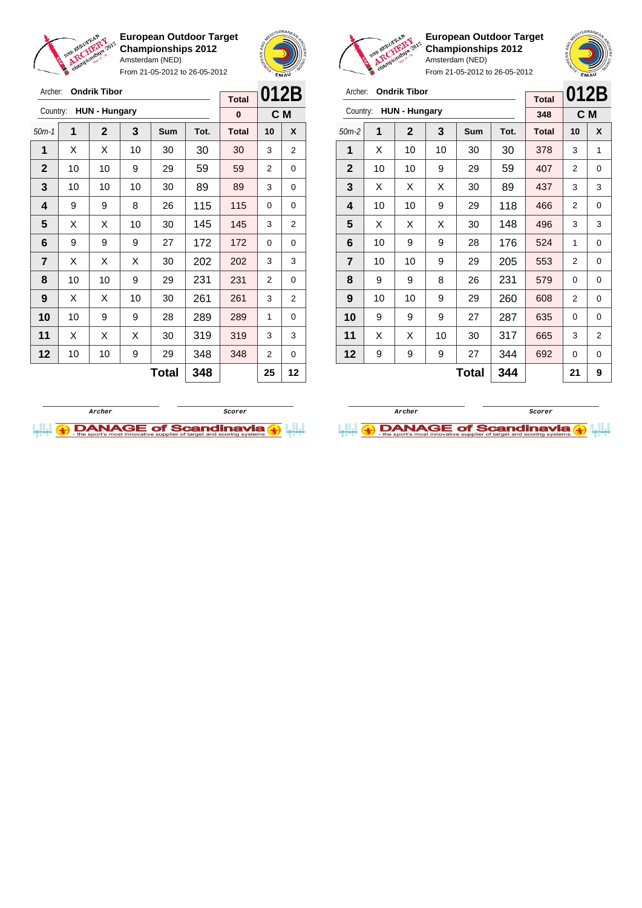**European Outdoor Target Championships 2012**
Amsterdam (NED)
From 21-05-2012 to 26-05-2012

Archer: **Ondrik Tibor**
Country: **HUN - Hungary**

**012B** — **C M**

| 50m-1 | 1 | 2 | 3 | Sum | Tot. | Total | 10 | X |
|---|---|---|---|---|---|---|---|---|
| | | | | | | 0 | | |
| 1 | X | X | 10 | 30 | 30 | 30 | 3 | 2 |
| 2 | 10 | 10 | 9 | 29 | 59 | 59 | 2 | 0 |
| 3 | 10 | 10 | 10 | 30 | 89 | 89 | 3 | 0 |
| 4 | 9 | 9 | 8 | 26 | 115 | 115 | 0 | 0 |
| 5 | X | X | 10 | 30 | 145 | 145 | 3 | 2 |
| 6 | 9 | 9 | 9 | 27 | 172 | 172 | 0 | 0 |
| 7 | X | X | X | 30 | 202 | 202 | 3 | 3 |
| 8 | 10 | 10 | 9 | 29 | 231 | 231 | 2 | 0 |
| 9 | X | X | 10 | 30 | 261 | 261 | 3 | 2 |
| 10 | 10 | 9 | 9 | 28 | 289 | 289 | 1 | 0 |
| 11 | X | X | X | 30 | 319 | 319 | 3 | 3 |
| 12 | 10 | 10 | 9 | 29 | 348 | 348 | 2 | 0 |
| | | | | **Total** | **348** | | **25** | **12** |

Archer　　　　Scorer

**European Outdoor Target Championships 2012**
Amsterdam (NED)
From 21-05-2012 to 26-05-2012

Archer: **Ondrik Tibor**
Country: **HUN - Hungary**

**012B** — **C M**

| 50m-2 | 1 | 2 | 3 | Sum | Tot. | Total | 10 | X |
|---|---|---|---|---|---|---|---|---|
| | | | | | | 348 | | |
| 1 | X | 10 | 10 | 30 | 30 | 378 | 3 | 1 |
| 2 | 10 | 10 | 9 | 29 | 59 | 407 | 2 | 0 |
| 3 | X | X | X | 30 | 89 | 437 | 3 | 3 |
| 4 | 10 | 10 | 9 | 29 | 118 | 466 | 2 | 0 |
| 5 | X | X | X | 30 | 148 | 496 | 3 | 3 |
| 6 | 10 | 9 | 9 | 28 | 176 | 524 | 1 | 0 |
| 7 | 10 | 10 | 9 | 29 | 205 | 553 | 2 | 0 |
| 8 | 9 | 9 | 8 | 26 | 231 | 579 | 0 | 0 |
| 9 | 10 | 10 | 9 | 29 | 260 | 608 | 2 | 0 |
| 10 | 9 | 9 | 9 | 27 | 287 | 635 | 0 | 0 |
| 11 | X | X | 10 | 30 | 317 | 665 | 3 | 2 |
| 12 | 9 | 9 | 9 | 27 | 344 | 692 | 0 | 0 |
| | | | | **Total** | **344** | | **21** | **9** |

Archer　　　　Scorer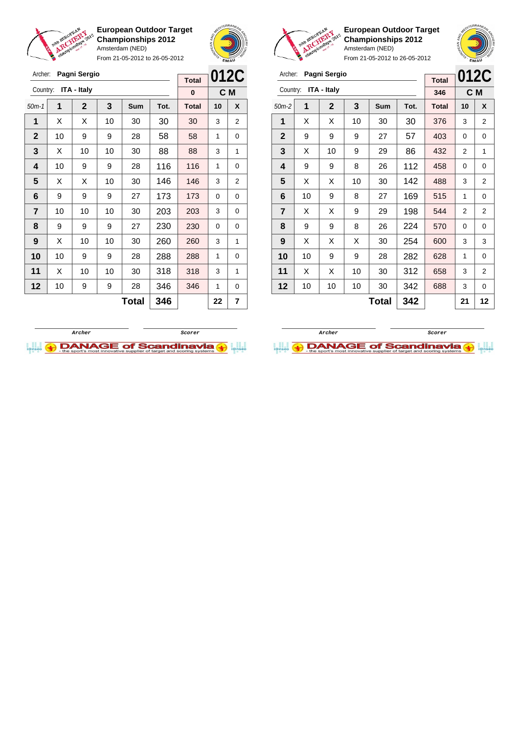**European Outdoor Target Championships 2012**
Amsterdam (NED)
From 21-05-2012 to 26-05-2012

Archer: **Pagni Sergio**
Country: **ITA - Italy**

**012C**
**C M**

| 50m-1 | 1 | 2 | 3 | Sum | Tot. | Total | 10 | X |
|---|---|---|---|---|---|---|---|---|
| | | | | | | 0 | | |
| 1 | X | X | 10 | 30 | 30 | 30 | 3 | 2 |
| 2 | 10 | 9 | 9 | 28 | 58 | 58 | 1 | 0 |
| 3 | X | 10 | 10 | 30 | 88 | 88 | 3 | 1 |
| 4 | 10 | 9 | 9 | 28 | 116 | 116 | 1 | 0 |
| 5 | X | X | 10 | 30 | 146 | 146 | 3 | 2 |
| 6 | 9 | 9 | 9 | 27 | 173 | 173 | 0 | 0 |
| 7 | 10 | 10 | 10 | 30 | 203 | 203 | 3 | 0 |
| 8 | 9 | 9 | 9 | 27 | 230 | 230 | 0 | 0 |
| 9 | X | 10 | 10 | 30 | 260 | 260 | 3 | 1 |
| 10 | 10 | 9 | 9 | 28 | 288 | 288 | 1 | 0 |
| 11 | X | 10 | 10 | 30 | 318 | 318 | 3 | 1 |
| 12 | 10 | 9 | 9 | 28 | 346 | 346 | 1 | 0 |
| | | | | **Total** | **346** | | **22** | **7** |

Archer / Scorer

**European Outdoor Target Championships 2012**
Amsterdam (NED)
From 21-05-2012 to 26-05-2012

Archer: **Pagni Sergio**
Country: **ITA - Italy**

**012C**
**C M**

| 50m-2 | 1 | 2 | 3 | Sum | Tot. | Total | 10 | X |
|---|---|---|---|---|---|---|---|---|
| | | | | | | 346 | | |
| 1 | X | X | 10 | 30 | 30 | 376 | 3 | 2 |
| 2 | 9 | 9 | 9 | 27 | 57 | 403 | 0 | 0 |
| 3 | X | 10 | 9 | 29 | 86 | 432 | 2 | 1 |
| 4 | 9 | 9 | 8 | 26 | 112 | 458 | 0 | 0 |
| 5 | X | X | 10 | 30 | 142 | 488 | 3 | 2 |
| 6 | 10 | 9 | 8 | 27 | 169 | 515 | 1 | 0 |
| 7 | X | X | 9 | 29 | 198 | 544 | 2 | 2 |
| 8 | 9 | 9 | 8 | 26 | 224 | 570 | 0 | 0 |
| 9 | X | X | X | 30 | 254 | 600 | 3 | 3 |
| 10 | 10 | 9 | 9 | 28 | 282 | 628 | 1 | 0 |
| 11 | X | X | 10 | 30 | 312 | 658 | 3 | 2 |
| 12 | 10 | 10 | 10 | 30 | 342 | 688 | 3 | 0 |
| | | | | **Total** | **342** | | **21** | **12** |

Archer / Scorer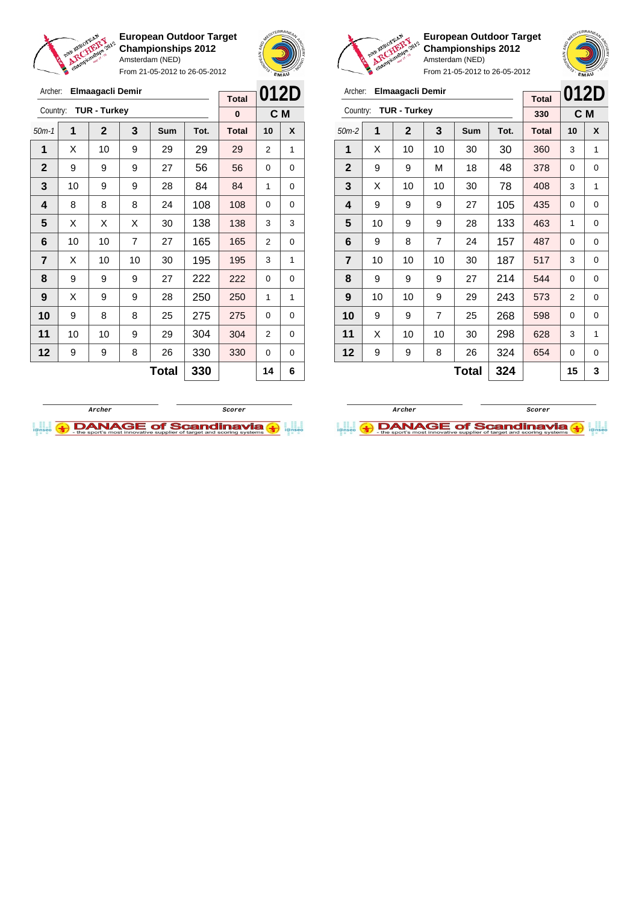**European Outdoor Target Championships 2012**
Amsterdam (NED)
From 21-05-2012 to 26-05-2012

Archer: **Elmaagacli Demir**
Country: **TUR - Turkey**

| Total | 012D |
|---|---|
| 0 | C M |

| 50m-1 | 1 | 2 | 3 | Sum | Tot. | Total | 10 | X |
|---|---|---|---|---|---|---|---|---|
| 1 | X | 10 | 9 | 29 | 29 | 29 | 2 | 1 |
| 2 | 9 | 9 | 9 | 27 | 56 | 56 | 0 | 0 |
| 3 | 10 | 9 | 9 | 28 | 84 | 84 | 1 | 0 |
| 4 | 8 | 8 | 8 | 24 | 108 | 108 | 0 | 0 |
| 5 | X | X | X | 30 | 138 | 138 | 3 | 3 |
| 6 | 10 | 10 | 7 | 27 | 165 | 165 | 2 | 0 |
| 7 | X | 10 | 10 | 30 | 195 | 195 | 3 | 1 |
| 8 | 9 | 9 | 9 | 27 | 222 | 222 | 0 | 0 |
| 9 | X | 9 | 9 | 28 | 250 | 250 | 1 | 1 |
| 10 | 9 | 8 | 8 | 25 | 275 | 275 | 0 | 0 |
| 11 | 10 | 10 | 9 | 29 | 304 | 304 | 2 | 0 |
| 12 | 9 | 9 | 8 | 26 | 330 | 330 | 0 | 0 |
| | | | | **Total** | **330** | | **14** | **6** |

Archer / Scorer

**European Outdoor Target Championships 2012**
Amsterdam (NED)
From 21-05-2012 to 26-05-2012

Archer: **Elmaagacli Demir**
Country: **TUR - Turkey**

| Total | 012D |
|---|---|
| 330 | C M |

| 50m-2 | 1 | 2 | 3 | Sum | Tot. | Total | 10 | X |
|---|---|---|---|---|---|---|---|---|
| 1 | X | 10 | 10 | 30 | 30 | 360 | 3 | 1 |
| 2 | 9 | 9 | M | 18 | 48 | 378 | 0 | 0 |
| 3 | X | 10 | 10 | 30 | 78 | 408 | 3 | 1 |
| 4 | 9 | 9 | 9 | 27 | 105 | 435 | 0 | 0 |
| 5 | 10 | 9 | 9 | 28 | 133 | 463 | 1 | 0 |
| 6 | 9 | 8 | 7 | 24 | 157 | 487 | 0 | 0 |
| 7 | 10 | 10 | 10 | 30 | 187 | 517 | 3 | 0 |
| 8 | 9 | 9 | 9 | 27 | 214 | 544 | 0 | 0 |
| 9 | 10 | 10 | 9 | 29 | 243 | 573 | 2 | 0 |
| 10 | 9 | 9 | 7 | 25 | 268 | 598 | 0 | 0 |
| 11 | X | 10 | 10 | 30 | 298 | 628 | 3 | 1 |
| 12 | 9 | 9 | 8 | 26 | 324 | 654 | 0 | 0 |
| | | | | **Total** | **324** | | **15** | **3** |

Archer / Scorer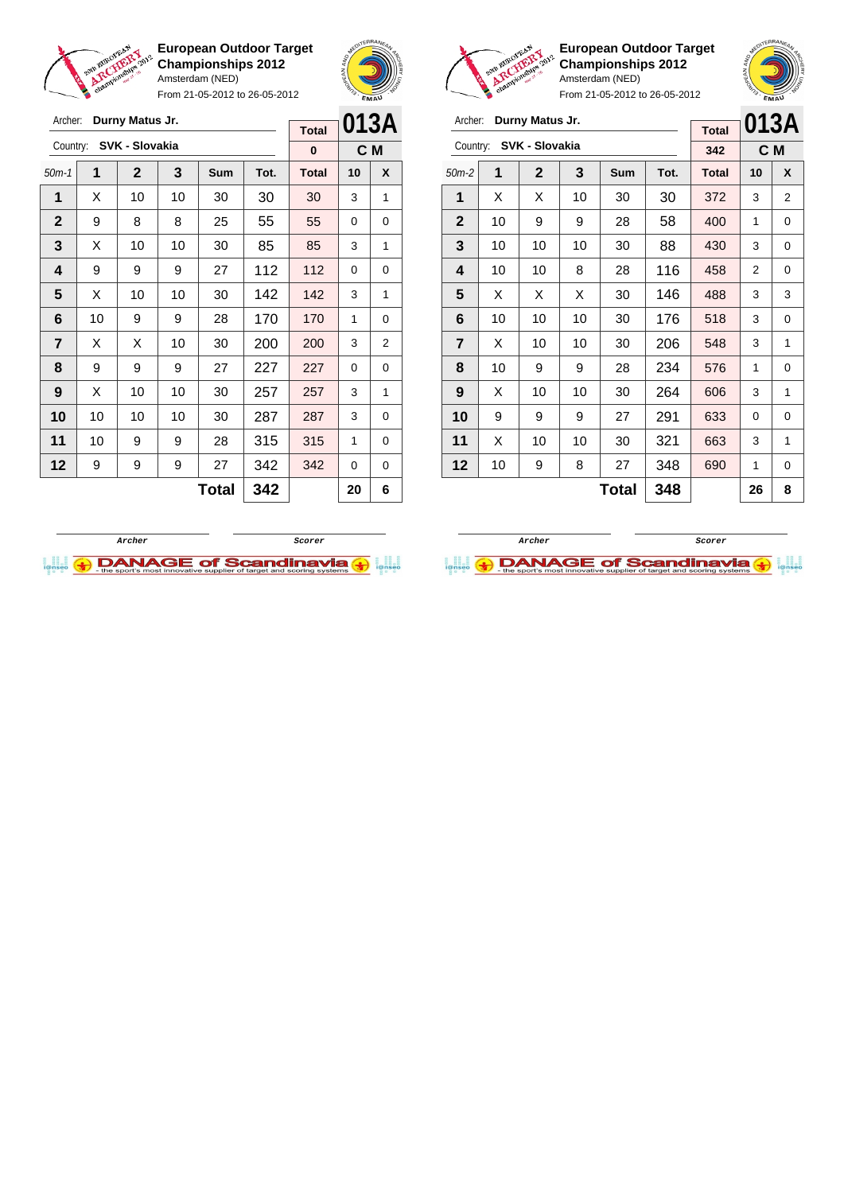**European Outdoor Target Championships 2012**
Amsterdam (NED)
From 21-05-2012 to 26-05-2012

Archer: **Durny Matus Jr.**
Country: **SVK - Slovakia**

| Total | 013A |
|---|---|
| 0 | C M |

| 50m-1 | 1 | 2 | 3 | Sum | Tot. | Total | 10 | X |
|---|---|---|---|---|---|---|---|---|
| 1 | X | 10 | 10 | 30 | 30 | 30 | 3 | 1 |
| 2 | 9 | 8 | 8 | 25 | 55 | 55 | 0 | 0 |
| 3 | X | 10 | 10 | 30 | 85 | 85 | 3 | 1 |
| 4 | 9 | 9 | 9 | 27 | 112 | 112 | 0 | 0 |
| 5 | X | 10 | 10 | 30 | 142 | 142 | 3 | 1 |
| 6 | 10 | 9 | 9 | 28 | 170 | 170 | 1 | 0 |
| 7 | X | X | 10 | 30 | 200 | 200 | 3 | 2 |
| 8 | 9 | 9 | 9 | 27 | 227 | 227 | 0 | 0 |
| 9 | X | 10 | 10 | 30 | 257 | 257 | 3 | 1 |
| 10 | 10 | 10 | 10 | 30 | 287 | 287 | 3 | 0 |
| 11 | 10 | 9 | 9 | 28 | 315 | 315 | 1 | 0 |
| 12 | 9 | 9 | 9 | 27 | 342 | 342 | 0 | 0 |
| | | | | **Total** | **342** | | **20** | **6** |

Archer | Scorer

**European Outdoor Target Championships 2012**
Amsterdam (NED)
From 21-05-2012 to 26-05-2012

Archer: **Durny Matus Jr.**
Country: **SVK - Slovakia**

| Total | 013A |
|---|---|
| 342 | C M |

| 50m-2 | 1 | 2 | 3 | Sum | Tot. | Total | 10 | X |
|---|---|---|---|---|---|---|---|---|
| 1 | X | X | 10 | 30 | 30 | 372 | 3 | 2 |
| 2 | 10 | 9 | 9 | 28 | 58 | 400 | 1 | 0 |
| 3 | 10 | 10 | 10 | 30 | 88 | 430 | 3 | 0 |
| 4 | 10 | 10 | 8 | 28 | 116 | 458 | 2 | 0 |
| 5 | X | X | X | 30 | 146 | 488 | 3 | 3 |
| 6 | 10 | 10 | 10 | 30 | 176 | 518 | 3 | 0 |
| 7 | X | 10 | 10 | 30 | 206 | 548 | 3 | 1 |
| 8 | 10 | 9 | 9 | 28 | 234 | 576 | 1 | 0 |
| 9 | X | 10 | 10 | 30 | 264 | 606 | 3 | 1 |
| 10 | 9 | 9 | 9 | 27 | 291 | 633 | 0 | 0 |
| 11 | X | 10 | 10 | 30 | 321 | 663 | 3 | 1 |
| 12 | 10 | 9 | 8 | 27 | 348 | 690 | 1 | 0 |
| | | | | **Total** | **348** | | **26** | **8** |

Archer | Scorer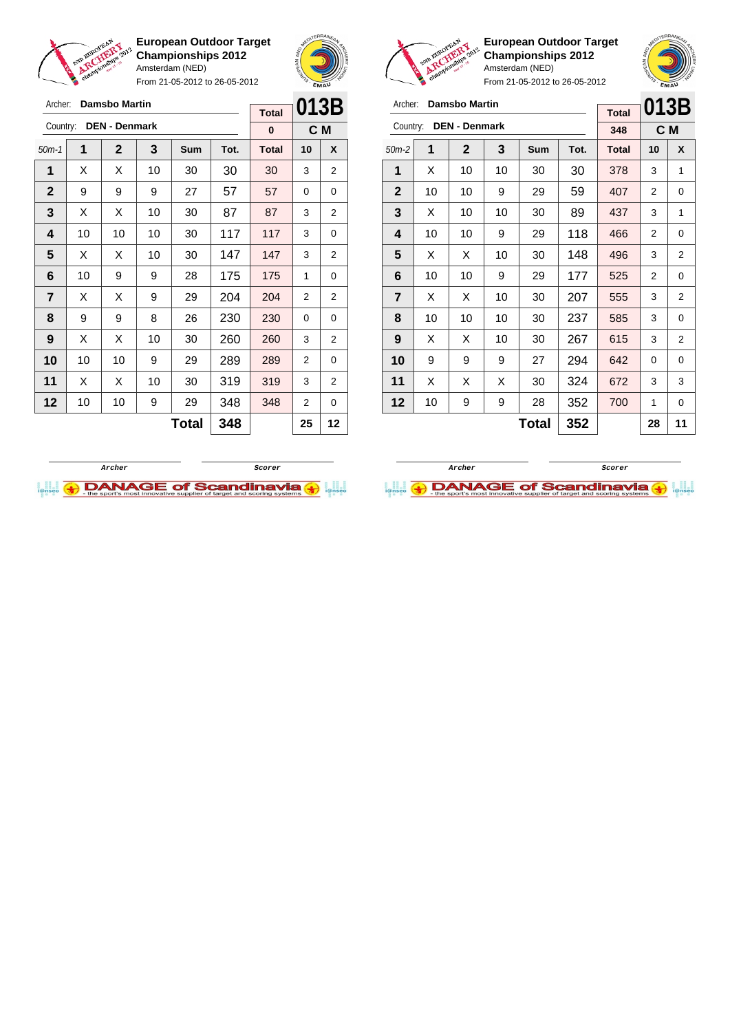**European Outdoor Target Championships 2012**
Amsterdam (NED)
From 21-05-2012 to 26-05-2012

Archer: **Damsbo Martin**
Country: **DEN - Denmark**

| Total | 013B |
|---|---|
| 0 | C M |

| 50m-1 | 1 | 2 | 3 | Sum | Tot. | Total | 10 | X |
|---|---|---|---|---|---|---|---|---|
| 1 | X | X | 10 | 30 | 30 | 30 | 3 | 2 |
| 2 | 9 | 9 | 9 | 27 | 57 | 57 | 0 | 0 |
| 3 | X | X | 10 | 30 | 87 | 87 | 3 | 2 |
| 4 | 10 | 10 | 10 | 30 | 117 | 117 | 3 | 0 |
| 5 | X | X | 10 | 30 | 147 | 147 | 3 | 2 |
| 6 | 10 | 9 | 9 | 28 | 175 | 175 | 1 | 0 |
| 7 | X | X | 9 | 29 | 204 | 204 | 2 | 2 |
| 8 | 9 | 9 | 8 | 26 | 230 | 230 | 0 | 0 |
| 9 | X | X | 10 | 30 | 260 | 260 | 3 | 2 |
| 10 | 10 | 10 | 9 | 29 | 289 | 289 | 2 | 0 |
| 11 | X | X | 10 | 30 | 319 | 319 | 3 | 2 |
| 12 | 10 | 10 | 9 | 29 | 348 | 348 | 2 | 0 |
| | | | | Total | 348 | | 25 | 12 |

Archer / Scorer

**European Outdoor Target Championships 2012**
Amsterdam (NED)
From 21-05-2012 to 26-05-2012

Archer: **Damsbo Martin**
Country: **DEN - Denmark**

| Total | 013B |
|---|---|
| 348 | C M |

| 50m-2 | 1 | 2 | 3 | Sum | Tot. | Total | 10 | X |
|---|---|---|---|---|---|---|---|---|
| 1 | X | 10 | 10 | 30 | 30 | 378 | 3 | 1 |
| 2 | 10 | 10 | 9 | 29 | 59 | 407 | 2 | 0 |
| 3 | X | 10 | 10 | 30 | 89 | 437 | 3 | 1 |
| 4 | 10 | 10 | 9 | 29 | 118 | 466 | 2 | 0 |
| 5 | X | X | 10 | 30 | 148 | 496 | 3 | 2 |
| 6 | 10 | 10 | 9 | 29 | 177 | 525 | 2 | 0 |
| 7 | X | X | 10 | 30 | 207 | 555 | 3 | 2 |
| 8 | 10 | 10 | 10 | 30 | 237 | 585 | 3 | 0 |
| 9 | X | X | 10 | 30 | 267 | 615 | 3 | 2 |
| 10 | 9 | 9 | 9 | 27 | 294 | 642 | 0 | 0 |
| 11 | X | X | X | 30 | 324 | 672 | 3 | 3 |
| 12 | 10 | 9 | 9 | 28 | 352 | 700 | 1 | 0 |
| | | | | Total | 352 | | 28 | 11 |

Archer / Scorer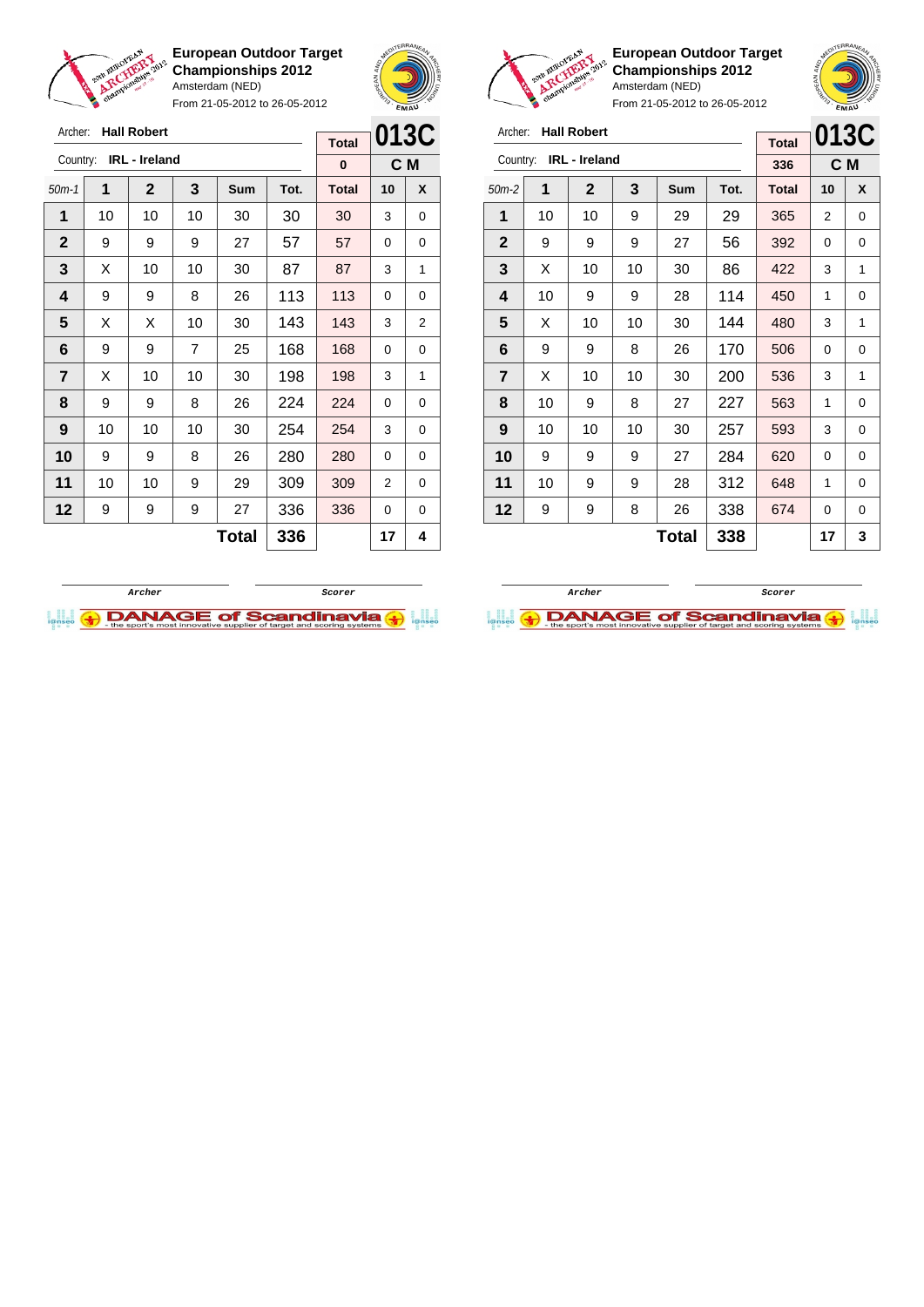**European Outdoor Target Championships 2012**
Amsterdam (NED)
From 21-05-2012 to 26-05-2012

Archer: **Hall Robert**
Country: **IRL - Ireland**

| Total | 013C |
|---|---|
| 0 | C M |

| 50m-1 | 1 | 2 | 3 | Sum | Tot. | Total | 10 | X |
|---|---|---|---|---|---|---|---|---|
| 1 | 10 | 10 | 10 | 30 | 30 | 30 | 3 | 0 |
| 2 | 9 | 9 | 9 | 27 | 57 | 57 | 0 | 0 |
| 3 | X | 10 | 10 | 30 | 87 | 87 | 3 | 1 |
| 4 | 9 | 9 | 8 | 26 | 113 | 113 | 0 | 0 |
| 5 | X | X | 10 | 30 | 143 | 143 | 3 | 2 |
| 6 | 9 | 9 | 7 | 25 | 168 | 168 | 0 | 0 |
| 7 | X | 10 | 10 | 30 | 198 | 198 | 3 | 1 |
| 8 | 9 | 9 | 8 | 26 | 224 | 224 | 0 | 0 |
| 9 | 10 | 10 | 10 | 30 | 254 | 254 | 3 | 0 |
| 10 | 9 | 9 | 8 | 26 | 280 | 280 | 0 | 0 |
| 11 | 10 | 10 | 9 | 29 | 309 | 309 | 2 | 0 |
| 12 | 9 | 9 | 9 | 27 | 336 | 336 | 0 | 0 |
| | | | | **Total** | **336** | | **17** | **4** |

Archer / Scorer

**European Outdoor Target Championships 2012**
Amsterdam (NED)
From 21-05-2012 to 26-05-2012

Archer: **Hall Robert**
Country: **IRL - Ireland**

| Total | 013C |
|---|---|
| 336 | C M |

| 50m-2 | 1 | 2 | 3 | Sum | Tot. | Total | 10 | X |
|---|---|---|---|---|---|---|---|---|
| 1 | 10 | 10 | 9 | 29 | 29 | 365 | 2 | 0 |
| 2 | 9 | 9 | 9 | 27 | 56 | 392 | 0 | 0 |
| 3 | X | 10 | 10 | 30 | 86 | 422 | 3 | 1 |
| 4 | 10 | 9 | 9 | 28 | 114 | 450 | 1 | 0 |
| 5 | X | 10 | 10 | 30 | 144 | 480 | 3 | 1 |
| 6 | 9 | 9 | 8 | 26 | 170 | 506 | 0 | 0 |
| 7 | X | 10 | 10 | 30 | 200 | 536 | 3 | 1 |
| 8 | 10 | 9 | 8 | 27 | 227 | 563 | 1 | 0 |
| 9 | 10 | 10 | 10 | 30 | 257 | 593 | 3 | 0 |
| 10 | 9 | 9 | 9 | 27 | 284 | 620 | 0 | 0 |
| 11 | 10 | 9 | 9 | 28 | 312 | 648 | 1 | 0 |
| 12 | 9 | 9 | 8 | 26 | 338 | 674 | 0 | 0 |
| | | | | **Total** | **338** | | **17** | **3** |

Archer / Scorer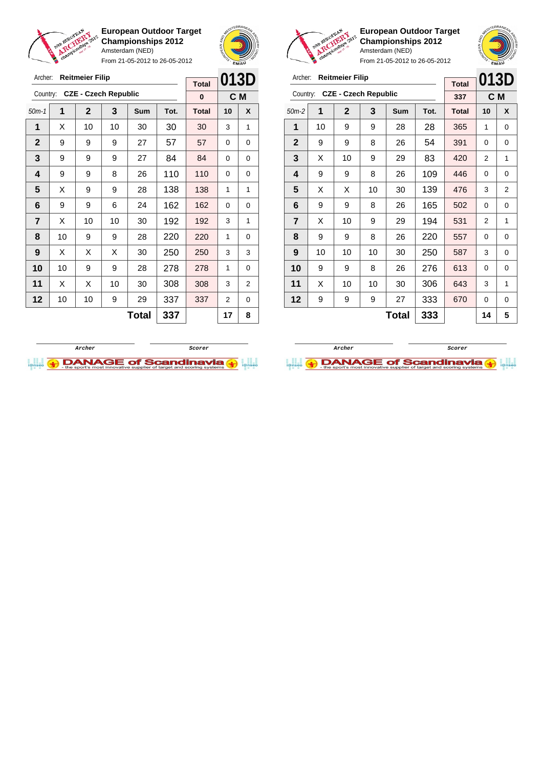**European Outdoor Target Championships 2012**
Amsterdam (NED)
From 21-05-2012 to 26-05-2012

Archer: **Reitmeier Filip**
Country: **CZE - Czech Republic**

| Total | 013D |
|---|---|
| 0 | C M |

| 50m-1 | 1 | 2 | 3 | Sum | Tot. | Total | 10 | X |
|---|---|---|---|---|---|---|---|---|
| 1 | X | 10 | 10 | 30 | 30 | 30 | 3 | 1 |
| 2 | 9 | 9 | 9 | 27 | 57 | 57 | 0 | 0 |
| 3 | 9 | 9 | 9 | 27 | 84 | 84 | 0 | 0 |
| 4 | 9 | 9 | 8 | 26 | 110 | 110 | 0 | 0 |
| 5 | X | 9 | 9 | 28 | 138 | 138 | 1 | 1 |
| 6 | 9 | 9 | 6 | 24 | 162 | 162 | 0 | 0 |
| 7 | X | 10 | 10 | 30 | 192 | 192 | 3 | 1 |
| 8 | 10 | 9 | 9 | 28 | 220 | 220 | 1 | 0 |
| 9 | X | X | X | 30 | 250 | 250 | 3 | 3 |
| 10 | 10 | 9 | 9 | 28 | 278 | 278 | 1 | 0 |
| 11 | X | X | 10 | 30 | 308 | 308 | 3 | 2 |
| 12 | 10 | 10 | 9 | 29 | 337 | 337 | 2 | 0 |
| | | | | **Total** | **337** | | **17** | **8** |

Archer — Scorer

**European Outdoor Target Championships 2012**
Amsterdam (NED)
From 21-05-2012 to 26-05-2012

Archer: **Reitmeier Filip**
Country: **CZE - Czech Republic**

| Total | 013D |
|---|---|
| 337 | C M |

| 50m-2 | 1 | 2 | 3 | Sum | Tot. | Total | 10 | X |
|---|---|---|---|---|---|---|---|---|
| 1 | 10 | 9 | 9 | 28 | 28 | 365 | 1 | 0 |
| 2 | 9 | 9 | 8 | 26 | 54 | 391 | 0 | 0 |
| 3 | X | 10 | 9 | 29 | 83 | 420 | 2 | 1 |
| 4 | 9 | 9 | 8 | 26 | 109 | 446 | 0 | 0 |
| 5 | X | X | 10 | 30 | 139 | 476 | 3 | 2 |
| 6 | 9 | 9 | 8 | 26 | 165 | 502 | 0 | 0 |
| 7 | X | 10 | 9 | 29 | 194 | 531 | 2 | 1 |
| 8 | 9 | 9 | 8 | 26 | 220 | 557 | 0 | 0 |
| 9 | 10 | 10 | 10 | 30 | 250 | 587 | 3 | 0 |
| 10 | 9 | 9 | 8 | 26 | 276 | 613 | 0 | 0 |
| 11 | X | 10 | 10 | 30 | 306 | 643 | 3 | 1 |
| 12 | 9 | 9 | 9 | 27 | 333 | 670 | 0 | 0 |
| | | | | **Total** | **333** | | **14** | **5** |

Archer — Scorer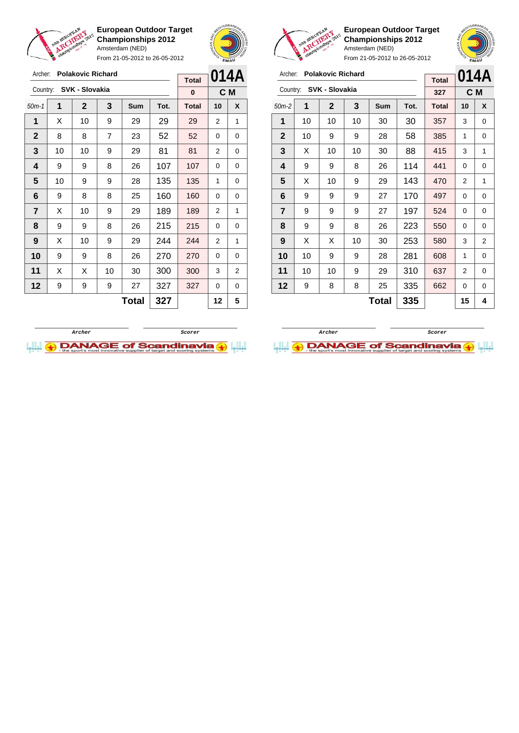## European Outdoor Target Championships 2012

Amsterdam (NED)

From 21-05-2012 to 26-05-2012

Archer: **Polakovic Richard**

Country: **SVK - Slovakia**

**014A** — **C M**

Total: 0

| 50m-1 | 1 | 2 | 3 | Sum | Tot. | Total | 10 | X |
|---|---|---|---|---|---|---|---|---|
| 1 | X | 10 | 9 | 29 | 29 | 29 | 2 | 1 |
| 2 | 8 | 8 | 7 | 23 | 52 | 52 | 0 | 0 |
| 3 | 10 | 10 | 9 | 29 | 81 | 81 | 2 | 0 |
| 4 | 9 | 9 | 8 | 26 | 107 | 107 | 0 | 0 |
| 5 | 10 | 9 | 9 | 28 | 135 | 135 | 1 | 0 |
| 6 | 9 | 8 | 8 | 25 | 160 | 160 | 0 | 0 |
| 7 | X | 10 | 9 | 29 | 189 | 189 | 2 | 1 |
| 8 | 9 | 9 | 8 | 26 | 215 | 215 | 0 | 0 |
| 9 | X | 10 | 9 | 29 | 244 | 244 | 2 | 1 |
| 10 | 9 | 9 | 8 | 26 | 270 | 270 | 0 | 0 |
| 11 | X | X | 10 | 30 | 300 | 300 | 3 | 2 |
| 12 | 9 | 9 | 9 | 27 | 327 | 327 | 0 | 0 |
| | | | | **Total** | **327** | | **12** | **5** |

Archer ______ Scorer ______

## European Outdoor Target Championships 2012

Amsterdam (NED)

From 21-05-2012 to 26-05-2012

Archer: **Polakovic Richard**

Country: **SVK - Slovakia**

**014A** — **C M**

Total: 327

| 50m-2 | 1 | 2 | 3 | Sum | Tot. | Total | 10 | X |
|---|---|---|---|---|---|---|---|---|
| 1 | 10 | 10 | 10 | 30 | 30 | 357 | 3 | 0 |
| 2 | 10 | 9 | 9 | 28 | 58 | 385 | 1 | 0 |
| 3 | X | 10 | 10 | 30 | 88 | 415 | 3 | 1 |
| 4 | 9 | 9 | 8 | 26 | 114 | 441 | 0 | 0 |
| 5 | X | 10 | 9 | 29 | 143 | 470 | 2 | 1 |
| 6 | 9 | 9 | 9 | 27 | 170 | 497 | 0 | 0 |
| 7 | 9 | 9 | 9 | 27 | 197 | 524 | 0 | 0 |
| 8 | 9 | 9 | 8 | 26 | 223 | 550 | 0 | 0 |
| 9 | X | X | 10 | 30 | 253 | 580 | 3 | 2 |
| 10 | 10 | 9 | 9 | 28 | 281 | 608 | 1 | 0 |
| 11 | 10 | 10 | 9 | 29 | 310 | 637 | 2 | 0 |
| 12 | 9 | 8 | 8 | 25 | 335 | 662 | 0 | 0 |
| | | | | **Total** | **335** | | **15** | **4** |

Archer ______ Scorer ______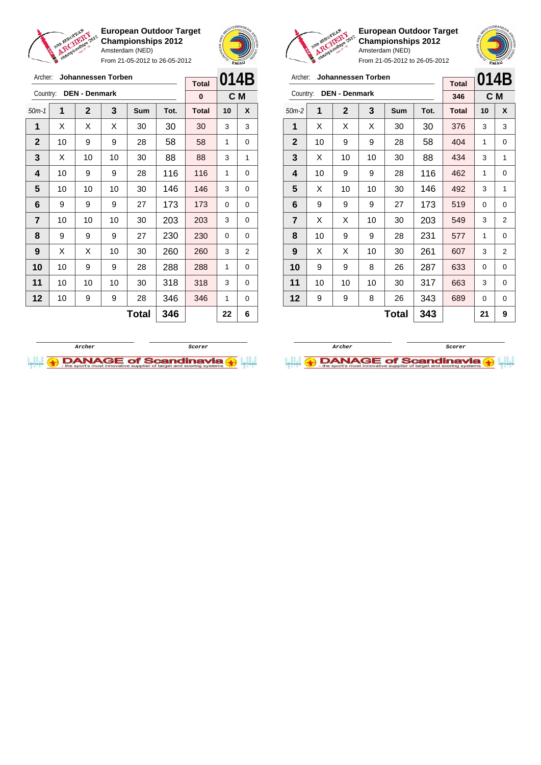**European Outdoor Target Championships 2012**
Amsterdam (NED)
From 21-05-2012 to 26-05-2012

Archer: **Johannessen Torben**
Country: **DEN - Denmark**

| Total | 014B |
|---|---|
| 0 | C M |

| 50m-1 | 1 | 2 | 3 | Sum | Tot. | Total | 10 | X |
|---|---|---|---|---|---|---|---|---|
| 1 | X | X | X | 30 | 30 | 30 | 3 | 3 |
| 2 | 10 | 9 | 9 | 28 | 58 | 58 | 1 | 0 |
| 3 | X | 10 | 10 | 30 | 88 | 88 | 3 | 1 |
| 4 | 10 | 9 | 9 | 28 | 116 | 116 | 1 | 0 |
| 5 | 10 | 10 | 10 | 30 | 146 | 146 | 3 | 0 |
| 6 | 9 | 9 | 9 | 27 | 173 | 173 | 0 | 0 |
| 7 | 10 | 10 | 10 | 30 | 203 | 203 | 3 | 0 |
| 8 | 9 | 9 | 9 | 27 | 230 | 230 | 0 | 0 |
| 9 | X | X | 10 | 30 | 260 | 260 | 3 | 2 |
| 10 | 10 | 9 | 9 | 28 | 288 | 288 | 1 | 0 |
| 11 | 10 | 10 | 10 | 30 | 318 | 318 | 3 | 0 |
| 12 | 10 | 9 | 9 | 28 | 346 | 346 | 1 | 0 |
| | | | | **Total** | **346** | | **22** | **6** |

Archer &nbsp;&nbsp;&nbsp;&nbsp; Scorer

**European Outdoor Target Championships 2012**
Amsterdam (NED)
From 21-05-2012 to 26-05-2012

Archer: **Johannessen Torben**
Country: **DEN - Denmark**

| Total | 014B |
|---|---|
| 346 | C M |

| 50m-2 | 1 | 2 | 3 | Sum | Tot. | Total | 10 | X |
|---|---|---|---|---|---|---|---|---|
| 1 | X | X | X | 30 | 30 | 376 | 3 | 3 |
| 2 | 10 | 9 | 9 | 28 | 58 | 404 | 1 | 0 |
| 3 | X | 10 | 10 | 30 | 88 | 434 | 3 | 1 |
| 4 | 10 | 9 | 9 | 28 | 116 | 462 | 1 | 0 |
| 5 | X | 10 | 10 | 30 | 146 | 492 | 3 | 1 |
| 6 | 9 | 9 | 9 | 27 | 173 | 519 | 0 | 0 |
| 7 | X | X | 10 | 30 | 203 | 549 | 3 | 2 |
| 8 | 10 | 9 | 9 | 28 | 231 | 577 | 1 | 0 |
| 9 | X | X | 10 | 30 | 261 | 607 | 3 | 2 |
| 10 | 9 | 9 | 8 | 26 | 287 | 633 | 0 | 0 |
| 11 | 10 | 10 | 10 | 30 | 317 | 663 | 3 | 0 |
| 12 | 9 | 9 | 8 | 26 | 343 | 689 | 0 | 0 |
| | | | | **Total** | **343** | | **21** | **9** |

Archer &nbsp;&nbsp;&nbsp;&nbsp; Scorer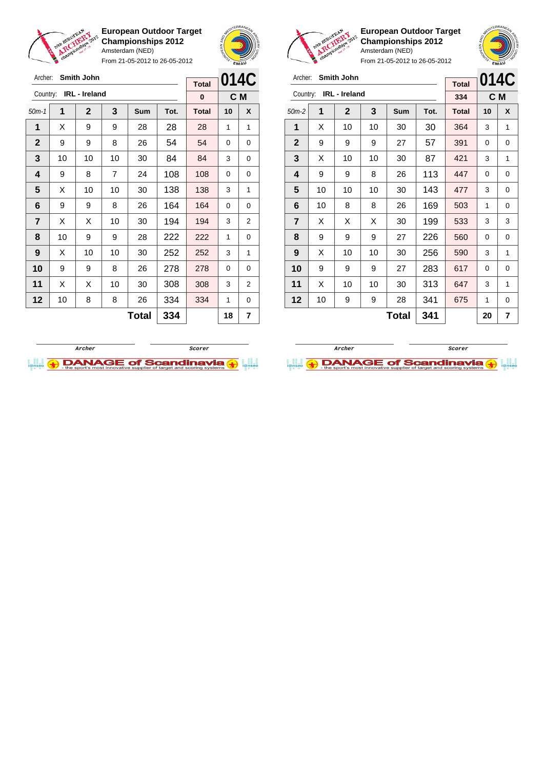**European Outdoor Target Championships 2012**
Amsterdam (NED)
From 21-05-2012 to 26-05-2012

Archer: **Smith John**
Country: **IRL - Ireland**

**014C** — **C M**

| 50m-1 | 1 | 2 | 3 | Sum | Tot. | Total | 10 | X |
|---|---|---|---|---|---|---|---|---|
| | | | | | | 0 | | |
| 1 | X | 9 | 9 | 28 | 28 | 28 | 1 | 1 |
| 2 | 9 | 9 | 8 | 26 | 54 | 54 | 0 | 0 |
| 3 | 10 | 10 | 10 | 30 | 84 | 84 | 3 | 0 |
| 4 | 9 | 8 | 7 | 24 | 108 | 108 | 0 | 0 |
| 5 | X | 10 | 10 | 30 | 138 | 138 | 3 | 1 |
| 6 | 9 | 9 | 8 | 26 | 164 | 164 | 0 | 0 |
| 7 | X | X | 10 | 30 | 194 | 194 | 3 | 2 |
| 8 | 10 | 9 | 9 | 28 | 222 | 222 | 1 | 0 |
| 9 | X | 10 | 10 | 30 | 252 | 252 | 3 | 1 |
| 10 | 9 | 9 | 8 | 26 | 278 | 278 | 0 | 0 |
| 11 | X | X | 10 | 30 | 308 | 308 | 3 | 2 |
| 12 | 10 | 8 | 8 | 26 | 334 | 334 | 1 | 0 |
| | | | | **Total** | **334** | | **18** | **7** |

Archer — Scorer

**European Outdoor Target Championships 2012**
Amsterdam (NED)
From 21-05-2012 to 26-05-2012

Archer: **Smith John**
Country: **IRL - Ireland**

**014C** — **C M**

| 50m-2 | 1 | 2 | 3 | Sum | Tot. | Total | 10 | X |
|---|---|---|---|---|---|---|---|---|
| | | | | | | 334 | | |
| 1 | X | 10 | 10 | 30 | 30 | 364 | 3 | 1 |
| 2 | 9 | 9 | 9 | 27 | 57 | 391 | 0 | 0 |
| 3 | X | 10 | 10 | 30 | 87 | 421 | 3 | 1 |
| 4 | 9 | 9 | 8 | 26 | 113 | 447 | 0 | 0 |
| 5 | 10 | 10 | 10 | 30 | 143 | 477 | 3 | 0 |
| 6 | 10 | 8 | 8 | 26 | 169 | 503 | 1 | 0 |
| 7 | X | X | X | 30 | 199 | 533 | 3 | 3 |
| 8 | 9 | 9 | 9 | 27 | 226 | 560 | 0 | 0 |
| 9 | X | 10 | 10 | 30 | 256 | 590 | 3 | 1 |
| 10 | 9 | 9 | 9 | 27 | 283 | 617 | 0 | 0 |
| 11 | X | 10 | 10 | 30 | 313 | 647 | 3 | 1 |
| 12 | 10 | 9 | 9 | 28 | 341 | 675 | 1 | 0 |
| | | | | **Total** | **341** | | **20** | **7** |

Archer — Scorer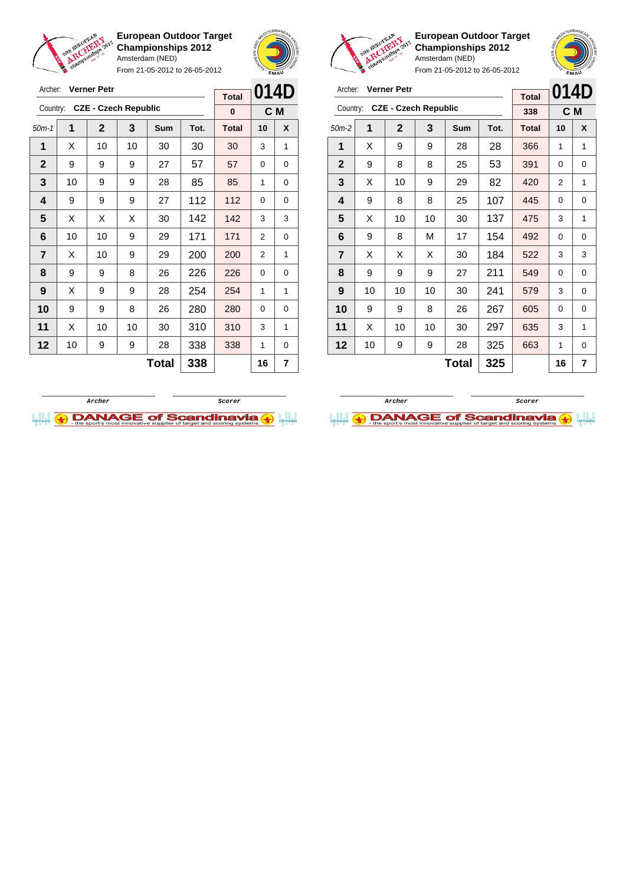**European Outdoor Target Championships 2012**
Amsterdam (NED)
From 21-05-2012 to 26-05-2012

Archer: **Verner Petr**
Country: **CZE - Czech Republic**

| Total | 014D |
|---|---|
| 0 | C M |

| 50m-1 | 1 | 2 | 3 | Sum | Tot. | Total | 10 | X |
|---|---|---|---|---|---|---|---|---|
| 1 | X | 10 | 10 | 30 | 30 | 30 | 3 | 1 |
| 2 | 9 | 9 | 9 | 27 | 57 | 57 | 0 | 0 |
| 3 | 10 | 9 | 9 | 28 | 85 | 85 | 1 | 0 |
| 4 | 9 | 9 | 9 | 27 | 112 | 112 | 0 | 0 |
| 5 | X | X | X | 30 | 142 | 142 | 3 | 3 |
| 6 | 10 | 10 | 9 | 29 | 171 | 171 | 2 | 0 |
| 7 | X | 10 | 9 | 29 | 200 | 200 | 2 | 1 |
| 8 | 9 | 9 | 8 | 26 | 226 | 226 | 0 | 0 |
| 9 | X | 9 | 9 | 28 | 254 | 254 | 1 | 1 |
| 10 | 9 | 9 | 8 | 26 | 280 | 280 | 0 | 0 |
| 11 | X | 10 | 10 | 30 | 310 | 310 | 3 | 1 |
| 12 | 10 | 9 | 9 | 28 | 338 | 338 | 1 | 0 |
| | | | | Total | 338 | | 16 | 7 |

Archer: **Verner Petr**
Country: **CZE - Czech Republic**

| Total | 014D |
|---|---|
| 338 | C M |

| 50m-2 | 1 | 2 | 3 | Sum | Tot. | Total | 10 | X |
|---|---|---|---|---|---|---|---|---|
| 1 | X | 9 | 9 | 28 | 28 | 366 | 1 | 1 |
| 2 | 9 | 8 | 8 | 25 | 53 | 391 | 0 | 0 |
| 3 | X | 10 | 9 | 29 | 82 | 420 | 2 | 1 |
| 4 | 9 | 8 | 8 | 25 | 107 | 445 | 0 | 0 |
| 5 | X | 10 | 10 | 30 | 137 | 475 | 3 | 1 |
| 6 | 9 | 8 | M | 17 | 154 | 492 | 0 | 0 |
| 7 | X | X | X | 30 | 184 | 522 | 3 | 3 |
| 8 | 9 | 9 | 9 | 27 | 211 | 549 | 0 | 0 |
| 9 | 10 | 10 | 10 | 30 | 241 | 579 | 3 | 0 |
| 10 | 9 | 9 | 8 | 26 | 267 | 605 | 0 | 0 |
| 11 | X | 10 | 10 | 30 | 297 | 635 | 3 | 1 |
| 12 | 10 | 9 | 9 | 28 | 325 | 663 | 1 | 0 |
| | | | | Total | 325 | | 16 | 7 |

Archer &nbsp;&nbsp;&nbsp;&nbsp; Scorer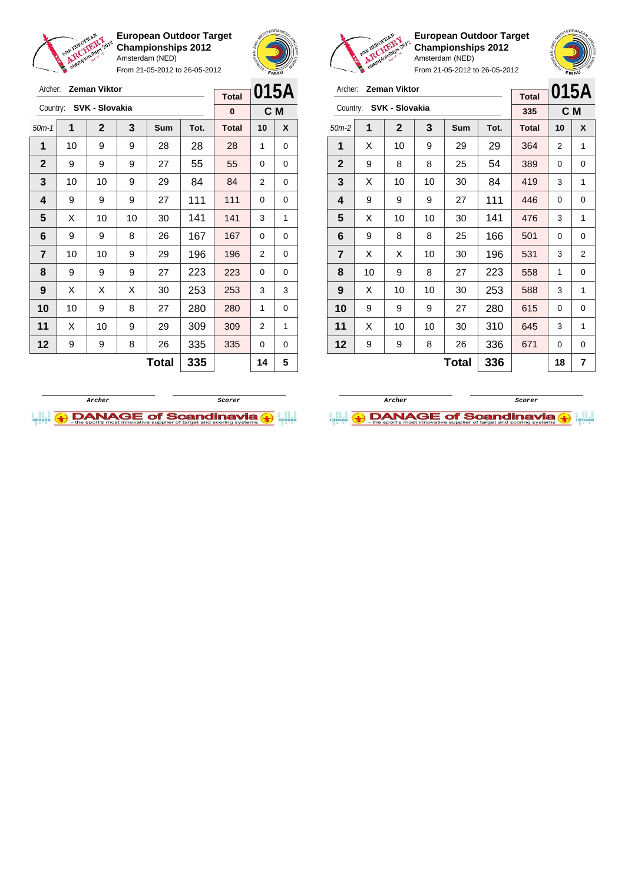**European Outdoor Target Championships 2012**
Amsterdam (NED)
From 21-05-2012 to 26-05-2012

Archer: **Zeman Viktor**
Country: **SVK - Slovakia**

| Total | 015A |
|---|---|
| 0 | C M |

| 50m-1 | 1 | 2 | 3 | Sum | Tot. | Total | 10 | X |
|---|---|---|---|---|---|---|---|---|
| 1 | 10 | 9 | 9 | 28 | 28 | 28 | 1 | 0 |
| 2 | 9 | 9 | 9 | 27 | 55 | 55 | 0 | 0 |
| 3 | 10 | 10 | 9 | 29 | 84 | 84 | 2 | 0 |
| 4 | 9 | 9 | 9 | 27 | 111 | 111 | 0 | 0 |
| 5 | X | 10 | 10 | 30 | 141 | 141 | 3 | 1 |
| 6 | 9 | 9 | 8 | 26 | 167 | 167 | 0 | 0 |
| 7 | 10 | 10 | 9 | 29 | 196 | 196 | 2 | 0 |
| 8 | 9 | 9 | 9 | 27 | 223 | 223 | 0 | 0 |
| 9 | X | X | X | 30 | 253 | 253 | 3 | 3 |
| 10 | 10 | 9 | 8 | 27 | 280 | 280 | 1 | 0 |
| 11 | X | 10 | 9 | 29 | 309 | 309 | 2 | 1 |
| 12 | 9 | 9 | 8 | 26 | 335 | 335 | 0 | 0 |
| | | | | **Total** | **335** | | **14** | **5** |

Archer | Scorer

**European Outdoor Target Championships 2012**
Amsterdam (NED)
From 21-05-2012 to 26-05-2012

Archer: **Zeman Viktor**
Country: **SVK - Slovakia**

| Total | 015A |
|---|---|
| 335 | C M |

| 50m-2 | 1 | 2 | 3 | Sum | Tot. | Total | 10 | X |
|---|---|---|---|---|---|---|---|---|
| 1 | X | 10 | 9 | 29 | 29 | 364 | 2 | 1 |
| 2 | 9 | 8 | 8 | 25 | 54 | 389 | 0 | 0 |
| 3 | X | 10 | 10 | 30 | 84 | 419 | 3 | 1 |
| 4 | 9 | 9 | 9 | 27 | 111 | 446 | 0 | 0 |
| 5 | X | 10 | 10 | 30 | 141 | 476 | 3 | 1 |
| 6 | 9 | 8 | 8 | 25 | 166 | 501 | 0 | 0 |
| 7 | X | X | 10 | 30 | 196 | 531 | 3 | 2 |
| 8 | 10 | 9 | 8 | 27 | 223 | 558 | 1 | 0 |
| 9 | X | 10 | 10 | 30 | 253 | 588 | 3 | 1 |
| 10 | 9 | 9 | 9 | 27 | 280 | 615 | 0 | 0 |
| 11 | X | 10 | 10 | 30 | 310 | 645 | 3 | 1 |
| 12 | 9 | 9 | 8 | 26 | 336 | 671 | 0 | 0 |
| | | | | **Total** | **336** | | **18** | **7** |

Archer | Scorer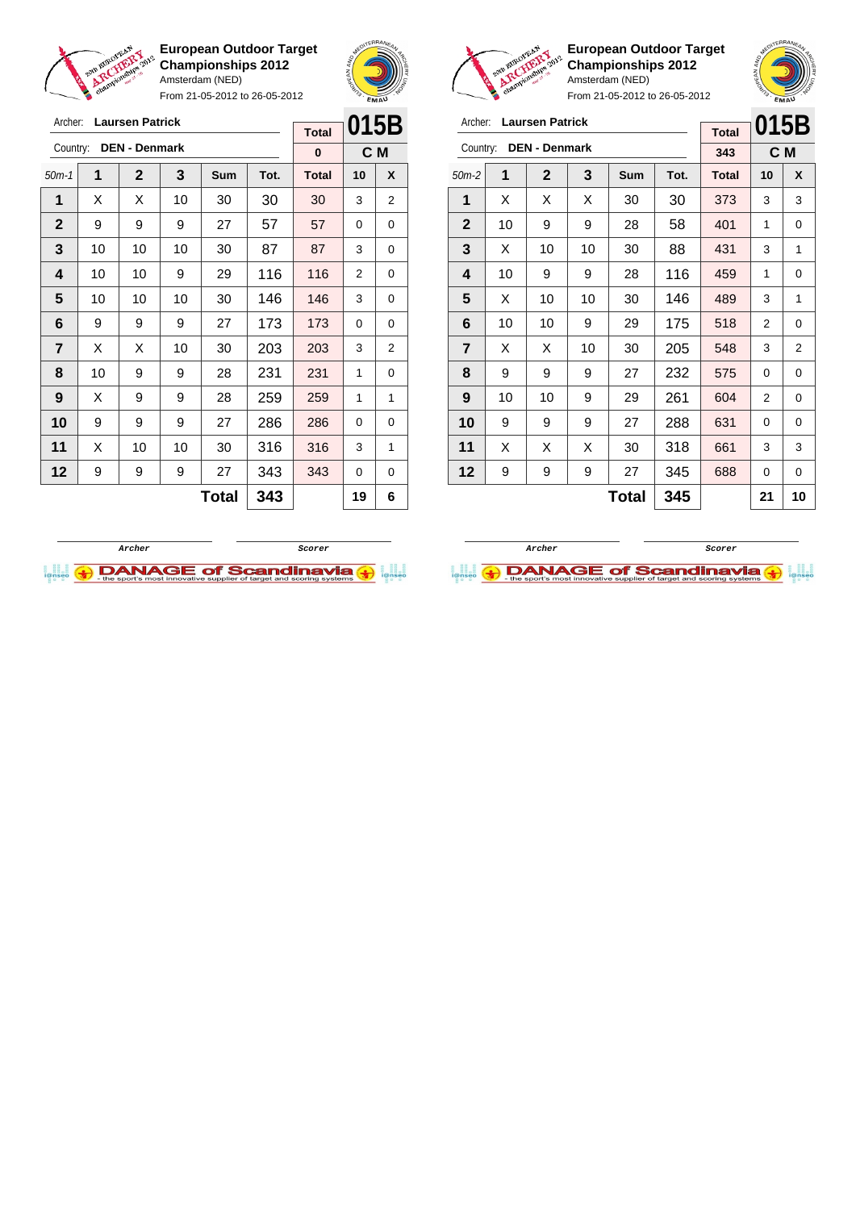## European Outdoor Target Championships 2012

Amsterdam (NED)

From 21-05-2012 to 26-05-2012

Archer: **Laursen Patrick**

Country: **DEN - Denmark**

**015B** — C M

| 50m-1 | 1 | 2 | 3 | Sum | Tot. | Total | 10 | X |
|---|---|---|---|---|---|---|---|---|
| | | | | | | 0 | | |
| 1 | X | X | 10 | 30 | 30 | 30 | 3 | 2 |
| 2 | 9 | 9 | 9 | 27 | 57 | 57 | 0 | 0 |
| 3 | 10 | 10 | 10 | 30 | 87 | 87 | 3 | 0 |
| 4 | 10 | 10 | 9 | 29 | 116 | 116 | 2 | 0 |
| 5 | 10 | 10 | 10 | 30 | 146 | 146 | 3 | 0 |
| 6 | 9 | 9 | 9 | 27 | 173 | 173 | 0 | 0 |
| 7 | X | X | 10 | 30 | 203 | 203 | 3 | 2 |
| 8 | 10 | 9 | 9 | 28 | 231 | 231 | 1 | 0 |
| 9 | X | 9 | 9 | 28 | 259 | 259 | 1 | 1 |
| 10 | 9 | 9 | 9 | 27 | 286 | 286 | 0 | 0 |
| 11 | X | 10 | 10 | 30 | 316 | 316 | 3 | 1 |
| 12 | 9 | 9 | 9 | 27 | 343 | 343 | 0 | 0 |
| | | | | **Total** | **343** | | **19** | **6** |

Archer | Scorer

## European Outdoor Target Championships 2012

Amsterdam (NED)

From 21-05-2012 to 26-05-2012

Archer: **Laursen Patrick**

Country: **DEN - Denmark**

**015B** — C M

| 50m-2 | 1 | 2 | 3 | Sum | Tot. | Total | 10 | X |
|---|---|---|---|---|---|---|---|---|
| | | | | | | 343 | | |
| 1 | X | X | X | 30 | 30 | 373 | 3 | 3 |
| 2 | 10 | 9 | 9 | 28 | 58 | 401 | 1 | 0 |
| 3 | X | 10 | 10 | 30 | 88 | 431 | 3 | 1 |
| 4 | 10 | 9 | 9 | 28 | 116 | 459 | 1 | 0 |
| 5 | X | 10 | 10 | 30 | 146 | 489 | 3 | 1 |
| 6 | 10 | 10 | 9 | 29 | 175 | 518 | 2 | 0 |
| 7 | X | X | 10 | 30 | 205 | 548 | 3 | 2 |
| 8 | 9 | 9 | 9 | 27 | 232 | 575 | 0 | 0 |
| 9 | 10 | 10 | 9 | 29 | 261 | 604 | 2 | 0 |
| 10 | 9 | 9 | 9 | 27 | 288 | 631 | 0 | 0 |
| 11 | X | X | X | 30 | 318 | 661 | 3 | 3 |
| 12 | 9 | 9 | 9 | 27 | 345 | 688 | 0 | 0 |
| | | | | **Total** | **345** | | **21** | **10** |

Archer | Scorer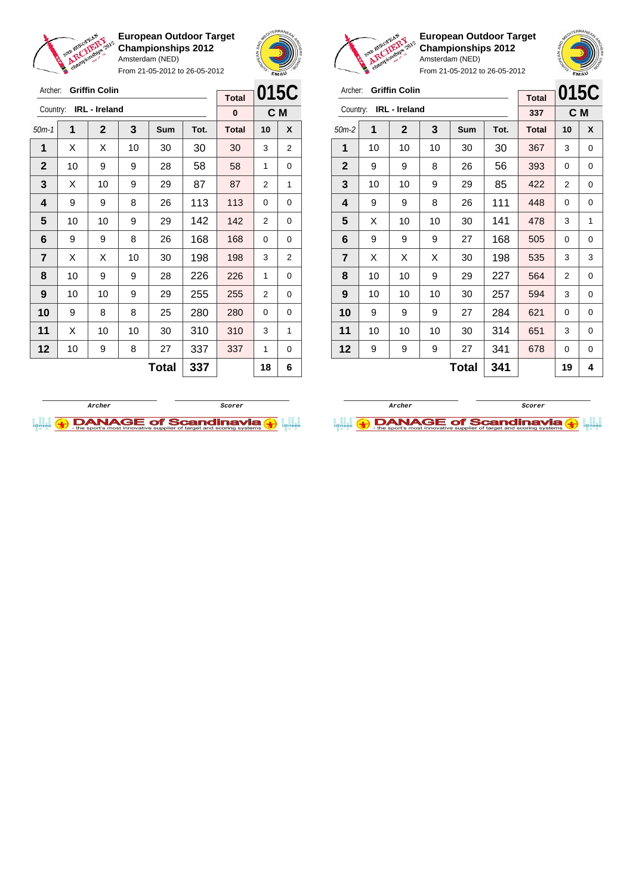**European Outdoor Target Championships 2012**
Amsterdam (NED)
From 21-05-2012 to 26-05-2012

Archer: **Griffin Colin**
Country: **IRL - Ireland**

| Total | 015C |
|---|---|
| 0 | C M |

| 50m-1 | 1 | 2 | 3 | Sum | Tot. | Total | 10 | X |
|---|---|---|---|---|---|---|---|---|
| 1 | X | X | 10 | 30 | 30 | 30 | 3 | 2 |
| 2 | 10 | 9 | 9 | 28 | 58 | 58 | 1 | 0 |
| 3 | X | 10 | 9 | 29 | 87 | 87 | 2 | 1 |
| 4 | 9 | 9 | 8 | 26 | 113 | 113 | 0 | 0 |
| 5 | 10 | 10 | 9 | 29 | 142 | 142 | 2 | 0 |
| 6 | 9 | 9 | 8 | 26 | 168 | 168 | 0 | 0 |
| 7 | X | X | 10 | 30 | 198 | 198 | 3 | 2 |
| 8 | 10 | 9 | 9 | 28 | 226 | 226 | 1 | 0 |
| 9 | 10 | 10 | 9 | 29 | 255 | 255 | 2 | 0 |
| 10 | 9 | 8 | 8 | 25 | 280 | 280 | 0 | 0 |
| 11 | X | 10 | 10 | 30 | 310 | 310 | 3 | 1 |
| 12 | 10 | 9 | 8 | 27 | 337 | 337 | 1 | 0 |
| | | | | **Total** | **337** | | **18** | **6** |

Archer — Scorer

**European Outdoor Target Championships 2012**
Amsterdam (NED)
From 21-05-2012 to 26-05-2012

Archer: **Griffin Colin**
Country: **IRL - Ireland**

| Total | 015C |
|---|---|
| 337 | C M |

| 50m-2 | 1 | 2 | 3 | Sum | Tot. | Total | 10 | X |
|---|---|---|---|---|---|---|---|---|
| 1 | 10 | 10 | 10 | 30 | 30 | 367 | 3 | 0 |
| 2 | 9 | 9 | 8 | 26 | 56 | 393 | 0 | 0 |
| 3 | 10 | 10 | 9 | 29 | 85 | 422 | 2 | 0 |
| 4 | 9 | 9 | 8 | 26 | 111 | 448 | 0 | 0 |
| 5 | X | 10 | 10 | 30 | 141 | 478 | 3 | 1 |
| 6 | 9 | 9 | 9 | 27 | 168 | 505 | 0 | 0 |
| 7 | X | X | X | 30 | 198 | 535 | 3 | 3 |
| 8 | 10 | 10 | 9 | 29 | 227 | 564 | 2 | 0 |
| 9 | 10 | 10 | 10 | 30 | 257 | 594 | 3 | 0 |
| 10 | 9 | 9 | 9 | 27 | 284 | 621 | 0 | 0 |
| 11 | 10 | 10 | 10 | 30 | 314 | 651 | 3 | 0 |
| 12 | 9 | 9 | 9 | 27 | 341 | 678 | 0 | 0 |
| | | | | **Total** | **341** | | **19** | **4** |

Archer — Scorer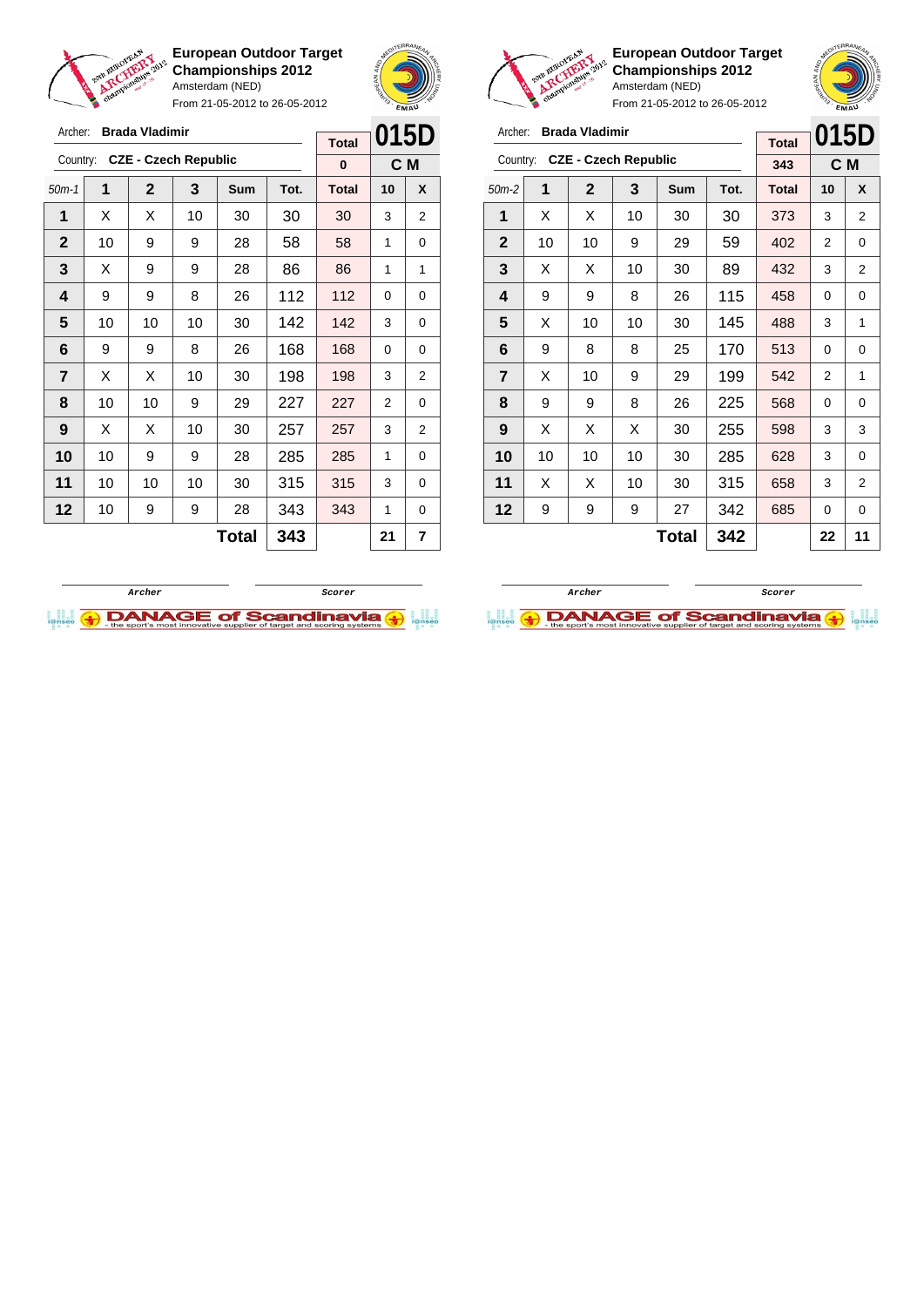## European Outdoor Target Championships 2012

Amsterdam (NED)

From 21-05-2012 to 26-05-2012

Archer: **Brada Vladimir**

Country: **CZE - Czech Republic**

**015D** — C M

Total: 0

| 50m-1 | 1 | 2 | 3 | Sum | Tot. | Total | 10 | X |
|---|---|---|---|---|---|---|---|---|
| 1 | X | X | 10 | 30 | 30 | 30 | 3 | 2 |
| 2 | 10 | 9 | 9 | 28 | 58 | 58 | 1 | 0 |
| 3 | X | 9 | 9 | 28 | 86 | 86 | 1 | 1 |
| 4 | 9 | 9 | 8 | 26 | 112 | 112 | 0 | 0 |
| 5 | 10 | 10 | 10 | 30 | 142 | 142 | 3 | 0 |
| 6 | 9 | 9 | 8 | 26 | 168 | 168 | 0 | 0 |
| 7 | X | X | 10 | 30 | 198 | 198 | 3 | 2 |
| 8 | 10 | 10 | 9 | 29 | 227 | 227 | 2 | 0 |
| 9 | X | X | 10 | 30 | 257 | 257 | 3 | 2 |
| 10 | 10 | 9 | 9 | 28 | 285 | 285 | 1 | 0 |
| 11 | 10 | 10 | 10 | 30 | 315 | 315 | 3 | 0 |
| 12 | 10 | 9 | 9 | 28 | 343 | 343 | 1 | 0 |
| | | | | **Total** | **343** | | **21** | **7** |

Archer / Scorer

## European Outdoor Target Championships 2012

Amsterdam (NED)

From 21-05-2012 to 26-05-2012

Archer: **Brada Vladimir**

Country: **CZE - Czech Republic**

**015D** — C M

Total: 343

| 50m-2 | 1 | 2 | 3 | Sum | Tot. | Total | 10 | X |
|---|---|---|---|---|---|---|---|---|
| 1 | X | X | 10 | 30 | 30 | 373 | 3 | 2 |
| 2 | 10 | 10 | 9 | 29 | 59 | 402 | 2 | 0 |
| 3 | X | X | 10 | 30 | 89 | 432 | 3 | 2 |
| 4 | 9 | 9 | 8 | 26 | 115 | 458 | 0 | 0 |
| 5 | X | 10 | 10 | 30 | 145 | 488 | 3 | 1 |
| 6 | 9 | 8 | 8 | 25 | 170 | 513 | 0 | 0 |
| 7 | X | 10 | 9 | 29 | 199 | 542 | 2 | 1 |
| 8 | 9 | 9 | 8 | 26 | 225 | 568 | 0 | 0 |
| 9 | X | X | X | 30 | 255 | 598 | 3 | 3 |
| 10 | 10 | 10 | 10 | 30 | 285 | 628 | 3 | 0 |
| 11 | X | X | 10 | 30 | 315 | 658 | 3 | 2 |
| 12 | 9 | 9 | 9 | 27 | 342 | 685 | 0 | 0 |
| | | | | **Total** | **342** | | **22** | **11** |

Archer / Scorer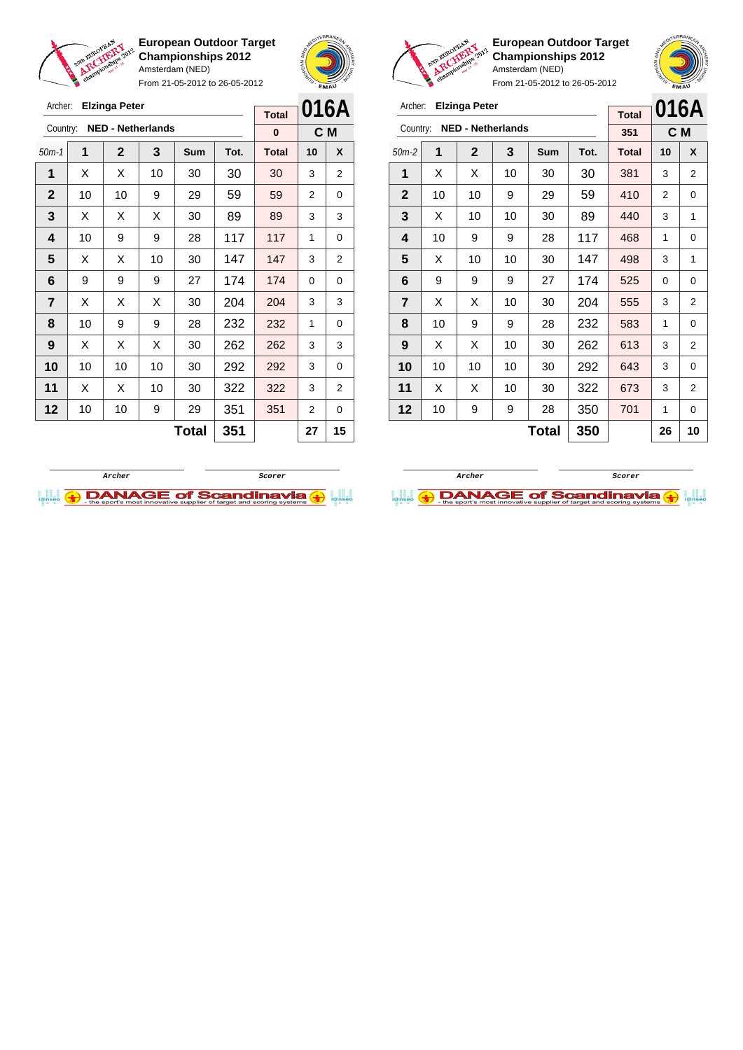**European Outdoor Target Championships 2012**
Amsterdam (NED)
From 21-05-2012 to 26-05-2012

Archer: **Elzinga Peter**
Country: **NED - Netherlands**

| Total | 016A |
|---|---|
| 0 | C M |

| 50m-1 | 1 | 2 | 3 | Sum | Tot. | Total | 10 | X |
|---|---|---|---|---|---|---|---|---|
| 1 | X | X | 10 | 30 | 30 | 30 | 3 | 2 |
| 2 | 10 | 10 | 9 | 29 | 59 | 59 | 2 | 0 |
| 3 | X | X | X | 30 | 89 | 89 | 3 | 3 |
| 4 | 10 | 9 | 9 | 28 | 117 | 117 | 1 | 0 |
| 5 | X | X | 10 | 30 | 147 | 147 | 3 | 2 |
| 6 | 9 | 9 | 9 | 27 | 174 | 174 | 0 | 0 |
| 7 | X | X | X | 30 | 204 | 204 | 3 | 3 |
| 8 | 10 | 9 | 9 | 28 | 232 | 232 | 1 | 0 |
| 9 | X | X | X | 30 | 262 | 262 | 3 | 3 |
| 10 | 10 | 10 | 10 | 30 | 292 | 292 | 3 | 0 |
| 11 | X | X | 10 | 30 | 322 | 322 | 3 | 2 |
| 12 | 10 | 10 | 9 | 29 | 351 | 351 | 2 | 0 |
| | | | | **Total** | **351** | | **27** | **15** |

Archer | Scorer

**European Outdoor Target Championships 2012**
Amsterdam (NED)
From 21-05-2012 to 26-05-2012

Archer: **Elzinga Peter**
Country: **NED - Netherlands**

| Total | 016A |
|---|---|
| 351 | C M |

| 50m-2 | 1 | 2 | 3 | Sum | Tot. | Total | 10 | X |
|---|---|---|---|---|---|---|---|---|
| 1 | X | X | 10 | 30 | 30 | 381 | 3 | 2 |
| 2 | 10 | 10 | 9 | 29 | 59 | 410 | 2 | 0 |
| 3 | X | 10 | 10 | 30 | 89 | 440 | 3 | 1 |
| 4 | 10 | 9 | 9 | 28 | 117 | 468 | 1 | 0 |
| 5 | X | 10 | 10 | 30 | 147 | 498 | 3 | 1 |
| 6 | 9 | 9 | 9 | 27 | 174 | 525 | 0 | 0 |
| 7 | X | X | 10 | 30 | 204 | 555 | 3 | 2 |
| 8 | 10 | 9 | 9 | 28 | 232 | 583 | 1 | 0 |
| 9 | X | X | 10 | 30 | 262 | 613 | 3 | 2 |
| 10 | 10 | 10 | 10 | 30 | 292 | 643 | 3 | 0 |
| 11 | X | X | 10 | 30 | 322 | 673 | 3 | 2 |
| 12 | 10 | 9 | 9 | 28 | 350 | 701 | 1 | 0 |
| | | | | **Total** | **350** | | **26** | **10** |

Archer | Scorer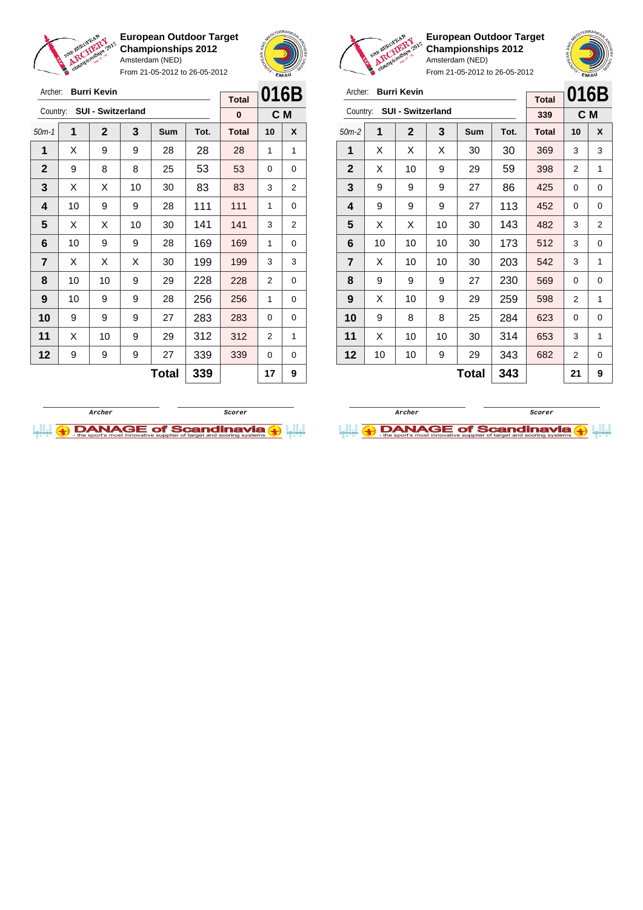**European Outdoor Target Championships 2012**
Amsterdam (NED)
From 21-05-2012 to 26-05-2012

Archer: **Burri Kevin**
Country: **SUI - Switzerland**

| Total | 016B |
|---|---|
| 0 | C M |

| 50m-1 | 1 | 2 | 3 | Sum | Tot. | Total | 10 | X |
|---|---|---|---|---|---|---|---|---|
| 1 | X | 9 | 9 | 28 | 28 | 28 | 1 | 1 |
| 2 | 9 | 8 | 8 | 25 | 53 | 53 | 0 | 0 |
| 3 | X | X | 10 | 30 | 83 | 83 | 3 | 2 |
| 4 | 10 | 9 | 9 | 28 | 111 | 111 | 1 | 0 |
| 5 | X | X | 10 | 30 | 141 | 141 | 3 | 2 |
| 6 | 10 | 9 | 9 | 28 | 169 | 169 | 1 | 0 |
| 7 | X | X | X | 30 | 199 | 199 | 3 | 3 |
| 8 | 10 | 10 | 9 | 29 | 228 | 228 | 2 | 0 |
| 9 | 10 | 9 | 9 | 28 | 256 | 256 | 1 | 0 |
| 10 | 9 | 9 | 9 | 27 | 283 | 283 | 0 | 0 |
| 11 | X | 10 | 9 | 29 | 312 | 312 | 2 | 1 |
| 12 | 9 | 9 | 9 | 27 | 339 | 339 | 0 | 0 |
| | | | | **Total** | **339** | | **17** | **9** |

Archer　　　　Scorer

**European Outdoor Target Championships 2012**
Amsterdam (NED)
From 21-05-2012 to 26-05-2012

Archer: **Burri Kevin**
Country: **SUI - Switzerland**

| Total | 016B |
|---|---|
| 339 | C M |

| 50m-2 | 1 | 2 | 3 | Sum | Tot. | Total | 10 | X |
|---|---|---|---|---|---|---|---|---|
| 1 | X | X | X | 30 | 30 | 369 | 3 | 3 |
| 2 | X | 10 | 9 | 29 | 59 | 398 | 2 | 1 |
| 3 | 9 | 9 | 9 | 27 | 86 | 425 | 0 | 0 |
| 4 | 9 | 9 | 9 | 27 | 113 | 452 | 0 | 0 |
| 5 | X | X | 10 | 30 | 143 | 482 | 3 | 2 |
| 6 | 10 | 10 | 10 | 30 | 173 | 512 | 3 | 0 |
| 7 | X | 10 | 10 | 30 | 203 | 542 | 3 | 1 |
| 8 | 9 | 9 | 9 | 27 | 230 | 569 | 0 | 0 |
| 9 | X | 10 | 9 | 29 | 259 | 598 | 2 | 1 |
| 10 | 9 | 8 | 8 | 25 | 284 | 623 | 0 | 0 |
| 11 | X | 10 | 10 | 30 | 314 | 653 | 3 | 1 |
| 12 | 10 | 10 | 9 | 29 | 343 | 682 | 2 | 0 |
| | | | | **Total** | **343** | | **21** | **9** |

Archer　　　　Scorer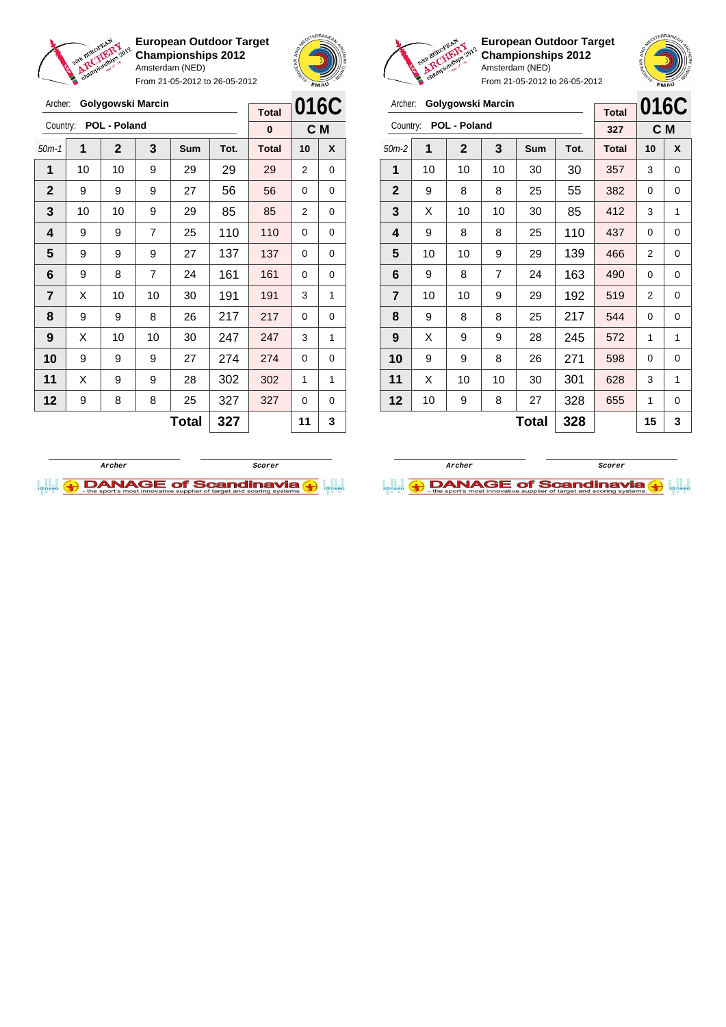**European Outdoor Target Championships 2012**
Amsterdam (NED)
From 21-05-2012 to 26-05-2012

Archer: **Golygowski Marcin**
Country: **POL - Poland**

| Total | 016C |
|---|---|
| 0 | C M |

| 50m-1 | 1 | 2 | 3 | Sum | Tot. | Total | 10 | X |
|---|---|---|---|---|---|---|---|---|
| 1 | 10 | 10 | 9 | 29 | 29 | 29 | 2 | 0 |
| 2 | 9 | 9 | 9 | 27 | 56 | 56 | 0 | 0 |
| 3 | 10 | 10 | 9 | 29 | 85 | 85 | 2 | 0 |
| 4 | 9 | 9 | 7 | 25 | 110 | 110 | 0 | 0 |
| 5 | 9 | 9 | 9 | 27 | 137 | 137 | 0 | 0 |
| 6 | 9 | 8 | 7 | 24 | 161 | 161 | 0 | 0 |
| 7 | X | 10 | 10 | 30 | 191 | 191 | 3 | 1 |
| 8 | 9 | 9 | 8 | 26 | 217 | 217 | 0 | 0 |
| 9 | X | 10 | 10 | 30 | 247 | 247 | 3 | 1 |
| 10 | 9 | 9 | 9 | 27 | 274 | 274 | 0 | 0 |
| 11 | X | 9 | 9 | 28 | 302 | 302 | 1 | 1 |
| 12 | 9 | 8 | 8 | 25 | 327 | 327 | 0 | 0 |
| | | | | **Total** | **327** | | **11** | **3** |

Archer &nbsp;&nbsp;&nbsp;&nbsp; Scorer

**European Outdoor Target Championships 2012**
Amsterdam (NED)
From 21-05-2012 to 26-05-2012

Archer: **Golygowski Marcin**
Country: **POL - Poland**

| Total | 016C |
|---|---|
| 327 | C M |

| 50m-2 | 1 | 2 | 3 | Sum | Tot. | Total | 10 | X |
|---|---|---|---|---|---|---|---|---|
| 1 | 10 | 10 | 10 | 30 | 30 | 357 | 3 | 0 |
| 2 | 9 | 8 | 8 | 25 | 55 | 382 | 0 | 0 |
| 3 | X | 10 | 10 | 30 | 85 | 412 | 3 | 1 |
| 4 | 9 | 8 | 8 | 25 | 110 | 437 | 0 | 0 |
| 5 | 10 | 10 | 9 | 29 | 139 | 466 | 2 | 0 |
| 6 | 9 | 8 | 7 | 24 | 163 | 490 | 0 | 0 |
| 7 | 10 | 10 | 9 | 29 | 192 | 519 | 2 | 0 |
| 8 | 9 | 8 | 8 | 25 | 217 | 544 | 0 | 0 |
| 9 | X | 9 | 9 | 28 | 245 | 572 | 1 | 1 |
| 10 | 9 | 9 | 8 | 26 | 271 | 598 | 0 | 0 |
| 11 | X | 10 | 10 | 30 | 301 | 628 | 3 | 1 |
| 12 | 10 | 9 | 8 | 27 | 328 | 655 | 1 | 0 |
| | | | | **Total** | **328** | | **15** | **3** |

Archer &nbsp;&nbsp;&nbsp;&nbsp; Scorer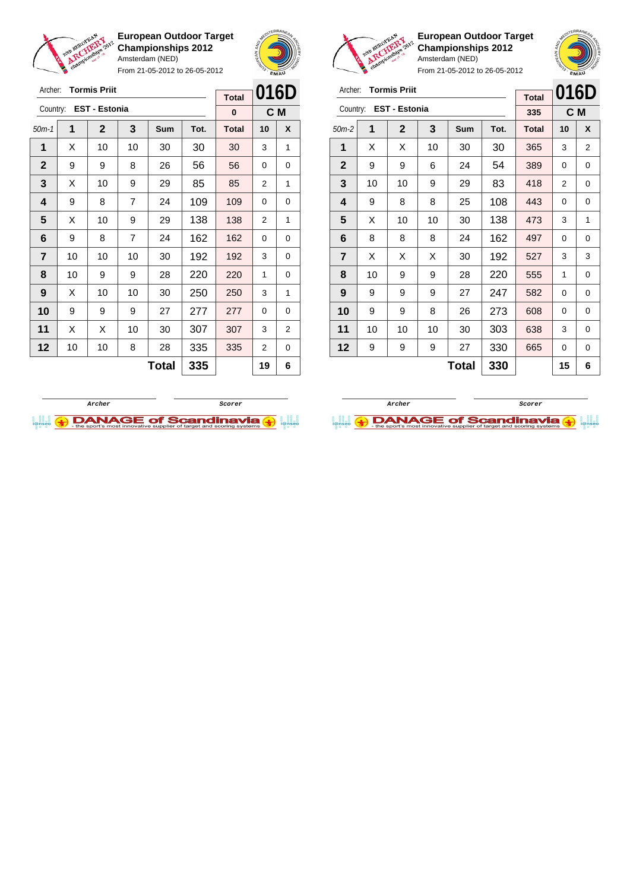**European Outdoor Target Championships 2012**
Amsterdam (NED)
From 21-05-2012 to 26-05-2012

Archer: **Tormis Priit**
Country: **EST - Estonia**

| Total | 016D |
|---|---|
| 0 | C M |

| 50m-1 | 1 | 2 | 3 | Sum | Tot. | Total | 10 | X |
|---|---|---|---|---|---|---|---|---|
| 1 | X | 10 | 10 | 30 | 30 | 30 | 3 | 1 |
| 2 | 9 | 9 | 8 | 26 | 56 | 56 | 0 | 0 |
| 3 | X | 10 | 9 | 29 | 85 | 85 | 2 | 1 |
| 4 | 9 | 8 | 7 | 24 | 109 | 109 | 0 | 0 |
| 5 | X | 10 | 9 | 29 | 138 | 138 | 2 | 1 |
| 6 | 9 | 8 | 7 | 24 | 162 | 162 | 0 | 0 |
| 7 | 10 | 10 | 10 | 30 | 192 | 192 | 3 | 0 |
| 8 | 10 | 9 | 9 | 28 | 220 | 220 | 1 | 0 |
| 9 | X | 10 | 10 | 30 | 250 | 250 | 3 | 1 |
| 10 | 9 | 9 | 9 | 27 | 277 | 277 | 0 | 0 |
| 11 | X | X | 10 | 30 | 307 | 307 | 3 | 2 |
| 12 | 10 | 10 | 8 | 28 | 335 | 335 | 2 | 0 |
| | | | | **Total** | **335** | | **19** | **6** |

Archer &nbsp;&nbsp;&nbsp;&nbsp; Scorer

**European Outdoor Target Championships 2012**
Amsterdam (NED)
From 21-05-2012 to 26-05-2012

Archer: **Tormis Priit**
Country: **EST - Estonia**

| Total | 016D |
|---|---|
| 335 | C M |

| 50m-2 | 1 | 2 | 3 | Sum | Tot. | Total | 10 | X |
|---|---|---|---|---|---|---|---|---|
| 1 | X | X | 10 | 30 | 30 | 365 | 3 | 2 |
| 2 | 9 | 9 | 6 | 24 | 54 | 389 | 0 | 0 |
| 3 | 10 | 10 | 9 | 29 | 83 | 418 | 2 | 0 |
| 4 | 9 | 8 | 8 | 25 | 108 | 443 | 0 | 0 |
| 5 | X | 10 | 10 | 30 | 138 | 473 | 3 | 1 |
| 6 | 8 | 8 | 8 | 24 | 162 | 497 | 0 | 0 |
| 7 | X | X | X | 30 | 192 | 527 | 3 | 3 |
| 8 | 10 | 9 | 9 | 28 | 220 | 555 | 1 | 0 |
| 9 | 9 | 9 | 9 | 27 | 247 | 582 | 0 | 0 |
| 10 | 9 | 9 | 8 | 26 | 273 | 608 | 0 | 0 |
| 11 | 10 | 10 | 10 | 30 | 303 | 638 | 3 | 0 |
| 12 | 9 | 9 | 9 | 27 | 330 | 665 | 0 | 0 |
| | | | | **Total** | **330** | | **15** | **6** |

Archer &nbsp;&nbsp;&nbsp;&nbsp; Scorer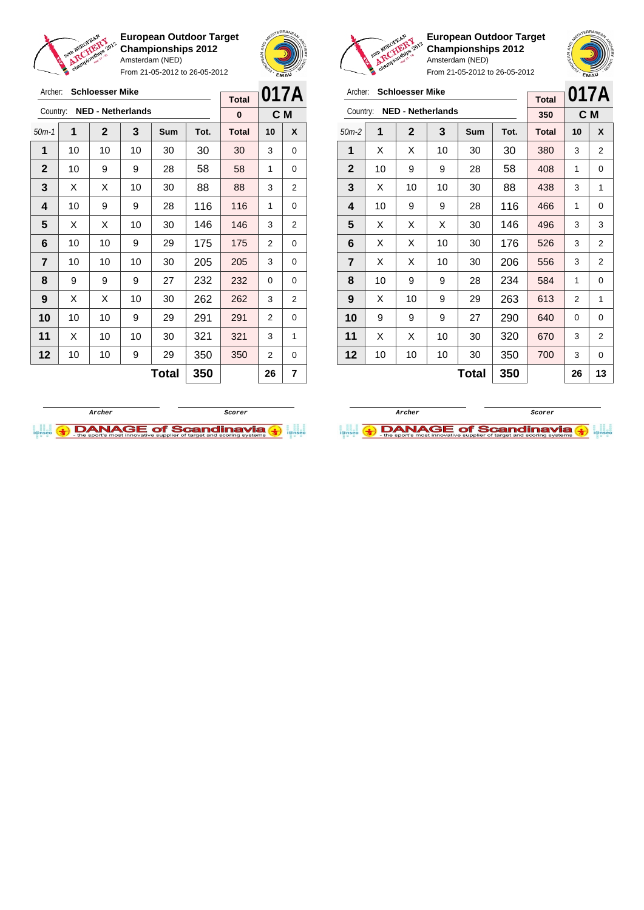**European Outdoor Target Championships 2012**
Amsterdam (NED)
From 21-05-2012 to 26-05-2012

Archer: **Schloesser Mike**
Country: **NED - Netherlands**

| Total | 017A |
|---|---|
| 0 | C M |

| 50m-1 | 1 | 2 | 3 | Sum | Tot. | Total | 10 | X |
|---|---|---|---|---|---|---|---|---|
| 1 | 10 | 10 | 10 | 30 | 30 | 30 | 3 | 0 |
| 2 | 10 | 9 | 9 | 28 | 58 | 58 | 1 | 0 |
| 3 | X | X | 10 | 30 | 88 | 88 | 3 | 2 |
| 4 | 10 | 9 | 9 | 28 | 116 | 116 | 1 | 0 |
| 5 | X | X | 10 | 30 | 146 | 146 | 3 | 2 |
| 6 | 10 | 10 | 9 | 29 | 175 | 175 | 2 | 0 |
| 7 | 10 | 10 | 10 | 30 | 205 | 205 | 3 | 0 |
| 8 | 9 | 9 | 9 | 27 | 232 | 232 | 0 | 0 |
| 9 | X | X | 10 | 30 | 262 | 262 | 3 | 2 |
| 10 | 10 | 10 | 9 | 29 | 291 | 291 | 2 | 0 |
| 11 | X | 10 | 10 | 30 | 321 | 321 | 3 | 1 |
| 12 | 10 | 10 | 9 | 29 | 350 | 350 | 2 | 0 |
| | | | | **Total** | **350** | | **26** | **7** |

Archer Scorer

**European Outdoor Target Championships 2012**
Amsterdam (NED)
From 21-05-2012 to 26-05-2012

Archer: **Schloesser Mike**
Country: **NED - Netherlands**

| Total | 017A |
|---|---|
| 350 | C M |

| 50m-2 | 1 | 2 | 3 | Sum | Tot. | Total | 10 | X |
|---|---|---|---|---|---|---|---|---|
| 1 | X | X | 10 | 30 | 30 | 380 | 3 | 2 |
| 2 | 10 | 9 | 9 | 28 | 58 | 408 | 1 | 0 |
| 3 | X | 10 | 10 | 30 | 88 | 438 | 3 | 1 |
| 4 | 10 | 9 | 9 | 28 | 116 | 466 | 1 | 0 |
| 5 | X | X | X | 30 | 146 | 496 | 3 | 3 |
| 6 | X | X | 10 | 30 | 176 | 526 | 3 | 2 |
| 7 | X | X | 10 | 30 | 206 | 556 | 3 | 2 |
| 8 | 10 | 9 | 9 | 28 | 234 | 584 | 1 | 0 |
| 9 | X | 10 | 9 | 29 | 263 | 613 | 2 | 1 |
| 10 | 9 | 9 | 9 | 27 | 290 | 640 | 0 | 0 |
| 11 | X | X | 10 | 30 | 320 | 670 | 3 | 2 |
| 12 | 10 | 10 | 10 | 30 | 350 | 700 | 3 | 0 |
| | | | | **Total** | **350** | | **26** | **13** |

Archer Scorer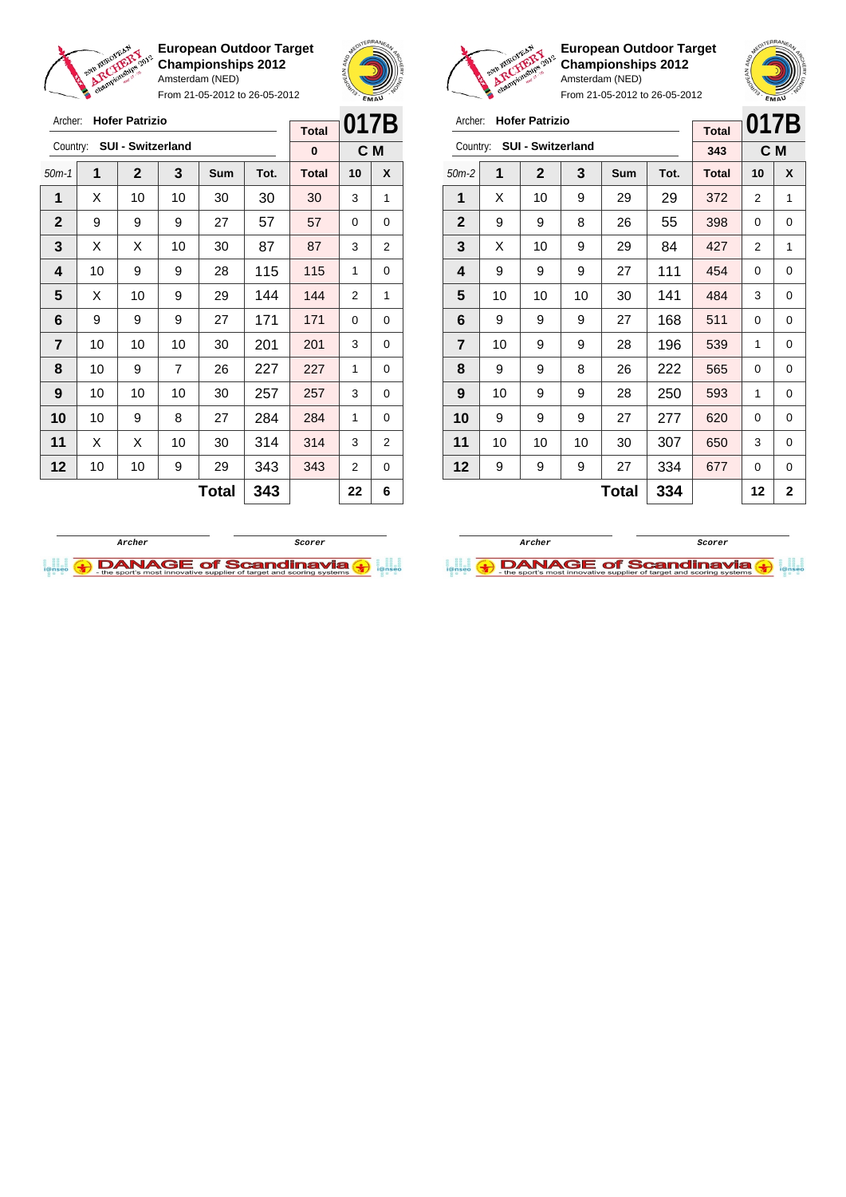**European Outdoor Target Championships 2012**
Amsterdam (NED)
From 21-05-2012 to 26-05-2012

Archer: **Hofer Patrizio**
Country: **SUI - Switzerland**

| | | | | | | Total | 017B | |
|---|---|---|---|---|---|---|---|---|
| | | | | | | 0 | C M | |
| 50m-1 | 1 | 2 | 3 | Sum | Tot. | Total | 10 | X |
| 1 | X | 10 | 10 | 30 | 30 | 30 | 3 | 1 |
| 2 | 9 | 9 | 9 | 27 | 57 | 57 | 0 | 0 |
| 3 | X | X | 10 | 30 | 87 | 87 | 3 | 2 |
| 4 | 10 | 9 | 9 | 28 | 115 | 115 | 1 | 0 |
| 5 | X | 10 | 9 | 29 | 144 | 144 | 2 | 1 |
| 6 | 9 | 9 | 9 | 27 | 171 | 171 | 0 | 0 |
| 7 | 10 | 10 | 10 | 30 | 201 | 201 | 3 | 0 |
| 8 | 10 | 9 | 7 | 26 | 227 | 227 | 1 | 0 |
| 9 | 10 | 10 | 10 | 30 | 257 | 257 | 3 | 0 |
| 10 | 10 | 9 | 8 | 27 | 284 | 284 | 1 | 0 |
| 11 | X | X | 10 | 30 | 314 | 314 | 3 | 2 |
| 12 | 10 | 10 | 9 | 29 | 343 | 343 | 2 | 0 |
| | | | | Total | 343 | | 22 | 6 |

Archer &nbsp;&nbsp;&nbsp;&nbsp; Scorer

**European Outdoor Target Championships 2012**
Amsterdam (NED)
From 21-05-2012 to 26-05-2012

Archer: **Hofer Patrizio**
Country: **SUI - Switzerland**

| | | | | | | Total | 017B | |
|---|---|---|---|---|---|---|---|---|
| | | | | | | 343 | C M | |
| 50m-2 | 1 | 2 | 3 | Sum | Tot. | Total | 10 | X |
| 1 | X | 10 | 9 | 29 | 29 | 372 | 2 | 1 |
| 2 | 9 | 9 | 8 | 26 | 55 | 398 | 0 | 0 |
| 3 | X | 10 | 9 | 29 | 84 | 427 | 2 | 1 |
| 4 | 9 | 9 | 9 | 27 | 111 | 454 | 0 | 0 |
| 5 | 10 | 10 | 10 | 30 | 141 | 484 | 3 | 0 |
| 6 | 9 | 9 | 9 | 27 | 168 | 511 | 0 | 0 |
| 7 | 10 | 9 | 9 | 28 | 196 | 539 | 1 | 0 |
| 8 | 9 | 9 | 8 | 26 | 222 | 565 | 0 | 0 |
| 9 | 10 | 9 | 9 | 28 | 250 | 593 | 1 | 0 |
| 10 | 9 | 9 | 9 | 27 | 277 | 620 | 0 | 0 |
| 11 | 10 | 10 | 10 | 30 | 307 | 650 | 3 | 0 |
| 12 | 9 | 9 | 9 | 27 | 334 | 677 | 0 | 0 |
| | | | | Total | 334 | | 12 | 2 |

Archer &nbsp;&nbsp;&nbsp;&nbsp; Scorer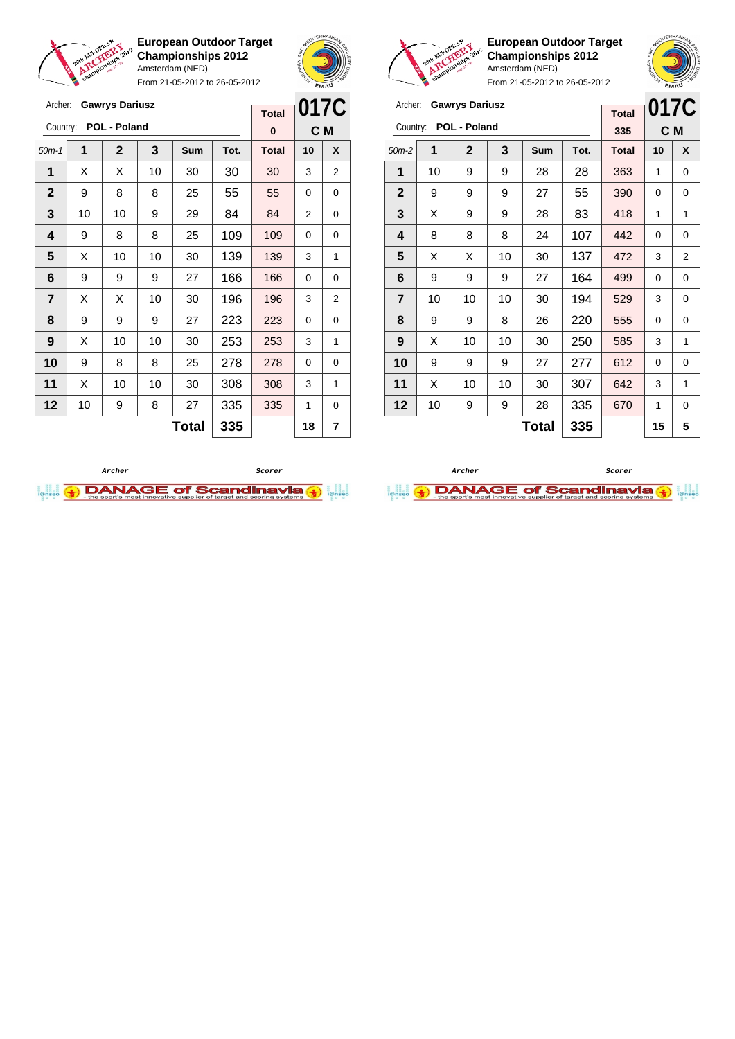## European Outdoor Target Championships 2012

Amsterdam (NED)

From 21-05-2012 to 26-05-2012

Archer: **Gawrys Dariusz**

Country: **POL - Poland**

| | | | | | | Total | 017C | |
|---|---|---|---|---|---|---|---|---|
| | | | | | | 0 | C M | |
| 50m-1 | 1 | 2 | 3 | Sum | Tot. | Total | 10 | X |
| 1 | X | X | 10 | 30 | 30 | 30 | 3 | 2 |
| 2 | 9 | 8 | 8 | 25 | 55 | 55 | 0 | 0 |
| 3 | 10 | 10 | 9 | 29 | 84 | 84 | 2 | 0 |
| 4 | 9 | 8 | 8 | 25 | 109 | 109 | 0 | 0 |
| 5 | X | 10 | 10 | 30 | 139 | 139 | 3 | 1 |
| 6 | 9 | 9 | 9 | 27 | 166 | 166 | 0 | 0 |
| 7 | X | X | 10 | 30 | 196 | 196 | 3 | 2 |
| 8 | 9 | 9 | 9 | 27 | 223 | 223 | 0 | 0 |
| 9 | X | 10 | 10 | 30 | 253 | 253 | 3 | 1 |
| 10 | 9 | 8 | 8 | 25 | 278 | 278 | 0 | 0 |
| 11 | X | 10 | 10 | 30 | 308 | 308 | 3 | 1 |
| 12 | 10 | 9 | 8 | 27 | 335 | 335 | 1 | 0 |
| | | | | Total | 335 | | 18 | 7 |

Archer &nbsp;&nbsp;&nbsp;&nbsp; Scorer

## European Outdoor Target Championships 2012

Amsterdam (NED)

From 21-05-2012 to 26-05-2012

Archer: **Gawrys Dariusz**

Country: **POL - Poland**

| | | | | | | Total | 017C | |
|---|---|---|---|---|---|---|---|---|
| | | | | | | 335 | C M | |
| 50m-2 | 1 | 2 | 3 | Sum | Tot. | Total | 10 | X |
| 1 | 10 | 9 | 9 | 28 | 28 | 363 | 1 | 0 |
| 2 | 9 | 9 | 9 | 27 | 55 | 390 | 0 | 0 |
| 3 | X | 9 | 9 | 28 | 83 | 418 | 1 | 1 |
| 4 | 8 | 8 | 8 | 24 | 107 | 442 | 0 | 0 |
| 5 | X | X | 10 | 30 | 137 | 472 | 3 | 2 |
| 6 | 9 | 9 | 9 | 27 | 164 | 499 | 0 | 0 |
| 7 | 10 | 10 | 10 | 30 | 194 | 529 | 3 | 0 |
| 8 | 9 | 9 | 8 | 26 | 220 | 555 | 0 | 0 |
| 9 | X | 10 | 10 | 30 | 250 | 585 | 3 | 1 |
| 10 | 9 | 9 | 9 | 27 | 277 | 612 | 0 | 0 |
| 11 | X | 10 | 10 | 30 | 307 | 642 | 3 | 1 |
| 12 | 10 | 9 | 9 | 28 | 335 | 670 | 1 | 0 |
| | | | | Total | 335 | | 15 | 5 |

Archer &nbsp;&nbsp;&nbsp;&nbsp; Scorer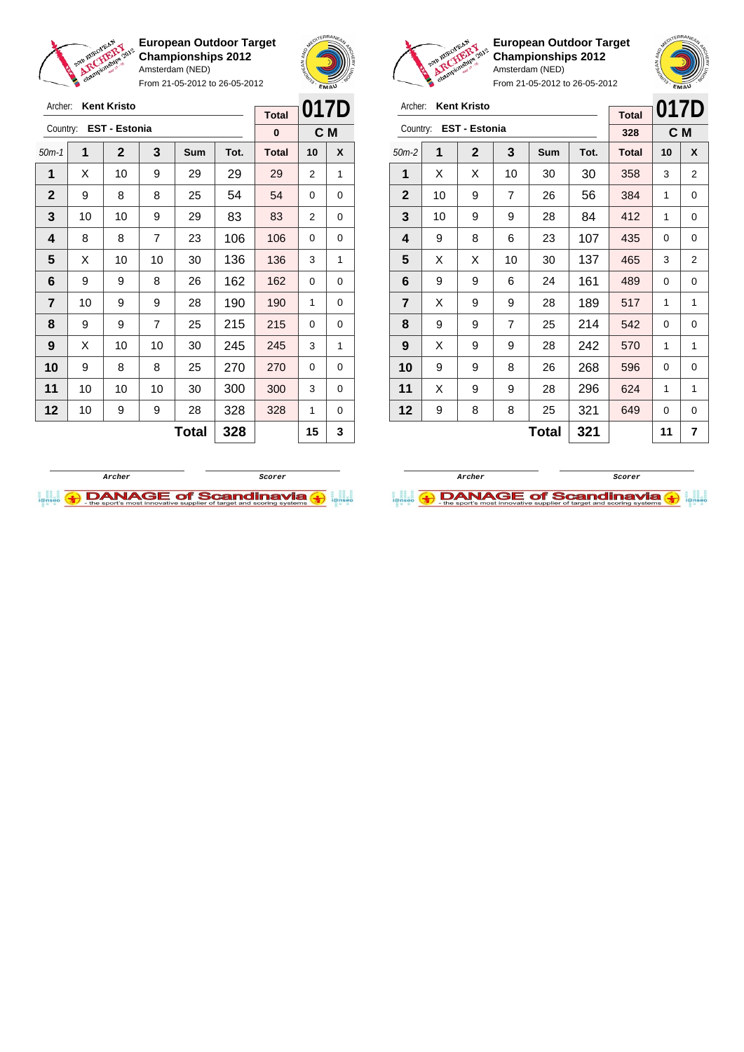**European Outdoor Target Championships 2012**
Amsterdam (NED)
From 21-05-2012 to 26-05-2012

Archer: **Kent Kristo**
Country: **EST - Estonia**

| Total | 017D |
|---|---|
| 0 | C M |

| 50m-1 | 1 | 2 | 3 | Sum | Tot. | Total | 10 | X |
|---|---|---|---|---|---|---|---|---|
| 1 | X | 10 | 9 | 29 | 29 | 29 | 2 | 1 |
| 2 | 9 | 8 | 8 | 25 | 54 | 54 | 0 | 0 |
| 3 | 10 | 10 | 9 | 29 | 83 | 83 | 2 | 0 |
| 4 | 8 | 8 | 7 | 23 | 106 | 106 | 0 | 0 |
| 5 | X | 10 | 10 | 30 | 136 | 136 | 3 | 1 |
| 6 | 9 | 9 | 8 | 26 | 162 | 162 | 0 | 0 |
| 7 | 10 | 9 | 9 | 28 | 190 | 190 | 1 | 0 |
| 8 | 9 | 9 | 7 | 25 | 215 | 215 | 0 | 0 |
| 9 | X | 10 | 10 | 30 | 245 | 245 | 3 | 1 |
| 10 | 9 | 8 | 8 | 25 | 270 | 270 | 0 | 0 |
| 11 | 10 | 10 | 10 | 30 | 300 | 300 | 3 | 0 |
| 12 | 10 | 9 | 9 | 28 | 328 | 328 | 1 | 0 |
| | | | | **Total** | **328** | | **15** | **3** |

Archer | Scorer

**European Outdoor Target Championships 2012**
Amsterdam (NED)
From 21-05-2012 to 26-05-2012

Archer: **Kent Kristo**
Country: **EST - Estonia**

| Total | 017D |
|---|---|
| 328 | C M |

| 50m-2 | 1 | 2 | 3 | Sum | Tot. | Total | 10 | X |
|---|---|---|---|---|---|---|---|---|
| 1 | X | X | 10 | 30 | 30 | 358 | 3 | 2 |
| 2 | 10 | 9 | 7 | 26 | 56 | 384 | 1 | 0 |
| 3 | 10 | 9 | 9 | 28 | 84 | 412 | 1 | 0 |
| 4 | 9 | 8 | 6 | 23 | 107 | 435 | 0 | 0 |
| 5 | X | X | 10 | 30 | 137 | 465 | 3 | 2 |
| 6 | 9 | 9 | 6 | 24 | 161 | 489 | 0 | 0 |
| 7 | X | 9 | 9 | 28 | 189 | 517 | 1 | 1 |
| 8 | 9 | 9 | 7 | 25 | 214 | 542 | 0 | 0 |
| 9 | X | 9 | 9 | 28 | 242 | 570 | 1 | 1 |
| 10 | 9 | 9 | 8 | 26 | 268 | 596 | 0 | 0 |
| 11 | X | 9 | 9 | 28 | 296 | 624 | 1 | 1 |
| 12 | 9 | 8 | 8 | 25 | 321 | 649 | 0 | 0 |
| | | | | **Total** | **321** | | **11** | **7** |

Archer | Scorer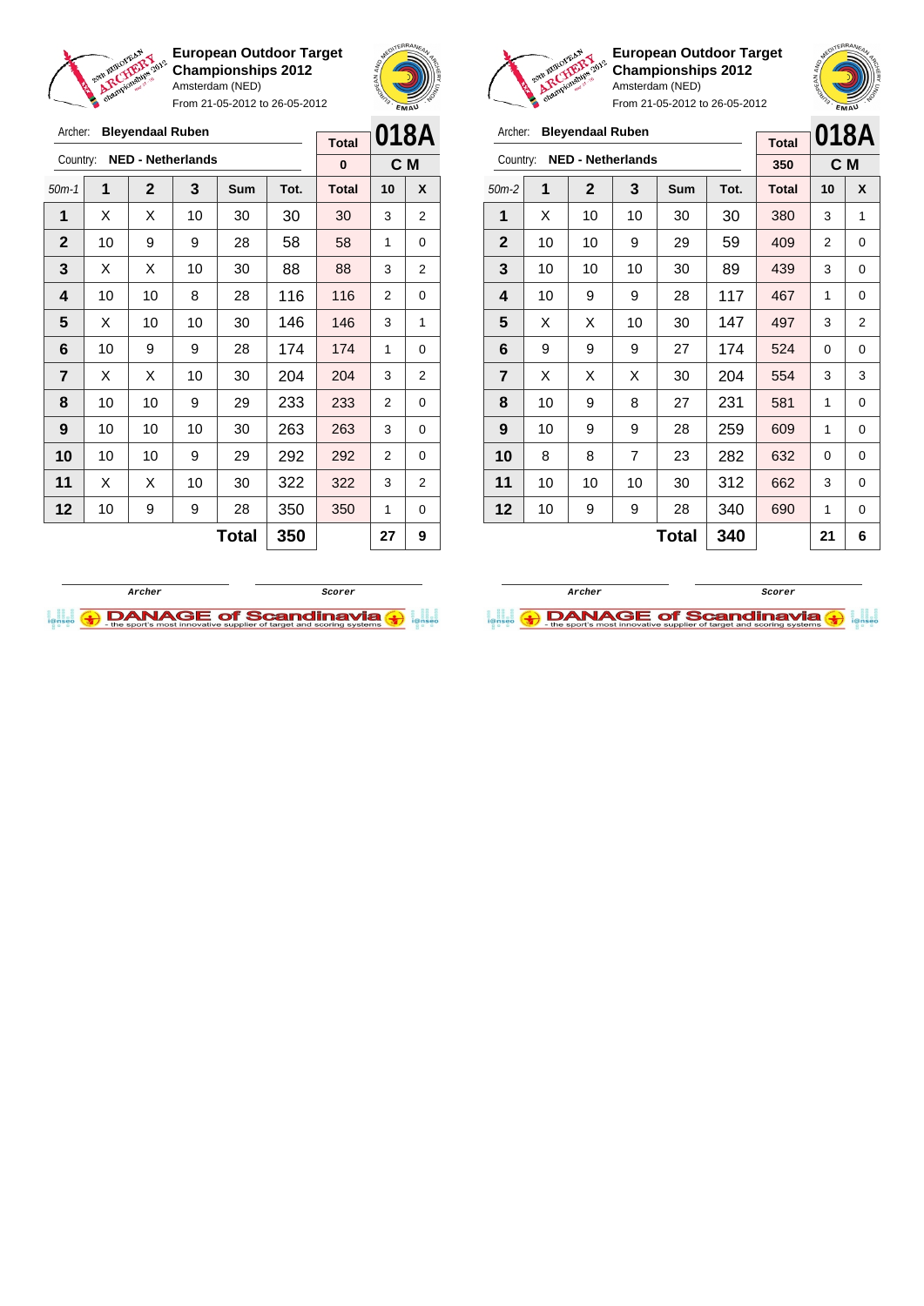## European Outdoor Target Championships 2012

Amsterdam (NED)

From 21-05-2012 to 26-05-2012

Archer: **Bleyendaal Ruben**

Country: **NED - Netherlands**

| Total | 018A |
|---|---|
| 0 | C M |

| 50m-1 | 1 | 2 | 3 | Sum | Tot. | Total | 10 | X |
|---|---|---|---|---|---|---|---|---|
| 1 | X | X | 10 | 30 | 30 | 30 | 3 | 2 |
| 2 | 10 | 9 | 9 | 28 | 58 | 58 | 1 | 0 |
| 3 | X | X | 10 | 30 | 88 | 88 | 3 | 2 |
| 4 | 10 | 10 | 8 | 28 | 116 | 116 | 2 | 0 |
| 5 | X | 10 | 10 | 30 | 146 | 146 | 3 | 1 |
| 6 | 10 | 9 | 9 | 28 | 174 | 174 | 1 | 0 |
| 7 | X | X | 10 | 30 | 204 | 204 | 3 | 2 |
| 8 | 10 | 10 | 9 | 29 | 233 | 233 | 2 | 0 |
| 9 | 10 | 10 | 10 | 30 | 263 | 263 | 3 | 0 |
| 10 | 10 | 10 | 9 | 29 | 292 | 292 | 2 | 0 |
| 11 | X | X | 10 | 30 | 322 | 322 | 3 | 2 |
| 12 | 10 | 9 | 9 | 28 | 350 | 350 | 1 | 0 |
| | | | | **Total** | **350** | | **27** | **9** |

Archer — Scorer

## European Outdoor Target Championships 2012

Amsterdam (NED)

From 21-05-2012 to 26-05-2012

Archer: **Bleyendaal Ruben**

Country: **NED - Netherlands**

| Total | 018A |
|---|---|
| 350 | C M |

| 50m-2 | 1 | 2 | 3 | Sum | Tot. | Total | 10 | X |
|---|---|---|---|---|---|---|---|---|
| 1 | X | 10 | 10 | 30 | 30 | 380 | 3 | 1 |
| 2 | 10 | 10 | 9 | 29 | 59 | 409 | 2 | 0 |
| 3 | 10 | 10 | 10 | 30 | 89 | 439 | 3 | 0 |
| 4 | 10 | 9 | 9 | 28 | 117 | 467 | 1 | 0 |
| 5 | X | X | 10 | 30 | 147 | 497 | 3 | 2 |
| 6 | 9 | 9 | 9 | 27 | 174 | 524 | 0 | 0 |
| 7 | X | X | X | 30 | 204 | 554 | 3 | 3 |
| 8 | 10 | 9 | 8 | 27 | 231 | 581 | 1 | 0 |
| 9 | 10 | 9 | 9 | 28 | 259 | 609 | 1 | 0 |
| 10 | 8 | 8 | 7 | 23 | 282 | 632 | 0 | 0 |
| 11 | 10 | 10 | 10 | 30 | 312 | 662 | 3 | 0 |
| 12 | 10 | 9 | 9 | 28 | 340 | 690 | 1 | 0 |
| | | | | **Total** | **340** | | **21** | **6** |

Archer — Scorer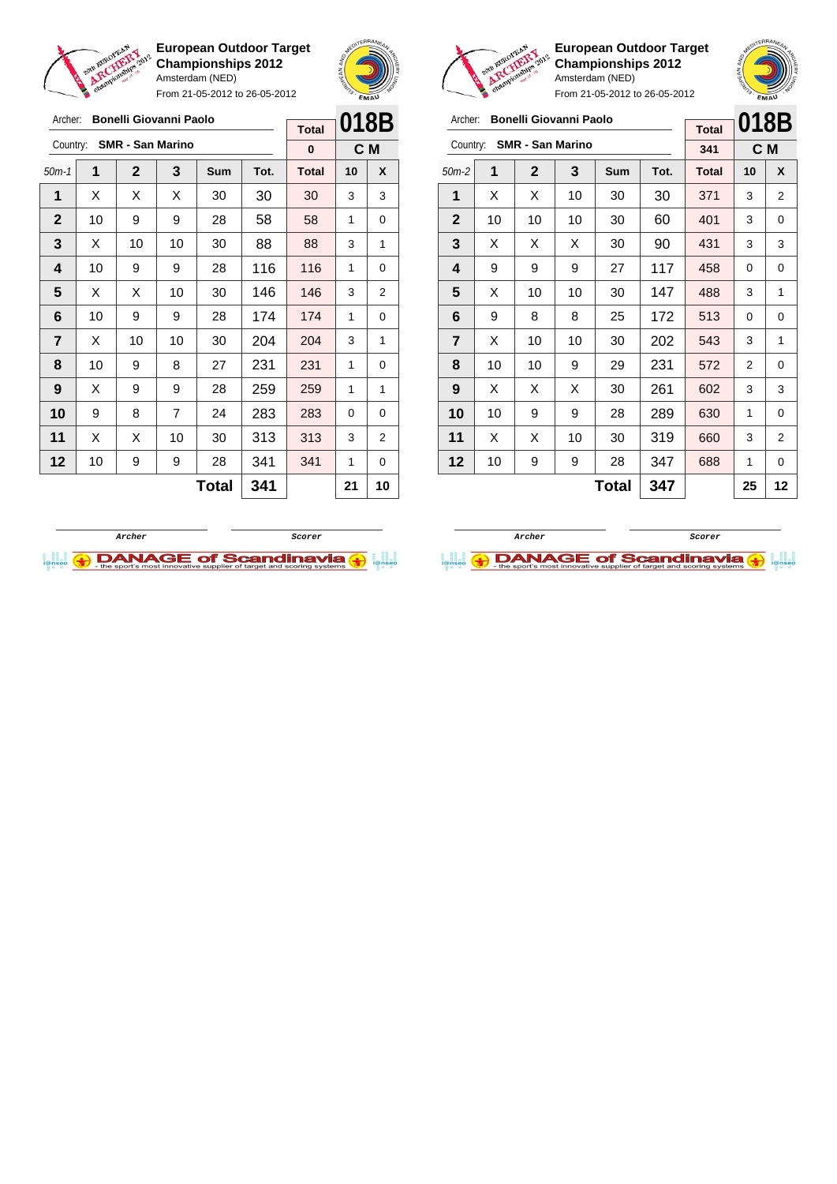**European Outdoor Target Championships 2012**
Amsterdam (NED)
From 21-05-2012 to 26-05-2012

Archer: **Bonelli Giovanni Paolo**
Country: **SMR - San Marino**

| Total | 018B |
|---|---|
| 0 | C M |

| 50m-1 | 1 | 2 | 3 | Sum | Tot. | Total | 10 | X |
|---|---|---|---|---|---|---|---|---|
| 1 | X | X | X | 30 | 30 | 30 | 3 | 3 |
| 2 | 10 | 9 | 9 | 28 | 58 | 58 | 1 | 0 |
| 3 | X | 10 | 10 | 30 | 88 | 88 | 3 | 1 |
| 4 | 10 | 9 | 9 | 28 | 116 | 116 | 1 | 0 |
| 5 | X | X | 10 | 30 | 146 | 146 | 3 | 2 |
| 6 | 10 | 9 | 9 | 28 | 174 | 174 | 1 | 0 |
| 7 | X | 10 | 10 | 30 | 204 | 204 | 3 | 1 |
| 8 | 10 | 9 | 8 | 27 | 231 | 231 | 1 | 0 |
| 9 | X | 9 | 9 | 28 | 259 | 259 | 1 | 1 |
| 10 | 9 | 8 | 7 | 24 | 283 | 283 | 0 | 0 |
| 11 | X | X | 10 | 30 | 313 | 313 | 3 | 2 |
| 12 | 10 | 9 | 9 | 28 | 341 | 341 | 1 | 0 |
| | | | | **Total** | **341** | | **21** | **10** |

Archer / Scorer

**European Outdoor Target Championships 2012**
Amsterdam (NED)
From 21-05-2012 to 26-05-2012

Archer: **Bonelli Giovanni Paolo**
Country: **SMR - San Marino**

| Total | 018B |
|---|---|
| 341 | C M |

| 50m-2 | 1 | 2 | 3 | Sum | Tot. | Total | 10 | X |
|---|---|---|---|---|---|---|---|---|
| 1 | X | X | 10 | 30 | 30 | 371 | 3 | 2 |
| 2 | 10 | 10 | 10 | 30 | 60 | 401 | 3 | 0 |
| 3 | X | X | X | 30 | 90 | 431 | 3 | 3 |
| 4 | 9 | 9 | 9 | 27 | 117 | 458 | 0 | 0 |
| 5 | X | 10 | 10 | 30 | 147 | 488 | 3 | 1 |
| 6 | 9 | 8 | 8 | 25 | 172 | 513 | 0 | 0 |
| 7 | X | 10 | 10 | 30 | 202 | 543 | 3 | 1 |
| 8 | 10 | 10 | 9 | 29 | 231 | 572 | 2 | 0 |
| 9 | X | X | X | 30 | 261 | 602 | 3 | 3 |
| 10 | 10 | 9 | 9 | 28 | 289 | 630 | 1 | 0 |
| 11 | X | X | 10 | 30 | 319 | 660 | 3 | 2 |
| 12 | 10 | 9 | 9 | 28 | 347 | 688 | 1 | 0 |
| | | | | **Total** | **347** | | **25** | **12** |

Archer / Scorer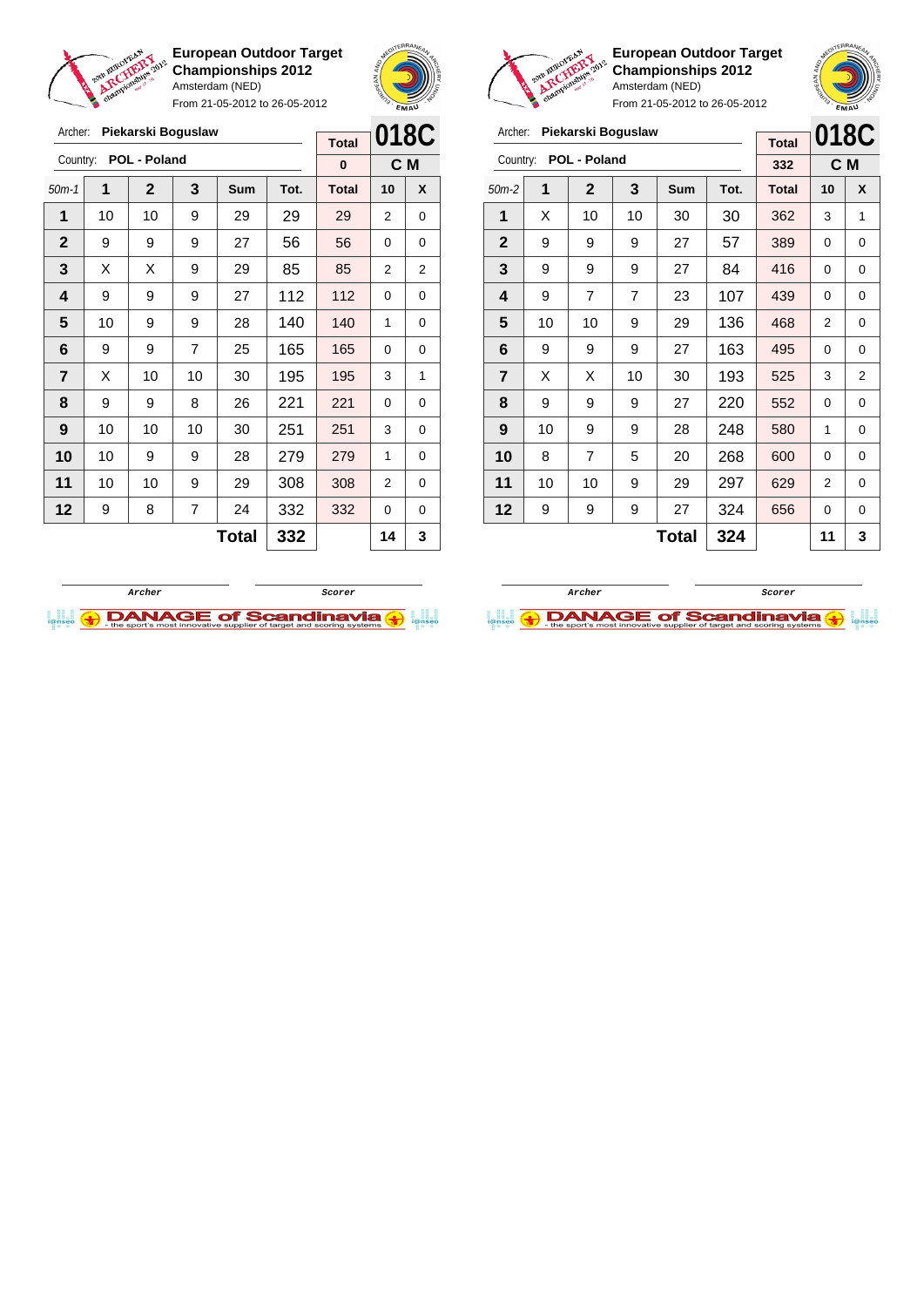**European Outdoor Target Championships 2012**
Amsterdam (NED)
From 21-05-2012 to 26-05-2012

Archer: **Piekarski Boguslaw**
Country: **POL - Poland**

Total: 0 — **018C** — **C M**

| 50m-1 | 1 | 2 | 3 | Sum | Tot. | Total | 10 | X |
|---|---|---|---|---|---|---|---|---|
| 1 | 10 | 10 | 9 | 29 | 29 | 29 | 2 | 0 |
| 2 | 9 | 9 | 9 | 27 | 56 | 56 | 0 | 0 |
| 3 | X | X | 9 | 29 | 85 | 85 | 2 | 2 |
| 4 | 9 | 9 | 9 | 27 | 112 | 112 | 0 | 0 |
| 5 | 10 | 9 | 9 | 28 | 140 | 140 | 1 | 0 |
| 6 | 9 | 9 | 7 | 25 | 165 | 165 | 0 | 0 |
| 7 | X | 10 | 10 | 30 | 195 | 195 | 3 | 1 |
| 8 | 9 | 9 | 8 | 26 | 221 | 221 | 0 | 0 |
| 9 | 10 | 10 | 10 | 30 | 251 | 251 | 3 | 0 |
| 10 | 10 | 9 | 9 | 28 | 279 | 279 | 1 | 0 |
| 11 | 10 | 10 | 9 | 29 | 308 | 308 | 2 | 0 |
| 12 | 9 | 8 | 7 | 24 | 332 | 332 | 0 | 0 |
| | | | | **Total** | **332** | | **14** | **3** |

Archer / Scorer

**European Outdoor Target Championships 2012**
Amsterdam (NED)
From 21-05-2012 to 26-05-2012

Archer: **Piekarski Boguslaw**
Country: **POL - Poland**

Total: 332 — **018C** — **C M**

| 50m-2 | 1 | 2 | 3 | Sum | Tot. | Total | 10 | X |
|---|---|---|---|---|---|---|---|---|
| 1 | X | 10 | 10 | 30 | 30 | 362 | 3 | 1 |
| 2 | 9 | 9 | 9 | 27 | 57 | 389 | 0 | 0 |
| 3 | 9 | 9 | 9 | 27 | 84 | 416 | 0 | 0 |
| 4 | 9 | 7 | 7 | 23 | 107 | 439 | 0 | 0 |
| 5 | 10 | 10 | 9 | 29 | 136 | 468 | 2 | 0 |
| 6 | 9 | 9 | 9 | 27 | 163 | 495 | 0 | 0 |
| 7 | X | X | 10 | 30 | 193 | 525 | 3 | 2 |
| 8 | 9 | 9 | 9 | 27 | 220 | 552 | 0 | 0 |
| 9 | 10 | 9 | 9 | 28 | 248 | 580 | 1 | 0 |
| 10 | 8 | 7 | 5 | 20 | 268 | 600 | 0 | 0 |
| 11 | 10 | 10 | 9 | 29 | 297 | 629 | 2 | 0 |
| 12 | 9 | 9 | 9 | 27 | 324 | 656 | 0 | 0 |
| | | | | **Total** | **324** | | **11** | **3** |

Archer / Scorer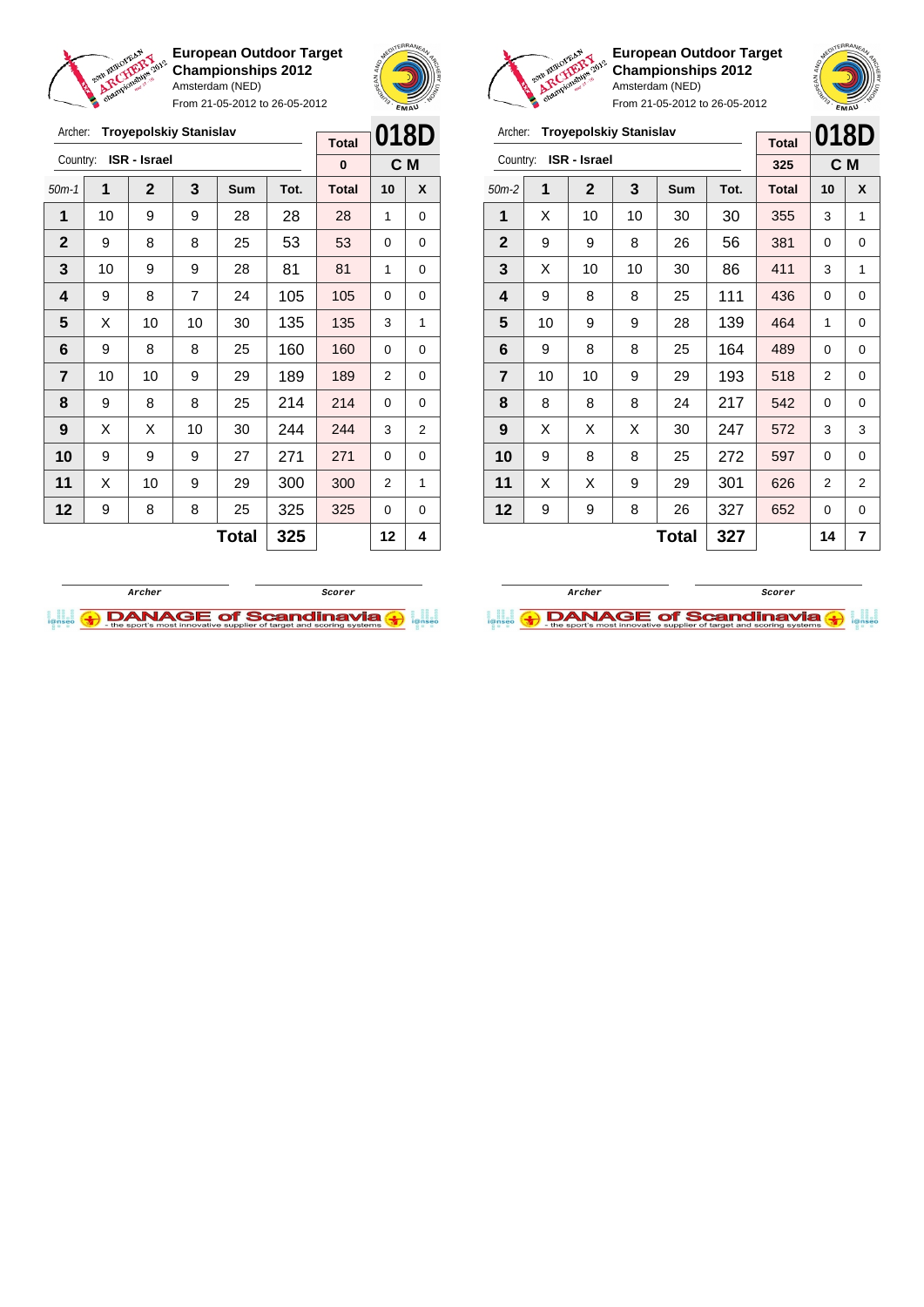## European Outdoor Target Championships 2012

Amsterdam (NED)

From 21-05-2012 to 26-05-2012

Archer: **Troyepolskiy Stanislav**

Country: **ISR - Israel**

**018D** — **C M**

| 50m-1 | 1 | 2 | 3 | Sum | Tot. | Total | 10 | X |
|---|---|---|---|---|---|---|---|---|
| | | | | | | 0 | | |
| 1 | 10 | 9 | 9 | 28 | 28 | 28 | 1 | 0 |
| 2 | 9 | 8 | 8 | 25 | 53 | 53 | 0 | 0 |
| 3 | 10 | 9 | 9 | 28 | 81 | 81 | 1 | 0 |
| 4 | 9 | 8 | 7 | 24 | 105 | 105 | 0 | 0 |
| 5 | X | 10 | 10 | 30 | 135 | 135 | 3 | 1 |
| 6 | 9 | 8 | 8 | 25 | 160 | 160 | 0 | 0 |
| 7 | 10 | 10 | 9 | 29 | 189 | 189 | 2 | 0 |
| 8 | 9 | 8 | 8 | 25 | 214 | 214 | 0 | 0 |
| 9 | X | X | 10 | 30 | 244 | 244 | 3 | 2 |
| 10 | 9 | 9 | 9 | 27 | 271 | 271 | 0 | 0 |
| 11 | X | 10 | 9 | 29 | 300 | 300 | 2 | 1 |
| 12 | 9 | 8 | 8 | 25 | 325 | 325 | 0 | 0 |
| | | | | **Total** | **325** | | **12** | **4** |

Archer — Scorer

## European Outdoor Target Championships 2012

Amsterdam (NED)

From 21-05-2012 to 26-05-2012

Archer: **Troyepolskiy Stanislav**

Country: **ISR - Israel**

**018D** — **C M**

| 50m-2 | 1 | 2 | 3 | Sum | Tot. | Total | 10 | X |
|---|---|---|---|---|---|---|---|---|
| | | | | | | 325 | | |
| 1 | X | 10 | 10 | 30 | 30 | 355 | 3 | 1 |
| 2 | 9 | 9 | 8 | 26 | 56 | 381 | 0 | 0 |
| 3 | X | 10 | 10 | 30 | 86 | 411 | 3 | 1 |
| 4 | 9 | 8 | 8 | 25 | 111 | 436 | 0 | 0 |
| 5 | 10 | 9 | 9 | 28 | 139 | 464 | 1 | 0 |
| 6 | 9 | 8 | 8 | 25 | 164 | 489 | 0 | 0 |
| 7 | 10 | 10 | 9 | 29 | 193 | 518 | 2 | 0 |
| 8 | 8 | 8 | 8 | 24 | 217 | 542 | 0 | 0 |
| 9 | X | X | X | 30 | 247 | 572 | 3 | 3 |
| 10 | 9 | 8 | 8 | 25 | 272 | 597 | 0 | 0 |
| 11 | X | X | 9 | 29 | 301 | 626 | 2 | 2 |
| 12 | 9 | 9 | 8 | 26 | 327 | 652 | 0 | 0 |
| | | | | **Total** | **327** | | **14** | **7** |

Archer — Scorer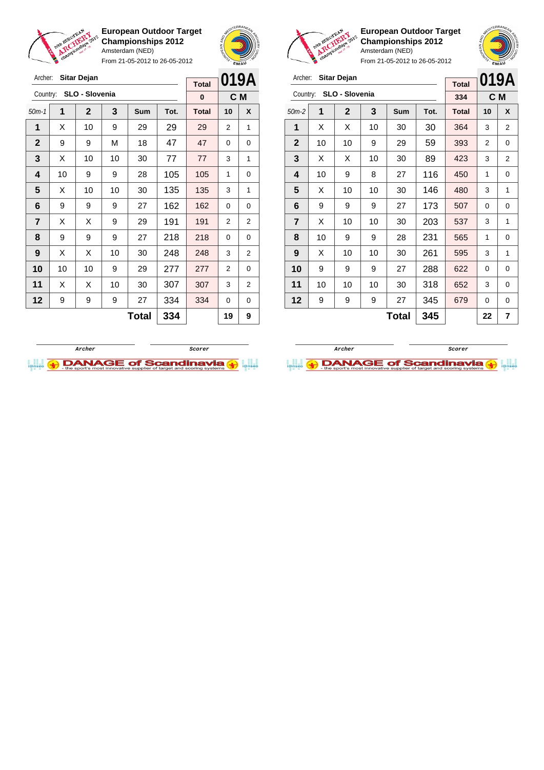## European Outdoor Target Championships 2012

Amsterdam (NED)

From 21-05-2012 to 26-05-2012

Archer: **Sitar Dejan**

Country: **SLO - Slovenia**

**019A** — **C M**

| 50m-1 | 1 | 2 | 3 | Sum | Tot. | Total | 10 | X |
|---|---|---|---|---|---|---|---|---|
| | | | | | | 0 | | |
| 1 | X | 10 | 9 | 29 | 29 | 29 | 2 | 1 |
| 2 | 9 | 9 | M | 18 | 47 | 47 | 0 | 0 |
| 3 | X | 10 | 10 | 30 | 77 | 77 | 3 | 1 |
| 4 | 10 | 9 | 9 | 28 | 105 | 105 | 1 | 0 |
| 5 | X | 10 | 10 | 30 | 135 | 135 | 3 | 1 |
| 6 | 9 | 9 | 9 | 27 | 162 | 162 | 0 | 0 |
| 7 | X | X | 9 | 29 | 191 | 191 | 2 | 2 |
| 8 | 9 | 9 | 9 | 27 | 218 | 218 | 0 | 0 |
| 9 | X | X | 10 | 30 | 248 | 248 | 3 | 2 |
| 10 | 10 | 10 | 9 | 29 | 277 | 277 | 2 | 0 |
| 11 | X | X | 10 | 30 | 307 | 307 | 3 | 2 |
| 12 | 9 | 9 | 9 | 27 | 334 | 334 | 0 | 0 |
| | | | | Total | 334 | | 19 | 9 |

Archer — Scorer

## European Outdoor Target Championships 2012

Amsterdam (NED)

From 21-05-2012 to 26-05-2012

Archer: **Sitar Dejan**

Country: **SLO - Slovenia**

**019A** — **C M**

| 50m-2 | 1 | 2 | 3 | Sum | Tot. | Total | 10 | X |
|---|---|---|---|---|---|---|---|---|
| | | | | | | 334 | | |
| 1 | X | X | 10 | 30 | 30 | 364 | 3 | 2 |
| 2 | 10 | 10 | 9 | 29 | 59 | 393 | 2 | 0 |
| 3 | X | X | 10 | 30 | 89 | 423 | 3 | 2 |
| 4 | 10 | 9 | 8 | 27 | 116 | 450 | 1 | 0 |
| 5 | X | 10 | 10 | 30 | 146 | 480 | 3 | 1 |
| 6 | 9 | 9 | 9 | 27 | 173 | 507 | 0 | 0 |
| 7 | X | 10 | 10 | 30 | 203 | 537 | 3 | 1 |
| 8 | 10 | 9 | 9 | 28 | 231 | 565 | 1 | 0 |
| 9 | X | 10 | 10 | 30 | 261 | 595 | 3 | 1 |
| 10 | 9 | 9 | 9 | 27 | 288 | 622 | 0 | 0 |
| 11 | 10 | 10 | 10 | 30 | 318 | 652 | 3 | 0 |
| 12 | 9 | 9 | 9 | 27 | 345 | 679 | 0 | 0 |
| | | | | Total | 345 | | 22 | 7 |

Archer — Scorer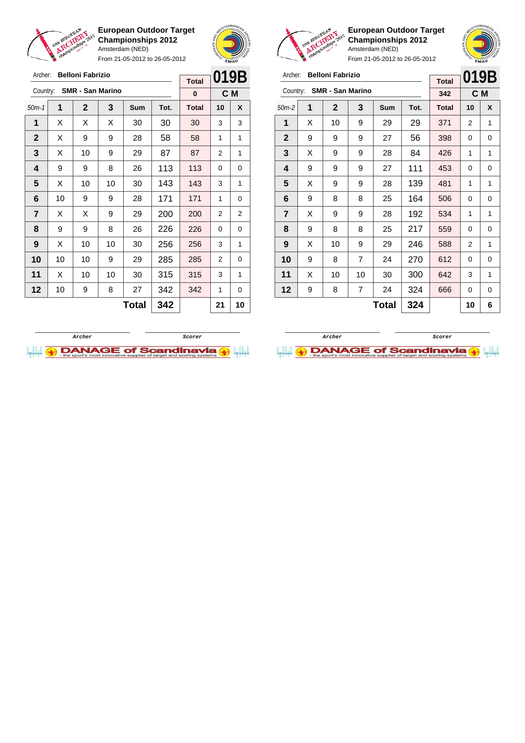**European Outdoor Target Championships 2012**
Amsterdam (NED)
From 21-05-2012 to 26-05-2012

Archer: **Belloni Fabrizio**
Country: **SMR - San Marino**

| Total | 019B |
|---|---|
| 0 | C M |

| 50m-1 | 1 | 2 | 3 | Sum | Tot. | Total | 10 | X |
|---|---|---|---|---|---|---|---|---|
| 1 | X | X | X | 30 | 30 | 30 | 3 | 3 |
| 2 | X | 9 | 9 | 28 | 58 | 58 | 1 | 1 |
| 3 | X | 10 | 9 | 29 | 87 | 87 | 2 | 1 |
| 4 | 9 | 9 | 8 | 26 | 113 | 113 | 0 | 0 |
| 5 | X | 10 | 10 | 30 | 143 | 143 | 3 | 1 |
| 6 | 10 | 9 | 9 | 28 | 171 | 171 | 1 | 0 |
| 7 | X | X | 9 | 29 | 200 | 200 | 2 | 2 |
| 8 | 9 | 9 | 8 | 26 | 226 | 226 | 0 | 0 |
| 9 | X | 10 | 10 | 30 | 256 | 256 | 3 | 1 |
| 10 | 10 | 10 | 9 | 29 | 285 | 285 | 2 | 0 |
| 11 | X | 10 | 10 | 30 | 315 | 315 | 3 | 1 |
| 12 | 10 | 9 | 8 | 27 | 342 | 342 | 1 | 0 |
| | | | | **Total** | **342** | | **21** | **10** |

Archer | Scorer

**European Outdoor Target Championships 2012**
Amsterdam (NED)
From 21-05-2012 to 26-05-2012

Archer: **Belloni Fabrizio**
Country: **SMR - San Marino**

| Total | 019B |
|---|---|
| 342 | C M |

| 50m-2 | 1 | 2 | 3 | Sum | Tot. | Total | 10 | X |
|---|---|---|---|---|---|---|---|---|
| 1 | X | 10 | 9 | 29 | 29 | 371 | 2 | 1 |
| 2 | 9 | 9 | 9 | 27 | 56 | 398 | 0 | 0 |
| 3 | X | 9 | 9 | 28 | 84 | 426 | 1 | 1 |
| 4 | 9 | 9 | 9 | 27 | 111 | 453 | 0 | 0 |
| 5 | X | 9 | 9 | 28 | 139 | 481 | 1 | 1 |
| 6 | 9 | 8 | 8 | 25 | 164 | 506 | 0 | 0 |
| 7 | X | 9 | 9 | 28 | 192 | 534 | 1 | 1 |
| 8 | 9 | 8 | 8 | 25 | 217 | 559 | 0 | 0 |
| 9 | X | 10 | 9 | 29 | 246 | 588 | 2 | 1 |
| 10 | 9 | 8 | 7 | 24 | 270 | 612 | 0 | 0 |
| 11 | X | 10 | 10 | 30 | 300 | 642 | 3 | 1 |
| 12 | 9 | 8 | 7 | 24 | 324 | 666 | 0 | 0 |
| | | | | **Total** | **324** | | **10** | **6** |

Archer | Scorer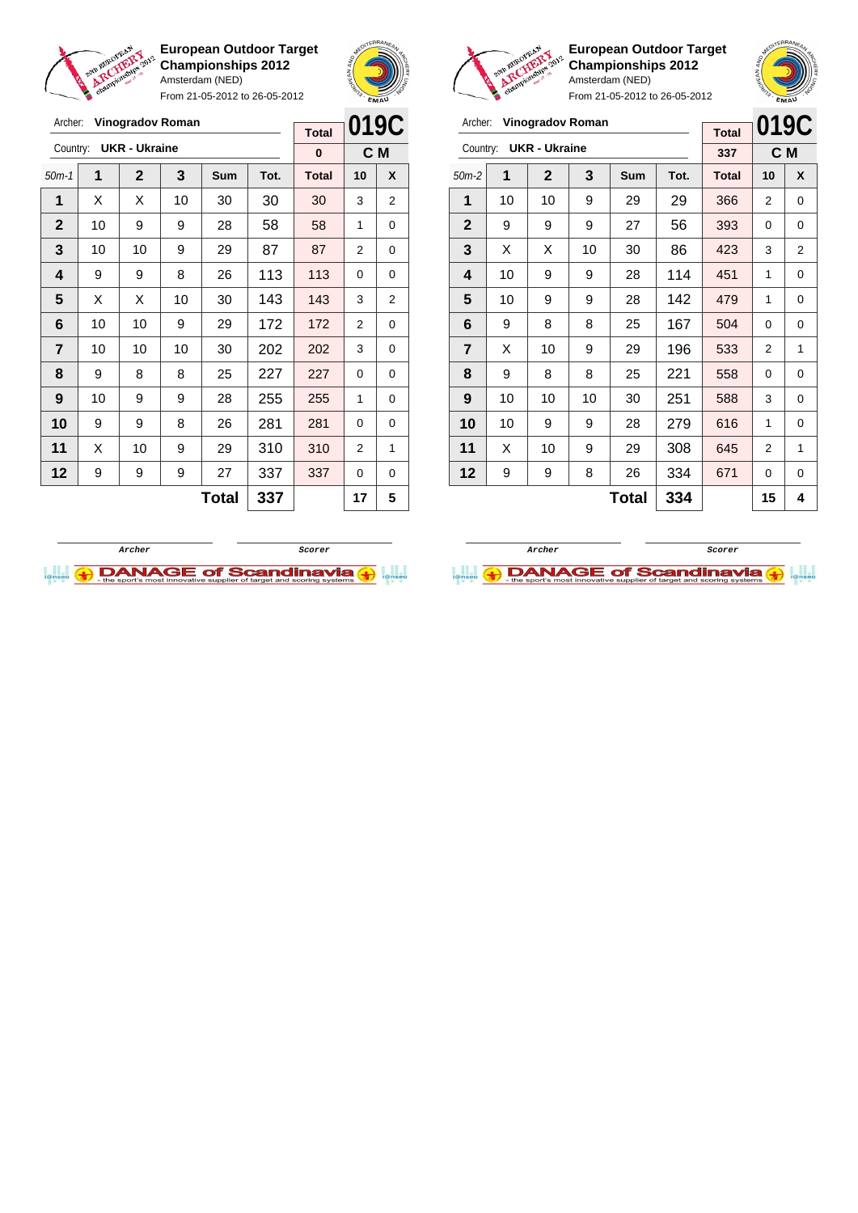**European Outdoor Target Championships 2012**
Amsterdam (NED)
From 21-05-2012 to 26-05-2012

Archer: **Vinogradov Roman**
Country: **UKR - Ukraine**

| Total | 019C |
|---|---|
| 0 | C M |

| 50m-1 | 1 | 2 | 3 | Sum | Tot. | Total | 10 | X |
|---|---|---|---|---|---|---|---|---|
| 1 | X | X | 10 | 30 | 30 | 30 | 3 | 2 |
| 2 | 10 | 9 | 9 | 28 | 58 | 58 | 1 | 0 |
| 3 | 10 | 10 | 9 | 29 | 87 | 87 | 2 | 0 |
| 4 | 9 | 9 | 8 | 26 | 113 | 113 | 0 | 0 |
| 5 | X | X | 10 | 30 | 143 | 143 | 3 | 2 |
| 6 | 10 | 10 | 9 | 29 | 172 | 172 | 2 | 0 |
| 7 | 10 | 10 | 10 | 30 | 202 | 202 | 3 | 0 |
| 8 | 9 | 8 | 8 | 25 | 227 | 227 | 0 | 0 |
| 9 | 10 | 9 | 9 | 28 | 255 | 255 | 1 | 0 |
| 10 | 9 | 9 | 8 | 26 | 281 | 281 | 0 | 0 |
| 11 | X | 10 | 9 | 29 | 310 | 310 | 2 | 1 |
| 12 | 9 | 9 | 9 | 27 | 337 | 337 | 0 | 0 |
| | | | | **Total** | **337** | | **17** | **5** |

Archer Scorer

**European Outdoor Target Championships 2012**
Amsterdam (NED)
From 21-05-2012 to 26-05-2012

Archer: **Vinogradov Roman**
Country: **UKR - Ukraine**

| Total | 019C |
|---|---|
| 337 | C M |

| 50m-2 | 1 | 2 | 3 | Sum | Tot. | Total | 10 | X |
|---|---|---|---|---|---|---|---|---|
| 1 | 10 | 10 | 9 | 29 | 29 | 366 | 2 | 0 |
| 2 | 9 | 9 | 9 | 27 | 56 | 393 | 0 | 0 |
| 3 | X | X | 10 | 30 | 86 | 423 | 3 | 2 |
| 4 | 10 | 9 | 9 | 28 | 114 | 451 | 1 | 0 |
| 5 | 10 | 9 | 9 | 28 | 142 | 479 | 1 | 0 |
| 6 | 9 | 8 | 8 | 25 | 167 | 504 | 0 | 0 |
| 7 | X | 10 | 9 | 29 | 196 | 533 | 2 | 1 |
| 8 | 9 | 8 | 8 | 25 | 221 | 558 | 0 | 0 |
| 9 | 10 | 10 | 10 | 30 | 251 | 588 | 3 | 0 |
| 10 | 10 | 9 | 9 | 28 | 279 | 616 | 1 | 0 |
| 11 | X | 10 | 9 | 29 | 308 | 645 | 2 | 1 |
| 12 | 9 | 9 | 8 | 26 | 334 | 671 | 0 | 0 |
| | | | | **Total** | **334** | | **15** | **4** |

Archer Scorer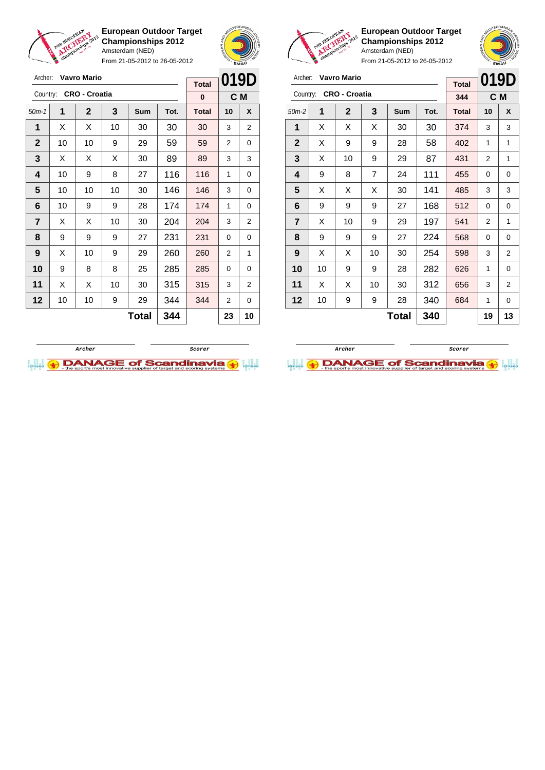**European Outdoor Target Championships 2012**
Amsterdam (NED)
From 21-05-2012 to 26-05-2012

Archer: **Vavro Mario**
Country: **CRO - Croatia**

| Total | 019D |
|---|---|
| 0 | C M |

| 50m-1 | 1 | 2 | 3 | Sum | Tot. | Total | 10 | X |
|---|---|---|---|---|---|---|---|---|
| 1 | X | X | 10 | 30 | 30 | 30 | 3 | 2 |
| 2 | 10 | 10 | 9 | 29 | 59 | 59 | 2 | 0 |
| 3 | X | X | X | 30 | 89 | 89 | 3 | 3 |
| 4 | 10 | 9 | 8 | 27 | 116 | 116 | 1 | 0 |
| 5 | 10 | 10 | 10 | 30 | 146 | 146 | 3 | 0 |
| 6 | 10 | 9 | 9 | 28 | 174 | 174 | 1 | 0 |
| 7 | X | X | 10 | 30 | 204 | 204 | 3 | 2 |
| 8 | 9 | 9 | 9 | 27 | 231 | 231 | 0 | 0 |
| 9 | X | 10 | 9 | 29 | 260 | 260 | 2 | 1 |
| 10 | 9 | 8 | 8 | 25 | 285 | 285 | 0 | 0 |
| 11 | X | X | 10 | 30 | 315 | 315 | 3 | 2 |
| 12 | 10 | 10 | 9 | 29 | 344 | 344 | 2 | 0 |
| | | | | **Total** | **344** | | **23** | **10** |

Archer Scorer

**European Outdoor Target Championships 2012**
Amsterdam (NED)
From 21-05-2012 to 26-05-2012

Archer: **Vavro Mario**
Country: **CRO - Croatia**

| Total | 019D |
|---|---|
| 344 | C M |

| 50m-2 | 1 | 2 | 3 | Sum | Tot. | Total | 10 | X |
|---|---|---|---|---|---|---|---|---|
| 1 | X | X | X | 30 | 30 | 374 | 3 | 3 |
| 2 | X | 9 | 9 | 28 | 58 | 402 | 1 | 1 |
| 3 | X | 10 | 9 | 29 | 87 | 431 | 2 | 1 |
| 4 | 9 | 8 | 7 | 24 | 111 | 455 | 0 | 0 |
| 5 | X | X | X | 30 | 141 | 485 | 3 | 3 |
| 6 | 9 | 9 | 9 | 27 | 168 | 512 | 0 | 0 |
| 7 | X | 10 | 9 | 29 | 197 | 541 | 2 | 1 |
| 8 | 9 | 9 | 9 | 27 | 224 | 568 | 0 | 0 |
| 9 | X | X | 10 | 30 | 254 | 598 | 3 | 2 |
| 10 | 10 | 9 | 9 | 28 | 282 | 626 | 1 | 0 |
| 11 | X | X | 10 | 30 | 312 | 656 | 3 | 2 |
| 12 | 10 | 9 | 9 | 28 | 340 | 684 | 1 | 0 |
| | | | | **Total** | **340** | | **19** | **13** |

Archer Scorer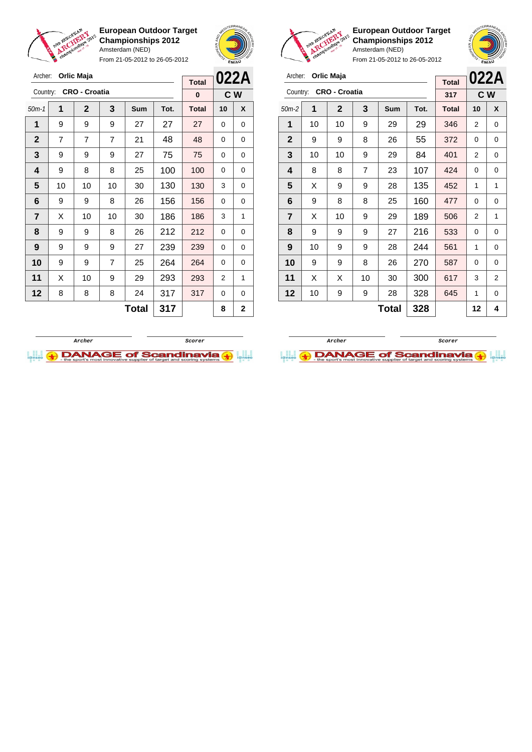**European Outdoor Target Championships 2012**
Amsterdam (NED)
From 21-05-2012 to 26-05-2012

Archer: **Orlic Maja**
Country: **CRO - Croatia**

| Total | 022A |
|---|---|
| 0 | C W |

| 50m-1 | 1 | 2 | 3 | Sum | Tot. | Total | 10 | X |
|---|---|---|---|---|---|---|---|---|
| 1 | 9 | 9 | 9 | 27 | 27 | 27 | 0 | 0 |
| 2 | 7 | 7 | 7 | 21 | 48 | 48 | 0 | 0 |
| 3 | 9 | 9 | 9 | 27 | 75 | 75 | 0 | 0 |
| 4 | 9 | 8 | 8 | 25 | 100 | 100 | 0 | 0 |
| 5 | 10 | 10 | 10 | 30 | 130 | 130 | 3 | 0 |
| 6 | 9 | 9 | 8 | 26 | 156 | 156 | 0 | 0 |
| 7 | X | 10 | 10 | 30 | 186 | 186 | 3 | 1 |
| 8 | 9 | 9 | 8 | 26 | 212 | 212 | 0 | 0 |
| 9 | 9 | 9 | 9 | 27 | 239 | 239 | 0 | 0 |
| 10 | 9 | 9 | 7 | 25 | 264 | 264 | 0 | 0 |
| 11 | X | 10 | 9 | 29 | 293 | 293 | 2 | 1 |
| 12 | 8 | 8 | 8 | 24 | 317 | 317 | 0 | 0 |
| | | | | **Total** | **317** | | **8** | **2** |

Archer　　　Scorer

**European Outdoor Target Championships 2012**
Amsterdam (NED)
From 21-05-2012 to 26-05-2012

Archer: **Orlic Maja**
Country: **CRO - Croatia**

| Total | 022A |
|---|---|
| 317 | C W |

| 50m-2 | 1 | 2 | 3 | Sum | Tot. | Total | 10 | X |
|---|---|---|---|---|---|---|---|---|
| 1 | 10 | 10 | 9 | 29 | 29 | 346 | 2 | 0 |
| 2 | 9 | 9 | 8 | 26 | 55 | 372 | 0 | 0 |
| 3 | 10 | 10 | 9 | 29 | 84 | 401 | 2 | 0 |
| 4 | 8 | 8 | 7 | 23 | 107 | 424 | 0 | 0 |
| 5 | X | 9 | 9 | 28 | 135 | 452 | 1 | 1 |
| 6 | 9 | 8 | 8 | 25 | 160 | 477 | 0 | 0 |
| 7 | X | 10 | 9 | 29 | 189 | 506 | 2 | 1 |
| 8 | 9 | 9 | 9 | 27 | 216 | 533 | 0 | 0 |
| 9 | 10 | 9 | 9 | 28 | 244 | 561 | 1 | 0 |
| 10 | 9 | 9 | 8 | 26 | 270 | 587 | 0 | 0 |
| 11 | X | X | 10 | 30 | 300 | 617 | 3 | 2 |
| 12 | 10 | 9 | 9 | 28 | 328 | 645 | 1 | 0 |
| | | | | **Total** | **328** | | **12** | **4** |

Archer　　　Scorer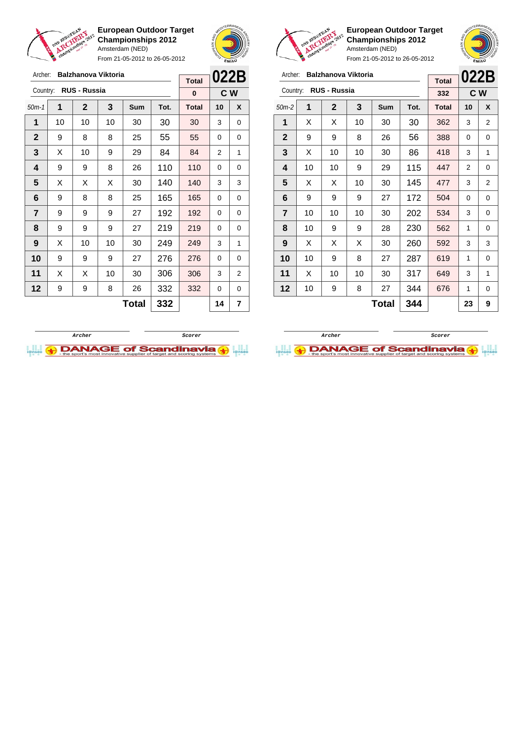**European Outdoor Target Championships 2012**
Amsterdam (NED)
From 21-05-2012 to 26-05-2012

Archer: **Balzhanova Viktoria**
Country: **RUS - Russia**

| Total | 022B |
|---|---|
| 0 | C W |

| 50m-1 | 1 | 2 | 3 | Sum | Tot. | Total | 10 | X |
|---|---|---|---|---|---|---|---|---|
| 1 | 10 | 10 | 10 | 30 | 30 | 30 | 3 | 0 |
| 2 | 9 | 8 | 8 | 25 | 55 | 55 | 0 | 0 |
| 3 | X | 10 | 9 | 29 | 84 | 84 | 2 | 1 |
| 4 | 9 | 9 | 8 | 26 | 110 | 110 | 0 | 0 |
| 5 | X | X | X | 30 | 140 | 140 | 3 | 3 |
| 6 | 9 | 8 | 8 | 25 | 165 | 165 | 0 | 0 |
| 7 | 9 | 9 | 9 | 27 | 192 | 192 | 0 | 0 |
| 8 | 9 | 9 | 9 | 27 | 219 | 219 | 0 | 0 |
| 9 | X | 10 | 10 | 30 | 249 | 249 | 3 | 1 |
| 10 | 9 | 9 | 9 | 27 | 276 | 276 | 0 | 0 |
| 11 | X | X | 10 | 30 | 306 | 306 | 3 | 2 |
| 12 | 9 | 9 | 8 | 26 | 332 | 332 | 0 | 0 |
| | | | | **Total** | **332** | | **14** | **7** |

Archer / Scorer

**European Outdoor Target Championships 2012**
Amsterdam (NED)
From 21-05-2012 to 26-05-2012

Archer: **Balzhanova Viktoria**
Country: **RUS - Russia**

| Total | 022B |
|---|---|
| 332 | C W |

| 50m-2 | 1 | 2 | 3 | Sum | Tot. | Total | 10 | X |
|---|---|---|---|---|---|---|---|---|
| 1 | X | X | 10 | 30 | 30 | 362 | 3 | 2 |
| 2 | 9 | 9 | 8 | 26 | 56 | 388 | 0 | 0 |
| 3 | X | 10 | 10 | 30 | 86 | 418 | 3 | 1 |
| 4 | 10 | 10 | 9 | 29 | 115 | 447 | 2 | 0 |
| 5 | X | X | 10 | 30 | 145 | 477 | 3 | 2 |
| 6 | 9 | 9 | 9 | 27 | 172 | 504 | 0 | 0 |
| 7 | 10 | 10 | 10 | 30 | 202 | 534 | 3 | 0 |
| 8 | 10 | 9 | 9 | 28 | 230 | 562 | 1 | 0 |
| 9 | X | X | X | 30 | 260 | 592 | 3 | 3 |
| 10 | 10 | 9 | 8 | 27 | 287 | 619 | 1 | 0 |
| 11 | X | 10 | 10 | 30 | 317 | 649 | 3 | 1 |
| 12 | 10 | 9 | 8 | 27 | 344 | 676 | 1 | 0 |
| | | | | **Total** | **344** | | **23** | **9** |

Archer / Scorer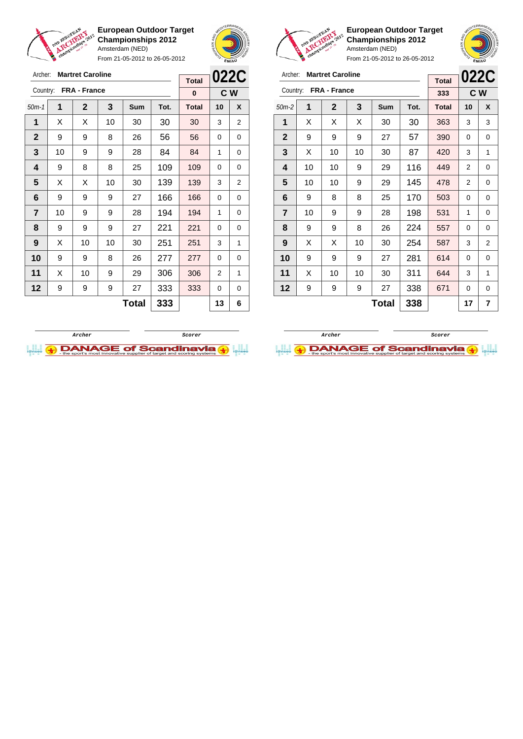**European Outdoor Target Championships 2012**
Amsterdam (NED)
From 21-05-2012 to 26-05-2012

Archer: **Martret Caroline**
Country: **FRA - France**

**022C** — **C W**

| 50m-1 | 1 | 2 | 3 | Sum | Tot. | Total | 10 | X |
|---|---|---|---|---|---|---|---|---|
| | | | | | | 0 | | |
| 1 | X | X | 10 | 30 | 30 | 30 | 3 | 2 |
| 2 | 9 | 9 | 8 | 26 | 56 | 56 | 0 | 0 |
| 3 | 10 | 9 | 9 | 28 | 84 | 84 | 1 | 0 |
| 4 | 9 | 8 | 8 | 25 | 109 | 109 | 0 | 0 |
| 5 | X | X | 10 | 30 | 139 | 139 | 3 | 2 |
| 6 | 9 | 9 | 9 | 27 | 166 | 166 | 0 | 0 |
| 7 | 10 | 9 | 9 | 28 | 194 | 194 | 1 | 0 |
| 8 | 9 | 9 | 9 | 27 | 221 | 221 | 0 | 0 |
| 9 | X | 10 | 10 | 30 | 251 | 251 | 3 | 1 |
| 10 | 9 | 9 | 8 | 26 | 277 | 277 | 0 | 0 |
| 11 | X | 10 | 9 | 29 | 306 | 306 | 2 | 1 |
| 12 | 9 | 9 | 9 | 27 | 333 | 333 | 0 | 0 |
| | | | | **Total** | **333** | | **13** | **6** |

Archer / Scorer

**European Outdoor Target Championships 2012**
Amsterdam (NED)
From 21-05-2012 to 26-05-2012

Archer: **Martret Caroline**
Country: **FRA - France**

**022C** — **C W**

| 50m-2 | 1 | 2 | 3 | Sum | Tot. | Total | 10 | X |
|---|---|---|---|---|---|---|---|---|
| | | | | | | 333 | | |
| 1 | X | X | X | 30 | 30 | 363 | 3 | 3 |
| 2 | 9 | 9 | 9 | 27 | 57 | 390 | 0 | 0 |
| 3 | X | 10 | 10 | 30 | 87 | 420 | 3 | 1 |
| 4 | 10 | 10 | 9 | 29 | 116 | 449 | 2 | 0 |
| 5 | 10 | 10 | 9 | 29 | 145 | 478 | 2 | 0 |
| 6 | 9 | 8 | 8 | 25 | 170 | 503 | 0 | 0 |
| 7 | 10 | 9 | 9 | 28 | 198 | 531 | 1 | 0 |
| 8 | 9 | 9 | 8 | 26 | 224 | 557 | 0 | 0 |
| 9 | X | X | 10 | 30 | 254 | 587 | 3 | 2 |
| 10 | 9 | 9 | 9 | 27 | 281 | 614 | 0 | 0 |
| 11 | X | 10 | 10 | 30 | 311 | 644 | 3 | 1 |
| 12 | 9 | 9 | 9 | 27 | 338 | 671 | 0 | 0 |
| | | | | **Total** | **338** | | **17** | **7** |

Archer / Scorer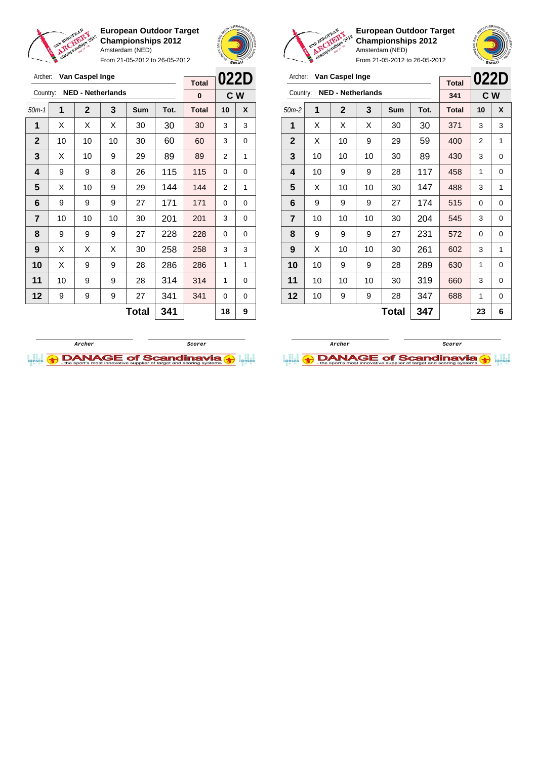**European Outdoor Target Championships 2012**
Amsterdam (NED)
From 21-05-2012 to 26-05-2012

Archer: **Van Caspel Inge**
Country: **NED - Netherlands**

**022D** — Total: 0 — **C W**

| 50m-1 | 1 | 2 | 3 | Sum | Tot. | Total | 10 | X |
|---|---|---|---|---|---|---|---|---|
| 1 | X | X | X | 30 | 30 | 30 | 3 | 3 |
| 2 | 10 | 10 | 10 | 30 | 60 | 60 | 3 | 0 |
| 3 | X | 10 | 9 | 29 | 89 | 89 | 2 | 1 |
| 4 | 9 | 9 | 8 | 26 | 115 | 115 | 0 | 0 |
| 5 | X | 10 | 9 | 29 | 144 | 144 | 2 | 1 |
| 6 | 9 | 9 | 9 | 27 | 171 | 171 | 0 | 0 |
| 7 | 10 | 10 | 10 | 30 | 201 | 201 | 3 | 0 |
| 8 | 9 | 9 | 9 | 27 | 228 | 228 | 0 | 0 |
| 9 | X | X | X | 30 | 258 | 258 | 3 | 3 |
| 10 | X | 9 | 9 | 28 | 286 | 286 | 1 | 1 |
| 11 | 10 | 9 | 9 | 28 | 314 | 314 | 1 | 0 |
| 12 | 9 | 9 | 9 | 27 | 341 | 341 | 0 | 0 |
| | | | | **Total** | **341** | | **18** | **9** |

Archer &nbsp;&nbsp;&nbsp;&nbsp; Scorer

**European Outdoor Target Championships 2012**
Amsterdam (NED)
From 21-05-2012 to 26-05-2012

Archer: **Van Caspel Inge**
Country: **NED - Netherlands**

**022D** — Total: 341 — **C W**

| 50m-2 | 1 | 2 | 3 | Sum | Tot. | Total | 10 | X |
|---|---|---|---|---|---|---|---|---|
| 1 | X | X | X | 30 | 30 | 371 | 3 | 3 |
| 2 | X | 10 | 9 | 29 | 59 | 400 | 2 | 1 |
| 3 | 10 | 10 | 10 | 30 | 89 | 430 | 3 | 0 |
| 4 | 10 | 9 | 9 | 28 | 117 | 458 | 1 | 0 |
| 5 | X | 10 | 10 | 30 | 147 | 488 | 3 | 1 |
| 6 | 9 | 9 | 9 | 27 | 174 | 515 | 0 | 0 |
| 7 | 10 | 10 | 10 | 30 | 204 | 545 | 3 | 0 |
| 8 | 9 | 9 | 9 | 27 | 231 | 572 | 0 | 0 |
| 9 | X | 10 | 10 | 30 | 261 | 602 | 3 | 1 |
| 10 | 10 | 9 | 9 | 28 | 289 | 630 | 1 | 0 |
| 11 | 10 | 10 | 10 | 30 | 319 | 660 | 3 | 0 |
| 12 | 10 | 9 | 9 | 28 | 347 | 688 | 1 | 0 |
| | | | | **Total** | **347** | | **23** | **6** |

Archer &nbsp;&nbsp;&nbsp;&nbsp; Scorer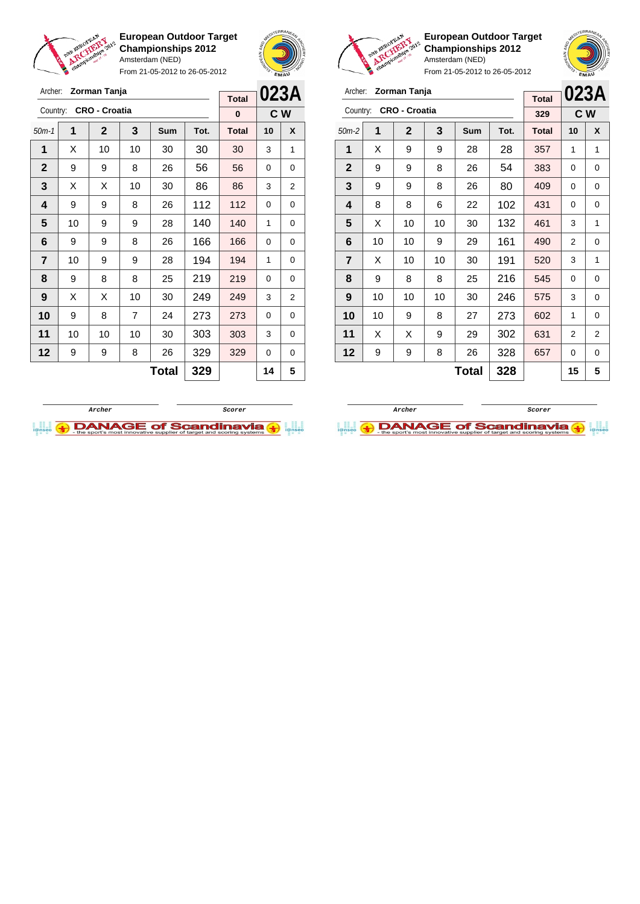**European Outdoor Target Championships 2012**
Amsterdam (NED)
From 21-05-2012 to 26-05-2012

Archer: **Zorman Tanja**
Country: **CRO - Croatia**

| Total | 023A |
|---|---|
| 0 | C W |

| 50m-1 | 1 | 2 | 3 | Sum | Tot. | Total | 10 | X |
|---|---|---|---|---|---|---|---|---|
| 1 | X | 10 | 10 | 30 | 30 | 30 | 3 | 1 |
| 2 | 9 | 9 | 8 | 26 | 56 | 56 | 0 | 0 |
| 3 | X | X | 10 | 30 | 86 | 86 | 3 | 2 |
| 4 | 9 | 9 | 8 | 26 | 112 | 112 | 0 | 0 |
| 5 | 10 | 9 | 9 | 28 | 140 | 140 | 1 | 0 |
| 6 | 9 | 9 | 8 | 26 | 166 | 166 | 0 | 0 |
| 7 | 10 | 9 | 9 | 28 | 194 | 194 | 1 | 0 |
| 8 | 9 | 8 | 8 | 25 | 219 | 219 | 0 | 0 |
| 9 | X | X | 10 | 30 | 249 | 249 | 3 | 2 |
| 10 | 9 | 8 | 7 | 24 | 273 | 273 | 0 | 0 |
| 11 | 10 | 10 | 10 | 30 | 303 | 303 | 3 | 0 |
| 12 | 9 | 9 | 8 | 26 | 329 | 329 | 0 | 0 |
| | | | | **Total** | **329** | | **14** | **5** |

Archer　　　　Scorer

**European Outdoor Target Championships 2012**
Amsterdam (NED)
From 21-05-2012 to 26-05-2012

Archer: **Zorman Tanja**
Country: **CRO - Croatia**

| Total | 023A |
|---|---|
| 329 | C W |

| 50m-2 | 1 | 2 | 3 | Sum | Tot. | Total | 10 | X |
|---|---|---|---|---|---|---|---|---|
| 1 | X | 9 | 9 | 28 | 28 | 357 | 1 | 1 |
| 2 | 9 | 9 | 8 | 26 | 54 | 383 | 0 | 0 |
| 3 | 9 | 9 | 8 | 26 | 80 | 409 | 0 | 0 |
| 4 | 8 | 8 | 6 | 22 | 102 | 431 | 0 | 0 |
| 5 | X | 10 | 10 | 30 | 132 | 461 | 3 | 1 |
| 6 | 10 | 10 | 9 | 29 | 161 | 490 | 2 | 0 |
| 7 | X | 10 | 10 | 30 | 191 | 520 | 3 | 1 |
| 8 | 9 | 8 | 8 | 25 | 216 | 545 | 0 | 0 |
| 9 | 10 | 10 | 10 | 30 | 246 | 575 | 3 | 0 |
| 10 | 10 | 9 | 8 | 27 | 273 | 602 | 1 | 0 |
| 11 | X | X | 9 | 29 | 302 | 631 | 2 | 2 |
| 12 | 9 | 9 | 8 | 26 | 328 | 657 | 0 | 0 |
| | | | | **Total** | **328** | | **15** | **5** |

Archer　　　　Scorer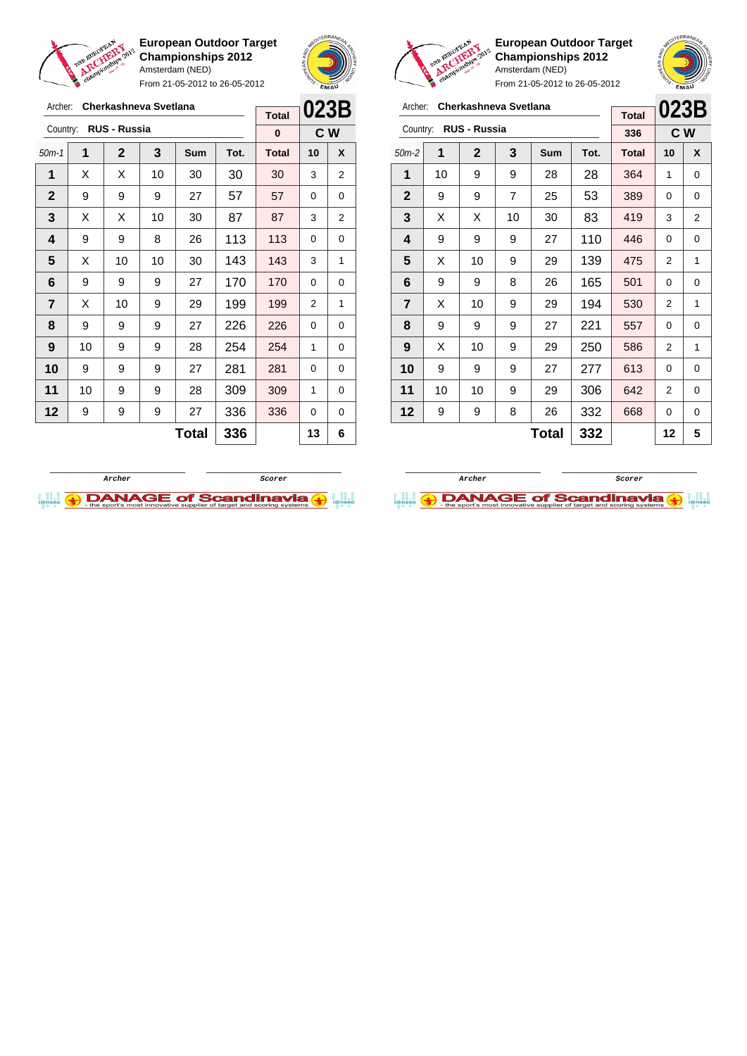## European Outdoor Target Championships 2012

Amsterdam (NED)

From 21-05-2012 to 26-05-2012

Archer: **Cherkashneva Svetlana**

Country: **RUS - Russia**

| Total | 023B |
|---|---|
| 0 | C W |

| 50m-1 | 1 | 2 | 3 | Sum | Tot. | Total | 10 | X |
|---|---|---|---|---|---|---|---|---|
| 1 | X | X | 10 | 30 | 30 | 30 | 3 | 2 |
| 2 | 9 | 9 | 9 | 27 | 57 | 57 | 0 | 0 |
| 3 | X | X | 10 | 30 | 87 | 87 | 3 | 2 |
| 4 | 9 | 9 | 8 | 26 | 113 | 113 | 0 | 0 |
| 5 | X | 10 | 10 | 30 | 143 | 143 | 3 | 1 |
| 6 | 9 | 9 | 9 | 27 | 170 | 170 | 0 | 0 |
| 7 | X | 10 | 9 | 29 | 199 | 199 | 2 | 1 |
| 8 | 9 | 9 | 9 | 27 | 226 | 226 | 0 | 0 |
| 9 | 10 | 9 | 9 | 28 | 254 | 254 | 1 | 0 |
| 10 | 9 | 9 | 9 | 27 | 281 | 281 | 0 | 0 |
| 11 | 10 | 9 | 9 | 28 | 309 | 309 | 1 | 0 |
| 12 | 9 | 9 | 9 | 27 | 336 | 336 | 0 | 0 |
| | | | | **Total** | **336** | | **13** | **6** |

Archer &nbsp;&nbsp;&nbsp;&nbsp;&nbsp;&nbsp;&nbsp;&nbsp; Scorer

## European Outdoor Target Championships 2012

Amsterdam (NED)

From 21-05-2012 to 26-05-2012

Archer: **Cherkashneva Svetlana**

Country: **RUS - Russia**

| Total | 023B |
|---|---|
| 336 | C W |

| 50m-2 | 1 | 2 | 3 | Sum | Tot. | Total | 10 | X |
|---|---|---|---|---|---|---|---|---|
| 1 | 10 | 9 | 9 | 28 | 28 | 364 | 1 | 0 |
| 2 | 9 | 9 | 7 | 25 | 53 | 389 | 0 | 0 |
| 3 | X | X | 10 | 30 | 83 | 419 | 3 | 2 |
| 4 | 9 | 9 | 9 | 27 | 110 | 446 | 0 | 0 |
| 5 | X | 10 | 9 | 29 | 139 | 475 | 2 | 1 |
| 6 | 9 | 9 | 8 | 26 | 165 | 501 | 0 | 0 |
| 7 | X | 10 | 9 | 29 | 194 | 530 | 2 | 1 |
| 8 | 9 | 9 | 9 | 27 | 221 | 557 | 0 | 0 |
| 9 | X | 10 | 9 | 29 | 250 | 586 | 2 | 1 |
| 10 | 9 | 9 | 9 | 27 | 277 | 613 | 0 | 0 |
| 11 | 10 | 10 | 9 | 29 | 306 | 642 | 2 | 0 |
| 12 | 9 | 9 | 8 | 26 | 332 | 668 | 0 | 0 |
| | | | | **Total** | **332** | | **12** | **5** |

Archer &nbsp;&nbsp;&nbsp;&nbsp;&nbsp;&nbsp;&nbsp;&nbsp; Scorer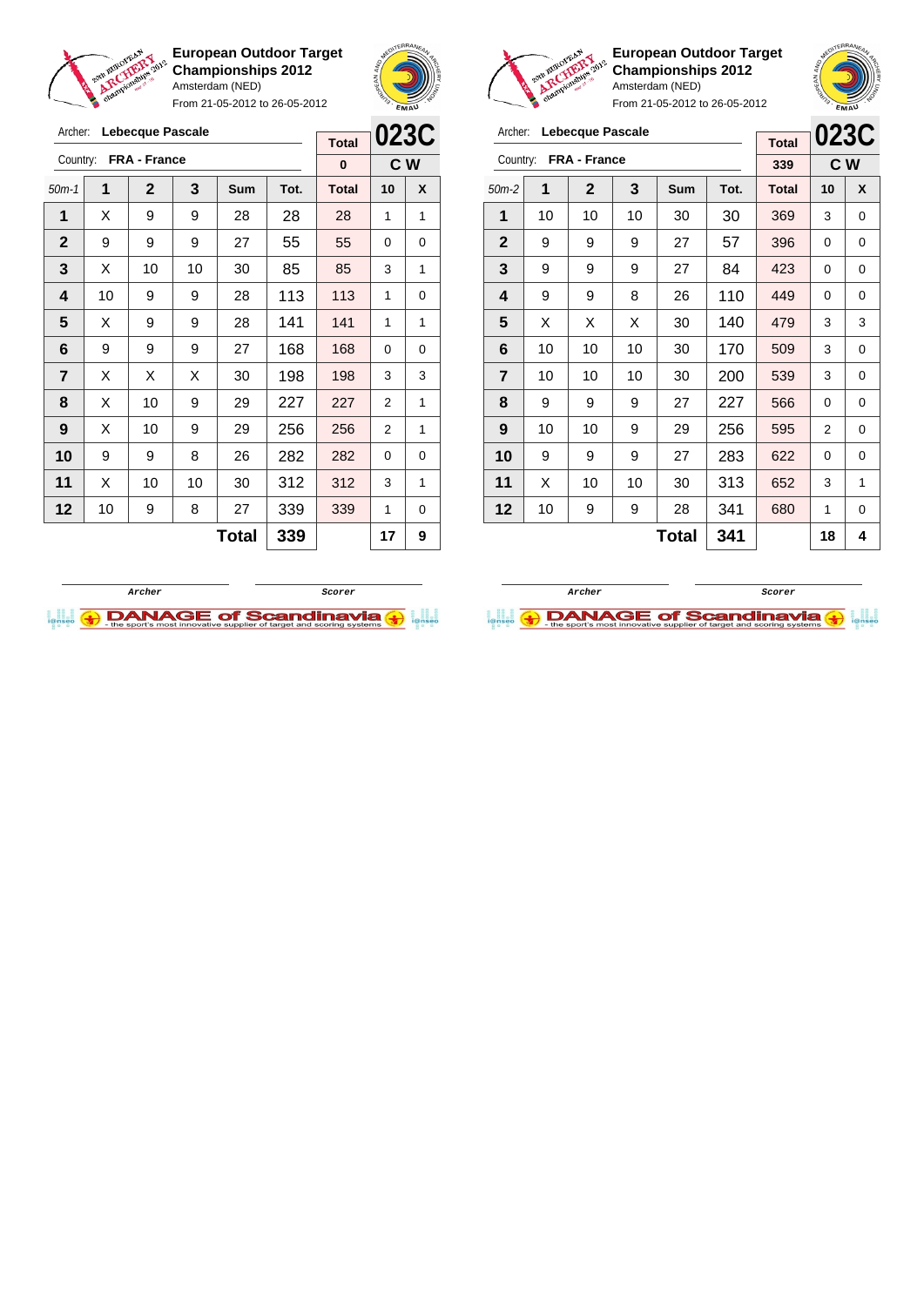## European Outdoor Target Championships 2012

Amsterdam (NED)

From 21-05-2012 to 26-05-2012

Archer: **Lebecque Pascale**

Country: **FRA - France**

| Total | 023C |
|---|---|
| 0 | C W |

| 50m-1 | 1 | 2 | 3 | Sum | Tot. | Total | 10 | X |
|---|---|---|---|---|---|---|---|---|
| 1 | X | 9 | 9 | 28 | 28 | 28 | 1 | 1 |
| 2 | 9 | 9 | 9 | 27 | 55 | 55 | 0 | 0 |
| 3 | X | 10 | 10 | 30 | 85 | 85 | 3 | 1 |
| 4 | 10 | 9 | 9 | 28 | 113 | 113 | 1 | 0 |
| 5 | X | 9 | 9 | 28 | 141 | 141 | 1 | 1 |
| 6 | 9 | 9 | 9 | 27 | 168 | 168 | 0 | 0 |
| 7 | X | X | X | 30 | 198 | 198 | 3 | 3 |
| 8 | X | 10 | 9 | 29 | 227 | 227 | 2 | 1 |
| 9 | X | 10 | 9 | 29 | 256 | 256 | 2 | 1 |
| 10 | 9 | 9 | 8 | 26 | 282 | 282 | 0 | 0 |
| 11 | X | 10 | 10 | 30 | 312 | 312 | 3 | 1 |
| 12 | 10 | 9 | 8 | 27 | 339 | 339 | 1 | 0 |
| | | | | **Total** | **339** | | **17** | **9** |

Archer / Scorer

## European Outdoor Target Championships 2012

Amsterdam (NED)

From 21-05-2012 to 26-05-2012

Archer: **Lebecque Pascale**

Country: **FRA - France**

| Total | 023C |
|---|---|
| 339 | C W |

| 50m-2 | 1 | 2 | 3 | Sum | Tot. | Total | 10 | X |
|---|---|---|---|---|---|---|---|---|
| 1 | 10 | 10 | 10 | 30 | 30 | 369 | 3 | 0 |
| 2 | 9 | 9 | 9 | 27 | 57 | 396 | 0 | 0 |
| 3 | 9 | 9 | 9 | 27 | 84 | 423 | 0 | 0 |
| 4 | 9 | 9 | 8 | 26 | 110 | 449 | 0 | 0 |
| 5 | X | X | X | 30 | 140 | 479 | 3 | 3 |
| 6 | 10 | 10 | 10 | 30 | 170 | 509 | 3 | 0 |
| 7 | 10 | 10 | 10 | 30 | 200 | 539 | 3 | 0 |
| 8 | 9 | 9 | 9 | 27 | 227 | 566 | 0 | 0 |
| 9 | 10 | 10 | 9 | 29 | 256 | 595 | 2 | 0 |
| 10 | 9 | 9 | 9 | 27 | 283 | 622 | 0 | 0 |
| 11 | X | 10 | 10 | 30 | 313 | 652 | 3 | 1 |
| 12 | 10 | 9 | 9 | 28 | 341 | 680 | 1 | 0 |
| | | | | **Total** | **341** | | **18** | **4** |

Archer / Scorer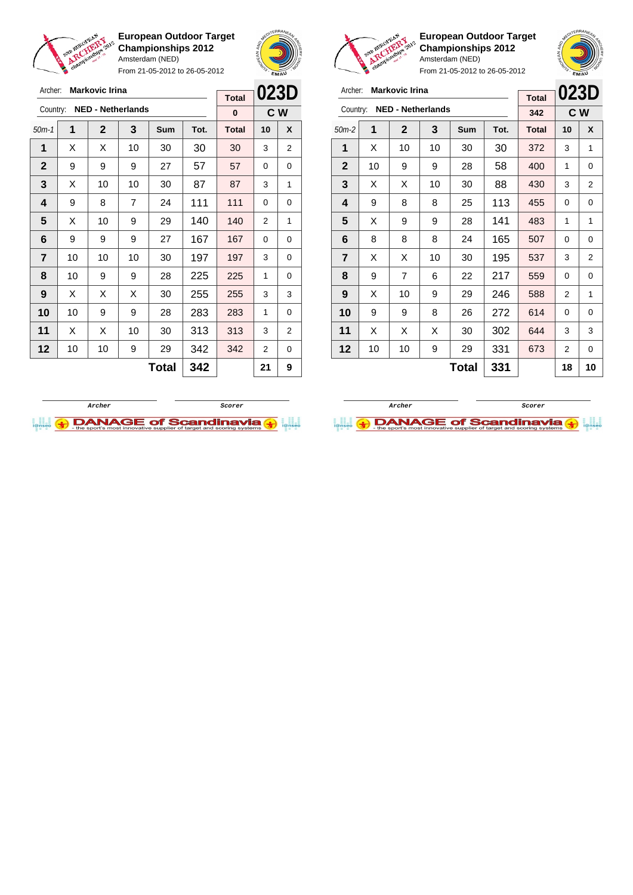**European Outdoor Target Championships 2012**
Amsterdam (NED)
From 21-05-2012 to 26-05-2012

Archer: **Markovic Irina**
Country: **NED - Netherlands**

| Total | 023D |
|---|---|
| 0 | C W |

| 50m-1 | 1 | 2 | 3 | Sum | Tot. | Total | 10 | X |
|---|---|---|---|---|---|---|---|---|
| 1 | X | X | 10 | 30 | 30 | 30 | 3 | 2 |
| 2 | 9 | 9 | 9 | 27 | 57 | 57 | 0 | 0 |
| 3 | X | 10 | 10 | 30 | 87 | 87 | 3 | 1 |
| 4 | 9 | 8 | 7 | 24 | 111 | 111 | 0 | 0 |
| 5 | X | 10 | 9 | 29 | 140 | 140 | 2 | 1 |
| 6 | 9 | 9 | 9 | 27 | 167 | 167 | 0 | 0 |
| 7 | 10 | 10 | 10 | 30 | 197 | 197 | 3 | 0 |
| 8 | 10 | 9 | 9 | 28 | 225 | 225 | 1 | 0 |
| 9 | X | X | X | 30 | 255 | 255 | 3 | 3 |
| 10 | 10 | 9 | 9 | 28 | 283 | 283 | 1 | 0 |
| 11 | X | X | 10 | 30 | 313 | 313 | 3 | 2 |
| 12 | 10 | 10 | 9 | 29 | 342 | 342 | 2 | 0 |
| | | | | Total | 342 | | 21 | 9 |

Archer　　Scorer

**European Outdoor Target Championships 2012**
Amsterdam (NED)
From 21-05-2012 to 26-05-2012

Archer: **Markovic Irina**
Country: **NED - Netherlands**

| Total | 023D |
|---|---|
| 342 | C W |

| 50m-2 | 1 | 2 | 3 | Sum | Tot. | Total | 10 | X |
|---|---|---|---|---|---|---|---|---|
| 1 | X | 10 | 10 | 30 | 30 | 372 | 3 | 1 |
| 2 | 10 | 9 | 9 | 28 | 58 | 400 | 1 | 0 |
| 3 | X | X | 10 | 30 | 88 | 430 | 3 | 2 |
| 4 | 9 | 8 | 8 | 25 | 113 | 455 | 0 | 0 |
| 5 | X | 9 | 9 | 28 | 141 | 483 | 1 | 1 |
| 6 | 8 | 8 | 8 | 24 | 165 | 507 | 0 | 0 |
| 7 | X | X | 10 | 30 | 195 | 537 | 3 | 2 |
| 8 | 9 | 7 | 6 | 22 | 217 | 559 | 0 | 0 |
| 9 | X | 10 | 9 | 29 | 246 | 588 | 2 | 1 |
| 10 | 9 | 9 | 8 | 26 | 272 | 614 | 0 | 0 |
| 11 | X | X | X | 30 | 302 | 644 | 3 | 3 |
| 12 | 10 | 10 | 9 | 29 | 331 | 673 | 2 | 0 |
| | | | | Total | 331 | | 18 | 10 |

Archer　　Scorer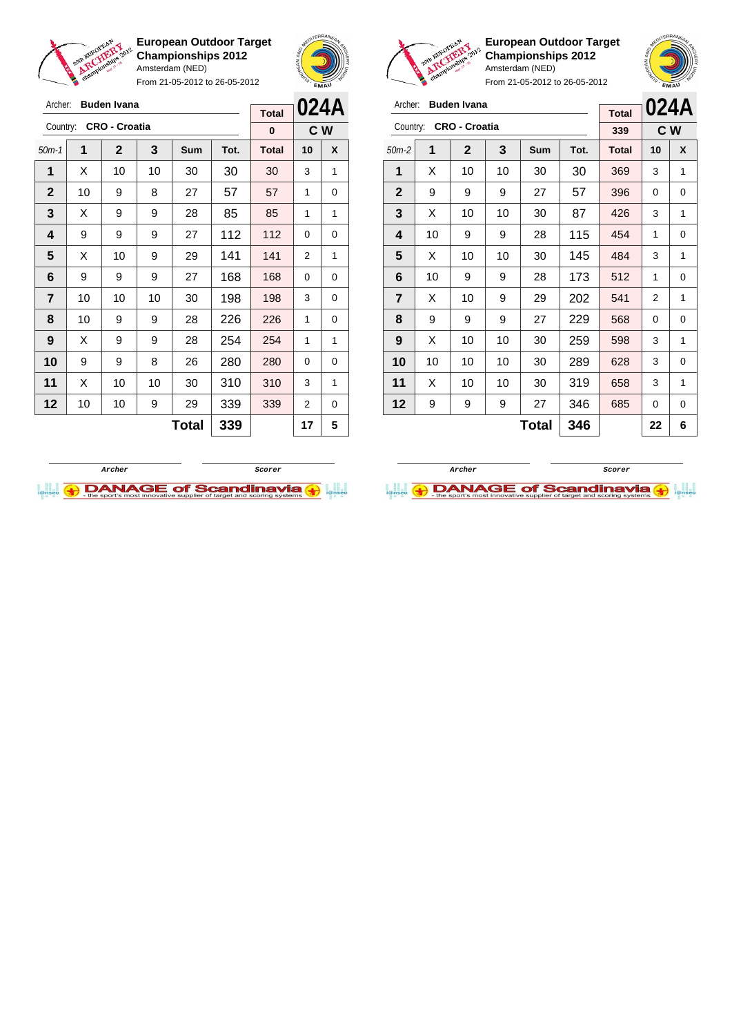**European Outdoor Target Championships 2012**
Amsterdam (NED)
From 21-05-2012 to 26-05-2012

Archer: **Buden Ivana**
Country: **CRO - Croatia**

| Total | 024A |
|---|---|
| 0 | C W |

| 50m-1 | 1 | 2 | 3 | Sum | Tot. | Total | 10 | X |
|---|---|---|---|---|---|---|---|---|
| 1 | X | 10 | 10 | 30 | 30 | 30 | 3 | 1 |
| 2 | 10 | 9 | 8 | 27 | 57 | 57 | 1 | 0 |
| 3 | X | 9 | 9 | 28 | 85 | 85 | 1 | 1 |
| 4 | 9 | 9 | 9 | 27 | 112 | 112 | 0 | 0 |
| 5 | X | 10 | 9 | 29 | 141 | 141 | 2 | 1 |
| 6 | 9 | 9 | 9 | 27 | 168 | 168 | 0 | 0 |
| 7 | 10 | 10 | 10 | 30 | 198 | 198 | 3 | 0 |
| 8 | 10 | 9 | 9 | 28 | 226 | 226 | 1 | 0 |
| 9 | X | 9 | 9 | 28 | 254 | 254 | 1 | 1 |
| 10 | 9 | 9 | 8 | 26 | 280 | 280 | 0 | 0 |
| 11 | X | 10 | 10 | 30 | 310 | 310 | 3 | 1 |
| 12 | 10 | 10 | 9 | 29 | 339 | 339 | 2 | 0 |
| | | | | **Total** | **339** | | **17** | **5** |

Archer &nbsp;&nbsp;&nbsp;&nbsp; Scorer

**European Outdoor Target Championships 2012**
Amsterdam (NED)
From 21-05-2012 to 26-05-2012

Archer: **Buden Ivana**
Country: **CRO - Croatia**

| Total | 024A |
|---|---|
| 339 | C W |

| 50m-2 | 1 | 2 | 3 | Sum | Tot. | Total | 10 | X |
|---|---|---|---|---|---|---|---|---|
| 1 | X | 10 | 10 | 30 | 30 | 369 | 3 | 1 |
| 2 | 9 | 9 | 9 | 27 | 57 | 396 | 0 | 0 |
| 3 | X | 10 | 10 | 30 | 87 | 426 | 3 | 1 |
| 4 | 10 | 9 | 9 | 28 | 115 | 454 | 1 | 0 |
| 5 | X | 10 | 10 | 30 | 145 | 484 | 3 | 1 |
| 6 | 10 | 9 | 9 | 28 | 173 | 512 | 1 | 0 |
| 7 | X | 10 | 9 | 29 | 202 | 541 | 2 | 1 |
| 8 | 9 | 9 | 9 | 27 | 229 | 568 | 0 | 0 |
| 9 | X | 10 | 10 | 30 | 259 | 598 | 3 | 1 |
| 10 | 10 | 10 | 10 | 30 | 289 | 628 | 3 | 0 |
| 11 | X | 10 | 10 | 30 | 319 | 658 | 3 | 1 |
| 12 | 9 | 9 | 9 | 27 | 346 | 685 | 0 | 0 |
| | | | | **Total** | **346** | | **22** | **6** |

Archer &nbsp;&nbsp;&nbsp;&nbsp; Scorer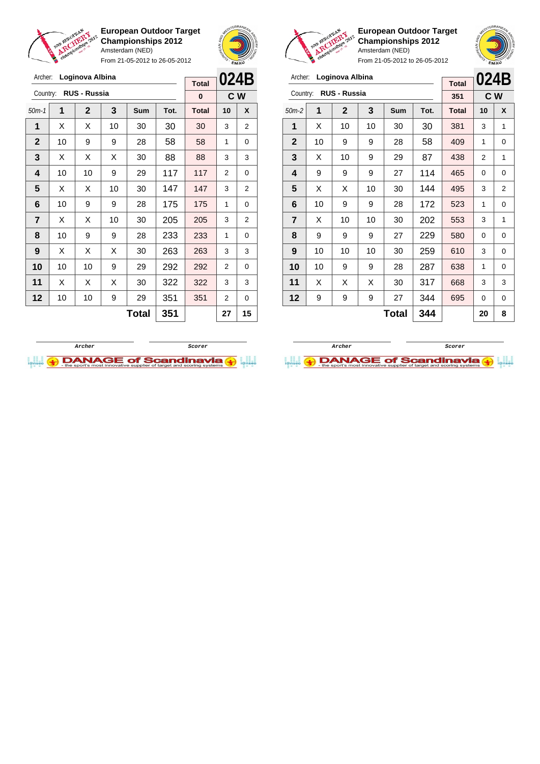**European Outdoor Target Championships 2012**
Amsterdam (NED)
From 21-05-2012 to 26-05-2012

Archer: **Loginova Albina**
Country: **RUS - Russia**

| Total | 024B |
|---|---|
| 0 | C W |

| 50m-1 | 1 | 2 | 3 | Sum | Tot. | Total | 10 | X |
|---|---|---|---|---|---|---|---|---|
| 1 | X | X | 10 | 30 | 30 | 30 | 3 | 2 |
| 2 | 10 | 9 | 9 | 28 | 58 | 58 | 1 | 0 |
| 3 | X | X | X | 30 | 88 | 88 | 3 | 3 |
| 4 | 10 | 10 | 9 | 29 | 117 | 117 | 2 | 0 |
| 5 | X | X | 10 | 30 | 147 | 147 | 3 | 2 |
| 6 | 10 | 9 | 9 | 28 | 175 | 175 | 1 | 0 |
| 7 | X | X | 10 | 30 | 205 | 205 | 3 | 2 |
| 8 | 10 | 9 | 9 | 28 | 233 | 233 | 1 | 0 |
| 9 | X | X | X | 30 | 263 | 263 | 3 | 3 |
| 10 | 10 | 10 | 9 | 29 | 292 | 292 | 2 | 0 |
| 11 | X | X | X | 30 | 322 | 322 | 3 | 3 |
| 12 | 10 | 10 | 9 | 29 | 351 | 351 | 2 | 0 |
| | | | | **Total** | **351** | | **27** | **15** |

Archer — Scorer

**European Outdoor Target Championships 2012**
Amsterdam (NED)
From 21-05-2012 to 26-05-2012

Archer: **Loginova Albina**
Country: **RUS - Russia**

| Total | 024B |
|---|---|
| 351 | C W |

| 50m-2 | 1 | 2 | 3 | Sum | Tot. | Total | 10 | X |
|---|---|---|---|---|---|---|---|---|
| 1 | X | 10 | 10 | 30 | 30 | 381 | 3 | 1 |
| 2 | 10 | 9 | 9 | 28 | 58 | 409 | 1 | 0 |
| 3 | X | 10 | 9 | 29 | 87 | 438 | 2 | 1 |
| 4 | 9 | 9 | 9 | 27 | 114 | 465 | 0 | 0 |
| 5 | X | X | 10 | 30 | 144 | 495 | 3 | 2 |
| 6 | 10 | 9 | 9 | 28 | 172 | 523 | 1 | 0 |
| 7 | X | 10 | 10 | 30 | 202 | 553 | 3 | 1 |
| 8 | 9 | 9 | 9 | 27 | 229 | 580 | 0 | 0 |
| 9 | 10 | 10 | 10 | 30 | 259 | 610 | 3 | 0 |
| 10 | 10 | 9 | 9 | 28 | 287 | 638 | 1 | 0 |
| 11 | X | X | X | 30 | 317 | 668 | 3 | 3 |
| 12 | 9 | 9 | 9 | 27 | 344 | 695 | 0 | 0 |
| | | | | **Total** | **344** | | **20** | **8** |

Archer — Scorer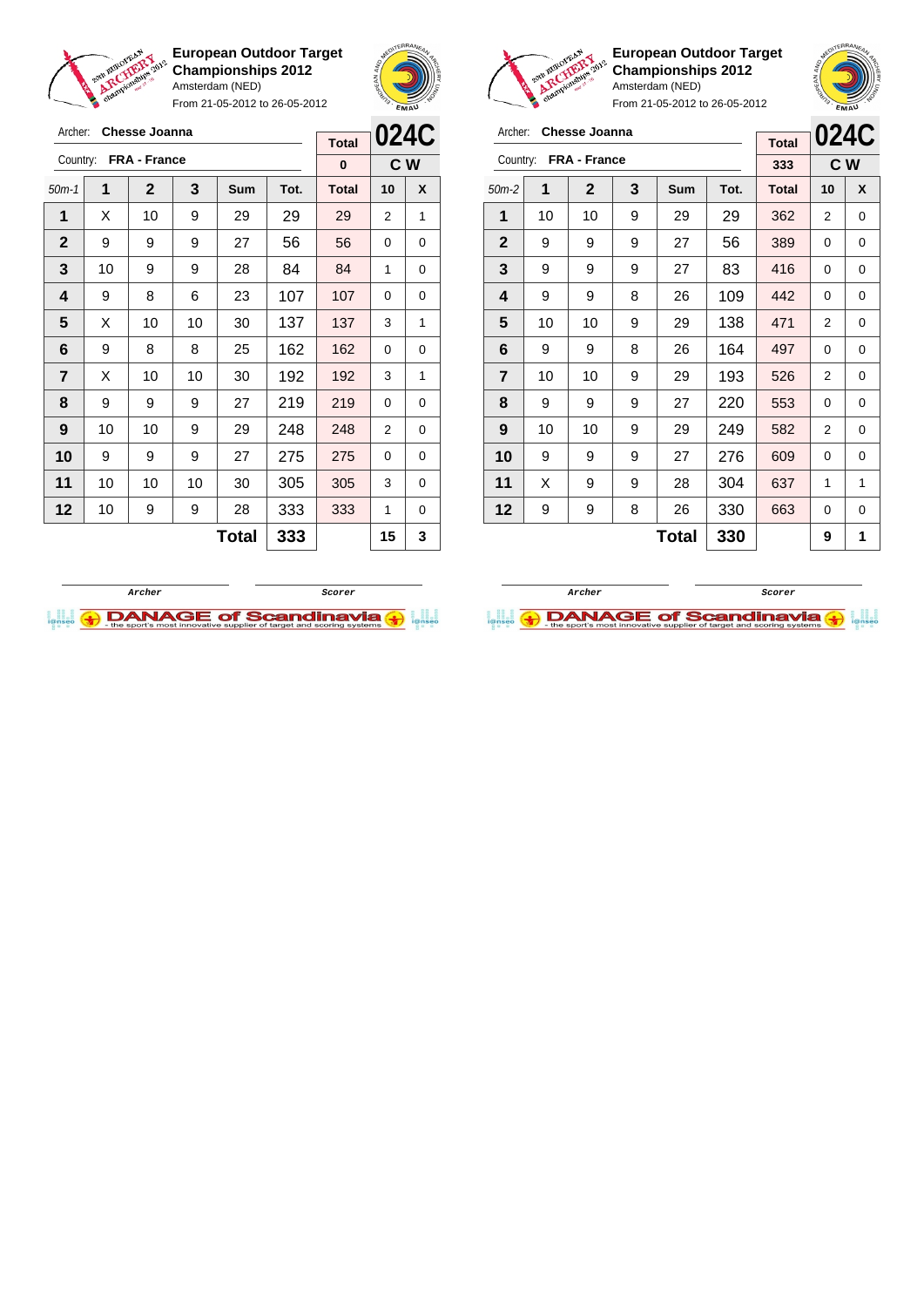**European Outdoor Target Championships 2012**
Amsterdam (NED)
From 21-05-2012 to 26-05-2012

Archer: **Chesse Joanna**
Country: **FRA - France**

| Total | 024C |
|---|---|
| 0 | C W |

| 50m-1 | 1 | 2 | 3 | Sum | Tot. | Total | 10 | X |
|---|---|---|---|---|---|---|---|---|
| 1 | X | 10 | 9 | 29 | 29 | 29 | 2 | 1 |
| 2 | 9 | 9 | 9 | 27 | 56 | 56 | 0 | 0 |
| 3 | 10 | 9 | 9 | 28 | 84 | 84 | 1 | 0 |
| 4 | 9 | 8 | 6 | 23 | 107 | 107 | 0 | 0 |
| 5 | X | 10 | 10 | 30 | 137 | 137 | 3 | 1 |
| 6 | 9 | 8 | 8 | 25 | 162 | 162 | 0 | 0 |
| 7 | X | 10 | 10 | 30 | 192 | 192 | 3 | 1 |
| 8 | 9 | 9 | 9 | 27 | 219 | 219 | 0 | 0 |
| 9 | 10 | 10 | 9 | 29 | 248 | 248 | 2 | 0 |
| 10 | 9 | 9 | 9 | 27 | 275 | 275 | 0 | 0 |
| 11 | 10 | 10 | 10 | 30 | 305 | 305 | 3 | 0 |
| 12 | 10 | 9 | 9 | 28 | 333 | 333 | 1 | 0 |
| | | | | **Total** | **333** | | **15** | **3** |

Archer &nbsp;&nbsp;&nbsp; Scorer

**European Outdoor Target Championships 2012**
Amsterdam (NED)
From 21-05-2012 to 26-05-2012

Archer: **Chesse Joanna**
Country: **FRA - France**

| Total | 024C |
|---|---|
| 333 | C W |

| 50m-2 | 1 | 2 | 3 | Sum | Tot. | Total | 10 | X |
|---|---|---|---|---|---|---|---|---|
| 1 | 10 | 10 | 9 | 29 | 29 | 362 | 2 | 0 |
| 2 | 9 | 9 | 9 | 27 | 56 | 389 | 0 | 0 |
| 3 | 9 | 9 | 9 | 27 | 83 | 416 | 0 | 0 |
| 4 | 9 | 9 | 8 | 26 | 109 | 442 | 0 | 0 |
| 5 | 10 | 10 | 9 | 29 | 138 | 471 | 2 | 0 |
| 6 | 9 | 9 | 8 | 26 | 164 | 497 | 0 | 0 |
| 7 | 10 | 10 | 9 | 29 | 193 | 526 | 2 | 0 |
| 8 | 9 | 9 | 9 | 27 | 220 | 553 | 0 | 0 |
| 9 | 10 | 10 | 9 | 29 | 249 | 582 | 2 | 0 |
| 10 | 9 | 9 | 9 | 27 | 276 | 609 | 0 | 0 |
| 11 | X | 9 | 9 | 28 | 304 | 637 | 1 | 1 |
| 12 | 9 | 9 | 8 | 26 | 330 | 663 | 0 | 0 |
| | | | | **Total** | **330** | | **9** | **1** |

Archer &nbsp;&nbsp;&nbsp; Scorer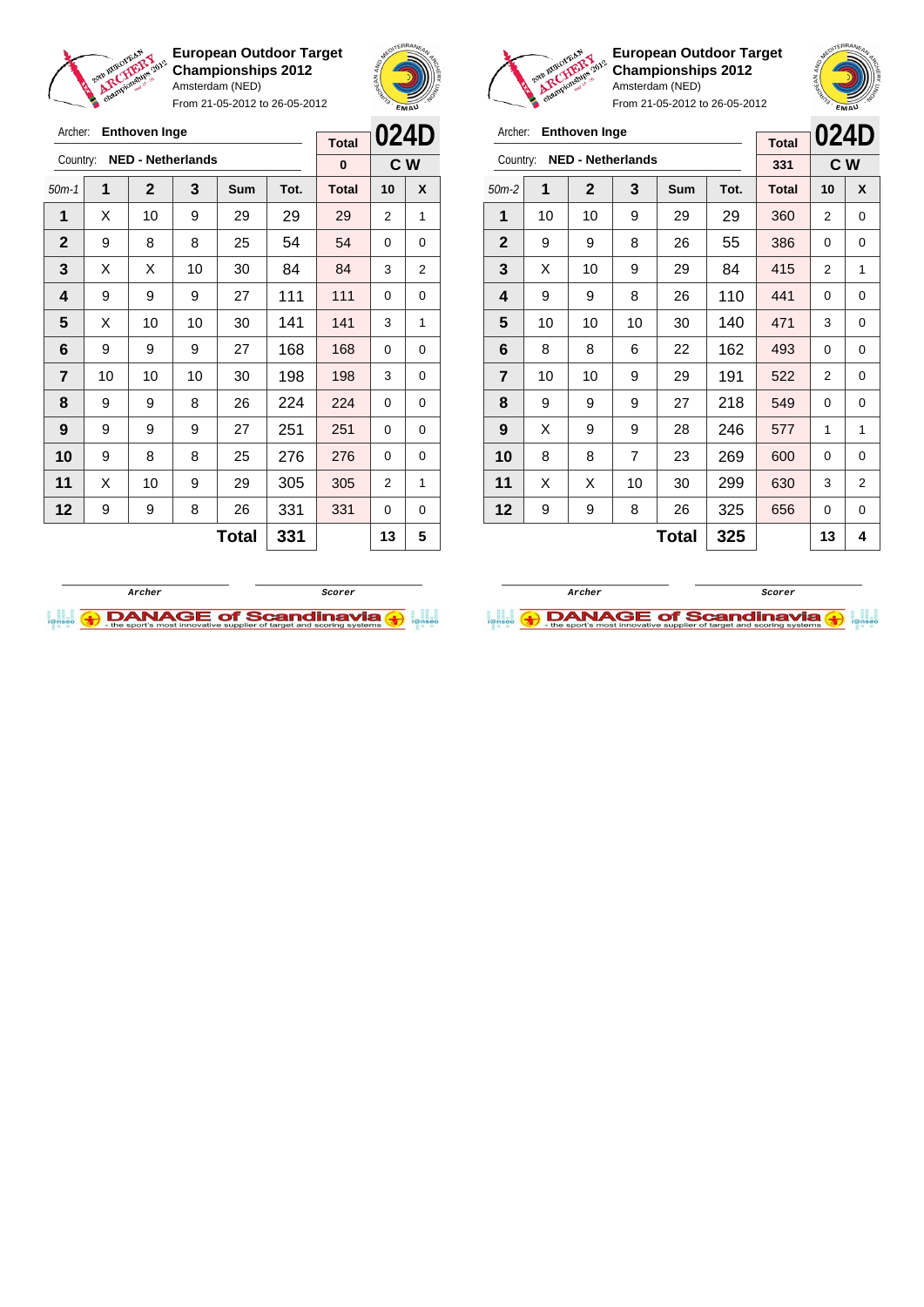**European Outdoor Target Championships 2012**
Amsterdam (NED)
From 21-05-2012 to 26-05-2012

Archer: **Enthoven Inge**
Country: **NED - Netherlands**

| Total | 024D |
|---|---|
| 0 | C W |

| 50m-1 | 1 | 2 | 3 | Sum | Tot. | Total | 10 | X |
|---|---|---|---|---|---|---|---|---|
| 1 | X | 10 | 9 | 29 | 29 | 29 | 2 | 1 |
| 2 | 9 | 8 | 8 | 25 | 54 | 54 | 0 | 0 |
| 3 | X | X | 10 | 30 | 84 | 84 | 3 | 2 |
| 4 | 9 | 9 | 9 | 27 | 111 | 111 | 0 | 0 |
| 5 | X | 10 | 10 | 30 | 141 | 141 | 3 | 1 |
| 6 | 9 | 9 | 9 | 27 | 168 | 168 | 0 | 0 |
| 7 | 10 | 10 | 10 | 30 | 198 | 198 | 3 | 0 |
| 8 | 9 | 9 | 8 | 26 | 224 | 224 | 0 | 0 |
| 9 | 9 | 9 | 9 | 27 | 251 | 251 | 0 | 0 |
| 10 | 9 | 8 | 8 | 25 | 276 | 276 | 0 | 0 |
| 11 | X | 10 | 9 | 29 | 305 | 305 | 2 | 1 |
| 12 | 9 | 9 | 8 | 26 | 331 | 331 | 0 | 0 |
| | | | | **Total** | **331** | | **13** | **5** |

Archer | Scorer

**European Outdoor Target Championships 2012**
Amsterdam (NED)
From 21-05-2012 to 26-05-2012

Archer: **Enthoven Inge**
Country: **NED - Netherlands**

| Total | 024D |
|---|---|
| 331 | C W |

| 50m-2 | 1 | 2 | 3 | Sum | Tot. | Total | 10 | X |
|---|---|---|---|---|---|---|---|---|
| 1 | 10 | 10 | 9 | 29 | 29 | 360 | 2 | 0 |
| 2 | 9 | 9 | 8 | 26 | 55 | 386 | 0 | 0 |
| 3 | X | 10 | 9 | 29 | 84 | 415 | 2 | 1 |
| 4 | 9 | 9 | 8 | 26 | 110 | 441 | 0 | 0 |
| 5 | 10 | 10 | 10 | 30 | 140 | 471 | 3 | 0 |
| 6 | 8 | 8 | 6 | 22 | 162 | 493 | 0 | 0 |
| 7 | 10 | 10 | 9 | 29 | 191 | 522 | 2 | 0 |
| 8 | 9 | 9 | 9 | 27 | 218 | 549 | 0 | 0 |
| 9 | X | 9 | 9 | 28 | 246 | 577 | 1 | 1 |
| 10 | 8 | 8 | 7 | 23 | 269 | 600 | 0 | 0 |
| 11 | X | X | 10 | 30 | 299 | 630 | 3 | 2 |
| 12 | 9 | 9 | 8 | 26 | 325 | 656 | 0 | 0 |
| | | | | **Total** | **325** | | **13** | **4** |

Archer | Scorer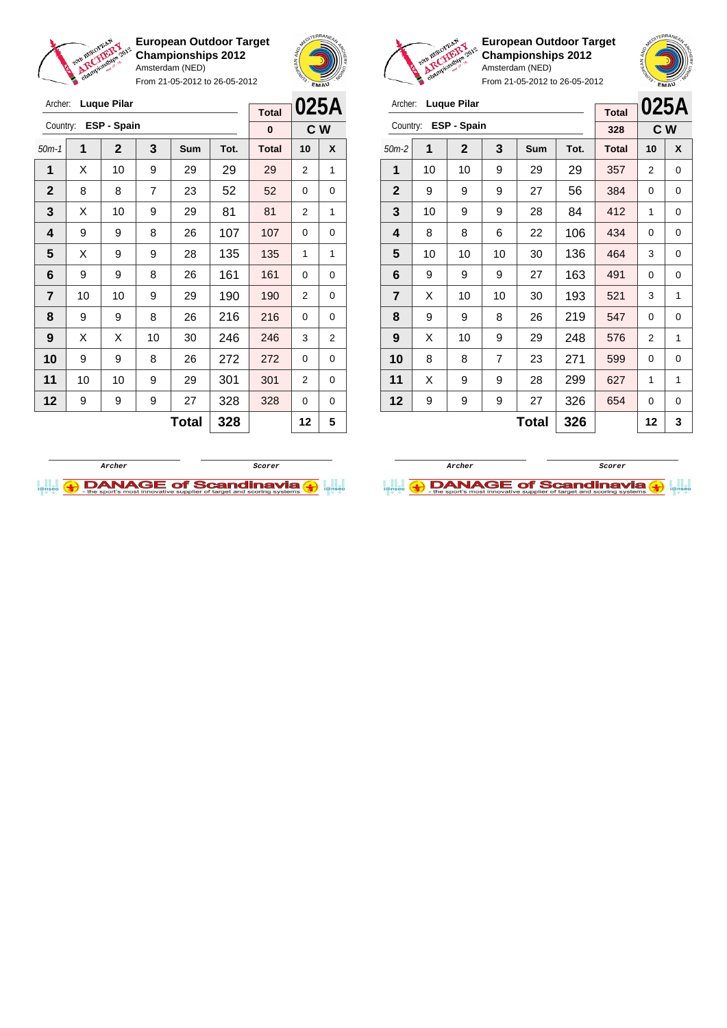**European Outdoor Target Championships 2012**
Amsterdam (NED)
From 21-05-2012 to 26-05-2012

Archer: **Luque Pilar**
Country: **ESP - Spain**

| Total | 025A |
|---|---|
| 0 | C W |

| 50m-1 | 1 | 2 | 3 | Sum | Tot. | Total | 10 | X |
|---|---|---|---|---|---|---|---|---|
| 1 | X | 10 | 9 | 29 | 29 | 29 | 2 | 1 |
| 2 | 8 | 8 | 7 | 23 | 52 | 52 | 0 | 0 |
| 3 | X | 10 | 9 | 29 | 81 | 81 | 2 | 1 |
| 4 | 9 | 9 | 8 | 26 | 107 | 107 | 0 | 0 |
| 5 | X | 9 | 9 | 28 | 135 | 135 | 1 | 1 |
| 6 | 9 | 9 | 8 | 26 | 161 | 161 | 0 | 0 |
| 7 | 10 | 10 | 9 | 29 | 190 | 190 | 2 | 0 |
| 8 | 9 | 9 | 8 | 26 | 216 | 216 | 0 | 0 |
| 9 | X | X | 10 | 30 | 246 | 246 | 3 | 2 |
| 10 | 9 | 9 | 8 | 26 | 272 | 272 | 0 | 0 |
| 11 | 10 | 10 | 9 | 29 | 301 | 301 | 2 | 0 |
| 12 | 9 | 9 | 9 | 27 | 328 | 328 | 0 | 0 |
| | | | | **Total** | **328** | | **12** | **5** |

Archer — Scorer

**European Outdoor Target Championships 2012**
Amsterdam (NED)
From 21-05-2012 to 26-05-2012

Archer: **Luque Pilar**
Country: **ESP - Spain**

| Total | 025A |
|---|---|
| 328 | C W |

| 50m-2 | 1 | 2 | 3 | Sum | Tot. | Total | 10 | X |
|---|---|---|---|---|---|---|---|---|
| 1 | 10 | 10 | 9 | 29 | 29 | 357 | 2 | 0 |
| 2 | 9 | 9 | 9 | 27 | 56 | 384 | 0 | 0 |
| 3 | 10 | 9 | 9 | 28 | 84 | 412 | 1 | 0 |
| 4 | 8 | 8 | 6 | 22 | 106 | 434 | 0 | 0 |
| 5 | 10 | 10 | 10 | 30 | 136 | 464 | 3 | 0 |
| 6 | 9 | 9 | 9 | 27 | 163 | 491 | 0 | 0 |
| 7 | X | 10 | 10 | 30 | 193 | 521 | 3 | 1 |
| 8 | 9 | 9 | 8 | 26 | 219 | 547 | 0 | 0 |
| 9 | X | 10 | 9 | 29 | 248 | 576 | 2 | 1 |
| 10 | 8 | 8 | 7 | 23 | 271 | 599 | 0 | 0 |
| 11 | X | 9 | 9 | 28 | 299 | 627 | 1 | 1 |
| 12 | 9 | 9 | 9 | 27 | 326 | 654 | 0 | 0 |
| | | | | **Total** | **326** | | **12** | **3** |

Archer — Scorer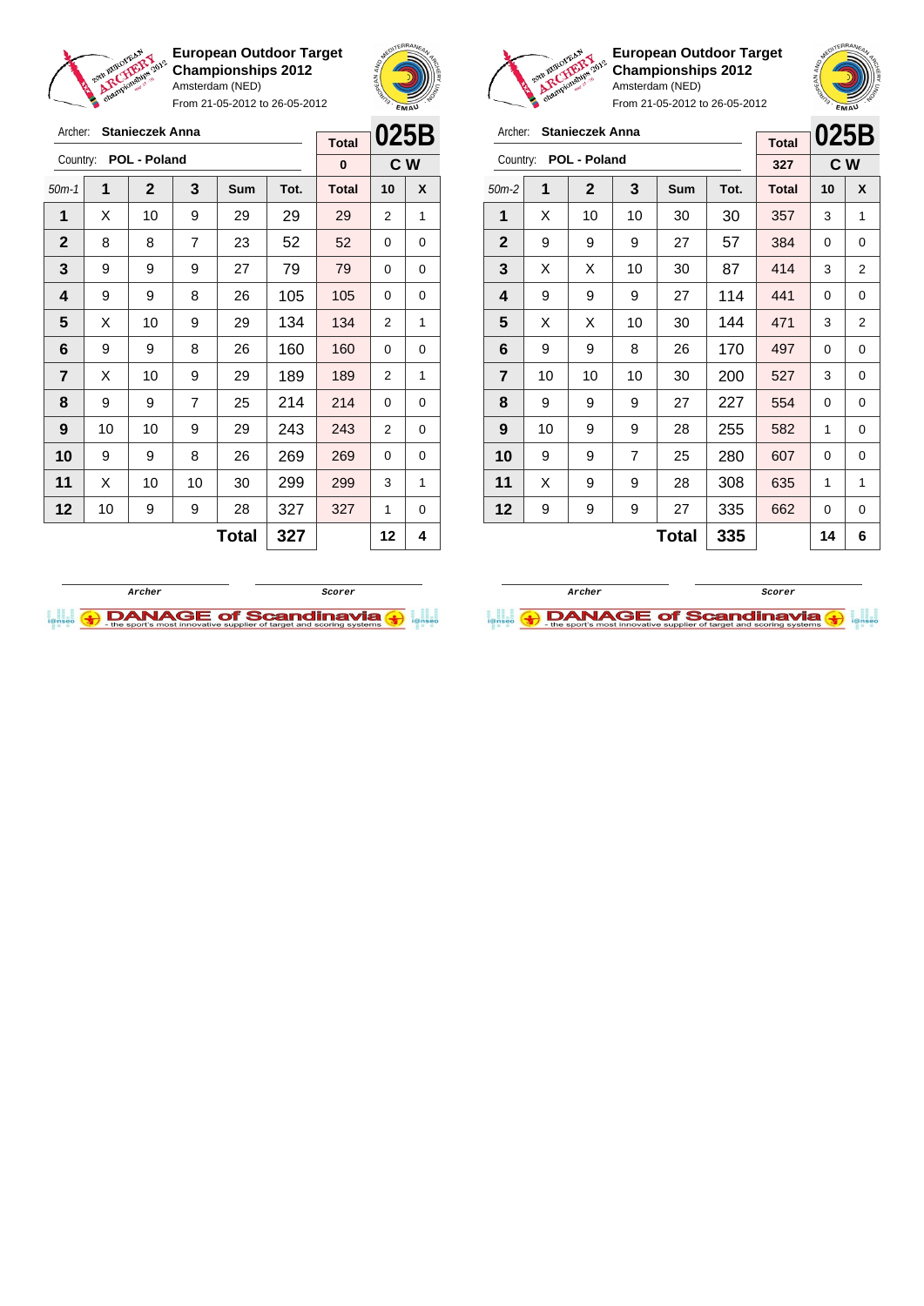**European Outdoor Target Championships 2012**
Amsterdam (NED)
From 21-05-2012 to 26-05-2012

Archer: **Stanieczek Anna**
Country: **POL - Poland**

| Total | 025B |
|---|---|
| 0 | C W |

| 50m-1 | 1 | 2 | 3 | Sum | Tot. | Total | 10 | X |
|---|---|---|---|---|---|---|---|---|
| 1 | X | 10 | 9 | 29 | 29 | 29 | 2 | 1 |
| 2 | 8 | 8 | 7 | 23 | 52 | 52 | 0 | 0 |
| 3 | 9 | 9 | 9 | 27 | 79 | 79 | 0 | 0 |
| 4 | 9 | 9 | 8 | 26 | 105 | 105 | 0 | 0 |
| 5 | X | 10 | 9 | 29 | 134 | 134 | 2 | 1 |
| 6 | 9 | 9 | 8 | 26 | 160 | 160 | 0 | 0 |
| 7 | X | 10 | 9 | 29 | 189 | 189 | 2 | 1 |
| 8 | 9 | 9 | 7 | 25 | 214 | 214 | 0 | 0 |
| 9 | 10 | 10 | 9 | 29 | 243 | 243 | 2 | 0 |
| 10 | 9 | 9 | 8 | 26 | 269 | 269 | 0 | 0 |
| 11 | X | 10 | 10 | 30 | 299 | 299 | 3 | 1 |
| 12 | 10 | 9 | 9 | 28 | 327 | 327 | 1 | 0 |
| | | | | **Total** | **327** | | **12** | **4** |

Archer | Scorer

**European Outdoor Target Championships 2012**
Amsterdam (NED)
From 21-05-2012 to 26-05-2012

Archer: **Stanieczek Anna**
Country: **POL - Poland**

| Total | 025B |
|---|---|
| 327 | C W |

| 50m-2 | 1 | 2 | 3 | Sum | Tot. | Total | 10 | X |
|---|---|---|---|---|---|---|---|---|
| 1 | X | 10 | 10 | 30 | 30 | 357 | 3 | 1 |
| 2 | 9 | 9 | 9 | 27 | 57 | 384 | 0 | 0 |
| 3 | X | X | 10 | 30 | 87 | 414 | 3 | 2 |
| 4 | 9 | 9 | 9 | 27 | 114 | 441 | 0 | 0 |
| 5 | X | X | 10 | 30 | 144 | 471 | 3 | 2 |
| 6 | 9 | 9 | 8 | 26 | 170 | 497 | 0 | 0 |
| 7 | 10 | 10 | 10 | 30 | 200 | 527 | 3 | 0 |
| 8 | 9 | 9 | 9 | 27 | 227 | 554 | 0 | 0 |
| 9 | 10 | 9 | 9 | 28 | 255 | 582 | 1 | 0 |
| 10 | 9 | 9 | 7 | 25 | 280 | 607 | 0 | 0 |
| 11 | X | 9 | 9 | 28 | 308 | 635 | 1 | 1 |
| 12 | 9 | 9 | 9 | 27 | 335 | 662 | 0 | 0 |
| | | | | **Total** | **335** | | **14** | **6** |

Archer | Scorer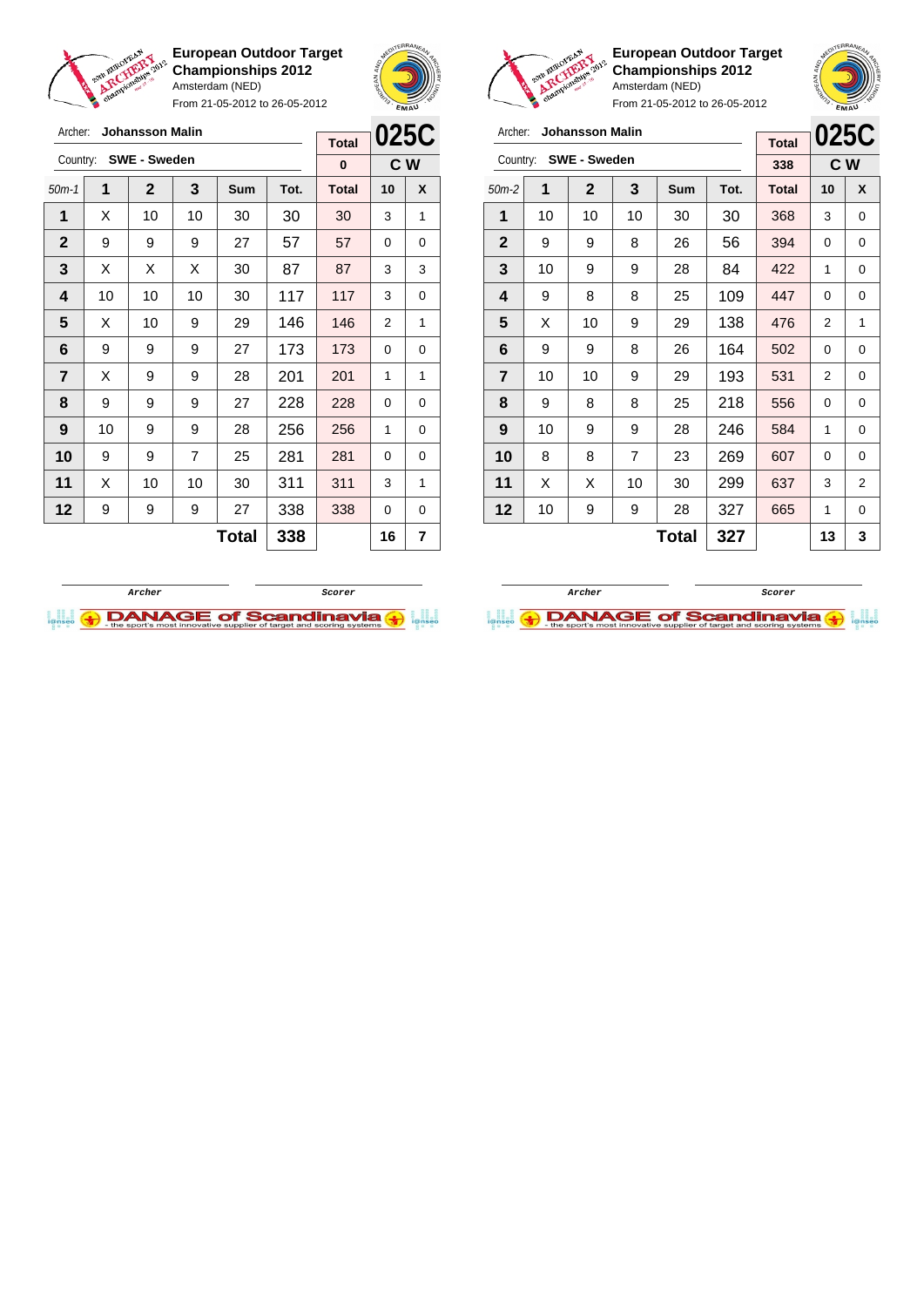## European Outdoor Target Championships 2012

Amsterdam (NED)

From 21-05-2012 to 26-05-2012

Archer: **Johansson Malin**

Country: **SWE - Sweden**

**025C** — **C W**

| Total |
|---|
| 0 |

| 50m-1 | 1 | 2 | 3 | Sum | Tot. | Total | 10 | X |
|---|---|---|---|---|---|---|---|---|
| 1 | X | 10 | 10 | 30 | 30 | 30 | 3 | 1 |
| 2 | 9 | 9 | 9 | 27 | 57 | 57 | 0 | 0 |
| 3 | X | X | X | 30 | 87 | 87 | 3 | 3 |
| 4 | 10 | 10 | 10 | 30 | 117 | 117 | 3 | 0 |
| 5 | X | 10 | 9 | 29 | 146 | 146 | 2 | 1 |
| 6 | 9 | 9 | 9 | 27 | 173 | 173 | 0 | 0 |
| 7 | X | 9 | 9 | 28 | 201 | 201 | 1 | 1 |
| 8 | 9 | 9 | 9 | 27 | 228 | 228 | 0 | 0 |
| 9 | 10 | 9 | 9 | 28 | 256 | 256 | 1 | 0 |
| 10 | 9 | 9 | 7 | 25 | 281 | 281 | 0 | 0 |
| 11 | X | 10 | 10 | 30 | 311 | 311 | 3 | 1 |
| 12 | 9 | 9 | 9 | 27 | 338 | 338 | 0 | 0 |
| | | | | **Total** | **338** | | **16** | **7** |

Archer — Scorer

## European Outdoor Target Championships 2012

Amsterdam (NED)

From 21-05-2012 to 26-05-2012

Archer: **Johansson Malin**

Country: **SWE - Sweden**

**025C** — **C W**

| Total |
|---|
| 338 |

| 50m-2 | 1 | 2 | 3 | Sum | Tot. | Total | 10 | X |
|---|---|---|---|---|---|---|---|---|
| 1 | 10 | 10 | 10 | 30 | 30 | 368 | 3 | 0 |
| 2 | 9 | 9 | 8 | 26 | 56 | 394 | 0 | 0 |
| 3 | 10 | 9 | 9 | 28 | 84 | 422 | 1 | 0 |
| 4 | 9 | 8 | 8 | 25 | 109 | 447 | 0 | 0 |
| 5 | X | 10 | 9 | 29 | 138 | 476 | 2 | 1 |
| 6 | 9 | 9 | 8 | 26 | 164 | 502 | 0 | 0 |
| 7 | 10 | 10 | 9 | 29 | 193 | 531 | 2 | 0 |
| 8 | 9 | 8 | 8 | 25 | 218 | 556 | 0 | 0 |
| 9 | 10 | 9 | 9 | 28 | 246 | 584 | 1 | 0 |
| 10 | 8 | 8 | 7 | 23 | 269 | 607 | 0 | 0 |
| 11 | X | X | 10 | 30 | 299 | 637 | 3 | 2 |
| 12 | 10 | 9 | 9 | 28 | 327 | 665 | 1 | 0 |
| | | | | **Total** | **327** | | **13** | **3** |

Archer — Scorer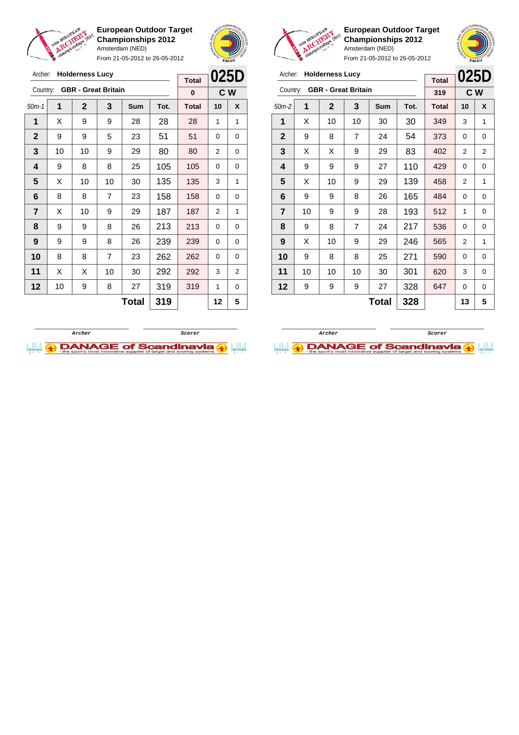## European Outdoor Target Championships 2012

Amsterdam (NED)

From 21-05-2012 to 26-05-2012

Archer: **Holderness Lucy**

Country: **GBR - Great Britain**

**025D** — **C W**

| 50m-1 | 1 | 2 | 3 | Sum | Tot. | Total | 10 | X |
|---|---|---|---|---|---|---|---|---|
| | | | | | | 0 | | |
| 1 | X | 9 | 9 | 28 | 28 | 28 | 1 | 1 |
| 2 | 9 | 9 | 5 | 23 | 51 | 51 | 0 | 0 |
| 3 | 10 | 10 | 9 | 29 | 80 | 80 | 2 | 0 |
| 4 | 9 | 8 | 8 | 25 | 105 | 105 | 0 | 0 |
| 5 | X | 10 | 10 | 30 | 135 | 135 | 3 | 1 |
| 6 | 8 | 8 | 7 | 23 | 158 | 158 | 0 | 0 |
| 7 | X | 10 | 9 | 29 | 187 | 187 | 2 | 1 |
| 8 | 9 | 9 | 8 | 26 | 213 | 213 | 0 | 0 |
| 9 | 9 | 9 | 8 | 26 | 239 | 239 | 0 | 0 |
| 10 | 8 | 8 | 7 | 23 | 262 | 262 | 0 | 0 |
| 11 | X | X | 10 | 30 | 292 | 292 | 3 | 2 |
| 12 | 10 | 9 | 8 | 27 | 319 | 319 | 1 | 0 |
| | | | | **Total** | **319** | | **12** | **5** |

Archer &nbsp;&nbsp;&nbsp;&nbsp; Scorer

## European Outdoor Target Championships 2012

Amsterdam (NED)

From 21-05-2012 to 26-05-2012

Archer: **Holderness Lucy**

Country: **GBR - Great Britain**

**025D** — **C W**

| 50m-2 | 1 | 2 | 3 | Sum | Tot. | Total | 10 | X |
|---|---|---|---|---|---|---|---|---|
| | | | | | | 319 | | |
| 1 | X | 10 | 10 | 30 | 30 | 349 | 3 | 1 |
| 2 | 9 | 8 | 7 | 24 | 54 | 373 | 0 | 0 |
| 3 | X | X | 9 | 29 | 83 | 402 | 2 | 2 |
| 4 | 9 | 9 | 9 | 27 | 110 | 429 | 0 | 0 |
| 5 | X | 10 | 9 | 29 | 139 | 458 | 2 | 1 |
| 6 | 9 | 9 | 8 | 26 | 165 | 484 | 0 | 0 |
| 7 | 10 | 9 | 9 | 28 | 193 | 512 | 1 | 0 |
| 8 | 9 | 8 | 7 | 24 | 217 | 536 | 0 | 0 |
| 9 | X | 10 | 9 | 29 | 246 | 565 | 2 | 1 |
| 10 | 9 | 8 | 8 | 25 | 271 | 590 | 0 | 0 |
| 11 | 10 | 10 | 10 | 30 | 301 | 620 | 3 | 0 |
| 12 | 9 | 9 | 9 | 27 | 328 | 647 | 0 | 0 |
| | | | | **Total** | **328** | | **13** | **5** |

Archer &nbsp;&nbsp;&nbsp;&nbsp; Scorer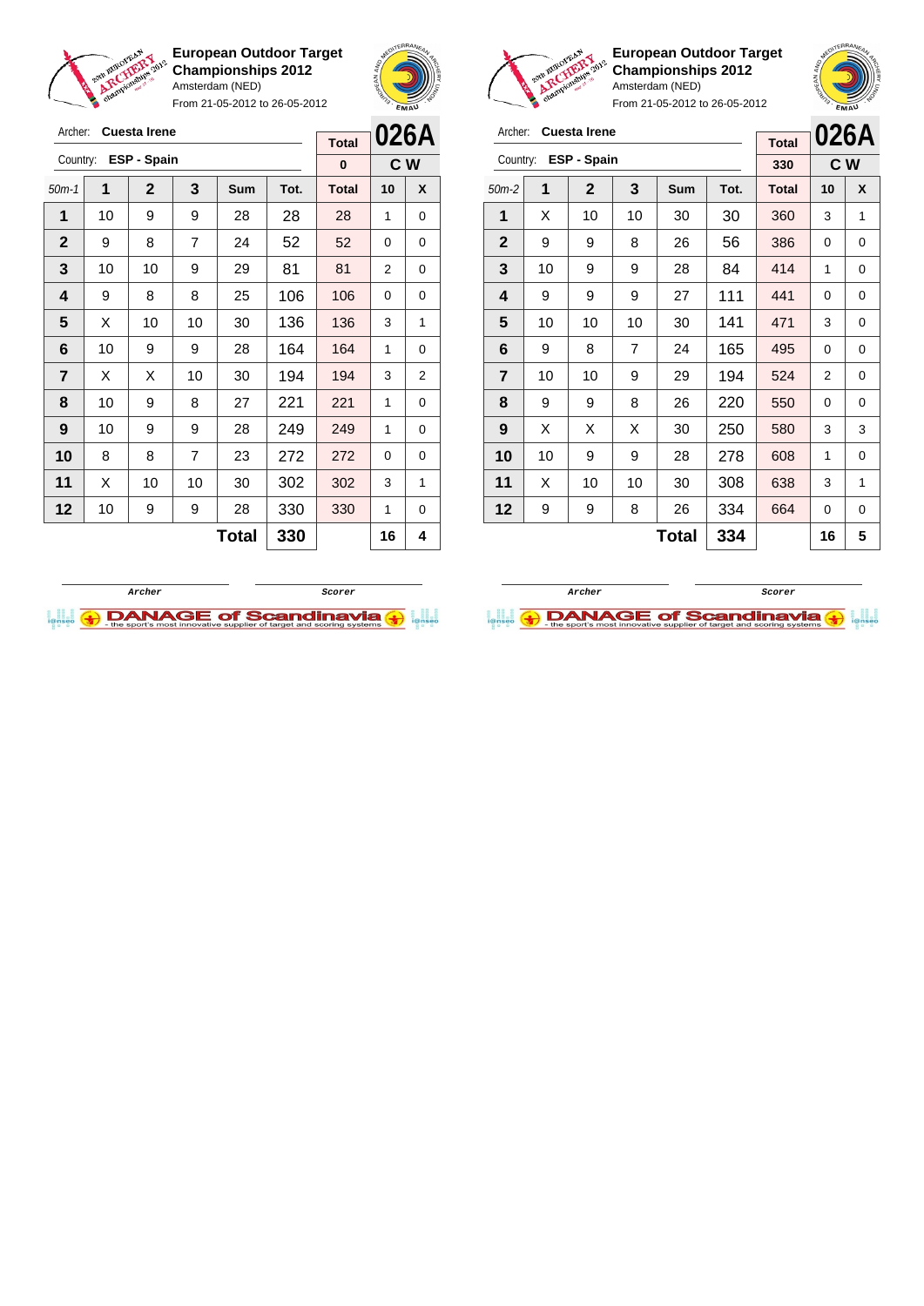**European Outdoor Target Championships 2012**
Amsterdam (NED)
From 21-05-2012 to 26-05-2012

Archer: **Cuesta Irene**
Country: **ESP - Spain**

**026A** — C W

| 50m-1 | 1 | 2 | 3 | Sum | Tot. | Total | 10 | X |
|---|---|---|---|---|---|---|---|---|
| | | | | | | 0 | | |
| 1 | 10 | 9 | 9 | 28 | 28 | 28 | 1 | 0 |
| 2 | 9 | 8 | 7 | 24 | 52 | 52 | 0 | 0 |
| 3 | 10 | 10 | 9 | 29 | 81 | 81 | 2 | 0 |
| 4 | 9 | 8 | 8 | 25 | 106 | 106 | 0 | 0 |
| 5 | X | 10 | 10 | 30 | 136 | 136 | 3 | 1 |
| 6 | 10 | 9 | 9 | 28 | 164 | 164 | 1 | 0 |
| 7 | X | X | 10 | 30 | 194 | 194 | 3 | 2 |
| 8 | 10 | 9 | 8 | 27 | 221 | 221 | 1 | 0 |
| 9 | 10 | 9 | 9 | 28 | 249 | 249 | 1 | 0 |
| 10 | 8 | 8 | 7 | 23 | 272 | 272 | 0 | 0 |
| 11 | X | 10 | 10 | 30 | 302 | 302 | 3 | 1 |
| 12 | 10 | 9 | 9 | 28 | 330 | 330 | 1 | 0 |
| | | | | Total | 330 | | 16 | 4 |

Archer — Scorer

**European Outdoor Target Championships 2012**
Amsterdam (NED)
From 21-05-2012 to 26-05-2012

Archer: **Cuesta Irene**
Country: **ESP - Spain**

**026A** — C W

| 50m-2 | 1 | 2 | 3 | Sum | Tot. | Total | 10 | X |
|---|---|---|---|---|---|---|---|---|
| | | | | | | 330 | | |
| 1 | X | 10 | 10 | 30 | 30 | 360 | 3 | 1 |
| 2 | 9 | 9 | 8 | 26 | 56 | 386 | 0 | 0 |
| 3 | 10 | 9 | 9 | 28 | 84 | 414 | 1 | 0 |
| 4 | 9 | 9 | 9 | 27 | 111 | 441 | 0 | 0 |
| 5 | 10 | 10 | 10 | 30 | 141 | 471 | 3 | 0 |
| 6 | 9 | 8 | 7 | 24 | 165 | 495 | 0 | 0 |
| 7 | 10 | 10 | 9 | 29 | 194 | 524 | 2 | 0 |
| 8 | 9 | 9 | 8 | 26 | 220 | 550 | 0 | 0 |
| 9 | X | X | X | 30 | 250 | 580 | 3 | 3 |
| 10 | 10 | 9 | 9 | 28 | 278 | 608 | 1 | 0 |
| 11 | X | 10 | 10 | 30 | 308 | 638 | 3 | 1 |
| 12 | 9 | 9 | 8 | 26 | 334 | 664 | 0 | 0 |
| | | | | Total | 334 | | 16 | 5 |

Archer — Scorer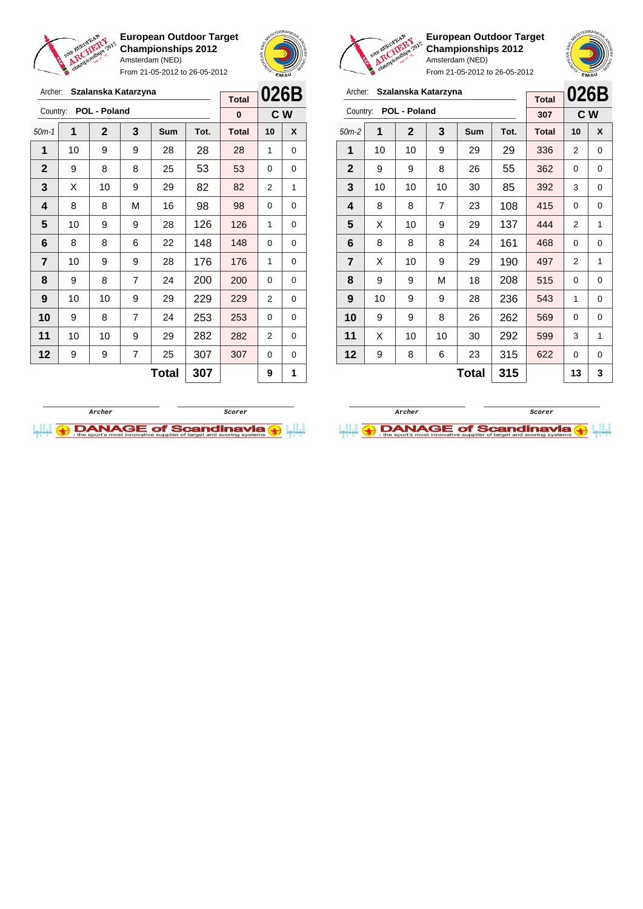## European Outdoor Target Championships 2012

Amsterdam (NED)

From 21-05-2012 to 26-05-2012

Archer: **Szalanska Katarzyna**

Country: **POL - Poland**

**026B** — **C W**

| 50m-1 | 1 | 2 | 3 | Sum | Tot. | Total | 10 | X |
|---|---|---|---|---|---|---|---|---|
| | | | | | | 0 | | |
| 1 | 10 | 9 | 9 | 28 | 28 | 28 | 1 | 0 |
| 2 | 9 | 8 | 8 | 25 | 53 | 53 | 0 | 0 |
| 3 | X | 10 | 9 | 29 | 82 | 82 | 2 | 1 |
| 4 | 8 | 8 | M | 16 | 98 | 98 | 0 | 0 |
| 5 | 10 | 9 | 9 | 28 | 126 | 126 | 1 | 0 |
| 6 | 8 | 8 | 6 | 22 | 148 | 148 | 0 | 0 |
| 7 | 10 | 9 | 9 | 28 | 176 | 176 | 1 | 0 |
| 8 | 9 | 8 | 7 | 24 | 200 | 200 | 0 | 0 |
| 9 | 10 | 10 | 9 | 29 | 229 | 229 | 2 | 0 |
| 10 | 9 | 8 | 7 | 24 | 253 | 253 | 0 | 0 |
| 11 | 10 | 10 | 9 | 29 | 282 | 282 | 2 | 0 |
| 12 | 9 | 9 | 7 | 25 | 307 | 307 | 0 | 0 |
| | | | | **Total** | **307** | | **9** | **1** |

Archer &nbsp;&nbsp;&nbsp;&nbsp; Scorer

## European Outdoor Target Championships 2012

Amsterdam (NED)

From 21-05-2012 to 26-05-2012

Archer: **Szalanska Katarzyna**

Country: **POL - Poland**

**026B** — **C W**

| 50m-2 | 1 | 2 | 3 | Sum | Tot. | Total | 10 | X |
|---|---|---|---|---|---|---|---|---|
| | | | | | | 307 | | |
| 1 | 10 | 10 | 9 | 29 | 29 | 336 | 2 | 0 |
| 2 | 9 | 9 | 8 | 26 | 55 | 362 | 0 | 0 |
| 3 | 10 | 10 | 10 | 30 | 85 | 392 | 3 | 0 |
| 4 | 8 | 8 | 7 | 23 | 108 | 415 | 0 | 0 |
| 5 | X | 10 | 9 | 29 | 137 | 444 | 2 | 1 |
| 6 | 8 | 8 | 8 | 24 | 161 | 468 | 0 | 0 |
| 7 | X | 10 | 9 | 29 | 190 | 497 | 2 | 1 |
| 8 | 9 | 9 | M | 18 | 208 | 515 | 0 | 0 |
| 9 | 10 | 9 | 9 | 28 | 236 | 543 | 1 | 0 |
| 10 | 9 | 9 | 8 | 26 | 262 | 569 | 0 | 0 |
| 11 | X | 10 | 10 | 30 | 292 | 599 | 3 | 1 |
| 12 | 9 | 8 | 6 | 23 | 315 | 622 | 0 | 0 |
| | | | | **Total** | **315** | | **13** | **3** |

Archer &nbsp;&nbsp;&nbsp;&nbsp; Scorer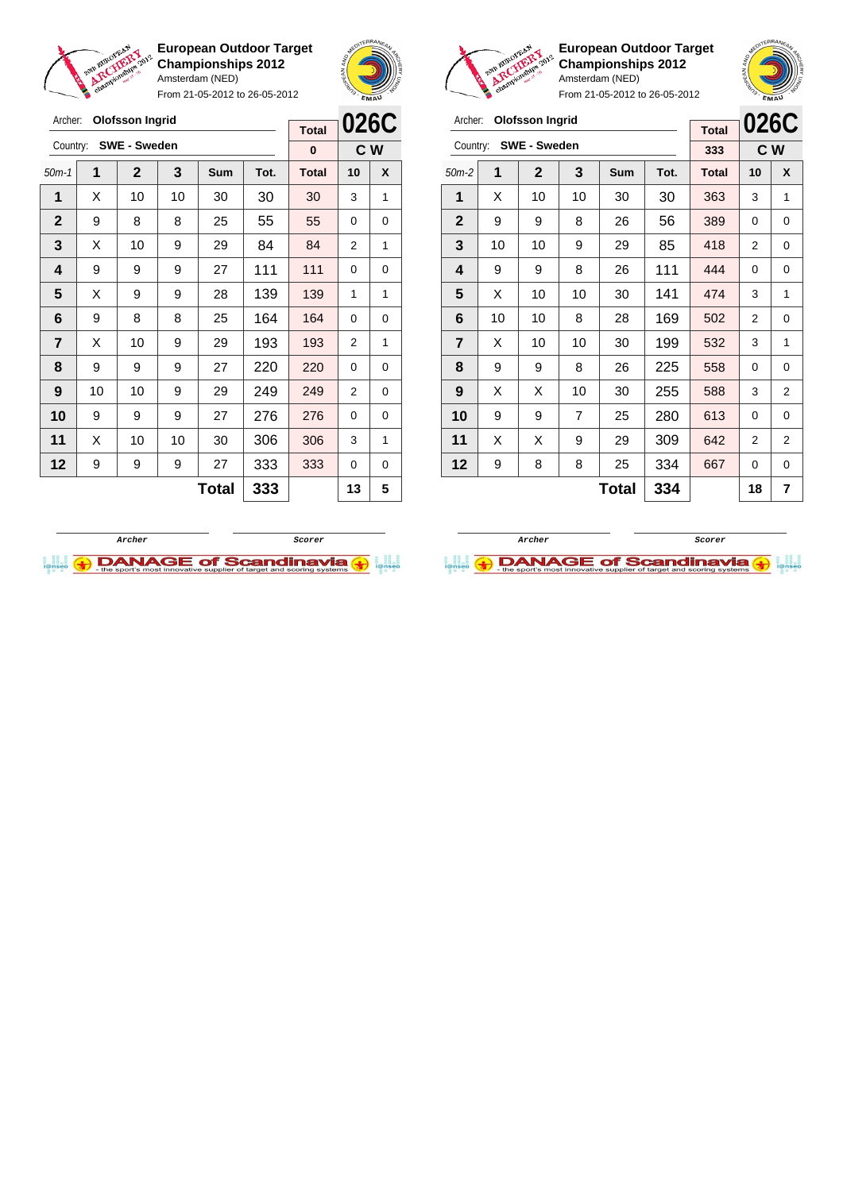**European Outdoor Target Championships 2012**
Amsterdam (NED)
From 21-05-2012 to 26-05-2012

Archer: **Olofsson Ingrid**
Country: **SWE - Sweden**

| Total | 026C |
|---|---|
| 0 | C W |

| 50m-1 | 1 | 2 | 3 | Sum | Tot. | Total | 10 | X |
|---|---|---|---|---|---|---|---|---|
| 1 | X | 10 | 10 | 30 | 30 | 30 | 3 | 1 |
| 2 | 9 | 8 | 8 | 25 | 55 | 55 | 0 | 0 |
| 3 | X | 10 | 9 | 29 | 84 | 84 | 2 | 1 |
| 4 | 9 | 9 | 9 | 27 | 111 | 111 | 0 | 0 |
| 5 | X | 9 | 9 | 28 | 139 | 139 | 1 | 1 |
| 6 | 9 | 8 | 8 | 25 | 164 | 164 | 0 | 0 |
| 7 | X | 10 | 9 | 29 | 193 | 193 | 2 | 1 |
| 8 | 9 | 9 | 9 | 27 | 220 | 220 | 0 | 0 |
| 9 | 10 | 10 | 9 | 29 | 249 | 249 | 2 | 0 |
| 10 | 9 | 9 | 9 | 27 | 276 | 276 | 0 | 0 |
| 11 | X | 10 | 10 | 30 | 306 | 306 | 3 | 1 |
| 12 | 9 | 9 | 9 | 27 | 333 | 333 | 0 | 0 |
| | | | | **Total** | **333** | | **13** | **5** |

Archer &nbsp;&nbsp;&nbsp;&nbsp; Scorer

**European Outdoor Target Championships 2012**
Amsterdam (NED)
From 21-05-2012 to 26-05-2012

Archer: **Olofsson Ingrid**
Country: **SWE - Sweden**

| Total | 026C |
|---|---|
| 333 | C W |

| 50m-2 | 1 | 2 | 3 | Sum | Tot. | Total | 10 | X |
|---|---|---|---|---|---|---|---|---|
| 1 | X | 10 | 10 | 30 | 30 | 363 | 3 | 1 |
| 2 | 9 | 9 | 8 | 26 | 56 | 389 | 0 | 0 |
| 3 | 10 | 10 | 9 | 29 | 85 | 418 | 2 | 0 |
| 4 | 9 | 9 | 8 | 26 | 111 | 444 | 0 | 0 |
| 5 | X | 10 | 10 | 30 | 141 | 474 | 3 | 1 |
| 6 | 10 | 10 | 8 | 28 | 169 | 502 | 2 | 0 |
| 7 | X | 10 | 10 | 30 | 199 | 532 | 3 | 1 |
| 8 | 9 | 9 | 8 | 26 | 225 | 558 | 0 | 0 |
| 9 | X | X | 10 | 30 | 255 | 588 | 3 | 2 |
| 10 | 9 | 9 | 7 | 25 | 280 | 613 | 0 | 0 |
| 11 | X | X | 9 | 29 | 309 | 642 | 2 | 2 |
| 12 | 9 | 8 | 8 | 25 | 334 | 667 | 0 | 0 |
| | | | | **Total** | **334** | | **18** | **7** |

Archer &nbsp;&nbsp;&nbsp;&nbsp; Scorer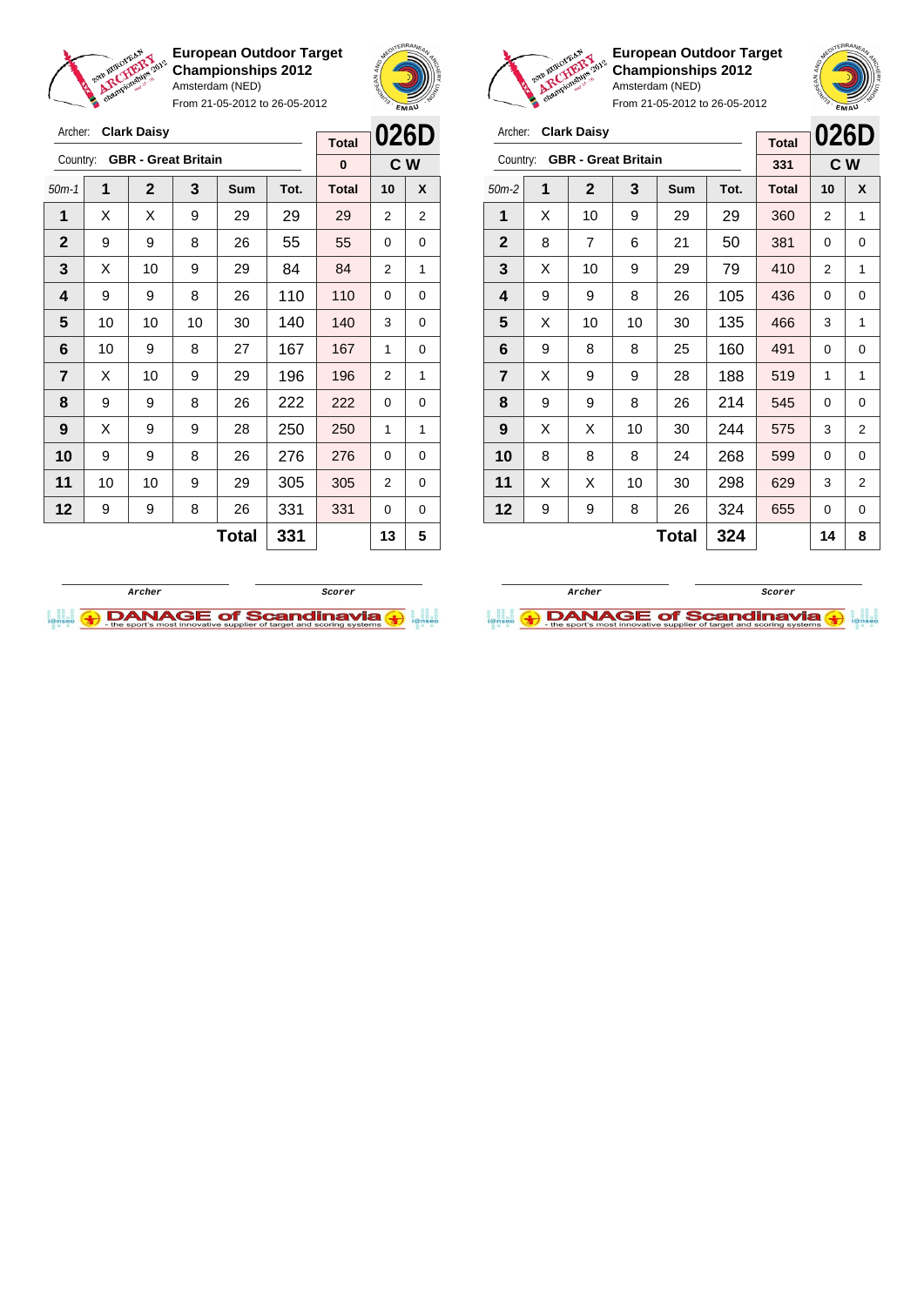# European Outdoor Target Championships 2012

Amsterdam (NED)

From 21-05-2012 to 26-05-2012

Archer: **Clark Daisy**

Country: **GBR - Great Britain**

| Total | 026D |
|---|---|
| 0 | C W |

| 50m-1 | 1 | 2 | 3 | Sum | Tot. | Total | 10 | X |
|---|---|---|---|---|---|---|---|---|
| 1 | X | X | 9 | 29 | 29 | 29 | 2 | 2 |
| 2 | 9 | 9 | 8 | 26 | 55 | 55 | 0 | 0 |
| 3 | X | 10 | 9 | 29 | 84 | 84 | 2 | 1 |
| 4 | 9 | 9 | 8 | 26 | 110 | 110 | 0 | 0 |
| 5 | 10 | 10 | 10 | 30 | 140 | 140 | 3 | 0 |
| 6 | 10 | 9 | 8 | 27 | 167 | 167 | 1 | 0 |
| 7 | X | 10 | 9 | 29 | 196 | 196 | 2 | 1 |
| 8 | 9 | 9 | 8 | 26 | 222 | 222 | 0 | 0 |
| 9 | X | 9 | 9 | 28 | 250 | 250 | 1 | 1 |
| 10 | 9 | 9 | 8 | 26 | 276 | 276 | 0 | 0 |
| 11 | 10 | 10 | 9 | 29 | 305 | 305 | 2 | 0 |
| 12 | 9 | 9 | 8 | 26 | 331 | 331 | 0 | 0 |
| | | | | Total | 331 | | 13 | 5 |

Archer | Scorer

# European Outdoor Target Championships 2012

Amsterdam (NED)

From 21-05-2012 to 26-05-2012

Archer: **Clark Daisy**

Country: **GBR - Great Britain**

| Total | 026D |
|---|---|
| 331 | C W |

| 50m-2 | 1 | 2 | 3 | Sum | Tot. | Total | 10 | X |
|---|---|---|---|---|---|---|---|---|
| 1 | X | 10 | 9 | 29 | 29 | 360 | 2 | 1 |
| 2 | 8 | 7 | 6 | 21 | 50 | 381 | 0 | 0 |
| 3 | X | 10 | 9 | 29 | 79 | 410 | 2 | 1 |
| 4 | 9 | 9 | 8 | 26 | 105 | 436 | 0 | 0 |
| 5 | X | 10 | 10 | 30 | 135 | 466 | 3 | 1 |
| 6 | 9 | 8 | 8 | 25 | 160 | 491 | 0 | 0 |
| 7 | X | 9 | 9 | 28 | 188 | 519 | 1 | 1 |
| 8 | 9 | 9 | 8 | 26 | 214 | 545 | 0 | 0 |
| 9 | X | X | 10 | 30 | 244 | 575 | 3 | 2 |
| 10 | 8 | 8 | 8 | 24 | 268 | 599 | 0 | 0 |
| 11 | X | X | 10 | 30 | 298 | 629 | 3 | 2 |
| 12 | 9 | 9 | 8 | 26 | 324 | 655 | 0 | 0 |
| | | | | Total | 324 | | 14 | 8 |

Archer | Scorer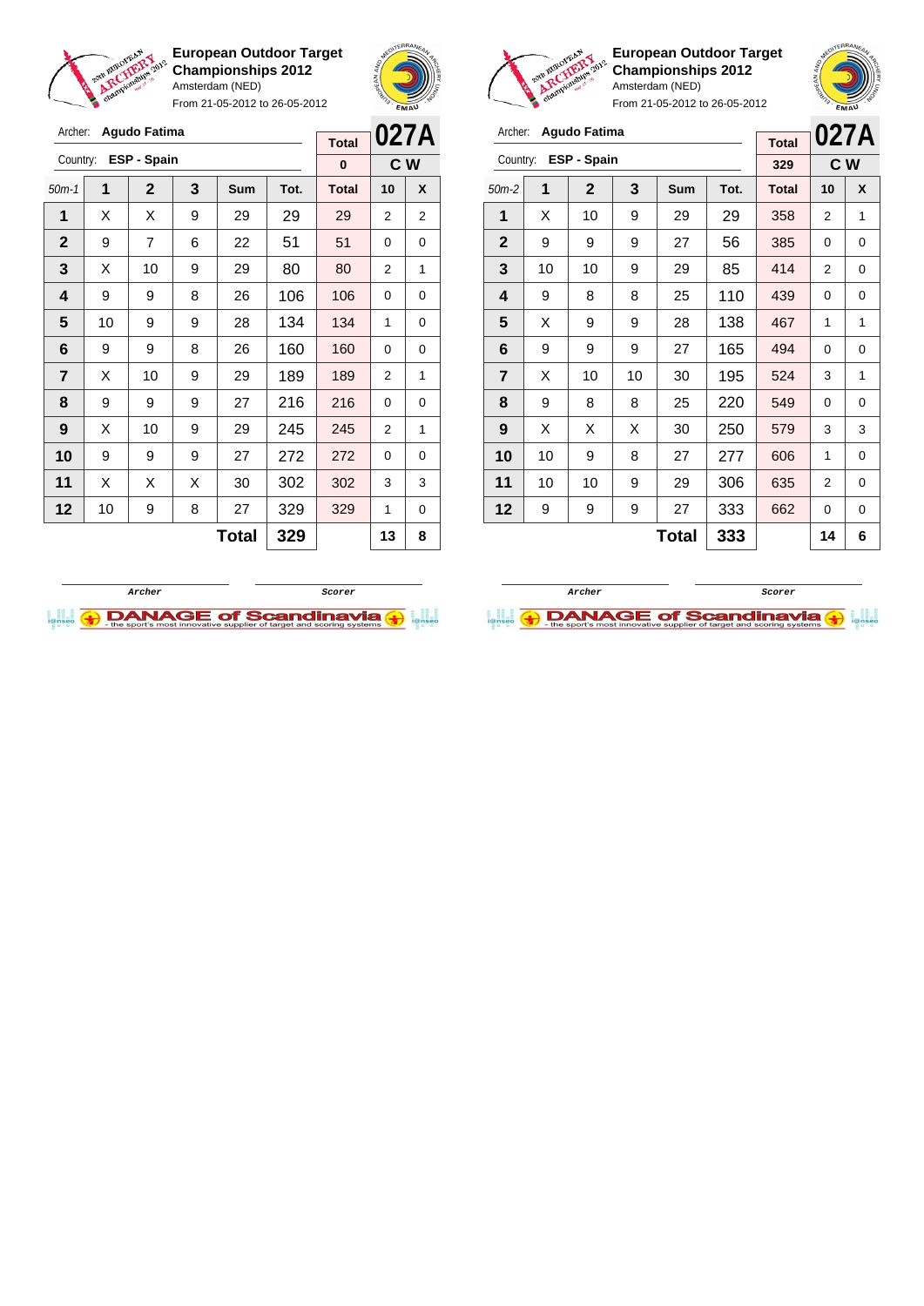**European Outdoor Target Championships 2012**
Amsterdam (NED)
From 21-05-2012 to 26-05-2012

Archer: **Agudo Fatima**
Country: **ESP - Spain**

| Total | 027A |
|---|---|
| 0 | C W |

| 50m-1 | 1 | 2 | 3 | Sum | Tot. | Total | 10 | X |
|---|---|---|---|---|---|---|---|---|
| 1 | X | X | 9 | 29 | 29 | 29 | 2 | 2 |
| 2 | 9 | 7 | 6 | 22 | 51 | 51 | 0 | 0 |
| 3 | X | 10 | 9 | 29 | 80 | 80 | 2 | 1 |
| 4 | 9 | 9 | 8 | 26 | 106 | 106 | 0 | 0 |
| 5 | 10 | 9 | 9 | 28 | 134 | 134 | 1 | 0 |
| 6 | 9 | 9 | 8 | 26 | 160 | 160 | 0 | 0 |
| 7 | X | 10 | 9 | 29 | 189 | 189 | 2 | 1 |
| 8 | 9 | 9 | 9 | 27 | 216 | 216 | 0 | 0 |
| 9 | X | 10 | 9 | 29 | 245 | 245 | 2 | 1 |
| 10 | 9 | 9 | 9 | 27 | 272 | 272 | 0 | 0 |
| 11 | X | X | X | 30 | 302 | 302 | 3 | 3 |
| 12 | 10 | 9 | 8 | 27 | 329 | 329 | 1 | 0 |
| | | | | **Total** | **329** | | **13** | **8** |

Archer / Scorer

**European Outdoor Target Championships 2012**
Amsterdam (NED)
From 21-05-2012 to 26-05-2012

Archer: **Agudo Fatima**
Country: **ESP - Spain**

| Total | 027A |
|---|---|
| 329 | C W |

| 50m-2 | 1 | 2 | 3 | Sum | Tot. | Total | 10 | X |
|---|---|---|---|---|---|---|---|---|
| 1 | X | 10 | 9 | 29 | 29 | 358 | 2 | 1 |
| 2 | 9 | 9 | 9 | 27 | 56 | 385 | 0 | 0 |
| 3 | 10 | 10 | 9 | 29 | 85 | 414 | 2 | 0 |
| 4 | 9 | 8 | 8 | 25 | 110 | 439 | 0 | 0 |
| 5 | X | 9 | 9 | 28 | 138 | 467 | 1 | 1 |
| 6 | 9 | 9 | 9 | 27 | 165 | 494 | 0 | 0 |
| 7 | X | 10 | 10 | 30 | 195 | 524 | 3 | 1 |
| 8 | 9 | 8 | 8 | 25 | 220 | 549 | 0 | 0 |
| 9 | X | X | X | 30 | 250 | 579 | 3 | 3 |
| 10 | 10 | 9 | 8 | 27 | 277 | 606 | 1 | 0 |
| 11 | 10 | 10 | 9 | 29 | 306 | 635 | 2 | 0 |
| 12 | 9 | 9 | 9 | 27 | 333 | 662 | 0 | 0 |
| | | | | **Total** | **333** | | **14** | **6** |

Archer / Scorer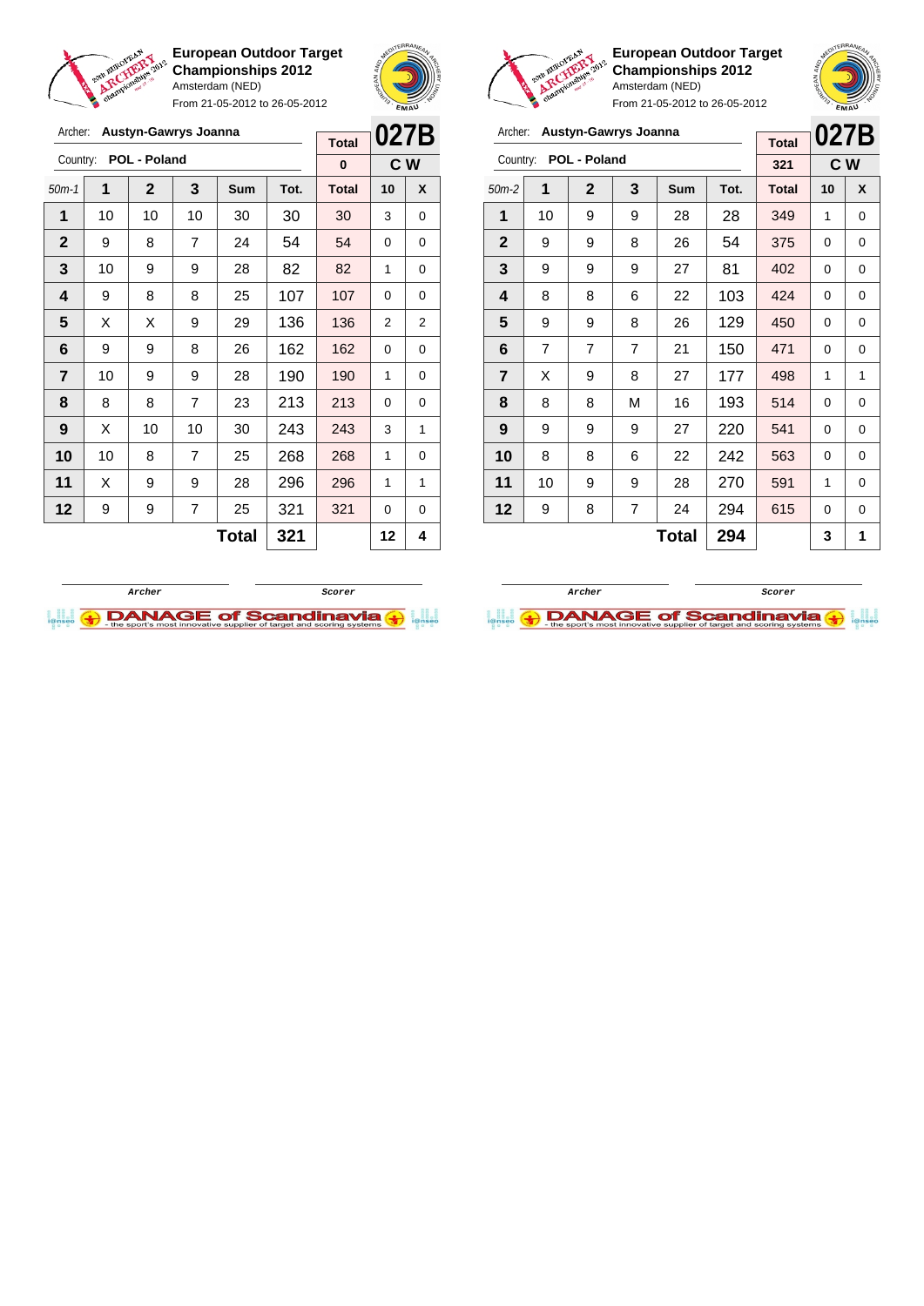## European Outdoor Target Championships 2012

Amsterdam (NED)

From 21-05-2012 to 26-05-2012

Archer: **Austyn-Gawrys Joanna**

Country: **POL - Poland**

**027B** — C W

| 50m-1 | 1 | 2 | 3 | Sum | Tot. | Total | 10 | X |
|---|---|---|---|---|---|---|---|---|
| | | | | | | 0 | | |
| 1 | 10 | 10 | 10 | 30 | 30 | 30 | 3 | 0 |
| 2 | 9 | 8 | 7 | 24 | 54 | 54 | 0 | 0 |
| 3 | 10 | 9 | 9 | 28 | 82 | 82 | 1 | 0 |
| 4 | 9 | 8 | 8 | 25 | 107 | 107 | 0 | 0 |
| 5 | X | X | 9 | 29 | 136 | 136 | 2 | 2 |
| 6 | 9 | 9 | 8 | 26 | 162 | 162 | 0 | 0 |
| 7 | 10 | 9 | 9 | 28 | 190 | 190 | 1 | 0 |
| 8 | 8 | 8 | 7 | 23 | 213 | 213 | 0 | 0 |
| 9 | X | 10 | 10 | 30 | 243 | 243 | 3 | 1 |
| 10 | 10 | 8 | 7 | 25 | 268 | 268 | 1 | 0 |
| 11 | X | 9 | 9 | 28 | 296 | 296 | 1 | 1 |
| 12 | 9 | 9 | 7 | 25 | 321 | 321 | 0 | 0 |
| | | | | Total | 321 | | 12 | 4 |

Archer — Scorer

## European Outdoor Target Championships 2012

Amsterdam (NED)

From 21-05-2012 to 26-05-2012

Archer: **Austyn-Gawrys Joanna**

Country: **POL - Poland**

**027B** — C W

| 50m-2 | 1 | 2 | 3 | Sum | Tot. | Total | 10 | X |
|---|---|---|---|---|---|---|---|---|
| | | | | | | 321 | | |
| 1 | 10 | 9 | 9 | 28 | 28 | 349 | 1 | 0 |
| 2 | 9 | 9 | 8 | 26 | 54 | 375 | 0 | 0 |
| 3 | 9 | 9 | 9 | 27 | 81 | 402 | 0 | 0 |
| 4 | 8 | 8 | 6 | 22 | 103 | 424 | 0 | 0 |
| 5 | 9 | 9 | 8 | 26 | 129 | 450 | 0 | 0 |
| 6 | 7 | 7 | 7 | 21 | 150 | 471 | 0 | 0 |
| 7 | X | 9 | 8 | 27 | 177 | 498 | 1 | 1 |
| 8 | 8 | 8 | M | 16 | 193 | 514 | 0 | 0 |
| 9 | 9 | 9 | 9 | 27 | 220 | 541 | 0 | 0 |
| 10 | 8 | 8 | 6 | 22 | 242 | 563 | 0 | 0 |
| 11 | 10 | 9 | 9 | 28 | 270 | 591 | 1 | 0 |
| 12 | 9 | 8 | 7 | 24 | 294 | 615 | 0 | 0 |
| | | | | Total | 294 | | 3 | 1 |

Archer — Scorer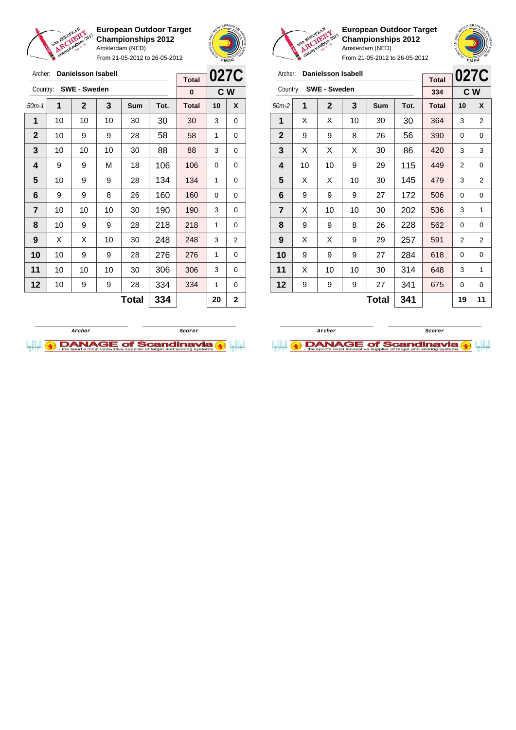**European Outdoor Target Championships 2012**
Amsterdam (NED)
From 21-05-2012 to 26-05-2012

Archer: **Danielsson Isabell**
Country: **SWE - Sweden**

**027C** — **C W**

| 50m-1 | 1 | 2 | 3 | Sum | Tot. | Total | 10 | X |
|---|---|---|---|---|---|---|---|---|
| | | | | | | 0 | | |
| 1 | 10 | 10 | 10 | 30 | 30 | 30 | 3 | 0 |
| 2 | 10 | 9 | 9 | 28 | 58 | 58 | 1 | 0 |
| 3 | 10 | 10 | 10 | 30 | 88 | 88 | 3 | 0 |
| 4 | 9 | 9 | M | 18 | 106 | 106 | 0 | 0 |
| 5 | 10 | 9 | 9 | 28 | 134 | 134 | 1 | 0 |
| 6 | 9 | 9 | 8 | 26 | 160 | 160 | 0 | 0 |
| 7 | 10 | 10 | 10 | 30 | 190 | 190 | 3 | 0 |
| 8 | 10 | 9 | 9 | 28 | 218 | 218 | 1 | 0 |
| 9 | X | X | 10 | 30 | 248 | 248 | 3 | 2 |
| 10 | 10 | 9 | 9 | 28 | 276 | 276 | 1 | 0 |
| 11 | 10 | 10 | 10 | 30 | 306 | 306 | 3 | 0 |
| 12 | 10 | 9 | 9 | 28 | 334 | 334 | 1 | 0 |
| | | | | **Total** | **334** | | **20** | **2** |

Archer — Scorer

**European Outdoor Target Championships 2012**
Amsterdam (NED)
From 21-05-2012 to 26-05-2012

Archer: **Danielsson Isabell**
Country: **SWE - Sweden**

**027C** — **C W**

| 50m-2 | 1 | 2 | 3 | Sum | Tot. | Total | 10 | X |
|---|---|---|---|---|---|---|---|---|
| | | | | | | 334 | | |
| 1 | X | X | 10 | 30 | 30 | 364 | 3 | 2 |
| 2 | 9 | 9 | 8 | 26 | 56 | 390 | 0 | 0 |
| 3 | X | X | X | 30 | 86 | 420 | 3 | 3 |
| 4 | 10 | 10 | 9 | 29 | 115 | 449 | 2 | 0 |
| 5 | X | X | 10 | 30 | 145 | 479 | 3 | 2 |
| 6 | 9 | 9 | 9 | 27 | 172 | 506 | 0 | 0 |
| 7 | X | 10 | 10 | 30 | 202 | 536 | 3 | 1 |
| 8 | 9 | 9 | 8 | 26 | 228 | 562 | 0 | 0 |
| 9 | X | X | 9 | 29 | 257 | 591 | 2 | 2 |
| 10 | 9 | 9 | 9 | 27 | 284 | 618 | 0 | 0 |
| 11 | X | 10 | 10 | 30 | 314 | 648 | 3 | 1 |
| 12 | 9 | 9 | 9 | 27 | 341 | 675 | 0 | 0 |
| | | | | **Total** | **341** | | **19** | **11** |

Archer — Scorer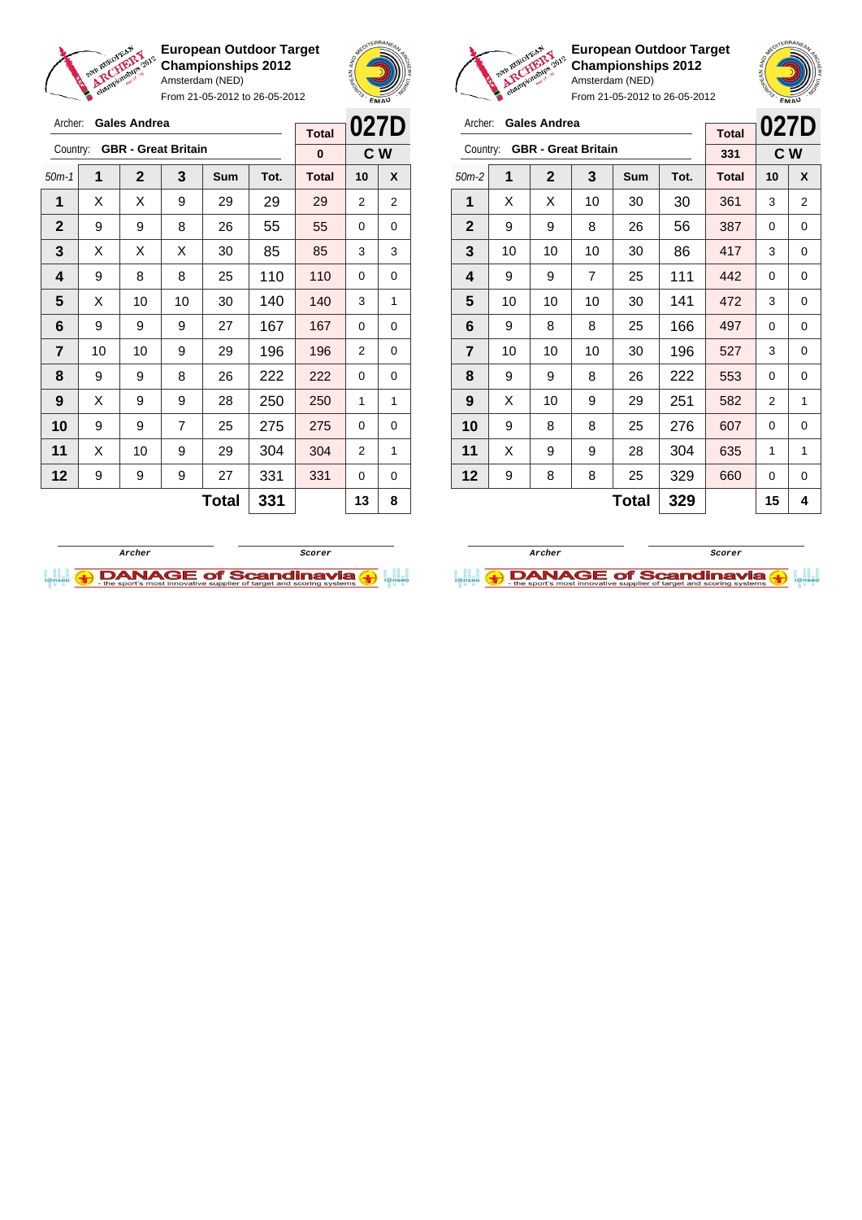**European Outdoor Target Championships 2012**
Amsterdam (NED)
From 21-05-2012 to 26-05-2012

Archer: **Gales Andrea**
Country: **GBR - Great Britain**

| Total | 027D |
|---|---|
| 0 | C W |

| 50m-1 | 1 | 2 | 3 | Sum | Tot. | Total | 10 | X |
|---|---|---|---|---|---|---|---|---|
| 1 | X | X | 9 | 29 | 29 | 29 | 2 | 2 |
| 2 | 9 | 9 | 8 | 26 | 55 | 55 | 0 | 0 |
| 3 | X | X | X | 30 | 85 | 85 | 3 | 3 |
| 4 | 9 | 8 | 8 | 25 | 110 | 110 | 0 | 0 |
| 5 | X | 10 | 10 | 30 | 140 | 140 | 3 | 1 |
| 6 | 9 | 9 | 9 | 27 | 167 | 167 | 0 | 0 |
| 7 | 10 | 10 | 9 | 29 | 196 | 196 | 2 | 0 |
| 8 | 9 | 9 | 8 | 26 | 222 | 222 | 0 | 0 |
| 9 | X | 9 | 9 | 28 | 250 | 250 | 1 | 1 |
| 10 | 9 | 9 | 7 | 25 | 275 | 275 | 0 | 0 |
| 11 | X | 10 | 9 | 29 | 304 | 304 | 2 | 1 |
| 12 | 9 | 9 | 9 | 27 | 331 | 331 | 0 | 0 |
| | | | | **Total** | **331** | | **13** | **8** |

Archer / Scorer

**European Outdoor Target Championships 2012**
Amsterdam (NED)
From 21-05-2012 to 26-05-2012

Archer: **Gales Andrea**
Country: **GBR - Great Britain**

| Total | 027D |
|---|---|
| 331 | C W |

| 50m-2 | 1 | 2 | 3 | Sum | Tot. | Total | 10 | X |
|---|---|---|---|---|---|---|---|---|
| 1 | X | X | 10 | 30 | 30 | 361 | 3 | 2 |
| 2 | 9 | 9 | 8 | 26 | 56 | 387 | 0 | 0 |
| 3 | 10 | 10 | 10 | 30 | 86 | 417 | 3 | 0 |
| 4 | 9 | 9 | 7 | 25 | 111 | 442 | 0 | 0 |
| 5 | 10 | 10 | 10 | 30 | 141 | 472 | 3 | 0 |
| 6 | 9 | 8 | 8 | 25 | 166 | 497 | 0 | 0 |
| 7 | 10 | 10 | 10 | 30 | 196 | 527 | 3 | 0 |
| 8 | 9 | 9 | 8 | 26 | 222 | 553 | 0 | 0 |
| 9 | X | 10 | 9 | 29 | 251 | 582 | 2 | 1 |
| 10 | 9 | 8 | 8 | 25 | 276 | 607 | 0 | 0 |
| 11 | X | 9 | 9 | 28 | 304 | 635 | 1 | 1 |
| 12 | 9 | 8 | 8 | 25 | 329 | 660 | 0 | 0 |
| | | | | **Total** | **329** | | **15** | **4** |

Archer / Scorer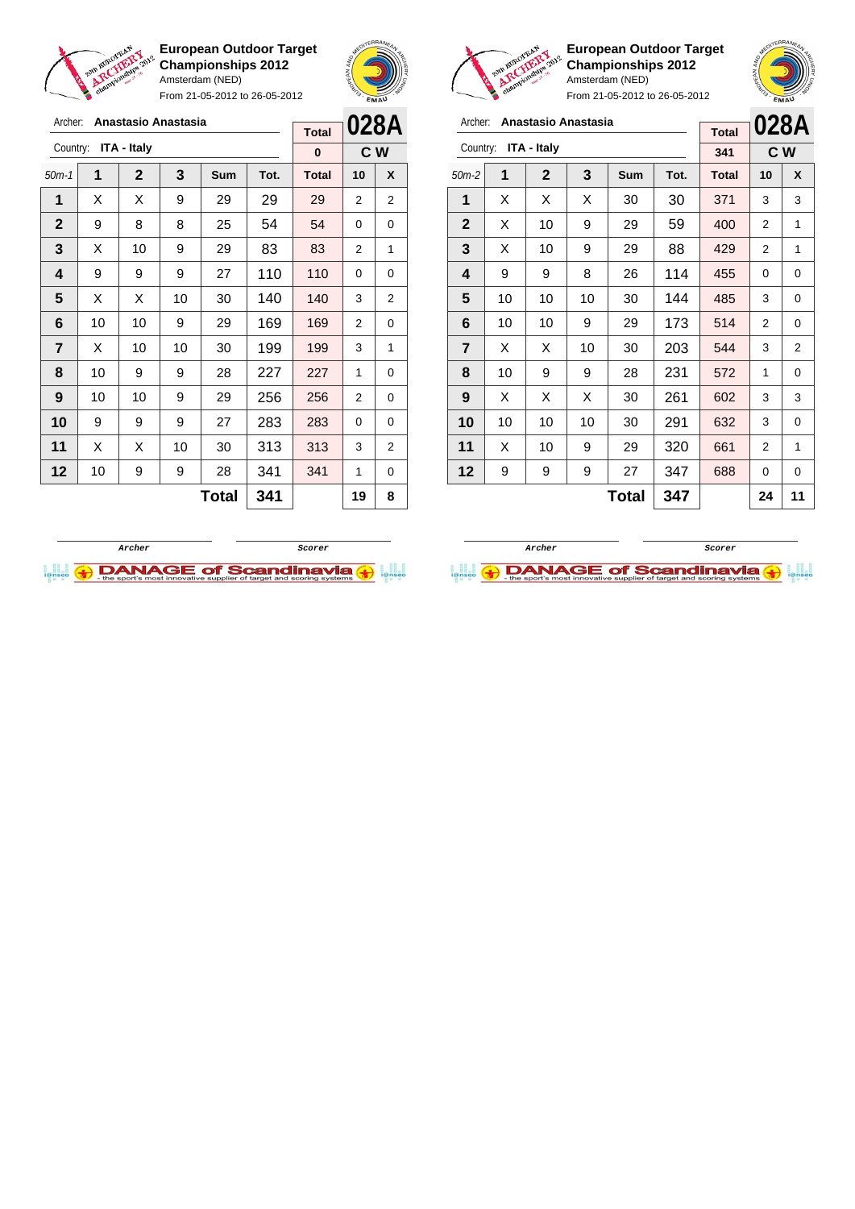**European Outdoor Target Championships 2012**
Amsterdam (NED)
From 21-05-2012 to 26-05-2012

Archer: **Anastasio Anastasia**
Country: **ITA - Italy**

**028A** — **C W**

| 50m-1 | 1 | 2 | 3 | Sum | Tot. | Total | 10 | X |
|---|---|---|---|---|---|---|---|---|
| | | | | | | 0 | | |
| 1 | X | X | 9 | 29 | 29 | 29 | 2 | 2 |
| 2 | 9 | 8 | 8 | 25 | 54 | 54 | 0 | 0 |
| 3 | X | 10 | 9 | 29 | 83 | 83 | 2 | 1 |
| 4 | 9 | 9 | 9 | 27 | 110 | 110 | 0 | 0 |
| 5 | X | X | 10 | 30 | 140 | 140 | 3 | 2 |
| 6 | 10 | 10 | 9 | 29 | 169 | 169 | 2 | 0 |
| 7 | X | 10 | 10 | 30 | 199 | 199 | 3 | 1 |
| 8 | 10 | 9 | 9 | 28 | 227 | 227 | 1 | 0 |
| 9 | 10 | 10 | 9 | 29 | 256 | 256 | 2 | 0 |
| 10 | 9 | 9 | 9 | 27 | 283 | 283 | 0 | 0 |
| 11 | X | X | 10 | 30 | 313 | 313 | 3 | 2 |
| 12 | 10 | 9 | 9 | 28 | 341 | 341 | 1 | 0 |
| | | | | **Total** | **341** | | **19** | **8** |

Archer — Scorer

**European Outdoor Target Championships 2012**
Amsterdam (NED)
From 21-05-2012 to 26-05-2012

Archer: **Anastasio Anastasia**
Country: **ITA - Italy**

**028A** — **C W**

| 50m-2 | 1 | 2 | 3 | Sum | Tot. | Total | 10 | X |
|---|---|---|---|---|---|---|---|---|
| | | | | | | 341 | | |
| 1 | X | X | X | 30 | 30 | 371 | 3 | 3 |
| 2 | X | 10 | 9 | 29 | 59 | 400 | 2 | 1 |
| 3 | X | 10 | 9 | 29 | 88 | 429 | 2 | 1 |
| 4 | 9 | 9 | 8 | 26 | 114 | 455 | 0 | 0 |
| 5 | 10 | 10 | 10 | 30 | 144 | 485 | 3 | 0 |
| 6 | 10 | 10 | 9 | 29 | 173 | 514 | 2 | 0 |
| 7 | X | X | 10 | 30 | 203 | 544 | 3 | 2 |
| 8 | 10 | 9 | 9 | 28 | 231 | 572 | 1 | 0 |
| 9 | X | X | X | 30 | 261 | 602 | 3 | 3 |
| 10 | 10 | 10 | 10 | 30 | 291 | 632 | 3 | 0 |
| 11 | X | 10 | 9 | 29 | 320 | 661 | 2 | 1 |
| 12 | 9 | 9 | 9 | 27 | 347 | 688 | 0 | 0 |
| | | | | **Total** | **347** | | **24** | **11** |

Archer — Scorer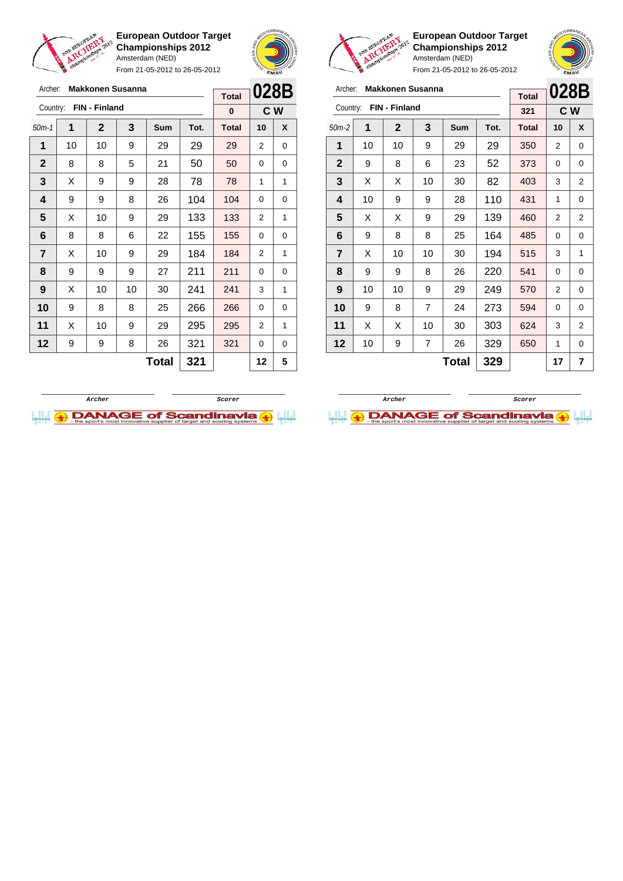**European Outdoor Target Championships 2012**
Amsterdam (NED)
From 21-05-2012 to 26-05-2012

Archer: **Makkonen Susanna**
Country: **FIN - Finland**

| Total | 028B |
|---|---|
| 0 | C W |

| 50m-1 | 1 | 2 | 3 | Sum | Tot. | Total | 10 | X |
|---|---|---|---|---|---|---|---|---|
| 1 | 10 | 10 | 9 | 29 | 29 | 29 | 2 | 0 |
| 2 | 8 | 8 | 5 | 21 | 50 | 50 | 0 | 0 |
| 3 | X | 9 | 9 | 28 | 78 | 78 | 1 | 1 |
| 4 | 9 | 9 | 8 | 26 | 104 | 104 | 0 | 0 |
| 5 | X | 10 | 9 | 29 | 133 | 133 | 2 | 1 |
| 6 | 8 | 8 | 6 | 22 | 155 | 155 | 0 | 0 |
| 7 | X | 10 | 9 | 29 | 184 | 184 | 2 | 1 |
| 8 | 9 | 9 | 9 | 27 | 211 | 211 | 0 | 0 |
| 9 | X | 10 | 10 | 30 | 241 | 241 | 3 | 1 |
| 10 | 9 | 8 | 8 | 25 | 266 | 266 | 0 | 0 |
| 11 | X | 10 | 9 | 29 | 295 | 295 | 2 | 1 |
| 12 | 9 | 9 | 8 | 26 | 321 | 321 | 0 | 0 |
| | | | | **Total** | **321** | | **12** | **5** |

Archer　　　　Scorer

**European Outdoor Target Championships 2012**
Amsterdam (NED)
From 21-05-2012 to 26-05-2012

Archer: **Makkonen Susanna**
Country: **FIN - Finland**

| Total | 028B |
|---|---|
| 321 | C W |

| 50m-2 | 1 | 2 | 3 | Sum | Tot. | Total | 10 | X |
|---|---|---|---|---|---|---|---|---|
| 1 | 10 | 10 | 9 | 29 | 29 | 350 | 2 | 0 |
| 2 | 9 | 8 | 6 | 23 | 52 | 373 | 0 | 0 |
| 3 | X | X | 10 | 30 | 82 | 403 | 3 | 2 |
| 4 | 10 | 9 | 9 | 28 | 110 | 431 | 1 | 0 |
| 5 | X | X | 9 | 29 | 139 | 460 | 2 | 2 |
| 6 | 9 | 8 | 8 | 25 | 164 | 485 | 0 | 0 |
| 7 | X | 10 | 10 | 30 | 194 | 515 | 3 | 1 |
| 8 | 9 | 9 | 8 | 26 | 220 | 541 | 0 | 0 |
| 9 | 10 | 10 | 9 | 29 | 249 | 570 | 2 | 0 |
| 10 | 9 | 8 | 7 | 24 | 273 | 594 | 0 | 0 |
| 11 | X | X | 10 | 30 | 303 | 624 | 3 | 2 |
| 12 | 10 | 9 | 7 | 26 | 329 | 650 | 1 | 0 |
| | | | | **Total** | **329** | | **17** | **7** |

Archer　　　　Scorer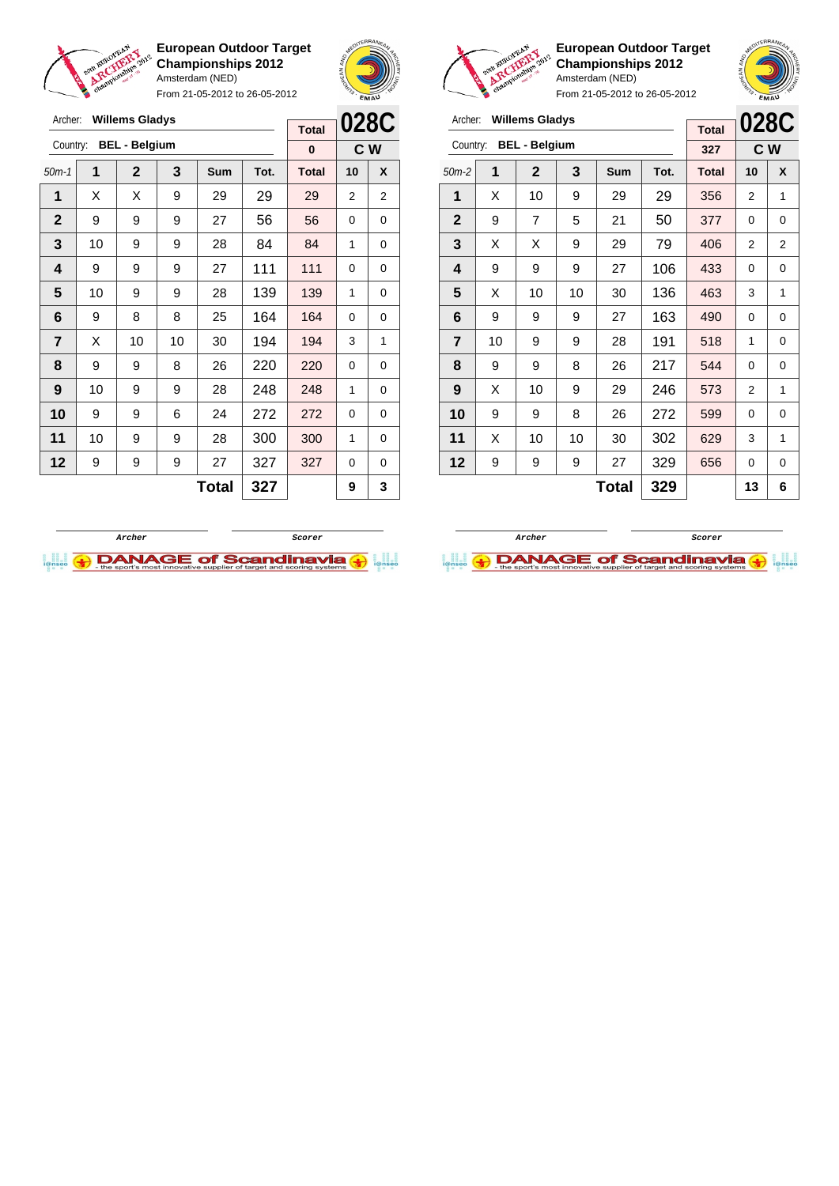**European Outdoor Target Championships 2012**
Amsterdam (NED)
From 21-05-2012 to 26-05-2012

Archer: **Willems Gladys**
Country: **BEL - Belgium**

| Total | 028C |
|---|---|
| 0 | C W |

| 50m-1 | 1 | 2 | 3 | Sum | Tot. | Total | 10 | X |
|---|---|---|---|---|---|---|---|---|
| 1 | X | X | 9 | 29 | 29 | 29 | 2 | 2 |
| 2 | 9 | 9 | 9 | 27 | 56 | 56 | 0 | 0 |
| 3 | 10 | 9 | 9 | 28 | 84 | 84 | 1 | 0 |
| 4 | 9 | 9 | 9 | 27 | 111 | 111 | 0 | 0 |
| 5 | 10 | 9 | 9 | 28 | 139 | 139 | 1 | 0 |
| 6 | 9 | 8 | 8 | 25 | 164 | 164 | 0 | 0 |
| 7 | X | 10 | 10 | 30 | 194 | 194 | 3 | 1 |
| 8 | 9 | 9 | 8 | 26 | 220 | 220 | 0 | 0 |
| 9 | 10 | 9 | 9 | 28 | 248 | 248 | 1 | 0 |
| 10 | 9 | 9 | 6 | 24 | 272 | 272 | 0 | 0 |
| 11 | 10 | 9 | 9 | 28 | 300 | 300 | 1 | 0 |
| 12 | 9 | 9 | 9 | 27 | 327 | 327 | 0 | 0 |
| | | | | **Total** | **327** | | **9** | **3** |

Archer    Scorer

**European Outdoor Target Championships 2012**
Amsterdam (NED)
From 21-05-2012 to 26-05-2012

Archer: **Willems Gladys**
Country: **BEL - Belgium**

| Total | 028C |
|---|---|
| 327 | C W |

| 50m-2 | 1 | 2 | 3 | Sum | Tot. | Total | 10 | X |
|---|---|---|---|---|---|---|---|---|
| 1 | X | 10 | 9 | 29 | 29 | 356 | 2 | 1 |
| 2 | 9 | 7 | 5 | 21 | 50 | 377 | 0 | 0 |
| 3 | X | X | 9 | 29 | 79 | 406 | 2 | 2 |
| 4 | 9 | 9 | 9 | 27 | 106 | 433 | 0 | 0 |
| 5 | X | 10 | 10 | 30 | 136 | 463 | 3 | 1 |
| 6 | 9 | 9 | 9 | 27 | 163 | 490 | 0 | 0 |
| 7 | 10 | 9 | 9 | 28 | 191 | 518 | 1 | 0 |
| 8 | 9 | 9 | 8 | 26 | 217 | 544 | 0 | 0 |
| 9 | X | 10 | 9 | 29 | 246 | 573 | 2 | 1 |
| 10 | 9 | 9 | 8 | 26 | 272 | 599 | 0 | 0 |
| 11 | X | 10 | 10 | 30 | 302 | 629 | 3 | 1 |
| 12 | 9 | 9 | 9 | 27 | 329 | 656 | 0 | 0 |
| | | | | **Total** | **329** | | **13** | **6** |

Archer    Scorer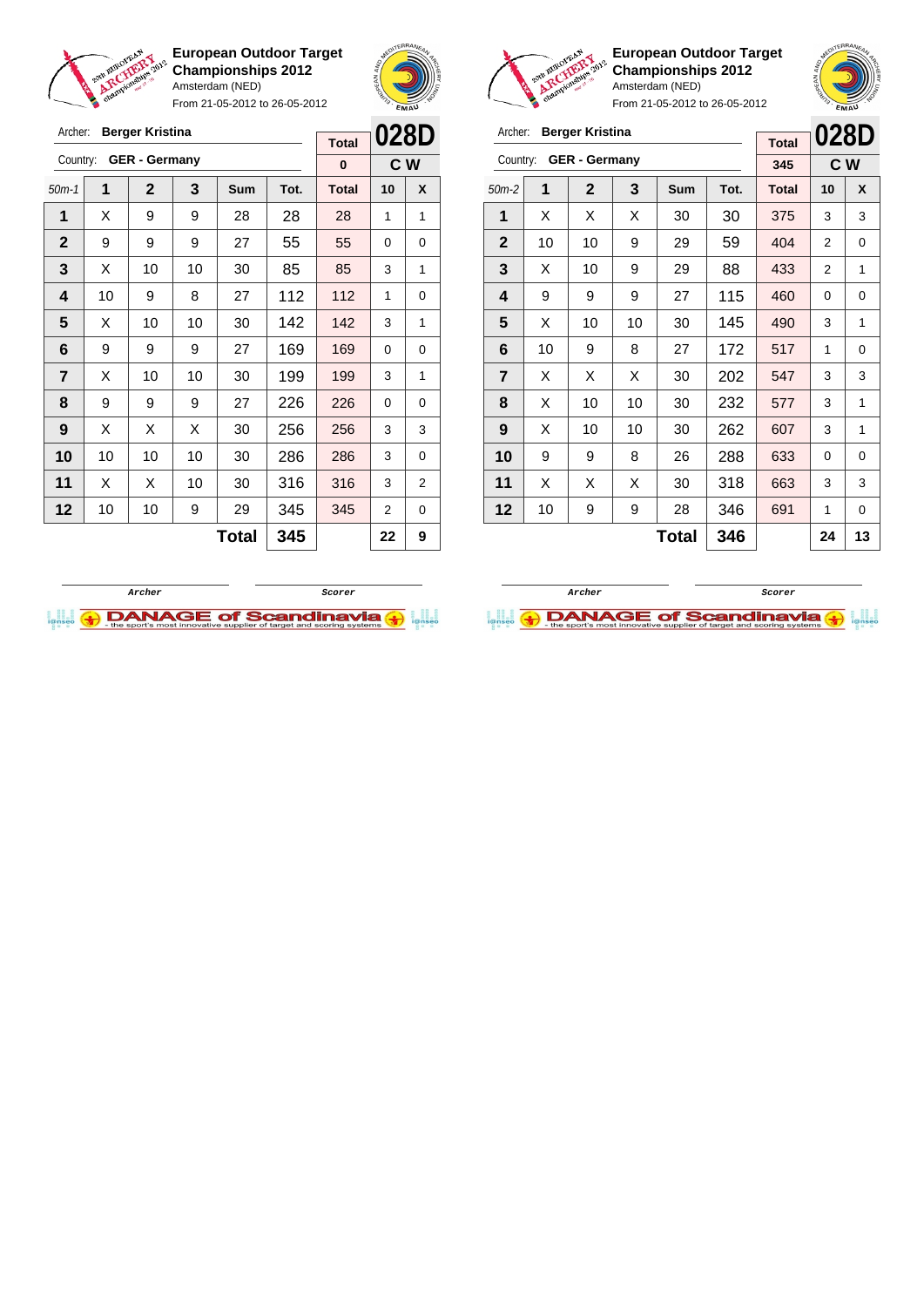## European Outdoor Target Championships 2012

Amsterdam (NED)

From 21-05-2012 to 26-05-2012

Archer: **Berger Kristina**

Country: **GER - Germany**

**028D** — **C W**

| 50m-1 | 1 | 2 | 3 | Sum | Tot. | Total | 10 | X |
|---|---|---|---|---|---|---|---|---|
| | | | | | | 0 | | |
| 1 | X | 9 | 9 | 28 | 28 | 28 | 1 | 1 |
| 2 | 9 | 9 | 9 | 27 | 55 | 55 | 0 | 0 |
| 3 | X | 10 | 10 | 30 | 85 | 85 | 3 | 1 |
| 4 | 10 | 9 | 8 | 27 | 112 | 112 | 1 | 0 |
| 5 | X | 10 | 10 | 30 | 142 | 142 | 3 | 1 |
| 6 | 9 | 9 | 9 | 27 | 169 | 169 | 0 | 0 |
| 7 | X | 10 | 10 | 30 | 199 | 199 | 3 | 1 |
| 8 | 9 | 9 | 9 | 27 | 226 | 226 | 0 | 0 |
| 9 | X | X | X | 30 | 256 | 256 | 3 | 3 |
| 10 | 10 | 10 | 10 | 30 | 286 | 286 | 3 | 0 |
| 11 | X | X | 10 | 30 | 316 | 316 | 3 | 2 |
| 12 | 10 | 10 | 9 | 29 | 345 | 345 | 2 | 0 |
| | | | | **Total** | **345** | | **22** | **9** |

Archer — Scorer

## European Outdoor Target Championships 2012

Amsterdam (NED)

From 21-05-2012 to 26-05-2012

Archer: **Berger Kristina**

Country: **GER - Germany**

**028D** — **C W**

| 50m-2 | 1 | 2 | 3 | Sum | Tot. | Total | 10 | X |
|---|---|---|---|---|---|---|---|---|
| | | | | | | 345 | | |
| 1 | X | X | X | 30 | 30 | 375 | 3 | 3 |
| 2 | 10 | 10 | 9 | 29 | 59 | 404 | 2 | 0 |
| 3 | X | 10 | 9 | 29 | 88 | 433 | 2 | 1 |
| 4 | 9 | 9 | 9 | 27 | 115 | 460 | 0 | 0 |
| 5 | X | 10 | 10 | 30 | 145 | 490 | 3 | 1 |
| 6 | 10 | 9 | 8 | 27 | 172 | 517 | 1 | 0 |
| 7 | X | X | X | 30 | 202 | 547 | 3 | 3 |
| 8 | X | 10 | 10 | 30 | 232 | 577 | 3 | 1 |
| 9 | X | 10 | 10 | 30 | 262 | 607 | 3 | 1 |
| 10 | 9 | 9 | 8 | 26 | 288 | 633 | 0 | 0 |
| 11 | X | X | X | 30 | 318 | 663 | 3 | 3 |
| 12 | 10 | 9 | 9 | 28 | 346 | 691 | 1 | 0 |
| | | | | **Total** | **346** | | **24** | **13** |

Archer — Scorer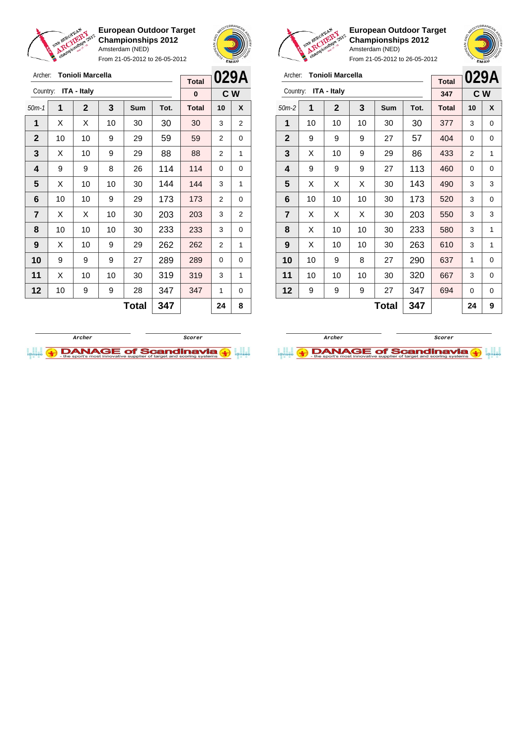**European Outdoor Target Championships 2012**
Amsterdam (NED)
From 21-05-2012 to 26-05-2012

Archer: **Tonioli Marcella**
Country: **ITA - Italy**

| Total | 029A |
|---|---|
| 0 | C W |

| 50m-1 | 1 | 2 | 3 | Sum | Tot. | Total | 10 | X |
|---|---|---|---|---|---|---|---|---|
| 1 | X | X | 10 | 30 | 30 | 30 | 3 | 2 |
| 2 | 10 | 10 | 9 | 29 | 59 | 59 | 2 | 0 |
| 3 | X | 10 | 9 | 29 | 88 | 88 | 2 | 1 |
| 4 | 9 | 9 | 8 | 26 | 114 | 114 | 0 | 0 |
| 5 | X | 10 | 10 | 30 | 144 | 144 | 3 | 1 |
| 6 | 10 | 10 | 9 | 29 | 173 | 173 | 2 | 0 |
| 7 | X | X | 10 | 30 | 203 | 203 | 3 | 2 |
| 8 | 10 | 10 | 10 | 30 | 233 | 233 | 3 | 0 |
| 9 | X | 10 | 9 | 29 | 262 | 262 | 2 | 1 |
| 10 | 9 | 9 | 9 | 27 | 289 | 289 | 0 | 0 |
| 11 | X | 10 | 10 | 30 | 319 | 319 | 3 | 1 |
| 12 | 10 | 9 | 9 | 28 | 347 | 347 | 1 | 0 |
| | | | | **Total** | **347** | | **24** | **8** |

Archer &nbsp;&nbsp;&nbsp;&nbsp; Scorer

**European Outdoor Target Championships 2012**
Amsterdam (NED)
From 21-05-2012 to 26-05-2012

Archer: **Tonioli Marcella**
Country: **ITA - Italy**

| Total | 029A |
|---|---|
| 347 | C W |

| 50m-2 | 1 | 2 | 3 | Sum | Tot. | Total | 10 | X |
|---|---|---|---|---|---|---|---|---|
| 1 | 10 | 10 | 10 | 30 | 30 | 377 | 3 | 0 |
| 2 | 9 | 9 | 9 | 27 | 57 | 404 | 0 | 0 |
| 3 | X | 10 | 9 | 29 | 86 | 433 | 2 | 1 |
| 4 | 9 | 9 | 9 | 27 | 113 | 460 | 0 | 0 |
| 5 | X | X | X | 30 | 143 | 490 | 3 | 3 |
| 6 | 10 | 10 | 10 | 30 | 173 | 520 | 3 | 0 |
| 7 | X | X | X | 30 | 203 | 550 | 3 | 3 |
| 8 | X | 10 | 10 | 30 | 233 | 580 | 3 | 1 |
| 9 | X | 10 | 10 | 30 | 263 | 610 | 3 | 1 |
| 10 | 10 | 9 | 8 | 27 | 290 | 637 | 1 | 0 |
| 11 | 10 | 10 | 10 | 30 | 320 | 667 | 3 | 0 |
| 12 | 9 | 9 | 9 | 27 | 347 | 694 | 0 | 0 |
| | | | | **Total** | **347** | | **24** | **9** |

Archer &nbsp;&nbsp;&nbsp;&nbsp; Scorer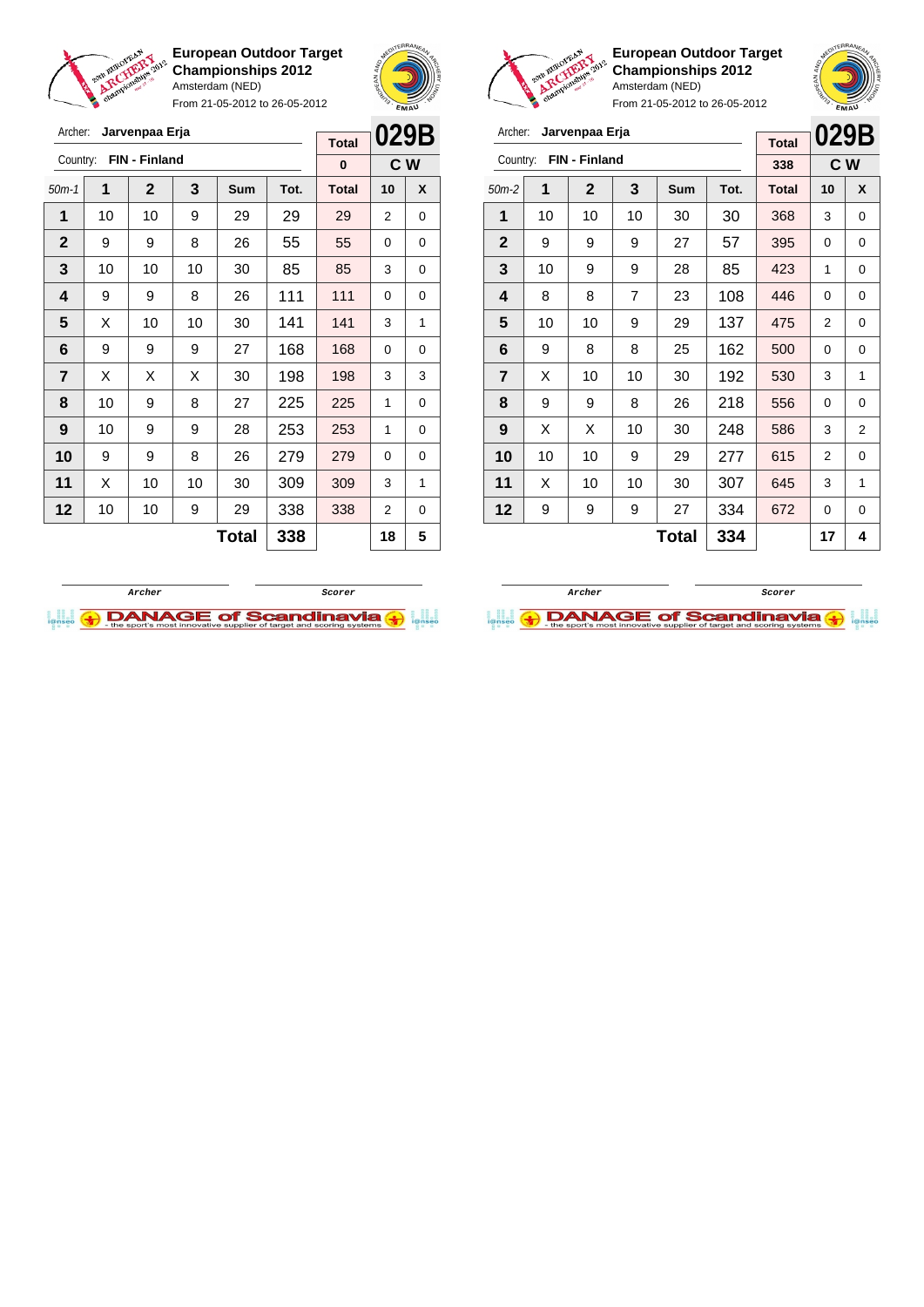## European Outdoor Target Championships 2012

Amsterdam (NED)

From 21-05-2012 to 26-05-2012

Archer: **Jarvenpaa Erja**

Country: **FIN - Finland**

**029B** — **C W**

| 50m-1 | 1 | 2 | 3 | Sum | Tot. | Total | 10 | X |
|---|---|---|---|---|---|---|---|---|
| | | | | | | 0 | | |
| 1 | 10 | 10 | 9 | 29 | 29 | 29 | 2 | 0 |
| 2 | 9 | 9 | 8 | 26 | 55 | 55 | 0 | 0 |
| 3 | 10 | 10 | 10 | 30 | 85 | 85 | 3 | 0 |
| 4 | 9 | 9 | 8 | 26 | 111 | 111 | 0 | 0 |
| 5 | X | 10 | 10 | 30 | 141 | 141 | 3 | 1 |
| 6 | 9 | 9 | 9 | 27 | 168 | 168 | 0 | 0 |
| 7 | X | X | X | 30 | 198 | 198 | 3 | 3 |
| 8 | 10 | 9 | 8 | 27 | 225 | 225 | 1 | 0 |
| 9 | 10 | 9 | 9 | 28 | 253 | 253 | 1 | 0 |
| 10 | 9 | 9 | 8 | 26 | 279 | 279 | 0 | 0 |
| 11 | X | 10 | 10 | 30 | 309 | 309 | 3 | 1 |
| 12 | 10 | 10 | 9 | 29 | 338 | 338 | 2 | 0 |
| | | | | **Total** | **338** | | **18** | **5** |

Archer &nbsp;&nbsp;&nbsp;&nbsp; Scorer

## European Outdoor Target Championships 2012

Amsterdam (NED)

From 21-05-2012 to 26-05-2012

Archer: **Jarvenpaa Erja**

Country: **FIN - Finland**

**029B** — **C W**

| 50m-2 | 1 | 2 | 3 | Sum | Tot. | Total | 10 | X |
|---|---|---|---|---|---|---|---|---|
| | | | | | | 338 | | |
| 1 | 10 | 10 | 10 | 30 | 30 | 368 | 3 | 0 |
| 2 | 9 | 9 | 9 | 27 | 57 | 395 | 0 | 0 |
| 3 | 10 | 9 | 9 | 28 | 85 | 423 | 1 | 0 |
| 4 | 8 | 8 | 7 | 23 | 108 | 446 | 0 | 0 |
| 5 | 10 | 10 | 9 | 29 | 137 | 475 | 2 | 0 |
| 6 | 9 | 8 | 8 | 25 | 162 | 500 | 0 | 0 |
| 7 | X | 10 | 10 | 30 | 192 | 530 | 3 | 1 |
| 8 | 9 | 9 | 8 | 26 | 218 | 556 | 0 | 0 |
| 9 | X | X | 10 | 30 | 248 | 586 | 3 | 2 |
| 10 | 10 | 10 | 9 | 29 | 277 | 615 | 2 | 0 |
| 11 | X | 10 | 10 | 30 | 307 | 645 | 3 | 1 |
| 12 | 9 | 9 | 9 | 27 | 334 | 672 | 0 | 0 |
| | | | | **Total** | **334** | | **17** | **4** |

Archer &nbsp;&nbsp;&nbsp;&nbsp; Scorer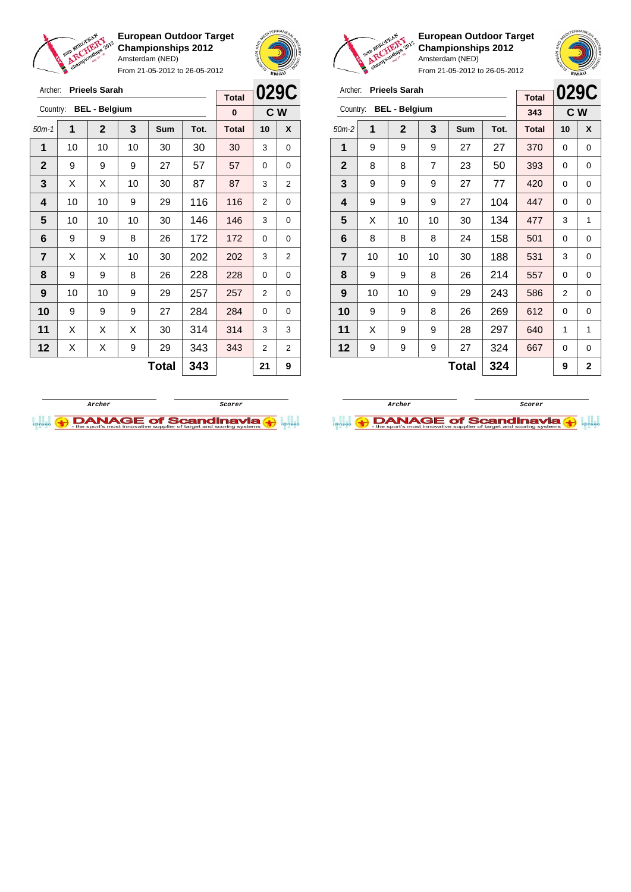**European Outdoor Target Championships 2012**
Amsterdam (NED)
From 21-05-2012 to 26-05-2012

Archer: **Prieels Sarah**
Country: **BEL - Belgium**

| Total | 029C |
|---|---|
| 0 | C W |

| 50m-1 | 1 | 2 | 3 | Sum | Tot. | Total | 10 | X |
|---|---|---|---|---|---|---|---|---|
| 1 | 10 | 10 | 10 | 30 | 30 | 30 | 3 | 0 |
| 2 | 9 | 9 | 9 | 27 | 57 | 57 | 0 | 0 |
| 3 | X | X | 10 | 30 | 87 | 87 | 3 | 2 |
| 4 | 10 | 10 | 9 | 29 | 116 | 116 | 2 | 0 |
| 5 | 10 | 10 | 10 | 30 | 146 | 146 | 3 | 0 |
| 6 | 9 | 9 | 8 | 26 | 172 | 172 | 0 | 0 |
| 7 | X | X | 10 | 30 | 202 | 202 | 3 | 2 |
| 8 | 9 | 9 | 8 | 26 | 228 | 228 | 0 | 0 |
| 9 | 10 | 10 | 9 | 29 | 257 | 257 | 2 | 0 |
| 10 | 9 | 9 | 9 | 27 | 284 | 284 | 0 | 0 |
| 11 | X | X | X | 30 | 314 | 314 | 3 | 3 |
| 12 | X | X | 9 | 29 | 343 | 343 | 2 | 2 |
| | | | | **Total** | **343** | | **21** | **9** |

Archer | Scorer

**European Outdoor Target Championships 2012**
Amsterdam (NED)
From 21-05-2012 to 26-05-2012

Archer: **Prieels Sarah**
Country: **BEL - Belgium**

| Total | 029C |
|---|---|
| 343 | C W |

| 50m-2 | 1 | 2 | 3 | Sum | Tot. | Total | 10 | X |
|---|---|---|---|---|---|---|---|---|
| 1 | 9 | 9 | 9 | 27 | 27 | 370 | 0 | 0 |
| 2 | 8 | 8 | 7 | 23 | 50 | 393 | 0 | 0 |
| 3 | 9 | 9 | 9 | 27 | 77 | 420 | 0 | 0 |
| 4 | 9 | 9 | 9 | 27 | 104 | 447 | 0 | 0 |
| 5 | X | 10 | 10 | 30 | 134 | 477 | 3 | 1 |
| 6 | 8 | 8 | 8 | 24 | 158 | 501 | 0 | 0 |
| 7 | 10 | 10 | 10 | 30 | 188 | 531 | 3 | 0 |
| 8 | 9 | 9 | 8 | 26 | 214 | 557 | 0 | 0 |
| 9 | 10 | 10 | 9 | 29 | 243 | 586 | 2 | 0 |
| 10 | 9 | 9 | 8 | 26 | 269 | 612 | 0 | 0 |
| 11 | X | 9 | 9 | 28 | 297 | 640 | 1 | 1 |
| 12 | 9 | 9 | 9 | 27 | 324 | 667 | 0 | 0 |
| | | | | **Total** | **324** | | **9** | **2** |

Archer | Scorer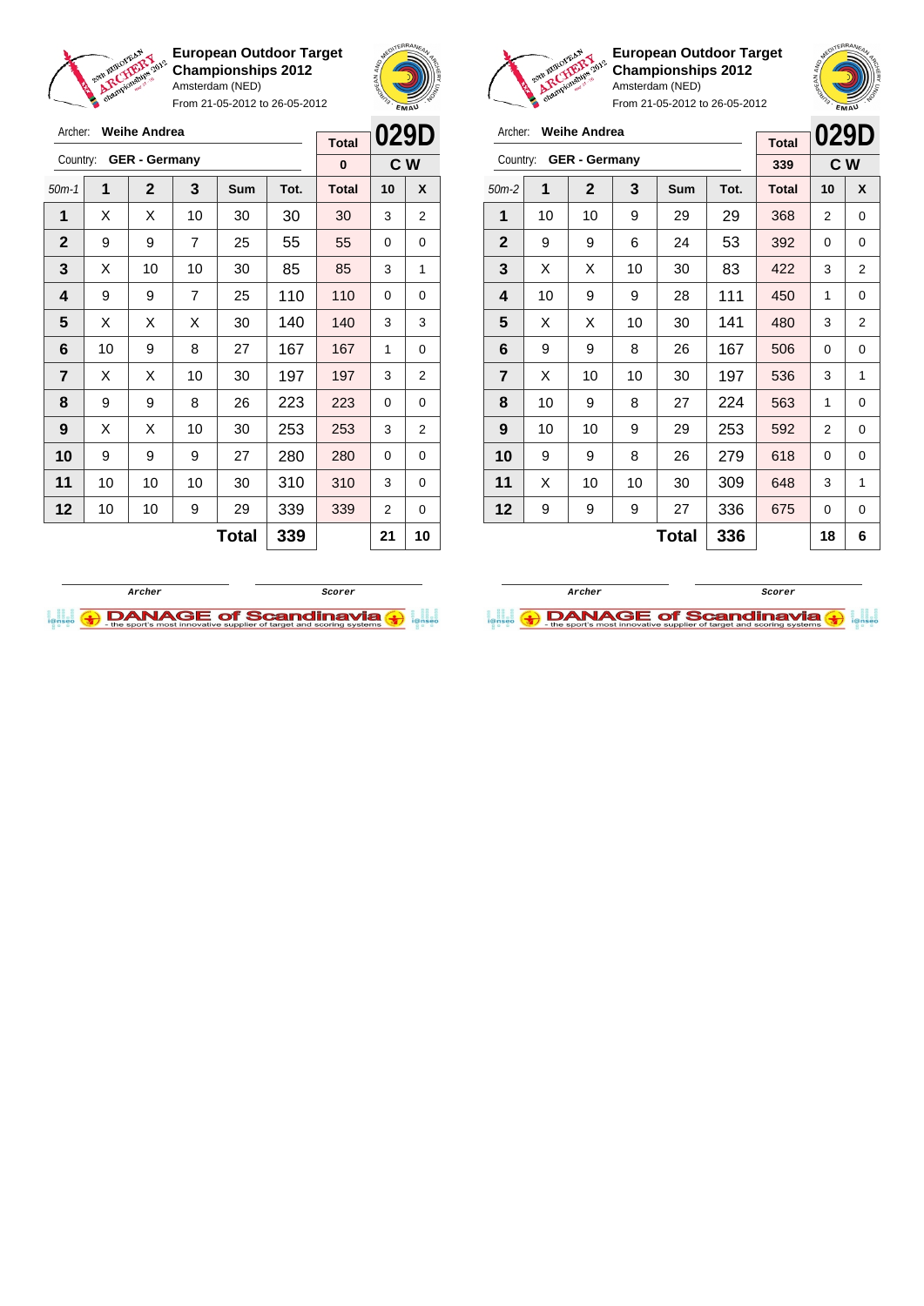**European Outdoor Target Championships 2012**
Amsterdam (NED)
From 21-05-2012 to 26-05-2012

Archer: **Weihe Andrea**
Country: **GER - Germany**

**029D** — **C W**

| 50m-1 | 1 | 2 | 3 | Sum | Tot. | Total | 10 | X |
|---|---|---|---|---|---|---|---|---|
| | | | | | | 0 | | |
| 1 | X | X | 10 | 30 | 30 | 30 | 3 | 2 |
| 2 | 9 | 9 | 7 | 25 | 55 | 55 | 0 | 0 |
| 3 | X | 10 | 10 | 30 | 85 | 85 | 3 | 1 |
| 4 | 9 | 9 | 7 | 25 | 110 | 110 | 0 | 0 |
| 5 | X | X | X | 30 | 140 | 140 | 3 | 3 |
| 6 | 10 | 9 | 8 | 27 | 167 | 167 | 1 | 0 |
| 7 | X | X | 10 | 30 | 197 | 197 | 3 | 2 |
| 8 | 9 | 9 | 8 | 26 | 223 | 223 | 0 | 0 |
| 9 | X | X | 10 | 30 | 253 | 253 | 3 | 2 |
| 10 | 9 | 9 | 9 | 27 | 280 | 280 | 0 | 0 |
| 11 | 10 | 10 | 10 | 30 | 310 | 310 | 3 | 0 |
| 12 | 10 | 10 | 9 | 29 | 339 | 339 | 2 | 0 |
| | | | | **Total** | **339** | | **21** | **10** |

Archer — Scorer

**European Outdoor Target Championships 2012**
Amsterdam (NED)
From 21-05-2012 to 26-05-2012

Archer: **Weihe Andrea**
Country: **GER - Germany**

**029D** — **C W**

| 50m-2 | 1 | 2 | 3 | Sum | Tot. | Total | 10 | X |
|---|---|---|---|---|---|---|---|---|
| | | | | | | 339 | | |
| 1 | 10 | 10 | 9 | 29 | 29 | 368 | 2 | 0 |
| 2 | 9 | 9 | 6 | 24 | 53 | 392 | 0 | 0 |
| 3 | X | X | 10 | 30 | 83 | 422 | 3 | 2 |
| 4 | 10 | 9 | 9 | 28 | 111 | 450 | 1 | 0 |
| 5 | X | X | 10 | 30 | 141 | 480 | 3 | 2 |
| 6 | 9 | 9 | 8 | 26 | 167 | 506 | 0 | 0 |
| 7 | X | 10 | 10 | 30 | 197 | 536 | 3 | 1 |
| 8 | 10 | 9 | 8 | 27 | 224 | 563 | 1 | 0 |
| 9 | 10 | 10 | 9 | 29 | 253 | 592 | 2 | 0 |
| 10 | 9 | 9 | 8 | 26 | 279 | 618 | 0 | 0 |
| 11 | X | 10 | 10 | 30 | 309 | 648 | 3 | 1 |
| 12 | 9 | 9 | 9 | 27 | 336 | 675 | 0 | 0 |
| | | | | **Total** | **336** | | **18** | **6** |

Archer — Scorer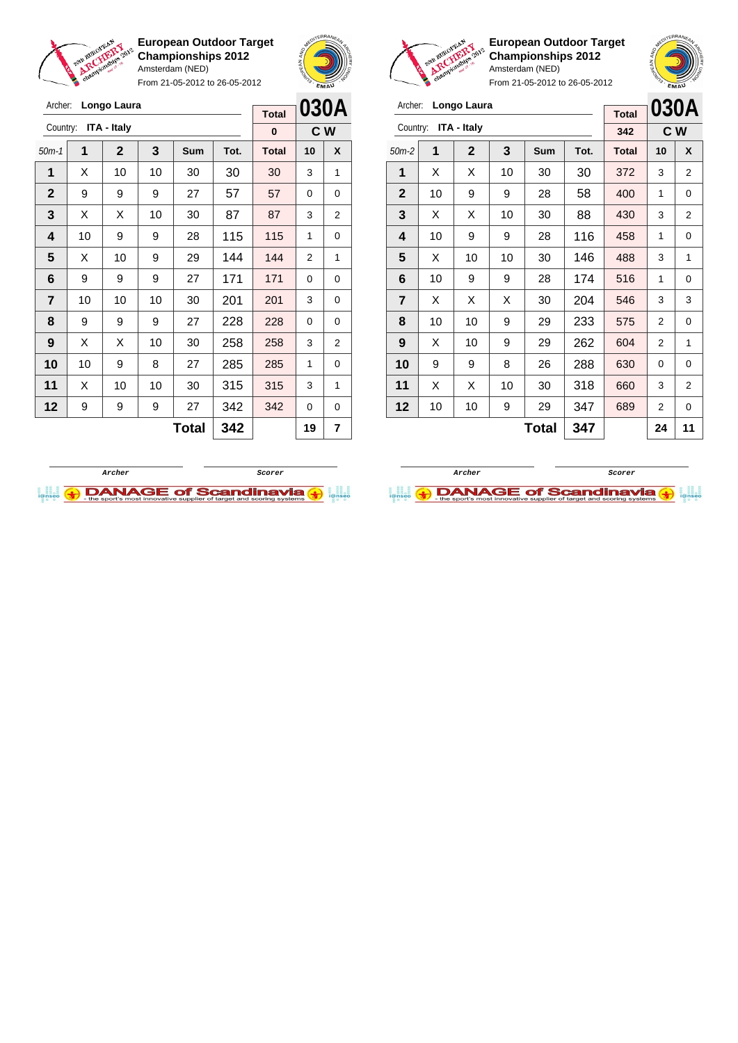**European Outdoor Target Championships 2012**
Amsterdam (NED)
From 21-05-2012 to 26-05-2012

Archer: **Longo Laura**
Country: **ITA - Italy**

| Total | 030A |
|---|---|
| 0 | C W |

| 50m-1 | 1 | 2 | 3 | Sum | Tot. | Total | 10 | X |
|---|---|---|---|---|---|---|---|---|
| 1 | X | 10 | 10 | 30 | 30 | 30 | 3 | 1 |
| 2 | 9 | 9 | 9 | 27 | 57 | 57 | 0 | 0 |
| 3 | X | X | 10 | 30 | 87 | 87 | 3 | 2 |
| 4 | 10 | 9 | 9 | 28 | 115 | 115 | 1 | 0 |
| 5 | X | 10 | 9 | 29 | 144 | 144 | 2 | 1 |
| 6 | 9 | 9 | 9 | 27 | 171 | 171 | 0 | 0 |
| 7 | 10 | 10 | 10 | 30 | 201 | 201 | 3 | 0 |
| 8 | 9 | 9 | 9 | 27 | 228 | 228 | 0 | 0 |
| 9 | X | X | 10 | 30 | 258 | 258 | 3 | 2 |
| 10 | 10 | 9 | 8 | 27 | 285 | 285 | 1 | 0 |
| 11 | X | 10 | 10 | 30 | 315 | 315 | 3 | 1 |
| 12 | 9 | 9 | 9 | 27 | 342 | 342 | 0 | 0 |
| | | | | **Total** | **342** | | **19** | **7** |

Archer — Scorer

**European Outdoor Target Championships 2012**
Amsterdam (NED)
From 21-05-2012 to 26-05-2012

Archer: **Longo Laura**
Country: **ITA - Italy**

| Total | 030A |
|---|---|
| 342 | C W |

| 50m-2 | 1 | 2 | 3 | Sum | Tot. | Total | 10 | X |
|---|---|---|---|---|---|---|---|---|
| 1 | X | X | 10 | 30 | 30 | 372 | 3 | 2 |
| 2 | 10 | 9 | 9 | 28 | 58 | 400 | 1 | 0 |
| 3 | X | X | 10 | 30 | 88 | 430 | 3 | 2 |
| 4 | 10 | 9 | 9 | 28 | 116 | 458 | 1 | 0 |
| 5 | X | 10 | 10 | 30 | 146 | 488 | 3 | 1 |
| 6 | 10 | 9 | 9 | 28 | 174 | 516 | 1 | 0 |
| 7 | X | X | X | 30 | 204 | 546 | 3 | 3 |
| 8 | 10 | 10 | 9 | 29 | 233 | 575 | 2 | 0 |
| 9 | X | 10 | 9 | 29 | 262 | 604 | 2 | 1 |
| 10 | 9 | 9 | 8 | 26 | 288 | 630 | 0 | 0 |
| 11 | X | X | 10 | 30 | 318 | 660 | 3 | 2 |
| 12 | 10 | 10 | 9 | 29 | 347 | 689 | 2 | 0 |
| | | | | **Total** | **347** | | **24** | **11** |

Archer — Scorer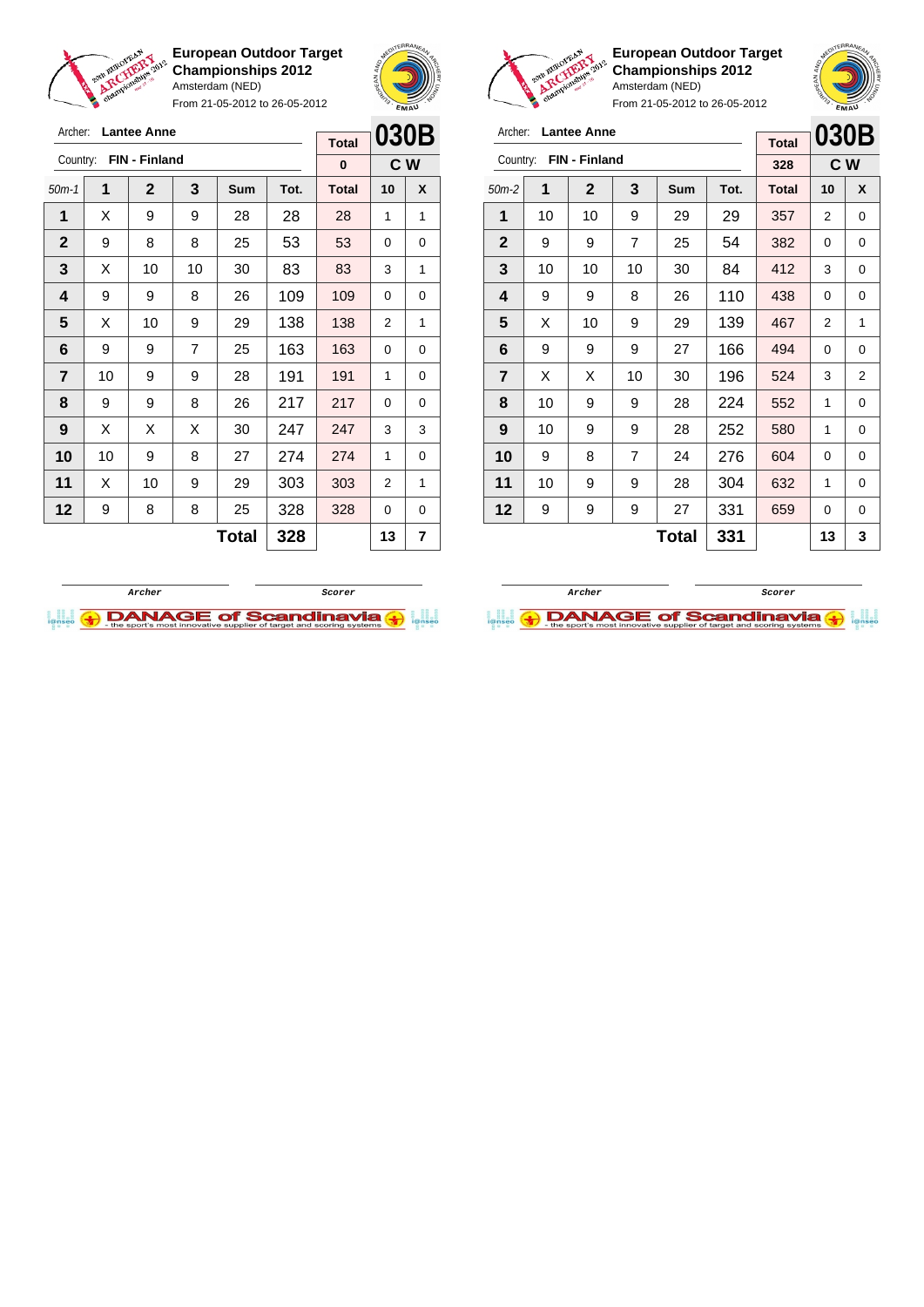**European Outdoor Target Championships 2012**
Amsterdam (NED)
From 21-05-2012 to 26-05-2012

Archer: **Lantee Anne**
Country: **FIN - Finland**

| Total | 030B |
|---|---|
| 0 | C W |

| 50m-1 | 1 | 2 | 3 | Sum | Tot. | Total | 10 | X |
|---|---|---|---|---|---|---|---|---|
| 1 | X | 9 | 9 | 28 | 28 | 28 | 1 | 1 |
| 2 | 9 | 8 | 8 | 25 | 53 | 53 | 0 | 0 |
| 3 | X | 10 | 10 | 30 | 83 | 83 | 3 | 1 |
| 4 | 9 | 9 | 8 | 26 | 109 | 109 | 0 | 0 |
| 5 | X | 10 | 9 | 29 | 138 | 138 | 2 | 1 |
| 6 | 9 | 9 | 7 | 25 | 163 | 163 | 0 | 0 |
| 7 | 10 | 9 | 9 | 28 | 191 | 191 | 1 | 0 |
| 8 | 9 | 9 | 8 | 26 | 217 | 217 | 0 | 0 |
| 9 | X | X | X | 30 | 247 | 247 | 3 | 3 |
| 10 | 10 | 9 | 8 | 27 | 274 | 274 | 1 | 0 |
| 11 | X | 10 | 9 | 29 | 303 | 303 | 2 | 1 |
| 12 | 9 | 8 | 8 | 25 | 328 | 328 | 0 | 0 |
| | | | | **Total** | **328** | | **13** | **7** |

Archer | Scorer

**European Outdoor Target Championships 2012**
Amsterdam (NED)
From 21-05-2012 to 26-05-2012

Archer: **Lantee Anne**
Country: **FIN - Finland**

| Total | 030B |
|---|---|
| 328 | C W |

| 50m-2 | 1 | 2 | 3 | Sum | Tot. | Total | 10 | X |
|---|---|---|---|---|---|---|---|---|
| 1 | 10 | 10 | 9 | 29 | 29 | 357 | 2 | 0 |
| 2 | 9 | 9 | 7 | 25 | 54 | 382 | 0 | 0 |
| 3 | 10 | 10 | 10 | 30 | 84 | 412 | 3 | 0 |
| 4 | 9 | 9 | 8 | 26 | 110 | 438 | 0 | 0 |
| 5 | X | 10 | 9 | 29 | 139 | 467 | 2 | 1 |
| 6 | 9 | 9 | 9 | 27 | 166 | 494 | 0 | 0 |
| 7 | X | X | 10 | 30 | 196 | 524 | 3 | 2 |
| 8 | 10 | 9 | 9 | 28 | 224 | 552 | 1 | 0 |
| 9 | 10 | 9 | 9 | 28 | 252 | 580 | 1 | 0 |
| 10 | 9 | 8 | 7 | 24 | 276 | 604 | 0 | 0 |
| 11 | 10 | 9 | 9 | 28 | 304 | 632 | 1 | 0 |
| 12 | 9 | 9 | 9 | 27 | 331 | 659 | 0 | 0 |
| | | | | **Total** | **331** | | **13** | **3** |

Archer | Scorer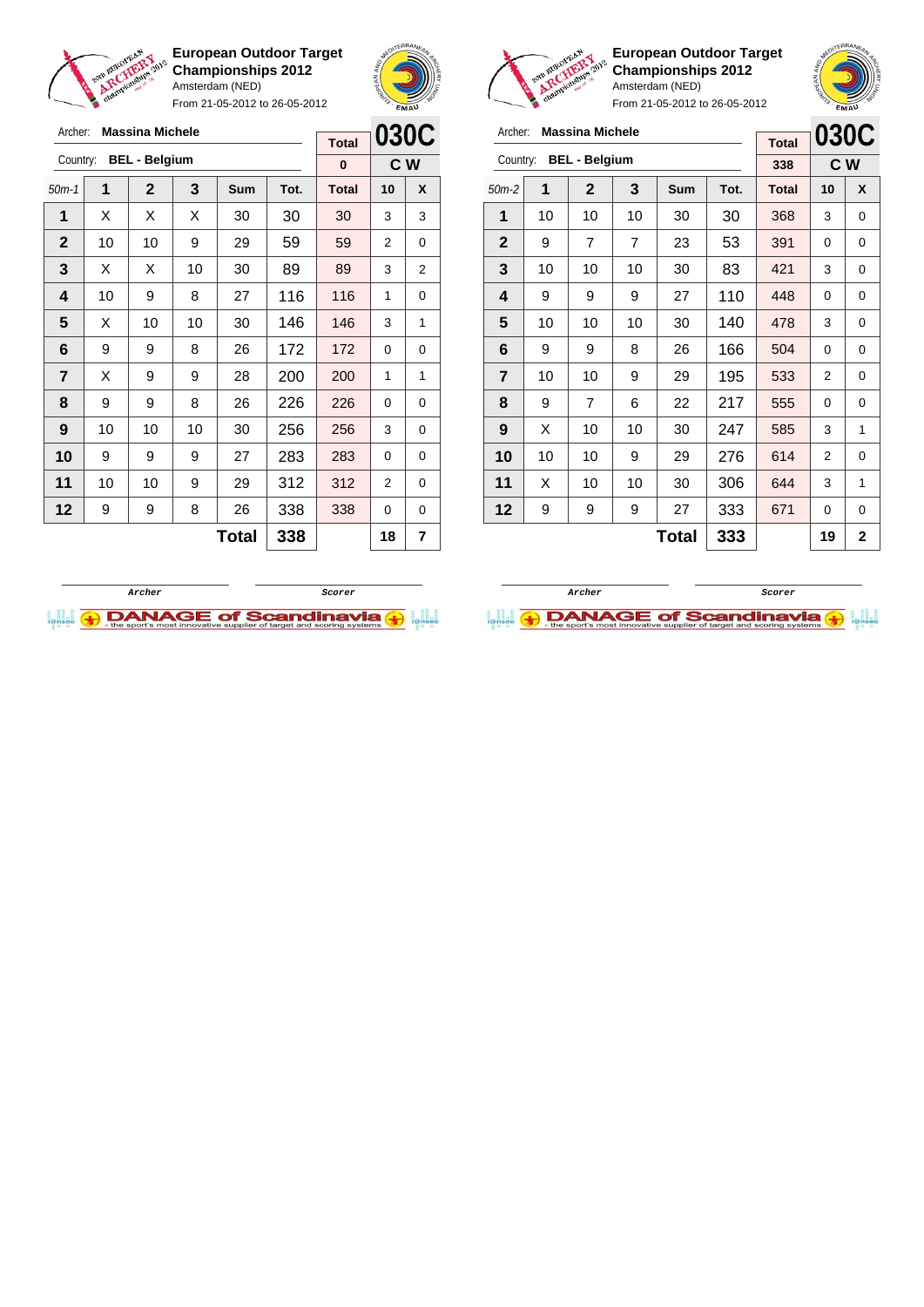**European Outdoor Target Championships 2012**
Amsterdam (NED)
From 21-05-2012 to 26-05-2012

Archer: **Massina Michele**
Country: **BEL - Belgium**

| Total | 030C |
|---|---|
| 0 | C W |

| 50m-1 | 1 | 2 | 3 | Sum | Tot. | Total | 10 | X |
|---|---|---|---|---|---|---|---|---|
| 1 | X | X | X | 30 | 30 | 30 | 3 | 3 |
| 2 | 10 | 10 | 9 | 29 | 59 | 59 | 2 | 0 |
| 3 | X | X | 10 | 30 | 89 | 89 | 3 | 2 |
| 4 | 10 | 9 | 8 | 27 | 116 | 116 | 1 | 0 |
| 5 | X | 10 | 10 | 30 | 146 | 146 | 3 | 1 |
| 6 | 9 | 9 | 8 | 26 | 172 | 172 | 0 | 0 |
| 7 | X | 9 | 9 | 28 | 200 | 200 | 1 | 1 |
| 8 | 9 | 9 | 8 | 26 | 226 | 226 | 0 | 0 |
| 9 | 10 | 10 | 10 | 30 | 256 | 256 | 3 | 0 |
| 10 | 9 | 9 | 9 | 27 | 283 | 283 | 0 | 0 |
| 11 | 10 | 10 | 9 | 29 | 312 | 312 | 2 | 0 |
| 12 | 9 | 9 | 8 | 26 | 338 | 338 | 0 | 0 |
| | | | | **Total** | **338** | | **18** | **7** |

Archer / Scorer

**European Outdoor Target Championships 2012**
Amsterdam (NED)
From 21-05-2012 to 26-05-2012

Archer: **Massina Michele**
Country: **BEL - Belgium**

| Total | 030C |
|---|---|
| 338 | C W |

| 50m-2 | 1 | 2 | 3 | Sum | Tot. | Total | 10 | X |
|---|---|---|---|---|---|---|---|---|
| 1 | 10 | 10 | 10 | 30 | 30 | 368 | 3 | 0 |
| 2 | 9 | 7 | 7 | 23 | 53 | 391 | 0 | 0 |
| 3 | 10 | 10 | 10 | 30 | 83 | 421 | 3 | 0 |
| 4 | 9 | 9 | 9 | 27 | 110 | 448 | 0 | 0 |
| 5 | 10 | 10 | 10 | 30 | 140 | 478 | 3 | 0 |
| 6 | 9 | 9 | 8 | 26 | 166 | 504 | 0 | 0 |
| 7 | 10 | 10 | 9 | 29 | 195 | 533 | 2 | 0 |
| 8 | 9 | 7 | 6 | 22 | 217 | 555 | 0 | 0 |
| 9 | X | 10 | 10 | 30 | 247 | 585 | 3 | 1 |
| 10 | 10 | 10 | 9 | 29 | 276 | 614 | 2 | 0 |
| 11 | X | 10 | 10 | 30 | 306 | 644 | 3 | 1 |
| 12 | 9 | 9 | 9 | 27 | 333 | 671 | 0 | 0 |
| | | | | **Total** | **333** | | **19** | **2** |

Archer / Scorer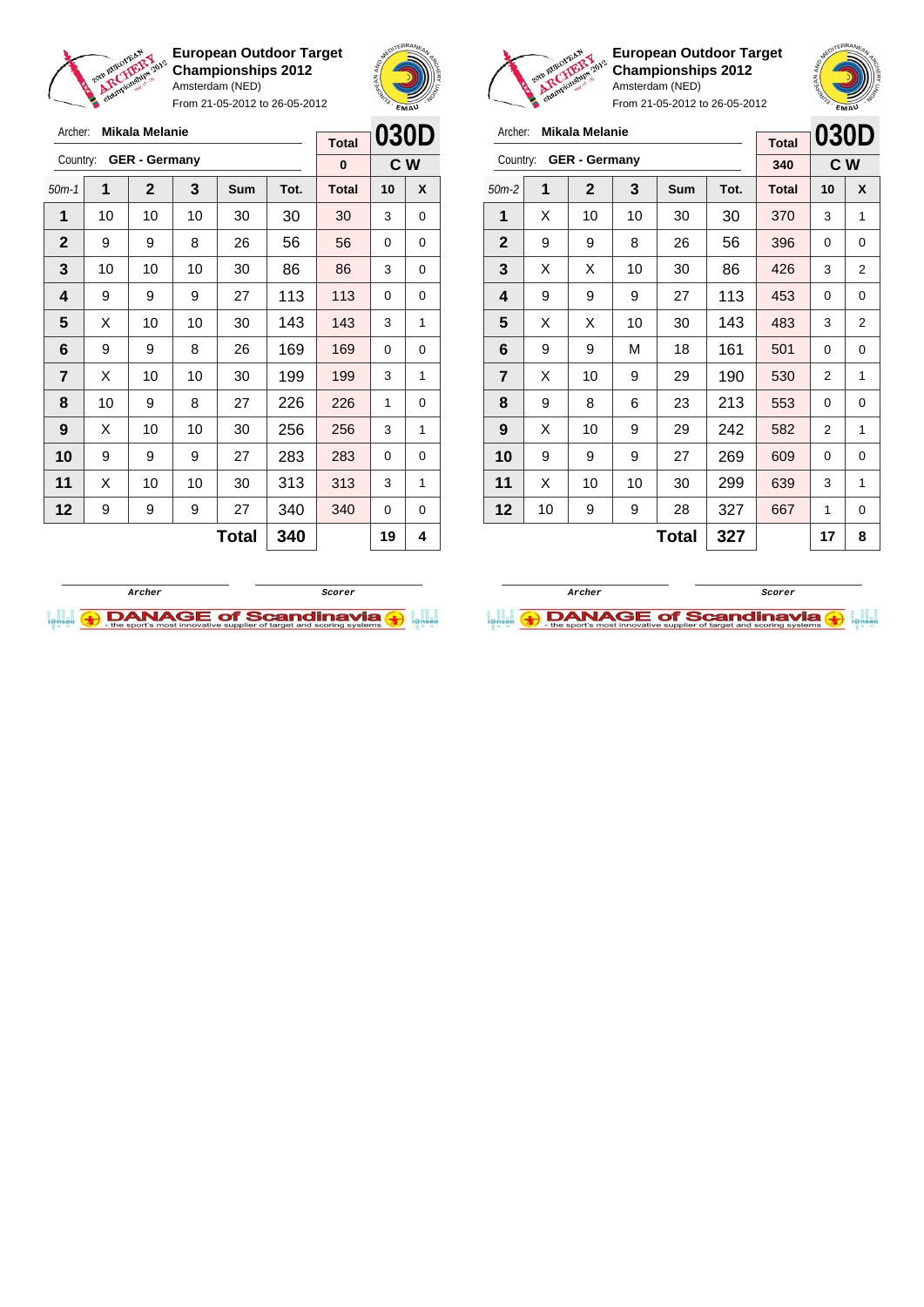**European Outdoor Target Championships 2012**
Amsterdam (NED)
From 21-05-2012 to 26-05-2012

Archer: **Mikala Melanie**
Country: **GER - Germany**

| | | | | | | Total | 030D | |
|---|---|---|---|---|---|---|---|---|
| | | | | | | 0 | C W | |
| 50m-1 | 1 | 2 | 3 | Sum | Tot. | Total | 10 | X |
| 1 | 10 | 10 | 10 | 30 | 30 | 30 | 3 | 0 |
| 2 | 9 | 9 | 8 | 26 | 56 | 56 | 0 | 0 |
| 3 | 10 | 10 | 10 | 30 | 86 | 86 | 3 | 0 |
| 4 | 9 | 9 | 9 | 27 | 113 | 113 | 0 | 0 |
| 5 | X | 10 | 10 | 30 | 143 | 143 | 3 | 1 |
| 6 | 9 | 9 | 8 | 26 | 169 | 169 | 0 | 0 |
| 7 | X | 10 | 10 | 30 | 199 | 199 | 3 | 1 |
| 8 | 10 | 9 | 8 | 27 | 226 | 226 | 1 | 0 |
| 9 | X | 10 | 10 | 30 | 256 | 256 | 3 | 1 |
| 10 | 9 | 9 | 9 | 27 | 283 | 283 | 0 | 0 |
| 11 | X | 10 | 10 | 30 | 313 | 313 | 3 | 1 |
| 12 | 9 | 9 | 9 | 27 | 340 | 340 | 0 | 0 |
| | | | | Total | 340 | | 19 | 4 |

Archer Scorer

**European Outdoor Target Championships 2012**
Amsterdam (NED)
From 21-05-2012 to 26-05-2012

Archer: **Mikala Melanie**
Country: **GER - Germany**

| | | | | | | Total | 030D | |
|---|---|---|---|---|---|---|---|---|
| | | | | | | 340 | C W | |
| 50m-2 | 1 | 2 | 3 | Sum | Tot. | Total | 10 | X |
| 1 | X | 10 | 10 | 30 | 30 | 370 | 3 | 1 |
| 2 | 9 | 9 | 8 | 26 | 56 | 396 | 0 | 0 |
| 3 | X | X | 10 | 30 | 86 | 426 | 3 | 2 |
| 4 | 9 | 9 | 9 | 27 | 113 | 453 | 0 | 0 |
| 5 | X | X | 10 | 30 | 143 | 483 | 3 | 2 |
| 6 | 9 | 9 | M | 18 | 161 | 501 | 0 | 0 |
| 7 | X | 10 | 9 | 29 | 190 | 530 | 2 | 1 |
| 8 | 9 | 8 | 6 | 23 | 213 | 553 | 0 | 0 |
| 9 | X | 10 | 9 | 29 | 242 | 582 | 2 | 1 |
| 10 | 9 | 9 | 9 | 27 | 269 | 609 | 0 | 0 |
| 11 | X | 10 | 10 | 30 | 299 | 639 | 3 | 1 |
| 12 | 10 | 9 | 9 | 28 | 327 | 667 | 1 | 0 |
| | | | | Total | 327 | | 17 | 8 |

Archer Scorer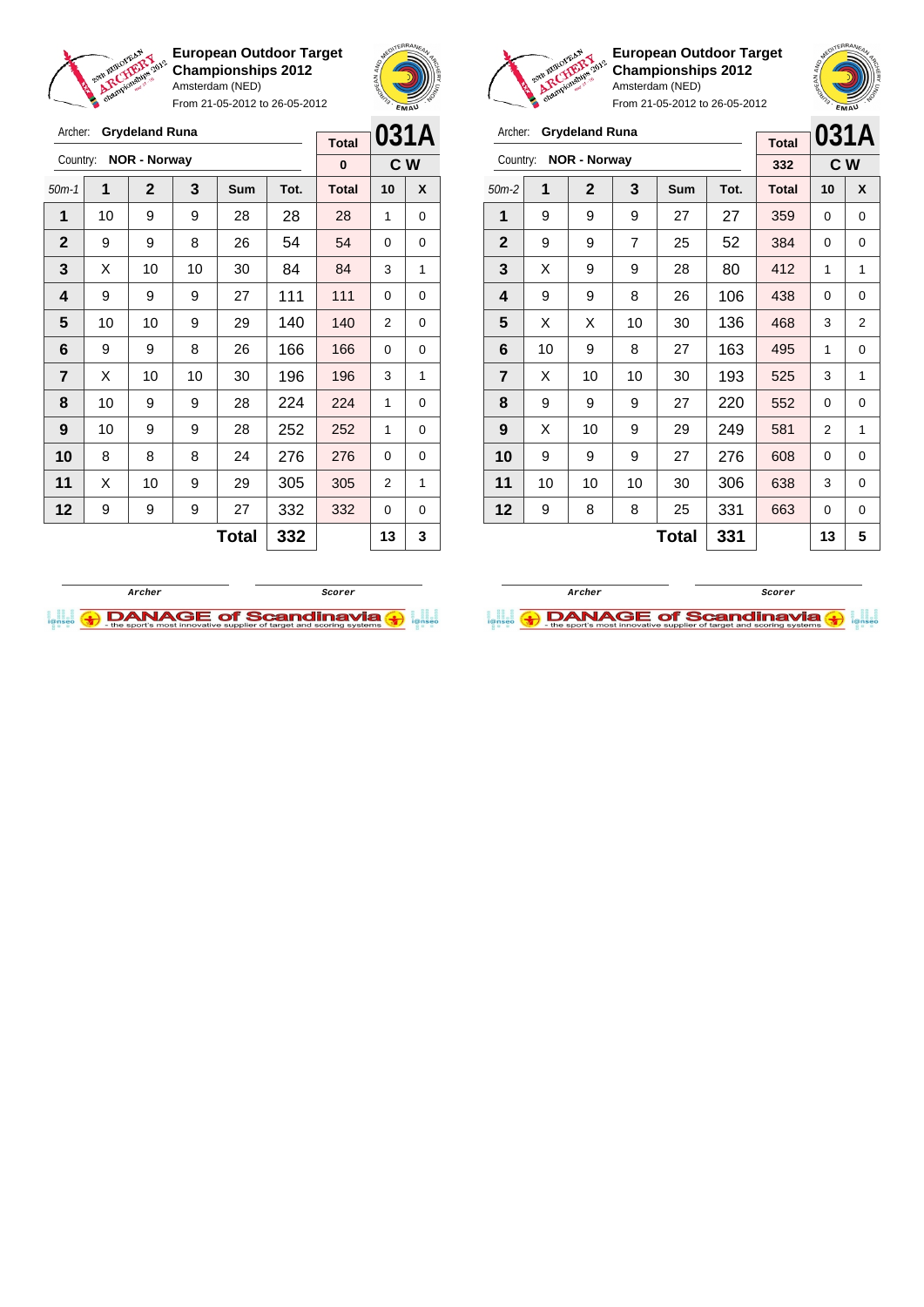**European Outdoor Target Championships 2012**
Amsterdam (NED)
From 21-05-2012 to 26-05-2012

Archer: **Grydeland Runa**
Country: **NOR - Norway**

**031A** — **C W**

| 50m-1 | 1 | 2 | 3 | Sum | Tot. | Total | 10 | X |
|---|---|---|---|---|---|---|---|---|
| | | | | | | 0 | | |
| 1 | 10 | 9 | 9 | 28 | 28 | 28 | 1 | 0 |
| 2 | 9 | 9 | 8 | 26 | 54 | 54 | 0 | 0 |
| 3 | X | 10 | 10 | 30 | 84 | 84 | 3 | 1 |
| 4 | 9 | 9 | 9 | 27 | 111 | 111 | 0 | 0 |
| 5 | 10 | 10 | 9 | 29 | 140 | 140 | 2 | 0 |
| 6 | 9 | 9 | 8 | 26 | 166 | 166 | 0 | 0 |
| 7 | X | 10 | 10 | 30 | 196 | 196 | 3 | 1 |
| 8 | 10 | 9 | 9 | 28 | 224 | 224 | 1 | 0 |
| 9 | 10 | 9 | 9 | 28 | 252 | 252 | 1 | 0 |
| 10 | 8 | 8 | 8 | 24 | 276 | 276 | 0 | 0 |
| 11 | X | 10 | 9 | 29 | 305 | 305 | 2 | 1 |
| 12 | 9 | 9 | 9 | 27 | 332 | 332 | 0 | 0 |
| | | | | **Total** | **332** | | **13** | **3** |

Archer &nbsp;&nbsp;&nbsp;&nbsp; Scorer

**European Outdoor Target Championships 2012**
Amsterdam (NED)
From 21-05-2012 to 26-05-2012

Archer: **Grydeland Runa**
Country: **NOR - Norway**

**031A** — **C W**

| 50m-2 | 1 | 2 | 3 | Sum | Tot. | Total | 10 | X |
|---|---|---|---|---|---|---|---|---|
| | | | | | | 332 | | |
| 1 | 9 | 9 | 9 | 27 | 27 | 359 | 0 | 0 |
| 2 | 9 | 9 | 7 | 25 | 52 | 384 | 0 | 0 |
| 3 | X | 9 | 9 | 28 | 80 | 412 | 1 | 1 |
| 4 | 9 | 9 | 8 | 26 | 106 | 438 | 0 | 0 |
| 5 | X | X | 10 | 30 | 136 | 468 | 3 | 2 |
| 6 | 10 | 9 | 8 | 27 | 163 | 495 | 1 | 0 |
| 7 | X | 10 | 10 | 30 | 193 | 525 | 3 | 1 |
| 8 | 9 | 9 | 9 | 27 | 220 | 552 | 0 | 0 |
| 9 | X | 10 | 9 | 29 | 249 | 581 | 2 | 1 |
| 10 | 9 | 9 | 9 | 27 | 276 | 608 | 0 | 0 |
| 11 | 10 | 10 | 10 | 30 | 306 | 638 | 3 | 0 |
| 12 | 9 | 8 | 8 | 25 | 331 | 663 | 0 | 0 |
| | | | | **Total** | **331** | | **13** | **5** |

Archer &nbsp;&nbsp;&nbsp;&nbsp; Scorer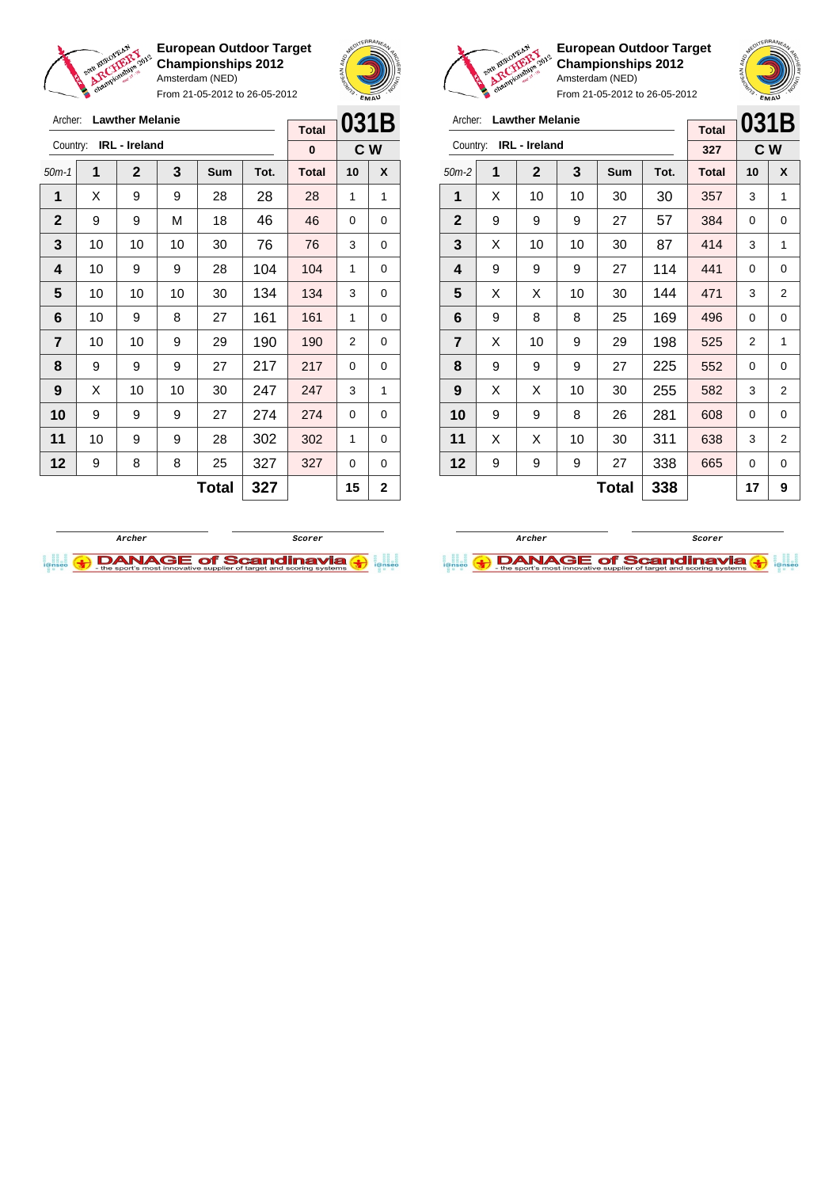**European Outdoor Target Championships 2012**
Amsterdam (NED)
From 21-05-2012 to 26-05-2012

Archer: **Lawther Melanie**
Country: **IRL - Ireland**

| Total | 031B |
|---|---|
| 0 | C W |

| 50m-1 | 1 | 2 | 3 | Sum | Tot. | Total | 10 | X |
|---|---|---|---|---|---|---|---|---|
| 1 | X | 9 | 9 | 28 | 28 | 28 | 1 | 1 |
| 2 | 9 | 9 | M | 18 | 46 | 46 | 0 | 0 |
| 3 | 10 | 10 | 10 | 30 | 76 | 76 | 3 | 0 |
| 4 | 10 | 9 | 9 | 28 | 104 | 104 | 1 | 0 |
| 5 | 10 | 10 | 10 | 30 | 134 | 134 | 3 | 0 |
| 6 | 10 | 9 | 8 | 27 | 161 | 161 | 1 | 0 |
| 7 | 10 | 10 | 9 | 29 | 190 | 190 | 2 | 0 |
| 8 | 9 | 9 | 9 | 27 | 217 | 217 | 0 | 0 |
| 9 | X | 10 | 10 | 30 | 247 | 247 | 3 | 1 |
| 10 | 9 | 9 | 9 | 27 | 274 | 274 | 0 | 0 |
| 11 | 10 | 9 | 9 | 28 | 302 | 302 | 1 | 0 |
| 12 | 9 | 8 | 8 | 25 | 327 | 327 | 0 | 0 |
| | | | | **Total** | **327** | | **15** | **2** |

Archer | Scorer

**European Outdoor Target Championships 2012**
Amsterdam (NED)
From 21-05-2012 to 26-05-2012

Archer: **Lawther Melanie**
Country: **IRL - Ireland**

| Total | 031B |
|---|---|
| 327 | C W |

| 50m-2 | 1 | 2 | 3 | Sum | Tot. | Total | 10 | X |
|---|---|---|---|---|---|---|---|---|
| 1 | X | 10 | 10 | 30 | 30 | 357 | 3 | 1 |
| 2 | 9 | 9 | 9 | 27 | 57 | 384 | 0 | 0 |
| 3 | X | 10 | 10 | 30 | 87 | 414 | 3 | 1 |
| 4 | 9 | 9 | 9 | 27 | 114 | 441 | 0 | 0 |
| 5 | X | X | 10 | 30 | 144 | 471 | 3 | 2 |
| 6 | 9 | 8 | 8 | 25 | 169 | 496 | 0 | 0 |
| 7 | X | 10 | 9 | 29 | 198 | 525 | 2 | 1 |
| 8 | 9 | 9 | 9 | 27 | 225 | 552 | 0 | 0 |
| 9 | X | X | 10 | 30 | 255 | 582 | 3 | 2 |
| 10 | 9 | 9 | 8 | 26 | 281 | 608 | 0 | 0 |
| 11 | X | X | 10 | 30 | 311 | 638 | 3 | 2 |
| 12 | 9 | 9 | 9 | 27 | 338 | 665 | 0 | 0 |
| | | | | **Total** | **338** | | **17** | **9** |

Archer | Scorer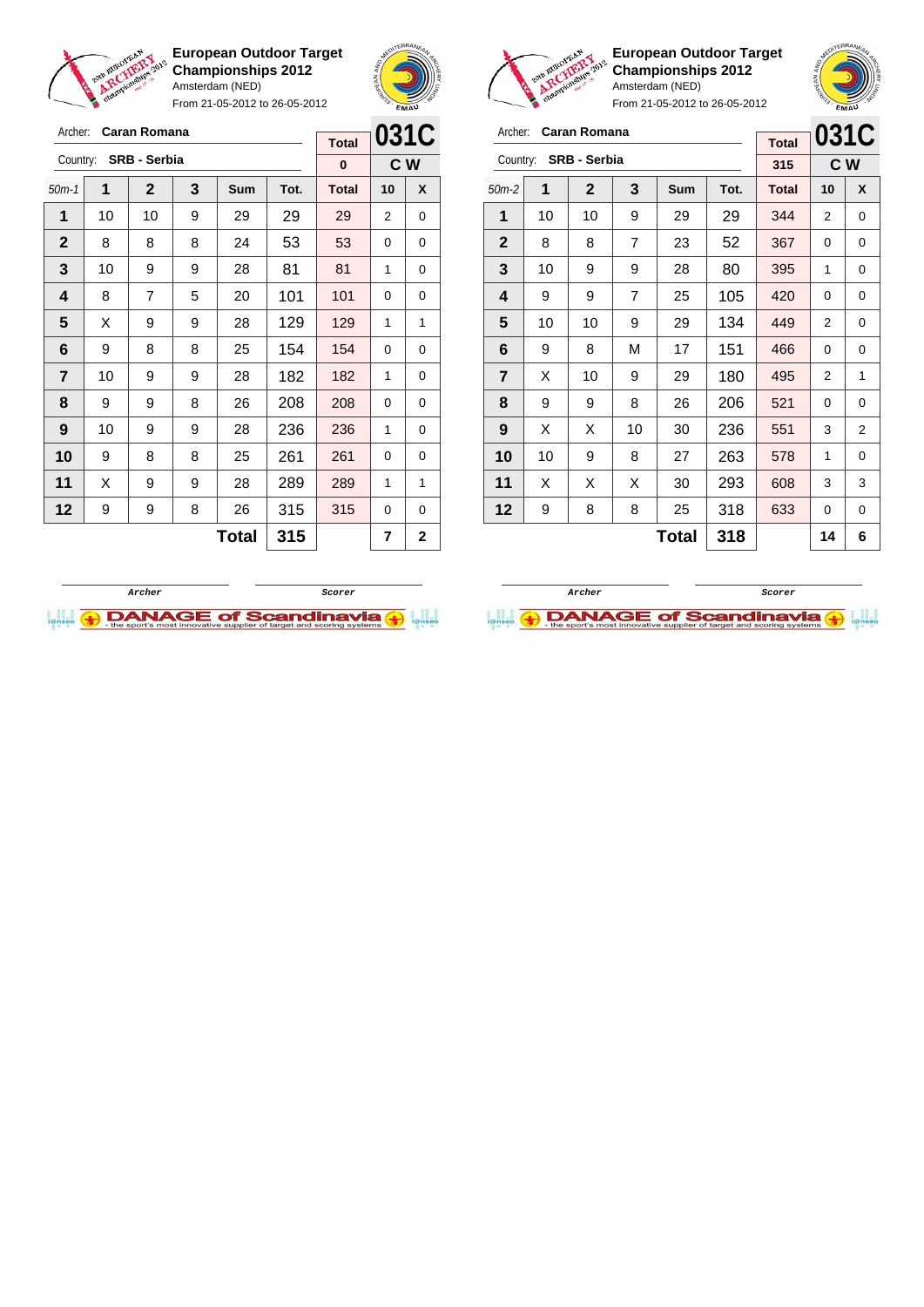**European Outdoor Target Championships 2012**
Amsterdam (NED)
From 21-05-2012 to 26-05-2012

Archer: **Caran Romana**
Country: **SRB - Serbia**

| Total | 031C |
|---|---|
| 0 | C W |

| 50m-1 | 1 | 2 | 3 | Sum | Tot. | Total | 10 | X |
|---|---|---|---|---|---|---|---|---|
| 1 | 10 | 10 | 9 | 29 | 29 | 29 | 2 | 0 |
| 2 | 8 | 8 | 8 | 24 | 53 | 53 | 0 | 0 |
| 3 | 10 | 9 | 9 | 28 | 81 | 81 | 1 | 0 |
| 4 | 8 | 7 | 5 | 20 | 101 | 101 | 0 | 0 |
| 5 | X | 9 | 9 | 28 | 129 | 129 | 1 | 1 |
| 6 | 9 | 8 | 8 | 25 | 154 | 154 | 0 | 0 |
| 7 | 10 | 9 | 9 | 28 | 182 | 182 | 1 | 0 |
| 8 | 9 | 9 | 8 | 26 | 208 | 208 | 0 | 0 |
| 9 | 10 | 9 | 9 | 28 | 236 | 236 | 1 | 0 |
| 10 | 9 | 8 | 8 | 25 | 261 | 261 | 0 | 0 |
| 11 | X | 9 | 9 | 28 | 289 | 289 | 1 | 1 |
| 12 | 9 | 9 | 8 | 26 | 315 | 315 | 0 | 0 |
| | | | | **Total** | **315** | | **7** | **2** |

Archer &nbsp;&nbsp;&nbsp;&nbsp; Scorer

**European Outdoor Target Championships 2012**
Amsterdam (NED)
From 21-05-2012 to 26-05-2012

Archer: **Caran Romana**
Country: **SRB - Serbia**

| Total | 031C |
|---|---|
| 315 | C W |

| 50m-2 | 1 | 2 | 3 | Sum | Tot. | Total | 10 | X |
|---|---|---|---|---|---|---|---|---|
| 1 | 10 | 10 | 9 | 29 | 29 | 344 | 2 | 0 |
| 2 | 8 | 8 | 7 | 23 | 52 | 367 | 0 | 0 |
| 3 | 10 | 9 | 9 | 28 | 80 | 395 | 1 | 0 |
| 4 | 9 | 9 | 7 | 25 | 105 | 420 | 0 | 0 |
| 5 | 10 | 10 | 9 | 29 | 134 | 449 | 2 | 0 |
| 6 | 9 | 8 | M | 17 | 151 | 466 | 0 | 0 |
| 7 | X | 10 | 9 | 29 | 180 | 495 | 2 | 1 |
| 8 | 9 | 9 | 8 | 26 | 206 | 521 | 0 | 0 |
| 9 | X | X | 10 | 30 | 236 | 551 | 3 | 2 |
| 10 | 10 | 9 | 8 | 27 | 263 | 578 | 1 | 0 |
| 11 | X | X | X | 30 | 293 | 608 | 3 | 3 |
| 12 | 9 | 8 | 8 | 25 | 318 | 633 | 0 | 0 |
| | | | | **Total** | **318** | | **14** | **6** |

Archer &nbsp;&nbsp;&nbsp;&nbsp; Scorer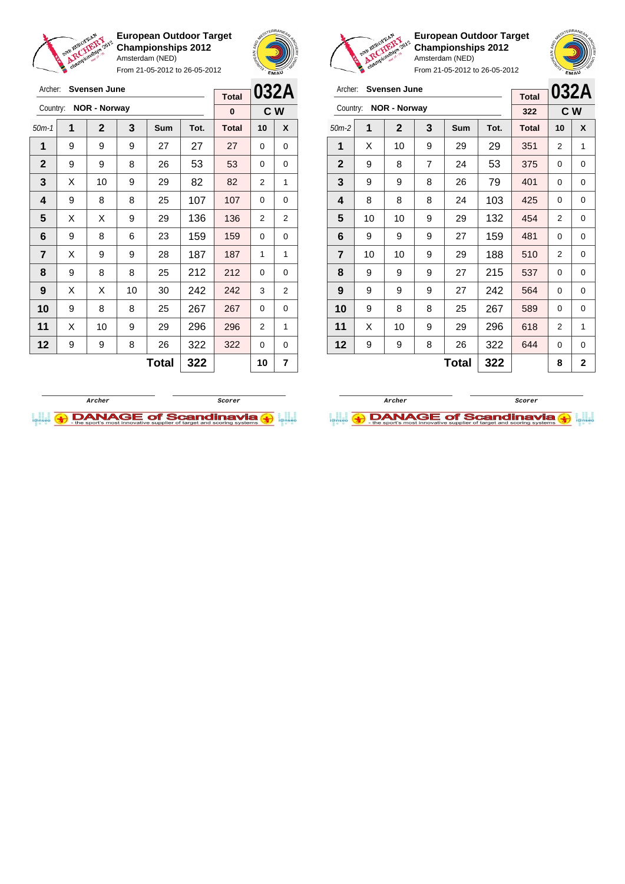**European Outdoor Target Championships 2012**
Amsterdam (NED)
From 21-05-2012 to 26-05-2012

Archer: **Svensen June**
Country: **NOR - Norway**

**032A** — **C W**

| 50m-1 | 1 | 2 | 3 | Sum | Tot. | Total | 10 | X |
|---|---|---|---|---|---|---|---|---|
| | | | | | | 0 | | |
| 1 | 9 | 9 | 9 | 27 | 27 | 27 | 0 | 0 |
| 2 | 9 | 9 | 8 | 26 | 53 | 53 | 0 | 0 |
| 3 | X | 10 | 9 | 29 | 82 | 82 | 2 | 1 |
| 4 | 9 | 8 | 8 | 25 | 107 | 107 | 0 | 0 |
| 5 | X | X | 9 | 29 | 136 | 136 | 2 | 2 |
| 6 | 9 | 8 | 6 | 23 | 159 | 159 | 0 | 0 |
| 7 | X | 9 | 9 | 28 | 187 | 187 | 1 | 1 |
| 8 | 9 | 8 | 8 | 25 | 212 | 212 | 0 | 0 |
| 9 | X | X | 10 | 30 | 242 | 242 | 3 | 2 |
| 10 | 9 | 8 | 8 | 25 | 267 | 267 | 0 | 0 |
| 11 | X | 10 | 9 | 29 | 296 | 296 | 2 | 1 |
| 12 | 9 | 9 | 8 | 26 | 322 | 322 | 0 | 0 |
| | | | | **Total** | **322** | | **10** | **7** |

Archer — Scorer

**European Outdoor Target Championships 2012**
Amsterdam (NED)
From 21-05-2012 to 26-05-2012

Archer: **Svensen June**
Country: **NOR - Norway**

**032A** — **C W**

| 50m-2 | 1 | 2 | 3 | Sum | Tot. | Total | 10 | X |
|---|---|---|---|---|---|---|---|---|
| | | | | | | 322 | | |
| 1 | X | 10 | 9 | 29 | 29 | 351 | 2 | 1 |
| 2 | 9 | 8 | 7 | 24 | 53 | 375 | 0 | 0 |
| 3 | 9 | 9 | 8 | 26 | 79 | 401 | 0 | 0 |
| 4 | 8 | 8 | 8 | 24 | 103 | 425 | 0 | 0 |
| 5 | 10 | 10 | 9 | 29 | 132 | 454 | 2 | 0 |
| 6 | 9 | 9 | 9 | 27 | 159 | 481 | 0 | 0 |
| 7 | 10 | 10 | 9 | 29 | 188 | 510 | 2 | 0 |
| 8 | 9 | 9 | 9 | 27 | 215 | 537 | 0 | 0 |
| 9 | 9 | 9 | 9 | 27 | 242 | 564 | 0 | 0 |
| 10 | 9 | 8 | 8 | 25 | 267 | 589 | 0 | 0 |
| 11 | X | 10 | 9 | 29 | 296 | 618 | 2 | 1 |
| 12 | 9 | 9 | 8 | 26 | 322 | 644 | 0 | 0 |
| | | | | **Total** | **322** | | **8** | **2** |

Archer — Scorer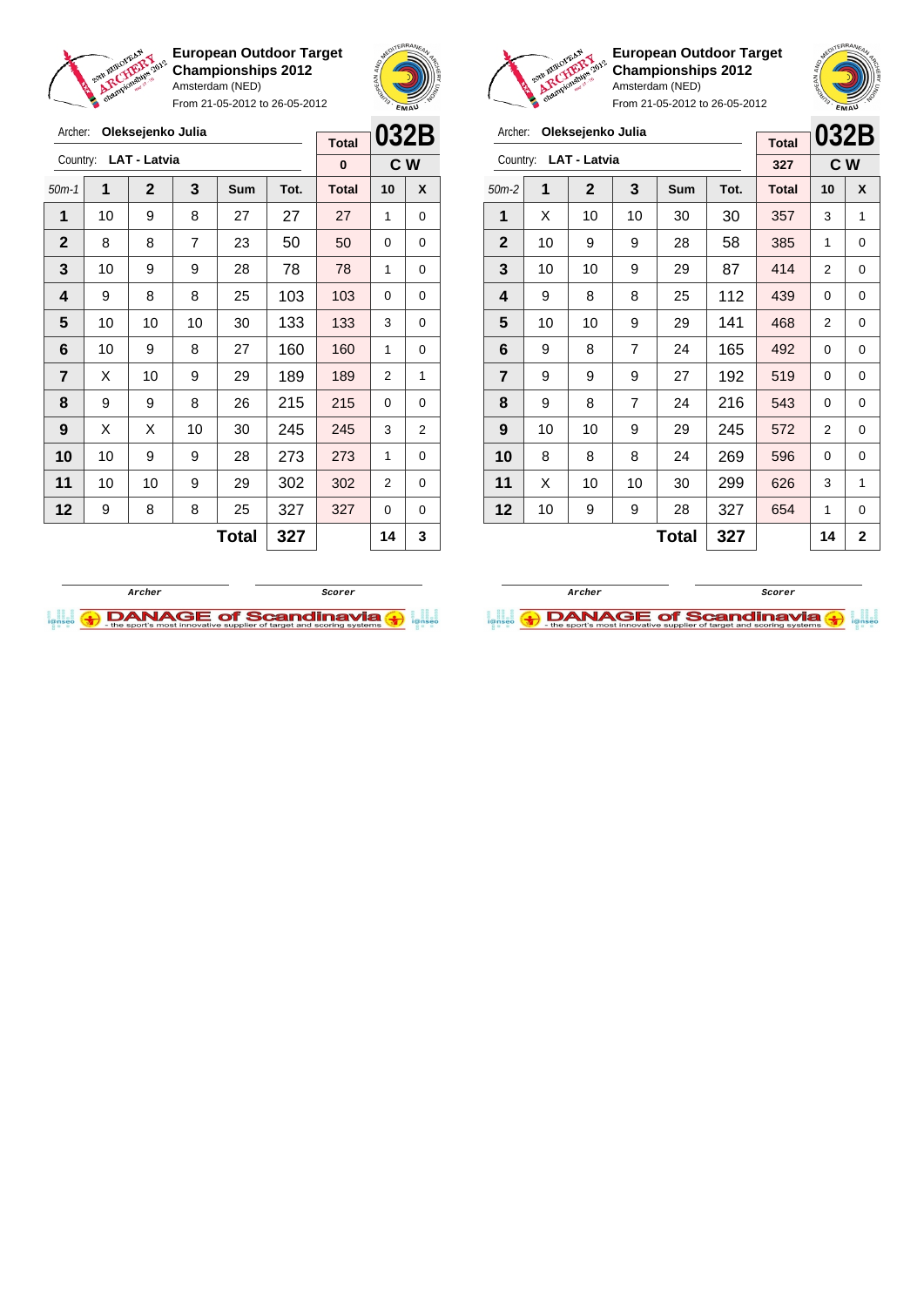**European Outdoor Target Championships 2012**
Amsterdam (NED)
From 21-05-2012 to 26-05-2012

Archer: **Oleksejenko Julia**
Country: **LAT - Latvia**

| Total | 032B |
|---|---|
| 0 | C W |

| 50m-1 | 1 | 2 | 3 | Sum | Tot. | Total | 10 | X |
|---|---|---|---|---|---|---|---|---|
| 1 | 10 | 9 | 8 | 27 | 27 | 27 | 1 | 0 |
| 2 | 8 | 8 | 7 | 23 | 50 | 50 | 0 | 0 |
| 3 | 10 | 9 | 9 | 28 | 78 | 78 | 1 | 0 |
| 4 | 9 | 8 | 8 | 25 | 103 | 103 | 0 | 0 |
| 5 | 10 | 10 | 10 | 30 | 133 | 133 | 3 | 0 |
| 6 | 10 | 9 | 8 | 27 | 160 | 160 | 1 | 0 |
| 7 | X | 10 | 9 | 29 | 189 | 189 | 2 | 1 |
| 8 | 9 | 9 | 8 | 26 | 215 | 215 | 0 | 0 |
| 9 | X | X | 10 | 30 | 245 | 245 | 3 | 2 |
| 10 | 10 | 9 | 9 | 28 | 273 | 273 | 1 | 0 |
| 11 | 10 | 10 | 9 | 29 | 302 | 302 | 2 | 0 |
| 12 | 9 | 8 | 8 | 25 | 327 | 327 | 0 | 0 |
| | | | | **Total** | **327** | | **14** | **3** |

Archer / Scorer

**European Outdoor Target Championships 2012**
Amsterdam (NED)
From 21-05-2012 to 26-05-2012

Archer: **Oleksejenko Julia**
Country: **LAT - Latvia**

| Total | 032B |
|---|---|
| 327 | C W |

| 50m-2 | 1 | 2 | 3 | Sum | Tot. | Total | 10 | X |
|---|---|---|---|---|---|---|---|---|
| 1 | X | 10 | 10 | 30 | 30 | 357 | 3 | 1 |
| 2 | 10 | 9 | 9 | 28 | 58 | 385 | 1 | 0 |
| 3 | 10 | 10 | 9 | 29 | 87 | 414 | 2 | 0 |
| 4 | 9 | 8 | 8 | 25 | 112 | 439 | 0 | 0 |
| 5 | 10 | 10 | 9 | 29 | 141 | 468 | 2 | 0 |
| 6 | 9 | 8 | 7 | 24 | 165 | 492 | 0 | 0 |
| 7 | 9 | 9 | 9 | 27 | 192 | 519 | 0 | 0 |
| 8 | 9 | 8 | 7 | 24 | 216 | 543 | 0 | 0 |
| 9 | 10 | 10 | 9 | 29 | 245 | 572 | 2 | 0 |
| 10 | 8 | 8 | 8 | 24 | 269 | 596 | 0 | 0 |
| 11 | X | 10 | 10 | 30 | 299 | 626 | 3 | 1 |
| 12 | 10 | 9 | 9 | 28 | 327 | 654 | 1 | 0 |
| | | | | **Total** | **327** | | **14** | **2** |

Archer / Scorer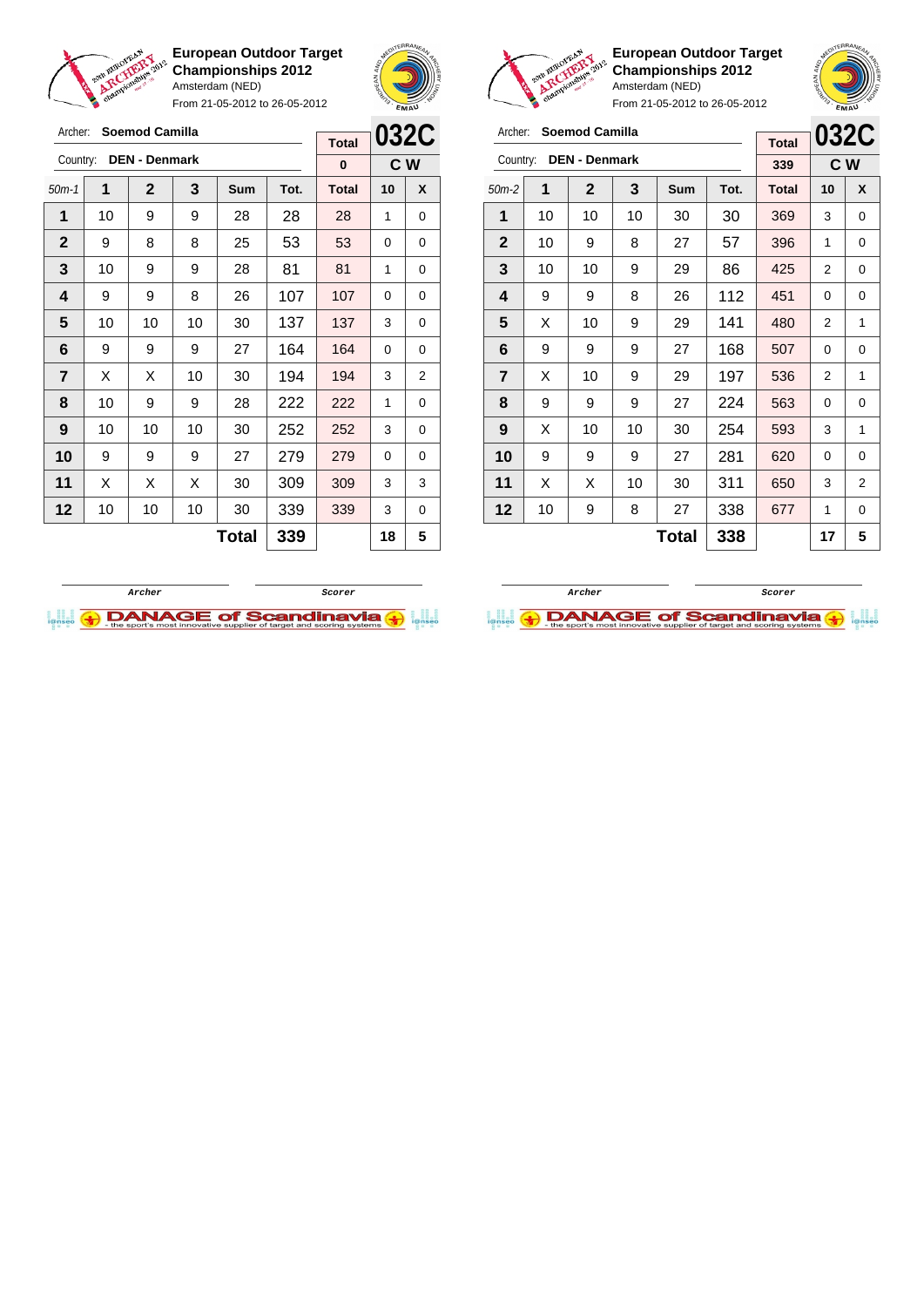**European Outdoor Target Championships 2012**
Amsterdam (NED)
From 21-05-2012 to 26-05-2012

Archer: **Soemod Camilla**
Country: **DEN - Denmark**

| Total | 032C |
|---|---|
| 0 | C W |

| 50m-1 | 1 | 2 | 3 | Sum | Tot. | Total | 10 | X |
|---|---|---|---|---|---|---|---|---|
| 1 | 10 | 9 | 9 | 28 | 28 | 28 | 1 | 0 |
| 2 | 9 | 8 | 8 | 25 | 53 | 53 | 0 | 0 |
| 3 | 10 | 9 | 9 | 28 | 81 | 81 | 1 | 0 |
| 4 | 9 | 9 | 8 | 26 | 107 | 107 | 0 | 0 |
| 5 | 10 | 10 | 10 | 30 | 137 | 137 | 3 | 0 |
| 6 | 9 | 9 | 9 | 27 | 164 | 164 | 0 | 0 |
| 7 | X | X | 10 | 30 | 194 | 194 | 3 | 2 |
| 8 | 10 | 9 | 9 | 28 | 222 | 222 | 1 | 0 |
| 9 | 10 | 10 | 10 | 30 | 252 | 252 | 3 | 0 |
| 10 | 9 | 9 | 9 | 27 | 279 | 279 | 0 | 0 |
| 11 | X | X | X | 30 | 309 | 309 | 3 | 3 |
| 12 | 10 | 10 | 10 | 30 | 339 | 339 | 3 | 0 |
| | | | | **Total** | **339** | | **18** | **5** |

Archer &nbsp;&nbsp;&nbsp;&nbsp; Scorer

**European Outdoor Target Championships 2012**
Amsterdam (NED)
From 21-05-2012 to 26-05-2012

Archer: **Soemod Camilla**
Country: **DEN - Denmark**

| Total | 032C |
|---|---|
| 339 | C W |

| 50m-2 | 1 | 2 | 3 | Sum | Tot. | Total | 10 | X |
|---|---|---|---|---|---|---|---|---|
| 1 | 10 | 10 | 10 | 30 | 30 | 369 | 3 | 0 |
| 2 | 10 | 9 | 8 | 27 | 57 | 396 | 1 | 0 |
| 3 | 10 | 10 | 9 | 29 | 86 | 425 | 2 | 0 |
| 4 | 9 | 9 | 8 | 26 | 112 | 451 | 0 | 0 |
| 5 | X | 10 | 9 | 29 | 141 | 480 | 2 | 1 |
| 6 | 9 | 9 | 9 | 27 | 168 | 507 | 0 | 0 |
| 7 | X | 10 | 9 | 29 | 197 | 536 | 2 | 1 |
| 8 | 9 | 9 | 9 | 27 | 224 | 563 | 0 | 0 |
| 9 | X | 10 | 10 | 30 | 254 | 593 | 3 | 1 |
| 10 | 9 | 9 | 9 | 27 | 281 | 620 | 0 | 0 |
| 11 | X | X | 10 | 30 | 311 | 650 | 3 | 2 |
| 12 | 10 | 9 | 8 | 27 | 338 | 677 | 1 | 0 |
| | | | | **Total** | **338** | | **17** | **5** |

Archer &nbsp;&nbsp;&nbsp;&nbsp; Scorer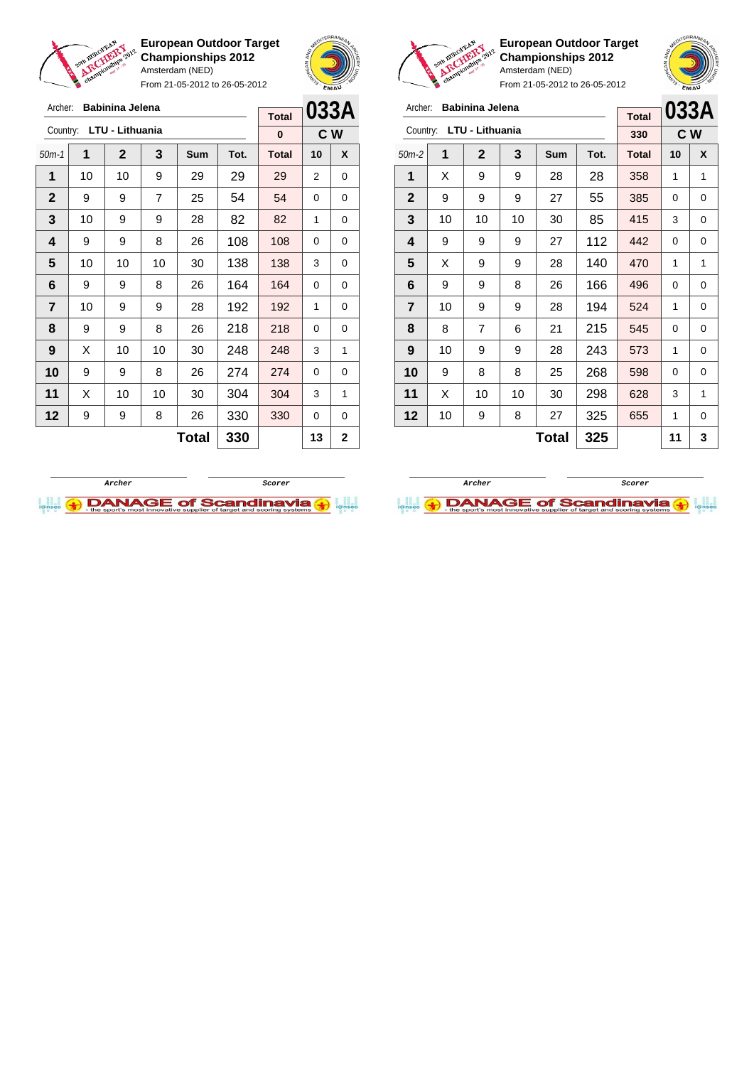**European Outdoor Target Championships 2012**
Amsterdam (NED)
From 21-05-2012 to 26-05-2012

Archer: **Babinina Jelena**
Country: **LTU - Lithuania**

| Total | 033A |
|---|---|
| 0 | C W |

| 50m-1 | 1 | 2 | 3 | Sum | Tot. | Total | 10 | X |
|---|---|---|---|---|---|---|---|---|
| 1 | 10 | 10 | 9 | 29 | 29 | 29 | 2 | 0 |
| 2 | 9 | 9 | 7 | 25 | 54 | 54 | 0 | 0 |
| 3 | 10 | 9 | 9 | 28 | 82 | 82 | 1 | 0 |
| 4 | 9 | 9 | 8 | 26 | 108 | 108 | 0 | 0 |
| 5 | 10 | 10 | 10 | 30 | 138 | 138 | 3 | 0 |
| 6 | 9 | 9 | 8 | 26 | 164 | 164 | 0 | 0 |
| 7 | 10 | 9 | 9 | 28 | 192 | 192 | 1 | 0 |
| 8 | 9 | 9 | 8 | 26 | 218 | 218 | 0 | 0 |
| 9 | X | 10 | 10 | 30 | 248 | 248 | 3 | 1 |
| 10 | 9 | 9 | 8 | 26 | 274 | 274 | 0 | 0 |
| 11 | X | 10 | 10 | 30 | 304 | 304 | 3 | 1 |
| 12 | 9 | 9 | 8 | 26 | 330 | 330 | 0 | 0 |
| | | | | **Total** | **330** | | **13** | **2** |

Archer — Scorer

**European Outdoor Target Championships 2012**
Amsterdam (NED)
From 21-05-2012 to 26-05-2012

Archer: **Babinina Jelena**
Country: **LTU - Lithuania**

| Total | 033A |
|---|---|
| 330 | C W |

| 50m-2 | 1 | 2 | 3 | Sum | Tot. | Total | 10 | X |
|---|---|---|---|---|---|---|---|---|
| 1 | X | 9 | 9 | 28 | 28 | 358 | 1 | 1 |
| 2 | 9 | 9 | 9 | 27 | 55 | 385 | 0 | 0 |
| 3 | 10 | 10 | 10 | 30 | 85 | 415 | 3 | 0 |
| 4 | 9 | 9 | 9 | 27 | 112 | 442 | 0 | 0 |
| 5 | X | 9 | 9 | 28 | 140 | 470 | 1 | 1 |
| 6 | 9 | 9 | 8 | 26 | 166 | 496 | 0 | 0 |
| 7 | 10 | 9 | 9 | 28 | 194 | 524 | 1 | 0 |
| 8 | 8 | 7 | 6 | 21 | 215 | 545 | 0 | 0 |
| 9 | 10 | 9 | 9 | 28 | 243 | 573 | 1 | 0 |
| 10 | 9 | 8 | 8 | 25 | 268 | 598 | 0 | 0 |
| 11 | X | 10 | 10 | 30 | 298 | 628 | 3 | 1 |
| 12 | 10 | 9 | 8 | 27 | 325 | 655 | 1 | 0 |
| | | | | **Total** | **325** | | **11** | **3** |

Archer — Scorer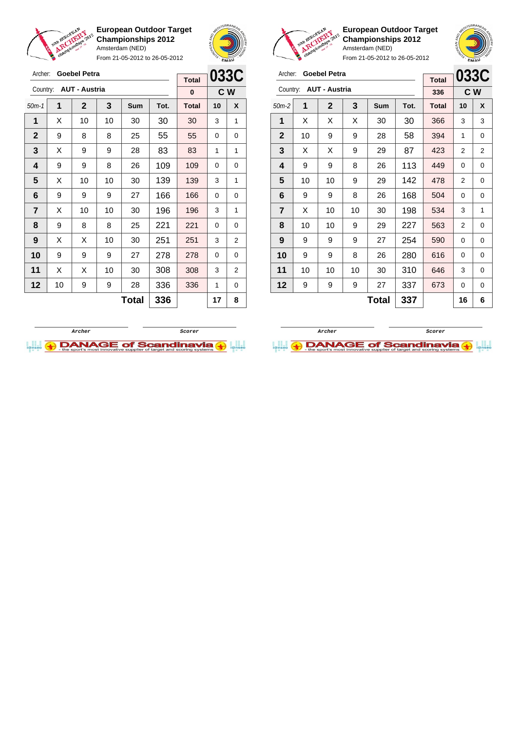**European Outdoor Target Championships 2012**
Amsterdam (NED)
From 21-05-2012 to 26-05-2012

Archer: **Goebel Petra**
Country: **AUT - Austria**

| Total | 033C |
|---|---|
| 0 | C W |

| 50m-1 | 1 | 2 | 3 | Sum | Tot. | Total | 10 | X |
|---|---|---|---|---|---|---|---|---|
| 1 | X | 10 | 10 | 30 | 30 | 30 | 3 | 1 |
| 2 | 9 | 8 | 8 | 25 | 55 | 55 | 0 | 0 |
| 3 | X | 9 | 9 | 28 | 83 | 83 | 1 | 1 |
| 4 | 9 | 9 | 8 | 26 | 109 | 109 | 0 | 0 |
| 5 | X | 10 | 10 | 30 | 139 | 139 | 3 | 1 |
| 6 | 9 | 9 | 9 | 27 | 166 | 166 | 0 | 0 |
| 7 | X | 10 | 10 | 30 | 196 | 196 | 3 | 1 |
| 8 | 9 | 8 | 8 | 25 | 221 | 221 | 0 | 0 |
| 9 | X | X | 10 | 30 | 251 | 251 | 3 | 2 |
| 10 | 9 | 9 | 9 | 27 | 278 | 278 | 0 | 0 |
| 11 | X | X | 10 | 30 | 308 | 308 | 3 | 2 |
| 12 | 10 | 9 | 9 | 28 | 336 | 336 | 1 | 0 |
| | | | | **Total** | **336** | | **17** | **8** |

Archer &nbsp;&nbsp;&nbsp;&nbsp; Scorer

**European Outdoor Target Championships 2012**
Amsterdam (NED)
From 21-05-2012 to 26-05-2012

Archer: **Goebel Petra**
Country: **AUT - Austria**

| Total | 033C |
|---|---|
| 336 | C W |

| 50m-2 | 1 | 2 | 3 | Sum | Tot. | Total | 10 | X |
|---|---|---|---|---|---|---|---|---|
| 1 | X | X | X | 30 | 30 | 366 | 3 | 3 |
| 2 | 10 | 9 | 9 | 28 | 58 | 394 | 1 | 0 |
| 3 | X | X | 9 | 29 | 87 | 423 | 2 | 2 |
| 4 | 9 | 9 | 8 | 26 | 113 | 449 | 0 | 0 |
| 5 | 10 | 10 | 9 | 29 | 142 | 478 | 2 | 0 |
| 6 | 9 | 9 | 8 | 26 | 168 | 504 | 0 | 0 |
| 7 | X | 10 | 10 | 30 | 198 | 534 | 3 | 1 |
| 8 | 10 | 10 | 9 | 29 | 227 | 563 | 2 | 0 |
| 9 | 9 | 9 | 9 | 27 | 254 | 590 | 0 | 0 |
| 10 | 9 | 9 | 8 | 26 | 280 | 616 | 0 | 0 |
| 11 | 10 | 10 | 10 | 30 | 310 | 646 | 3 | 0 |
| 12 | 9 | 9 | 9 | 27 | 337 | 673 | 0 | 0 |
| | | | | **Total** | **337** | | **16** | **6** |

Archer &nbsp;&nbsp;&nbsp;&nbsp; Scorer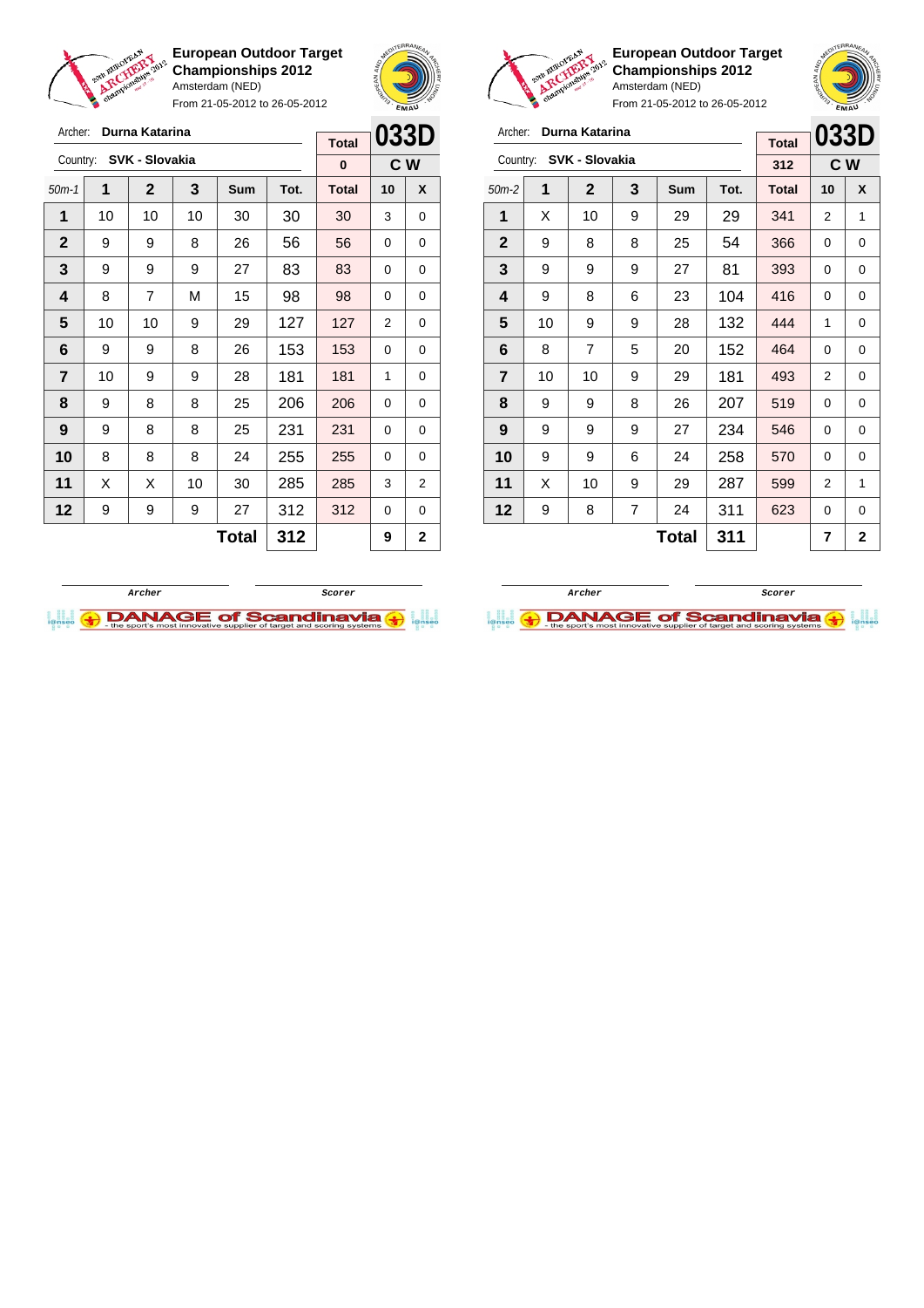**European Outdoor Target Championships 2012**
Amsterdam (NED)
From 21-05-2012 to 26-05-2012

Archer: **Durna Katarina**
Country: **SVK - Slovakia**

| Total | 033D |
|---|---|
| 0 | C W |

| 50m-1 | 1 | 2 | 3 | Sum | Tot. | Total | 10 | X |
|---|---|---|---|---|---|---|---|---|
| 1 | 10 | 10 | 10 | 30 | 30 | 30 | 3 | 0 |
| 2 | 9 | 9 | 8 | 26 | 56 | 56 | 0 | 0 |
| 3 | 9 | 9 | 9 | 27 | 83 | 83 | 0 | 0 |
| 4 | 8 | 7 | M | 15 | 98 | 98 | 0 | 0 |
| 5 | 10 | 10 | 9 | 29 | 127 | 127 | 2 | 0 |
| 6 | 9 | 9 | 8 | 26 | 153 | 153 | 0 | 0 |
| 7 | 10 | 9 | 9 | 28 | 181 | 181 | 1 | 0 |
| 8 | 9 | 8 | 8 | 25 | 206 | 206 | 0 | 0 |
| 9 | 9 | 8 | 8 | 25 | 231 | 231 | 0 | 0 |
| 10 | 8 | 8 | 8 | 24 | 255 | 255 | 0 | 0 |
| 11 | X | X | 10 | 30 | 285 | 285 | 3 | 2 |
| 12 | 9 | 9 | 9 | 27 | 312 | 312 | 0 | 0 |
| | | | | **Total** | **312** | | **9** | **2** |

Archer        Scorer

**European Outdoor Target Championships 2012**
Amsterdam (NED)
From 21-05-2012 to 26-05-2012

Archer: **Durna Katarina**
Country: **SVK - Slovakia**

| Total | 033D |
|---|---|
| 312 | C W |

| 50m-2 | 1 | 2 | 3 | Sum | Tot. | Total | 10 | X |
|---|---|---|---|---|---|---|---|---|
| 1 | X | 10 | 9 | 29 | 29 | 341 | 2 | 1 |
| 2 | 9 | 8 | 8 | 25 | 54 | 366 | 0 | 0 |
| 3 | 9 | 9 | 9 | 27 | 81 | 393 | 0 | 0 |
| 4 | 9 | 8 | 6 | 23 | 104 | 416 | 0 | 0 |
| 5 | 10 | 9 | 9 | 28 | 132 | 444 | 1 | 0 |
| 6 | 8 | 7 | 5 | 20 | 152 | 464 | 0 | 0 |
| 7 | 10 | 10 | 9 | 29 | 181 | 493 | 2 | 0 |
| 8 | 9 | 9 | 8 | 26 | 207 | 519 | 0 | 0 |
| 9 | 9 | 9 | 9 | 27 | 234 | 546 | 0 | 0 |
| 10 | 9 | 9 | 6 | 24 | 258 | 570 | 0 | 0 |
| 11 | X | 10 | 9 | 29 | 287 | 599 | 2 | 1 |
| 12 | 9 | 8 | 7 | 24 | 311 | 623 | 0 | 0 |
| | | | | **Total** | **311** | | **7** | **2** |

Archer        Scorer